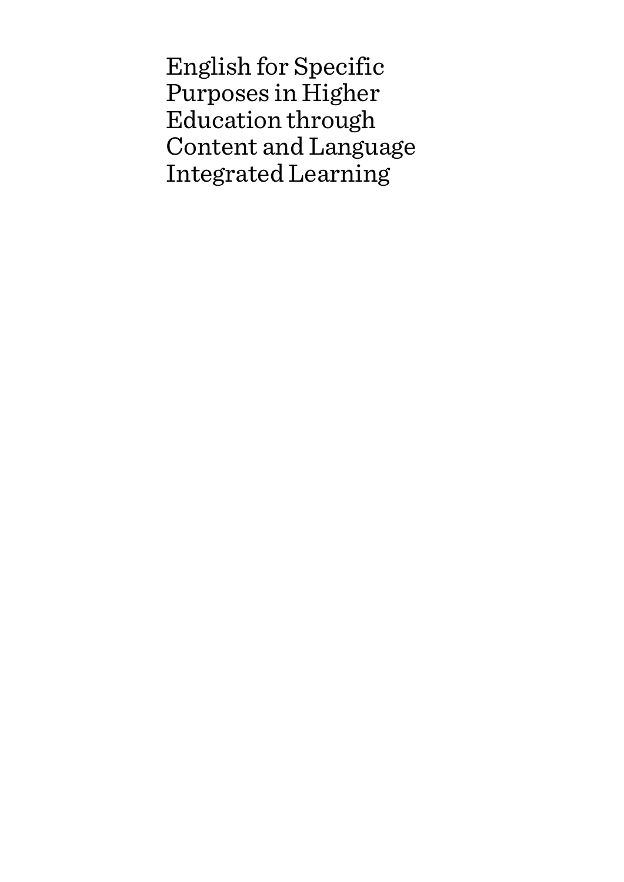# English for Specific Purposes in Higher Education through Content and Language Integrated Learning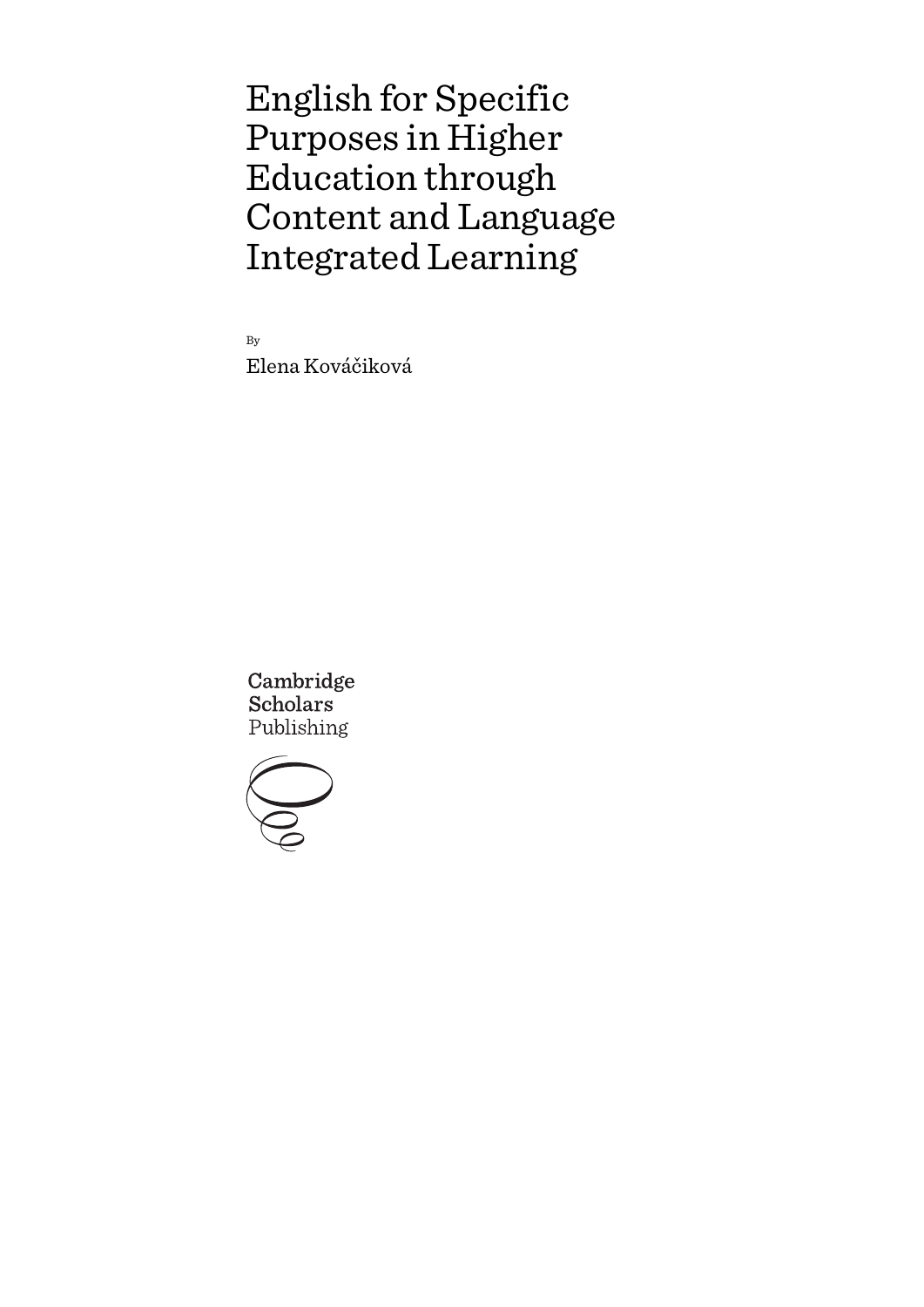# English for Specific Purposes in Higher Education through Content and Language Integrated Learning

By

Elena Kováčiková

Cambridge Scholars Publishing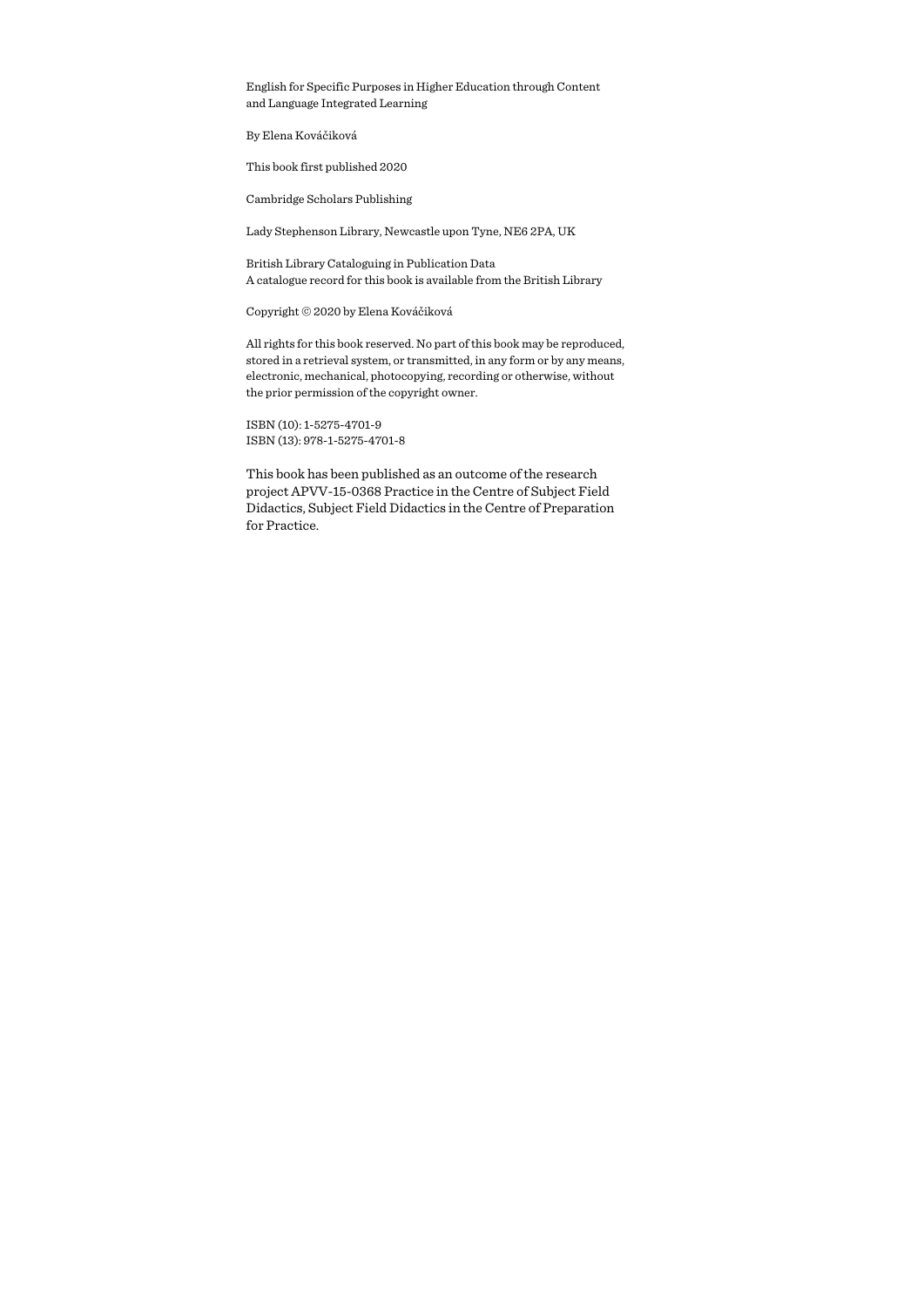English for Specific Purposes in Higher Education through Content and Language Integrated Learning

By Elena Kováčiková

This book first published 2020

Cambridge Scholars Publishing

Lady Stephenson Library, Newcastle upon Tyne, NE6 2PA, UK

British Library Cataloguing in Publication Data
A catalogue record for this book is available from the British Library

Copyright © 2020 by Elena Kováčiková

All rights for this book reserved. No part of this book may be reproduced, stored in a retrieval system, or transmitted, in any form or by any means, electronic, mechanical, photocopying, recording or otherwise, without the prior permission of the copyright owner.

ISBN (10): 1-5275-4701-9
ISBN (13): 978-1-5275-4701-8

This book has been published as an outcome of the research project APVV-15-0368 Practice in the Centre of Subject Field Didactics, Subject Field Didactics in the Centre of Preparation for Practice.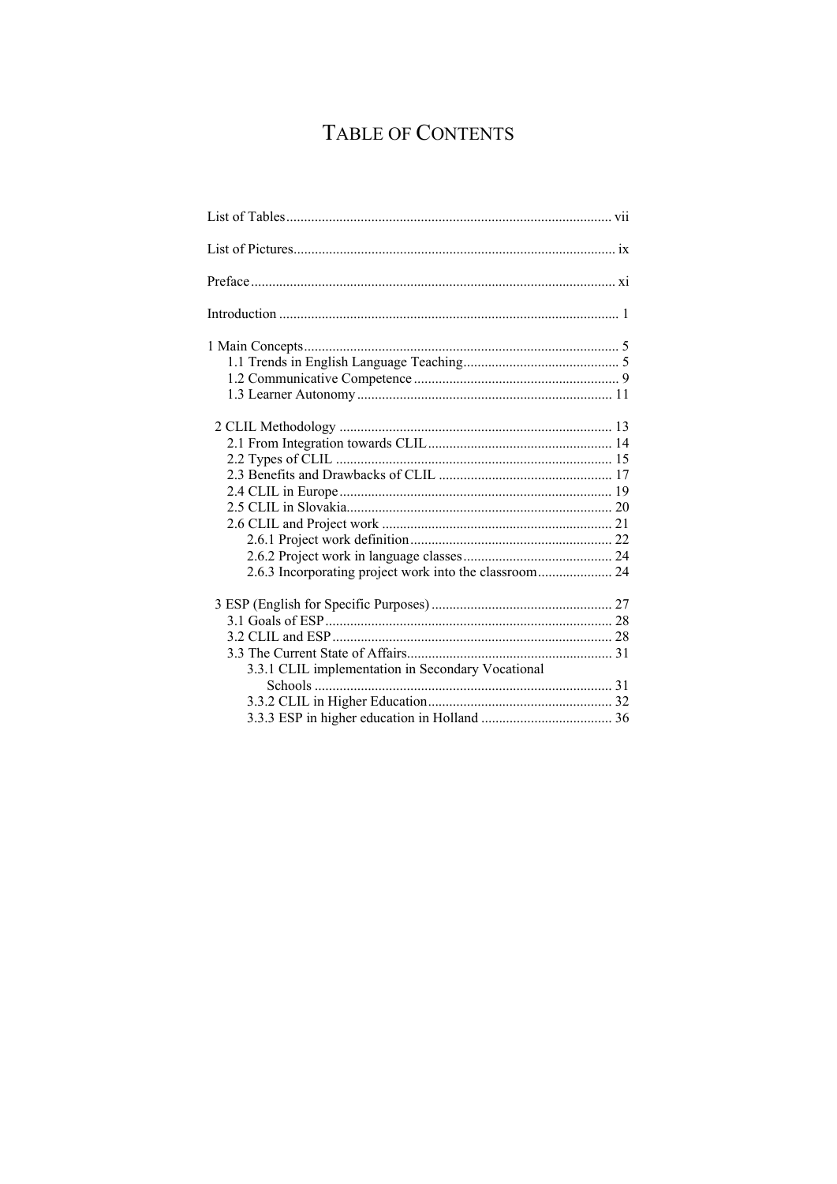# TABLE OF CONTENTS

List of Tables ... vii

List of Pictures ... ix

Preface ... xi

Introduction ... 1

1 Main Concepts ... 5
- 1.1 Trends in English Language Teaching ... 5
- 1.2 Communicative Competence ... 9
- 1.3 Learner Autonomy ... 11

2 CLIL Methodology ... 13
- 2.1 From Integration towards CLIL ... 14
- 2.2 Types of CLIL ... 15
- 2.3 Benefits and Drawbacks of CLIL ... 17
- 2.4 CLIL in Europe ... 19
- 2.5 CLIL in Slovakia ... 20
- 2.6 CLIL and Project work ... 21
  - 2.6.1 Project work definition ... 22
  - 2.6.2 Project work in language classes ... 24
  - 2.6.3 Incorporating project work into the classroom ... 24

3 ESP (English for Specific Purposes) ... 27
- 3.1 Goals of ESP ... 28
- 3.2 CLIL and ESP ... 28
- 3.3 The Current State of Affairs ... 31
  - 3.3.1 CLIL implementation in Secondary Vocational Schools ... 31
  - 3.3.2 CLIL in Higher Education ... 32
  - 3.3.3 ESP in higher education in Holland ... 36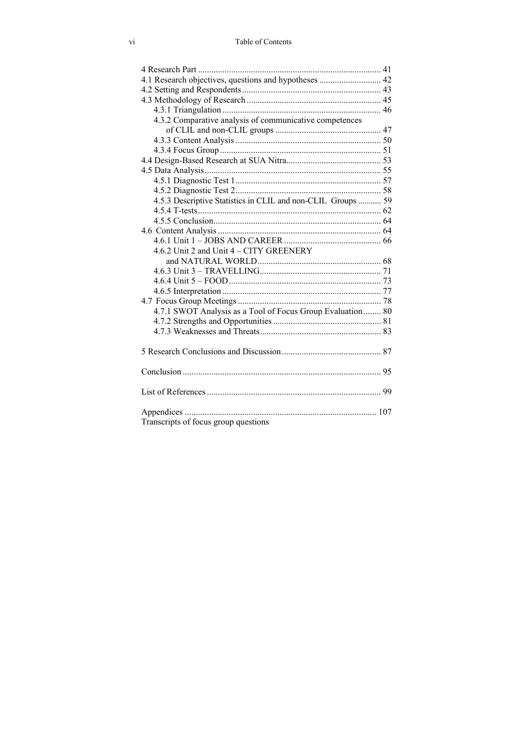4 Research Part .................................................................................. 41
4.1 Research objectives, questions and hypotheses ............................ 42
4.2 Setting and Respondents ............................................................... 43
4.3 Methodology of Research ............................................................. 45
    4.3.1 Triangulation ....................................................................... 46
    4.3.2 Comparative analysis of communicative competences of CLIL and non-CLIL groups ................................................ 47
    4.3.3 Content Analysis .................................................................. 50
    4.3.4 Focus Group ......................................................................... 51
4.4 Design-Based Research at SUA Nitra ........................................... 53
4.5 Data Analysis ................................................................................ 55
    4.5.1 Diagnostic Test 1 .................................................................. 57
    4.5.2 Diagnostic Test 2 .................................................................. 58
    4.5.3 Descriptive Statistics in CLIL and non-CLIL Groups ........... 59
    4.5.4 T-tests ................................................................................... 62
    4.5.5 Conclusion ............................................................................ 64
4.6 Content Analysis ........................................................................... 64
    4.6.1 Unit 1 – JOBS AND CAREER ............................................ 66
    4.6.2 Unit 2 and Unit 4 – CITY GREENERY and NATURAL WORLD ........................................................ 68
    4.6.3 Unit 3 – TRAVELLING ....................................................... 71
    4.6.4 Unit 5 – FOOD ..................................................................... 73
    4.6.5 Interpretation ........................................................................ 77
4.7 Focus Group Meetings .................................................................. 78
    4.7.1 SWOT Analysis as a Tool of Focus Group Evaluation ......... 80
    4.7.2 Strengths and Opportunities ................................................. 81
    4.7.3 Weaknesses and Threats ....................................................... 83

5 Research Conclusions and Discussion ............................................. 87

Conclusion .......................................................................................... 95

List of References ............................................................................... 99

Appendices ....................................................................................... 107
Transcripts of focus group questions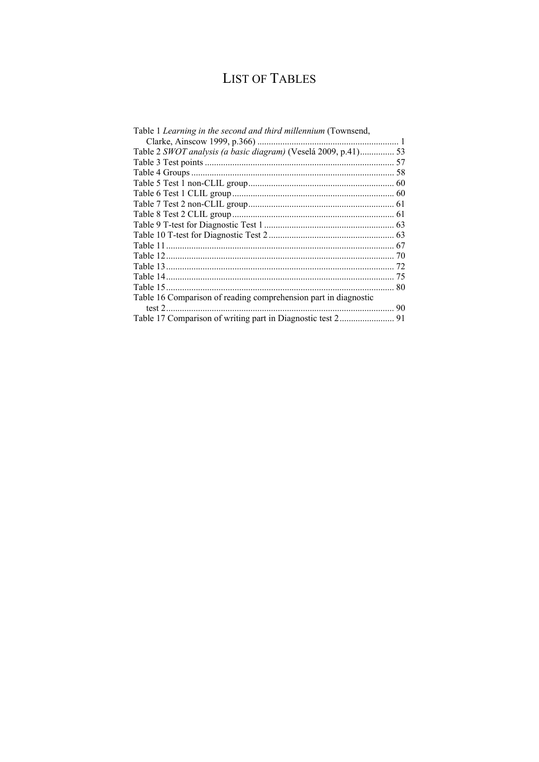# LIST OF TABLES

Table 1 *Learning in the second and third millennium* (Townsend, Clarke, Ainscow 1999, p.366) ........................................................ 1
Table 2 *SWOT analysis (a basic diagram)* (Veselá 2009, p.41)............... 53
Table 3 Test points ................................................................................. 57
Table 4 Groups ...................................................................................... 58
Table 5 Test 1 non-CLIL group............................................................... 60
Table 6 Test 1 CLIL group ..................................................................... 60
Table 7 Test 2 non-CLIL group............................................................... 61
Table 8 Test 2 CLIL group ..................................................................... 61
Table 9 T-test for Diagnostic Test 1 ........................................................ 63
Table 10 T-test for Diagnostic Test 2 ...................................................... 63
Table 11 .................................................................................................. 67
Table 12 .................................................................................................. 70
Table 13 .................................................................................................. 72
Table 14 .................................................................................................. 75
Table 15 .................................................................................................. 80
Table 16 Comparison of reading comprehension part in diagnostic test 2 .................................................................................................. 90
Table 17 Comparison of writing part in Diagnostic test 2 ........................ 91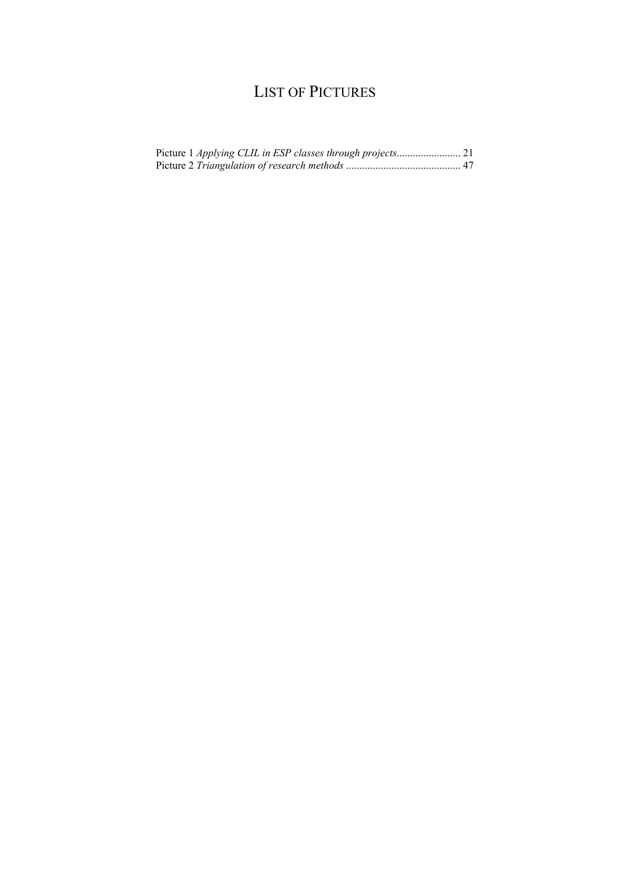# LIST OF PICTURES

Picture 1 *Applying CLIL in ESP classes through projects*........................ 21
Picture 2 *Triangulation of research methods* ........................................... 47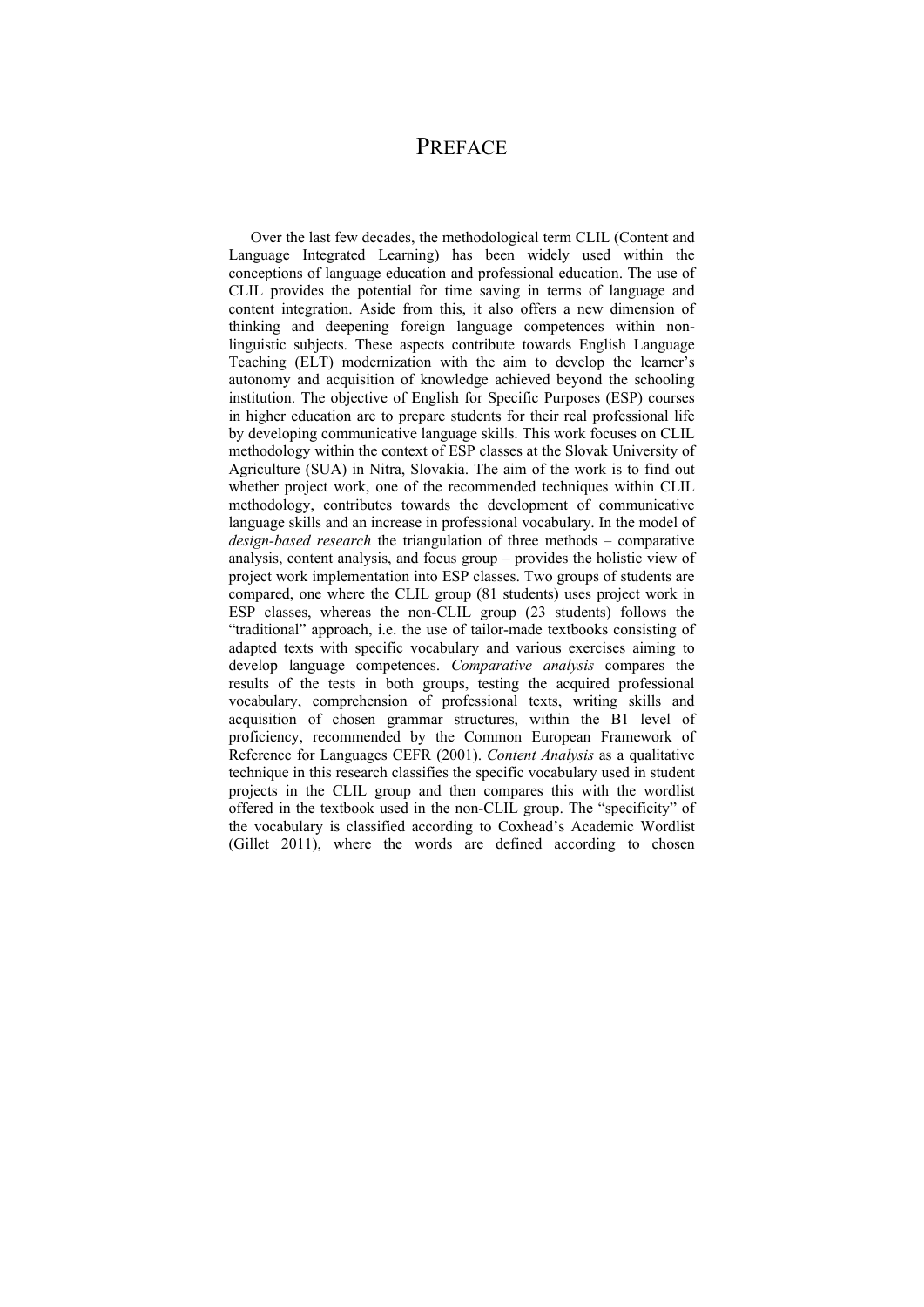# PREFACE

Over the last few decades, the methodological term CLIL (Content and Language Integrated Learning) has been widely used within the conceptions of language education and professional education. The use of CLIL provides the potential for time saving in terms of language and content integration. Aside from this, it also offers a new dimension of thinking and deepening foreign language competences within non-linguistic subjects. These aspects contribute towards English Language Teaching (ELT) modernization with the aim to develop the learner's autonomy and acquisition of knowledge achieved beyond the schooling institution. The objective of English for Specific Purposes (ESP) courses in higher education are to prepare students for their real professional life by developing communicative language skills. This work focuses on CLIL methodology within the context of ESP classes at the Slovak University of Agriculture (SUA) in Nitra, Slovakia. The aim of the work is to find out whether project work, one of the recommended techniques within CLIL methodology, contributes towards the development of communicative language skills and an increase in professional vocabulary. In the model of *design-based research* the triangulation of three methods – comparative analysis, content analysis, and focus group – provides the holistic view of project work implementation into ESP classes. Two groups of students are compared, one where the CLIL group (81 students) uses project work in ESP classes, whereas the non-CLIL group (23 students) follows the "traditional" approach, i.e. the use of tailor-made textbooks consisting of adapted texts with specific vocabulary and various exercises aiming to develop language competences. *Comparative analysis* compares the results of the tests in both groups, testing the acquired professional vocabulary, comprehension of professional texts, writing skills and acquisition of chosen grammar structures, within the B1 level of proficiency, recommended by the Common European Framework of Reference for Languages CEFR (2001). *Content Analysis* as a qualitative technique in this research classifies the specific vocabulary used in student projects in the CLIL group and then compares this with the wordlist offered in the textbook used in the non-CLIL group. The "specificity" of the vocabulary is classified according to Coxhead's Academic Wordlist (Gillet 2011), where the words are defined according to chosen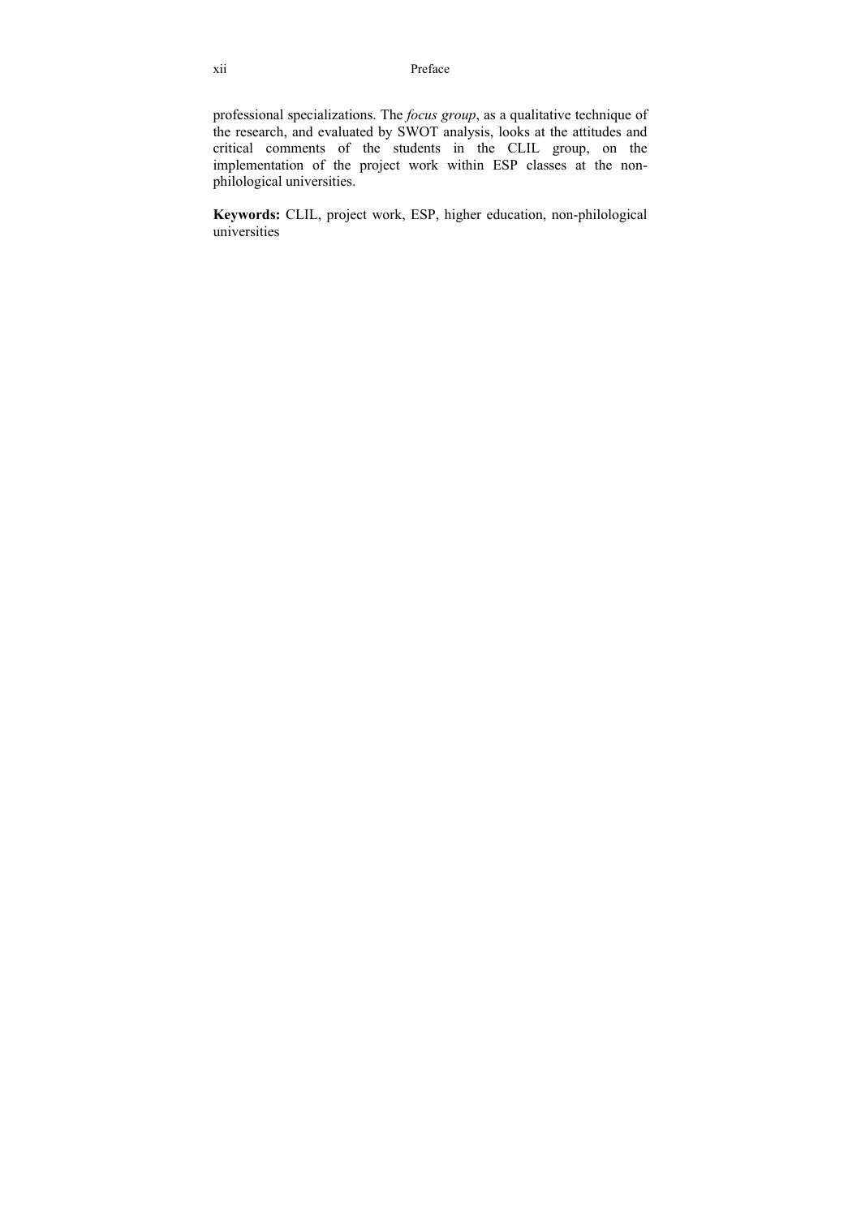professional specializations. The *focus group*, as a qualitative technique of the research, and evaluated by SWOT analysis, looks at the attitudes and critical comments of the students in the CLIL group, on the implementation of the project work within ESP classes at the non-philological universities.

**Keywords:** CLIL, project work, ESP, higher education, non-philological universities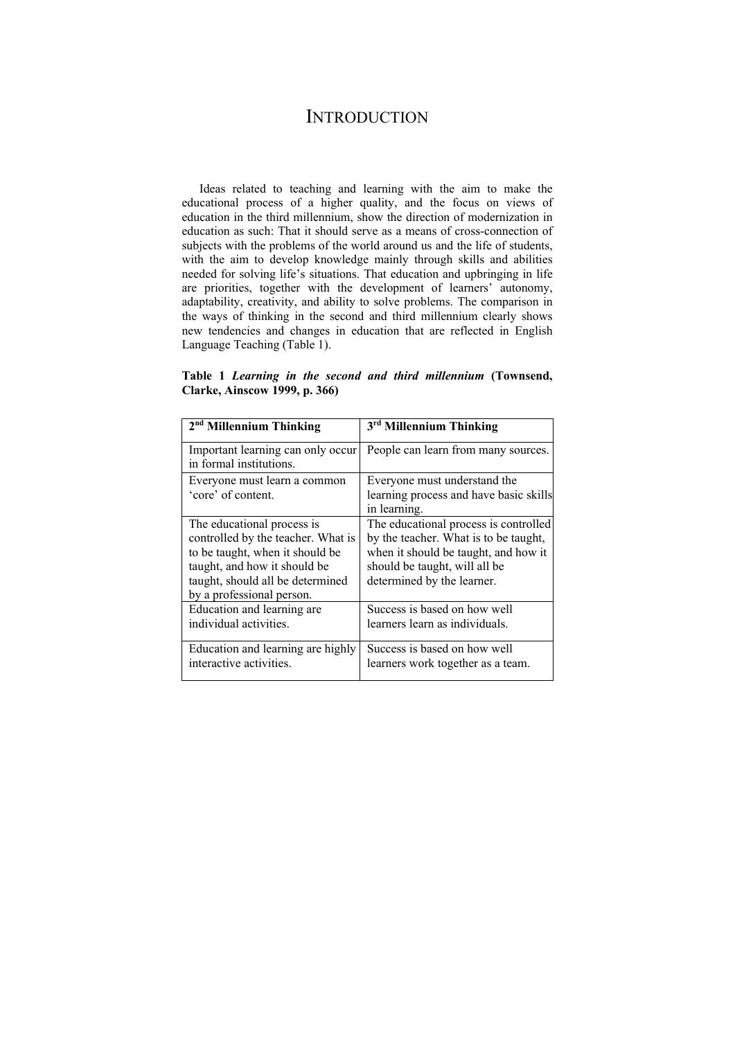# INTRODUCTION

Ideas related to teaching and learning with the aim to make the educational process of a higher quality, and the focus on views of education in the third millennium, show the direction of modernization in education as such: That it should serve as a means of cross-connection of subjects with the problems of the world around us and the life of students, with the aim to develop knowledge mainly through skills and abilities needed for solving life's situations. That education and upbringing in life are priorities, together with the development of learners' autonomy, adaptability, creativity, and ability to solve problems. The comparison in the ways of thinking in the second and third millennium clearly shows new tendencies and changes in education that are reflected in English Language Teaching (Table 1).

**Table 1 *Learning in the second and third millennium* (Townsend, Clarke, Ainscow 1999, p. 366)**

| 2nd Millennium Thinking | 3rd Millennium Thinking |
|---|---|
| Important learning can only occur in formal institutions. | People can learn from many sources. |
| Everyone must learn a common 'core' of content. | Everyone must understand the learning process and have basic skills in learning. |
| The educational process is controlled by the teacher. What is to be taught, when it should be taught, and how it should be taught, should all be determined by a professional person. | The educational process is controlled by the teacher. What is to be taught, when it should be taught, and how it should be taught, will all be determined by the learner. |
| Education and learning are individual activities. | Success is based on how well learners learn as individuals. |
| Education and learning are highly interactive activities. | Success is based on how well learners work together as a team. |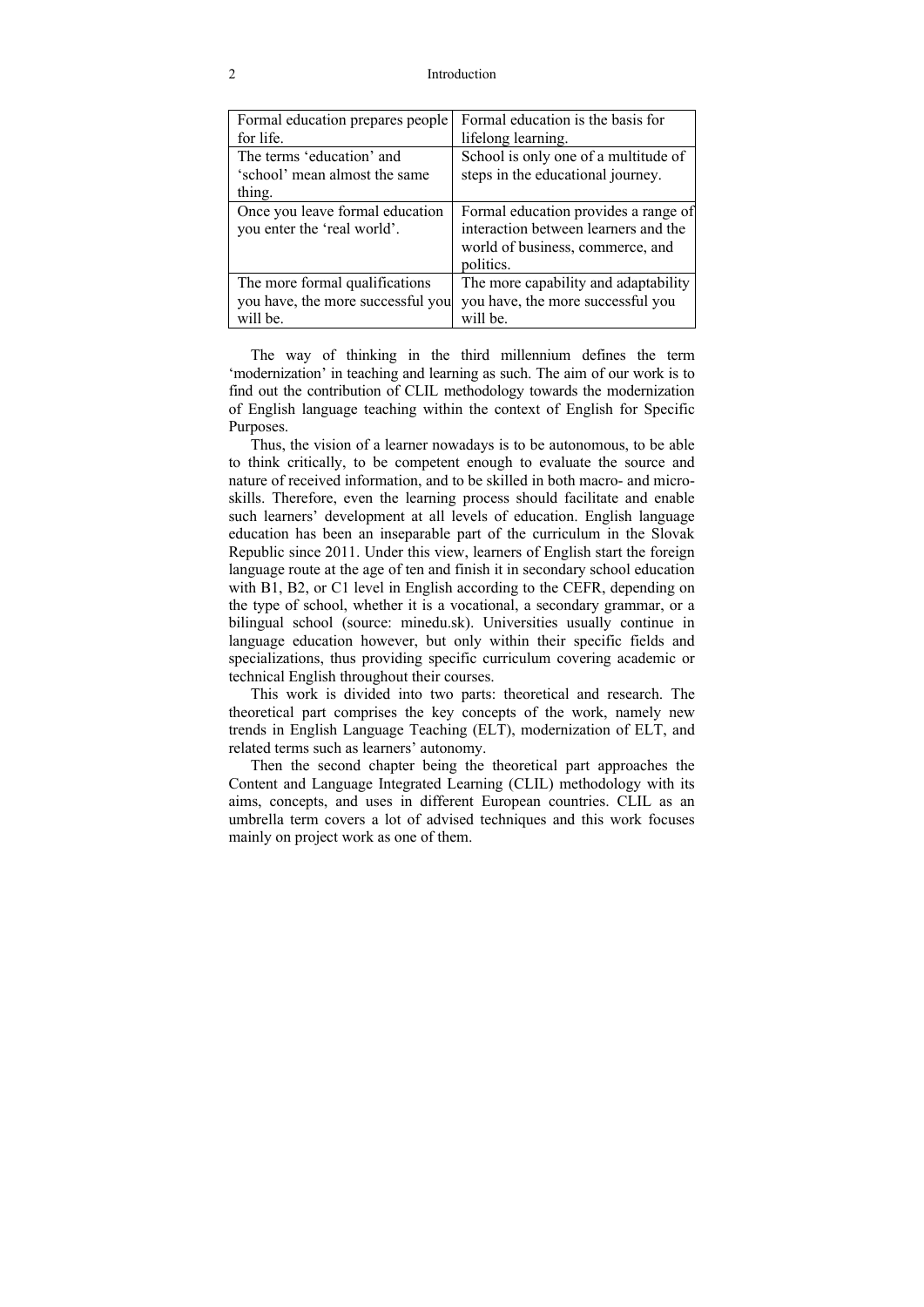| Formal education prepares people for life. | Formal education is the basis for lifelong learning. |
|---|---|
| The terms 'education' and 'school' mean almost the same thing. | School is only one of a multitude of steps in the educational journey. |
| Once you leave formal education you enter the 'real world'. | Formal education provides a range of interaction between learners and the world of business, commerce, and politics. |
| The more formal qualifications you have, the more successful you will be. | The more capability and adaptability you have, the more successful you will be. |

The way of thinking in the third millennium defines the term 'modernization' in teaching and learning as such. The aim of our work is to find out the contribution of CLIL methodology towards the modernization of English language teaching within the context of English for Specific Purposes.

Thus, the vision of a learner nowadays is to be autonomous, to be able to think critically, to be competent enough to evaluate the source and nature of received information, and to be skilled in both macro- and micro-skills. Therefore, even the learning process should facilitate and enable such learners' development at all levels of education. English language education has been an inseparable part of the curriculum in the Slovak Republic since 2011. Under this view, learners of English start the foreign language route at the age of ten and finish it in secondary school education with B1, B2, or C1 level in English according to the CEFR, depending on the type of school, whether it is a vocational, a secondary grammar, or a bilingual school (source: minedu.sk). Universities usually continue in language education however, but only within their specific fields and specializations, thus providing specific curriculum covering academic or technical English throughout their courses.

This work is divided into two parts: theoretical and research. The theoretical part comprises the key concepts of the work, namely new trends in English Language Teaching (ELT), modernization of ELT, and related terms such as learners' autonomy.

Then the second chapter being the theoretical part approaches the Content and Language Integrated Learning (CLIL) methodology with its aims, concepts, and uses in different European countries. CLIL as an umbrella term covers a lot of advised techniques and this work focuses mainly on project work as one of them.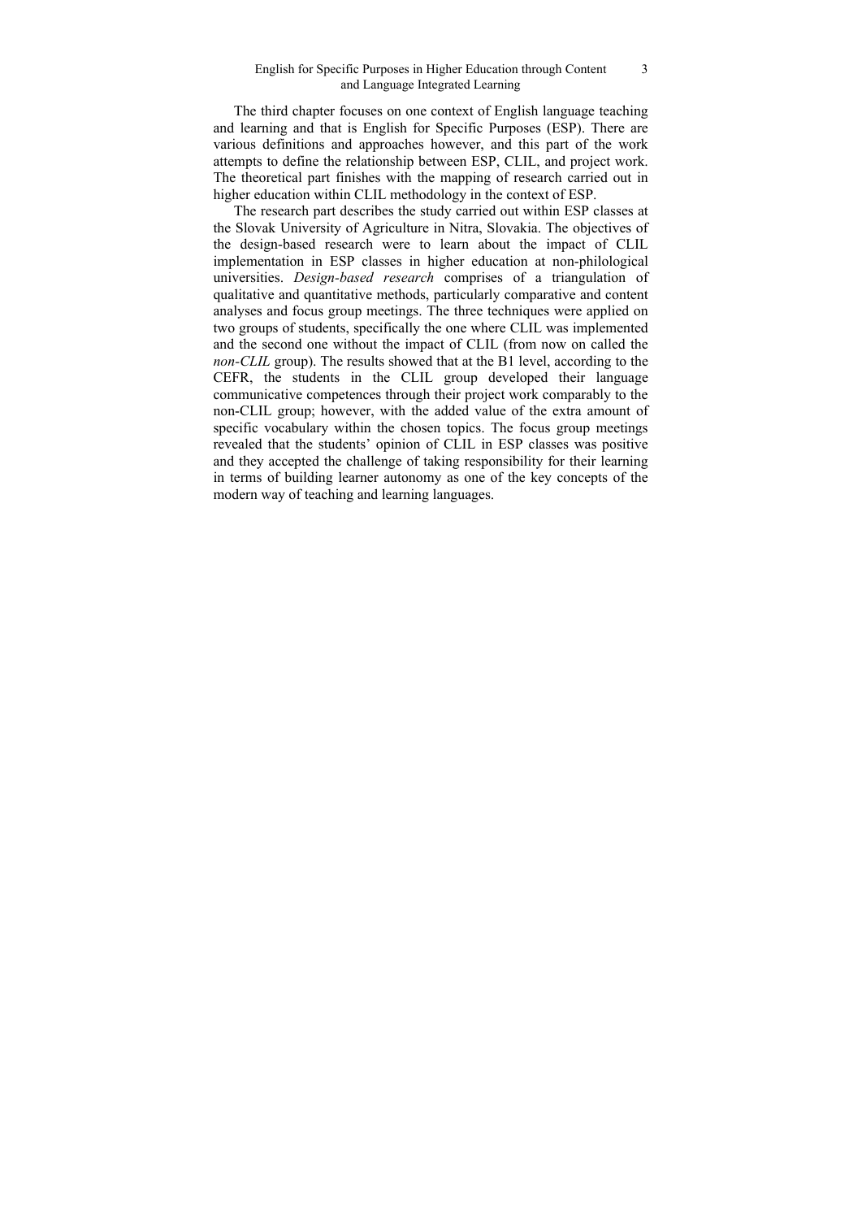The third chapter focuses on one context of English language teaching and learning and that is English for Specific Purposes (ESP). There are various definitions and approaches however, and this part of the work attempts to define the relationship between ESP, CLIL, and project work. The theoretical part finishes with the mapping of research carried out in higher education within CLIL methodology in the context of ESP.

The research part describes the study carried out within ESP classes at the Slovak University of Agriculture in Nitra, Slovakia. The objectives of the design-based research were to learn about the impact of CLIL implementation in ESP classes in higher education at non-philological universities. *Design-based research* comprises of a triangulation of qualitative and quantitative methods, particularly comparative and content analyses and focus group meetings. The three techniques were applied on two groups of students, specifically the one where CLIL was implemented and the second one without the impact of CLIL (from now on called the *non-CLIL* group). The results showed that at the B1 level, according to the CEFR, the students in the CLIL group developed their language communicative competences through their project work comparably to the non-CLIL group; however, with the added value of the extra amount of specific vocabulary within the chosen topics. The focus group meetings revealed that the students' opinion of CLIL in ESP classes was positive and they accepted the challenge of taking responsibility for their learning in terms of building learner autonomy as one of the key concepts of the modern way of teaching and learning languages.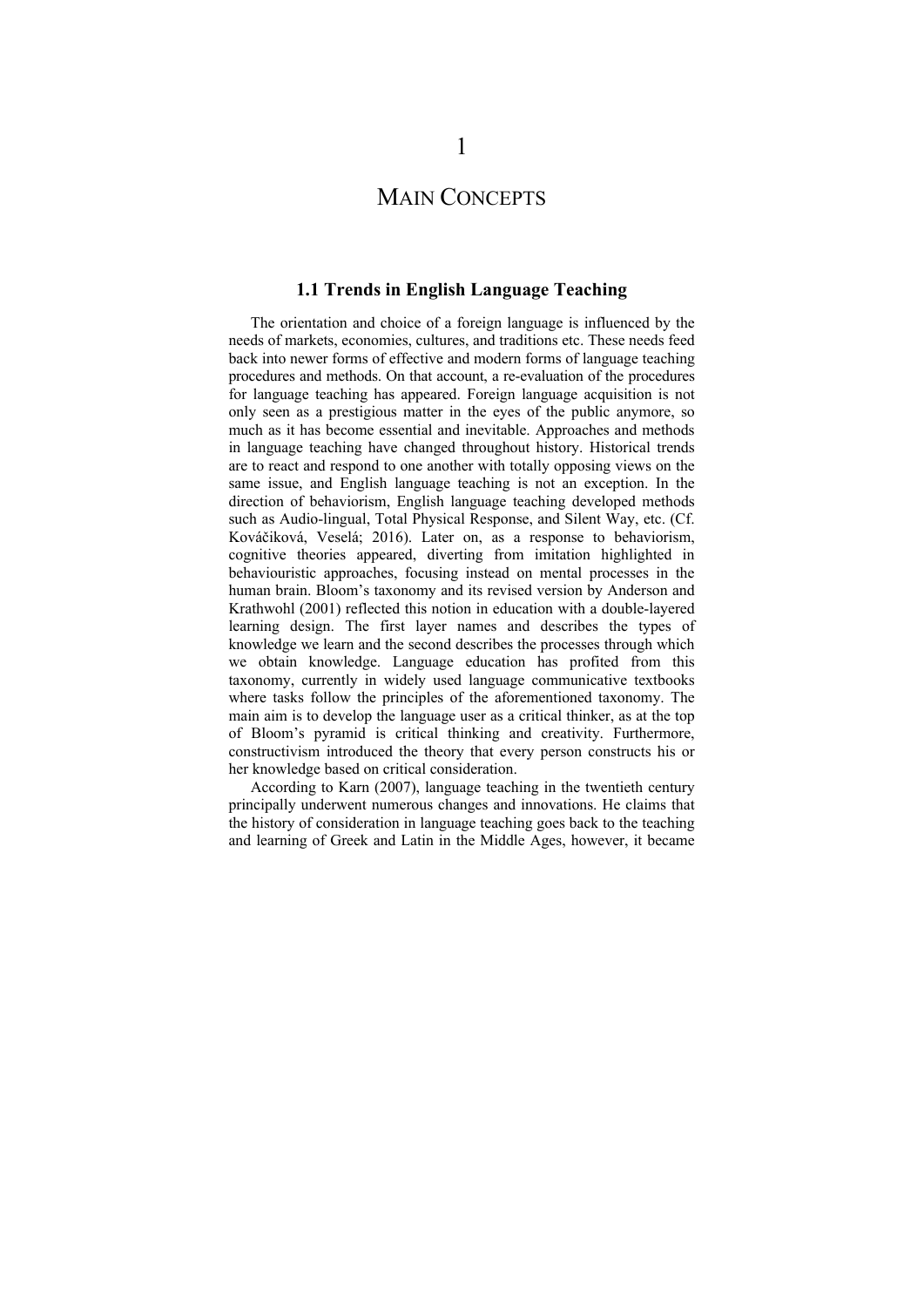# 1

# MAIN CONCEPTS

## 1.1 Trends in English Language Teaching

The orientation and choice of a foreign language is influenced by the needs of markets, economies, cultures, and traditions etc. These needs feed back into newer forms of effective and modern forms of language teaching procedures and methods. On that account, a re-evaluation of the procedures for language teaching has appeared. Foreign language acquisition is not only seen as a prestigious matter in the eyes of the public anymore, so much as it has become essential and inevitable. Approaches and methods in language teaching have changed throughout history. Historical trends are to react and respond to one another with totally opposing views on the same issue, and English language teaching is not an exception. In the direction of behaviorism, English language teaching developed methods such as Audio-lingual, Total Physical Response, and Silent Way, etc. (Cf. Kováčiková, Veselá; 2016). Later on, as a response to behaviorism, cognitive theories appeared, diverting from imitation highlighted in behaviouristic approaches, focusing instead on mental processes in the human brain. Bloom's taxonomy and its revised version by Anderson and Krathwohl (2001) reflected this notion in education with a double-layered learning design. The first layer names and describes the types of knowledge we learn and the second describes the processes through which we obtain knowledge. Language education has profited from this taxonomy, currently in widely used language communicative textbooks where tasks follow the principles of the aforementioned taxonomy. The main aim is to develop the language user as a critical thinker, as at the top of Bloom's pyramid is critical thinking and creativity. Furthermore, constructivism introduced the theory that every person constructs his or her knowledge based on critical consideration.

According to Karn (2007), language teaching in the twentieth century principally underwent numerous changes and innovations. He claims that the history of consideration in language teaching goes back to the teaching and learning of Greek and Latin in the Middle Ages, however, it became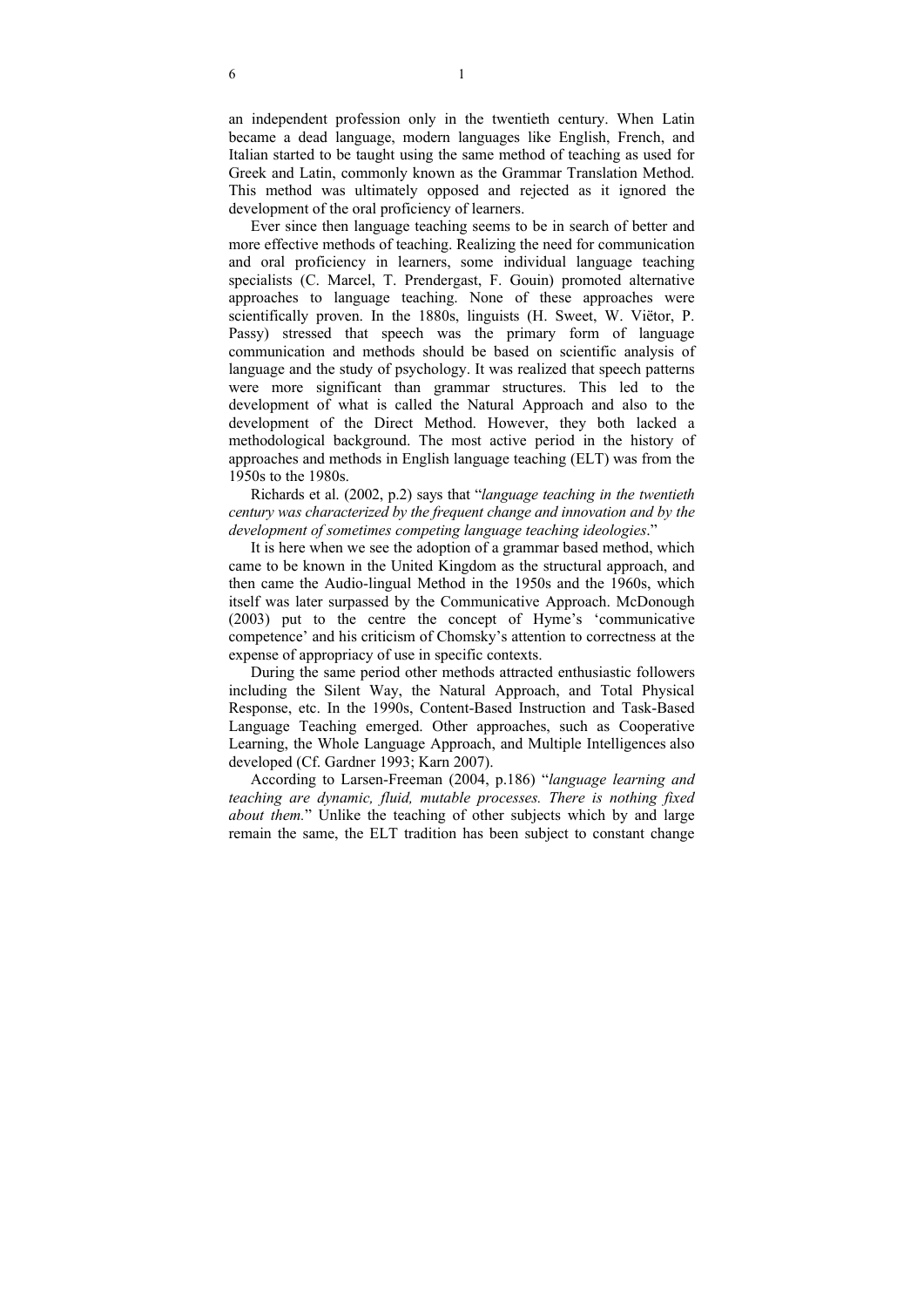an independent profession only in the twentieth century. When Latin became a dead language, modern languages like English, French, and Italian started to be taught using the same method of teaching as used for Greek and Latin, commonly known as the Grammar Translation Method. This method was ultimately opposed and rejected as it ignored the development of the oral proficiency of learners.

Ever since then language teaching seems to be in search of better and more effective methods of teaching. Realizing the need for communication and oral proficiency in learners, some individual language teaching specialists (C. Marcel, T. Prendergast, F. Gouin) promoted alternative approaches to language teaching. None of these approaches were scientifically proven. In the 1880s, linguists (H. Sweet, W. Viëtor, P. Passy) stressed that speech was the primary form of language communication and methods should be based on scientific analysis of language and the study of psychology. It was realized that speech patterns were more significant than grammar structures. This led to the development of what is called the Natural Approach and also to the development of the Direct Method. However, they both lacked a methodological background. The most active period in the history of approaches and methods in English language teaching (ELT) was from the 1950s to the 1980s.

Richards et al. (2002, p.2) says that "*language teaching in the twentieth century was characterized by the frequent change and innovation and by the development of sometimes competing language teaching ideologies*."

It is here when we see the adoption of a grammar based method, which came to be known in the United Kingdom as the structural approach, and then came the Audio-lingual Method in the 1950s and the 1960s, which itself was later surpassed by the Communicative Approach. McDonough (2003) put to the centre the concept of Hyme's 'communicative competence' and his criticism of Chomsky's attention to correctness at the expense of appropriacy of use in specific contexts.

During the same period other methods attracted enthusiastic followers including the Silent Way, the Natural Approach, and Total Physical Response, etc. In the 1990s, Content-Based Instruction and Task-Based Language Teaching emerged. Other approaches, such as Cooperative Learning, the Whole Language Approach, and Multiple Intelligences also developed (Cf. Gardner 1993; Karn 2007).

According to Larsen-Freeman (2004, p.186) "*language learning and teaching are dynamic, fluid, mutable processes. There is nothing fixed about them.*" Unlike the teaching of other subjects which by and large remain the same, the ELT tradition has been subject to constant change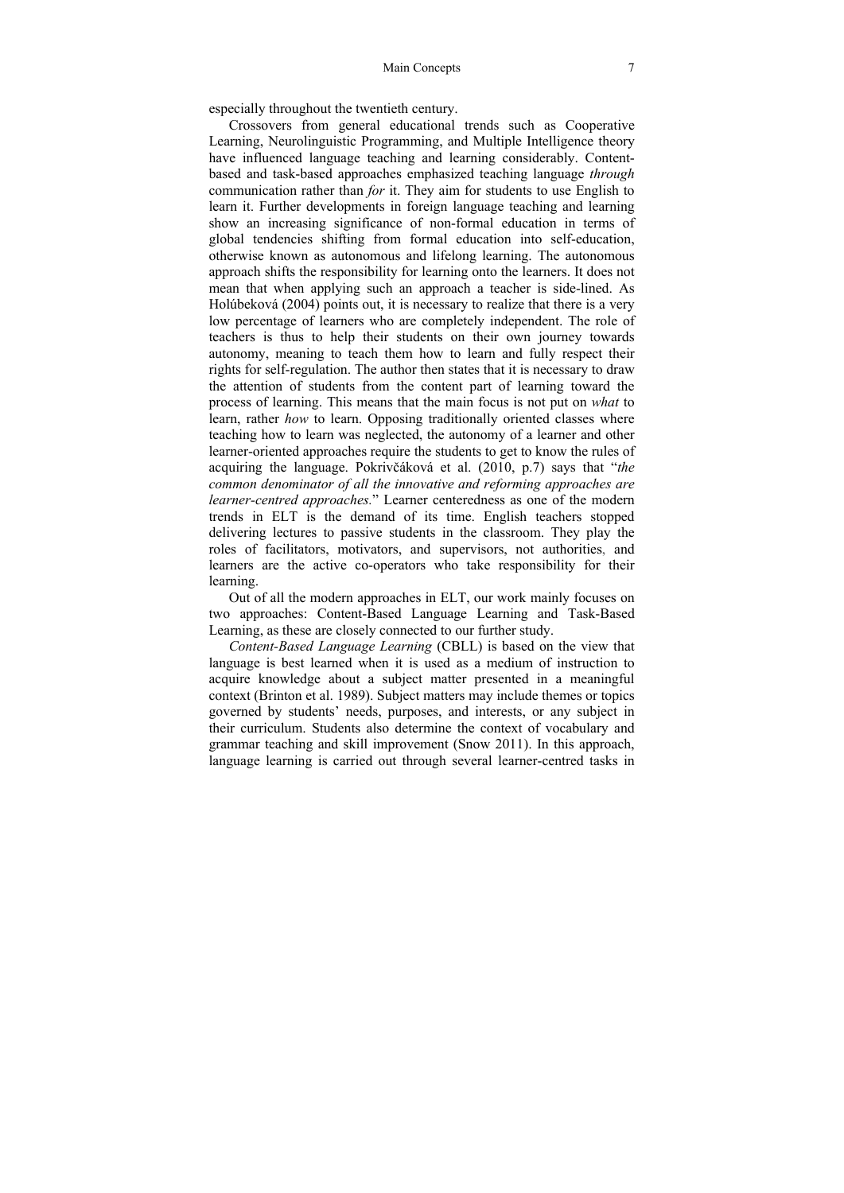especially throughout the twentieth century.

Crossovers from general educational trends such as Cooperative Learning, Neurolinguistic Programming, and Multiple Intelligence theory have influenced language teaching and learning considerably. Content-based and task-based approaches emphasized teaching language *through* communication rather than *for* it. They aim for students to use English to learn it. Further developments in foreign language teaching and learning show an increasing significance of non-formal education in terms of global tendencies shifting from formal education into self-education, otherwise known as autonomous and lifelong learning. The autonomous approach shifts the responsibility for learning onto the learners. It does not mean that when applying such an approach a teacher is side-lined. As Holúbeková (2004) points out, it is necessary to realize that there is a very low percentage of learners who are completely independent. The role of teachers is thus to help their students on their own journey towards autonomy, meaning to teach them how to learn and fully respect their rights for self-regulation. The author then states that it is necessary to draw the attention of students from the content part of learning toward the process of learning. This means that the main focus is not put on *what* to learn, rather *how* to learn. Opposing traditionally oriented classes where teaching how to learn was neglected, the autonomy of a learner and other learner-oriented approaches require the students to get to know the rules of acquiring the language. Pokrivčáková et al. (2010, p.7) says that "*the common denominator of all the innovative and reforming approaches are learner-centred approaches.*" Learner centeredness as one of the modern trends in ELT is the demand of its time. English teachers stopped delivering lectures to passive students in the classroom. They play the roles of facilitators, motivators, and supervisors, not authorities, and learners are the active co-operators who take responsibility for their learning.

Out of all the modern approaches in ELT, our work mainly focuses on two approaches: Content-Based Language Learning and Task-Based Learning, as these are closely connected to our further study.

*Content-Based Language Learning* (CBLL) is based on the view that language is best learned when it is used as a medium of instruction to acquire knowledge about a subject matter presented in a meaningful context (Brinton et al. 1989). Subject matters may include themes or topics governed by students' needs, purposes, and interests, or any subject in their curriculum. Students also determine the context of vocabulary and grammar teaching and skill improvement (Snow 2011). In this approach, language learning is carried out through several learner-centred tasks in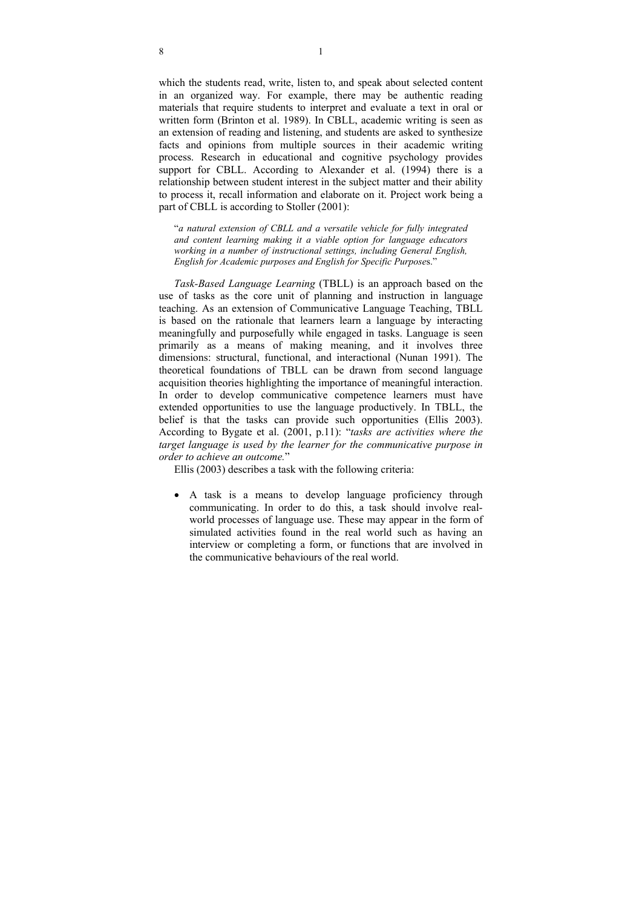which the students read, write, listen to, and speak about selected content in an organized way. For example, there may be authentic reading materials that require students to interpret and evaluate a text in oral or written form (Brinton et al. 1989). In CBLL, academic writing is seen as an extension of reading and listening, and students are asked to synthesize facts and opinions from multiple sources in their academic writing process. Research in educational and cognitive psychology provides support for CBLL. According to Alexander et al. (1994) there is a relationship between student interest in the subject matter and their ability to process it, recall information and elaborate on it. Project work being a part of CBLL is according to Stoller (2001):

> "*a natural extension of CBLL and a versatile vehicle for fully integrated and content learning making it a viable option for language educators working in a number of instructional settings, including General English, English for Academic purposes and English for Specific Purposes.*"

*Task-Based Language Learning* (TBLL) is an approach based on the use of tasks as the core unit of planning and instruction in language teaching. As an extension of Communicative Language Teaching, TBLL is based on the rationale that learners learn a language by interacting meaningfully and purposefully while engaged in tasks. Language is seen primarily as a means of making meaning, and it involves three dimensions: structural, functional, and interactional (Nunan 1991). The theoretical foundations of TBLL can be drawn from second language acquisition theories highlighting the importance of meaningful interaction. In order to develop communicative competence learners must have extended opportunities to use the language productively. In TBLL, the belief is that the tasks can provide such opportunities (Ellis 2003). According to Bygate et al. (2001, p.11): "*tasks are activities where the target language is used by the learner for the communicative purpose in order to achieve an outcome.*"

Ellis (2003) describes a task with the following criteria:

- A task is a means to develop language proficiency through communicating. In order to do this, a task should involve real-world processes of language use. These may appear in the form of simulated activities found in the real world such as having an interview or completing a form, or functions that are involved in the communicative behaviours of the real world.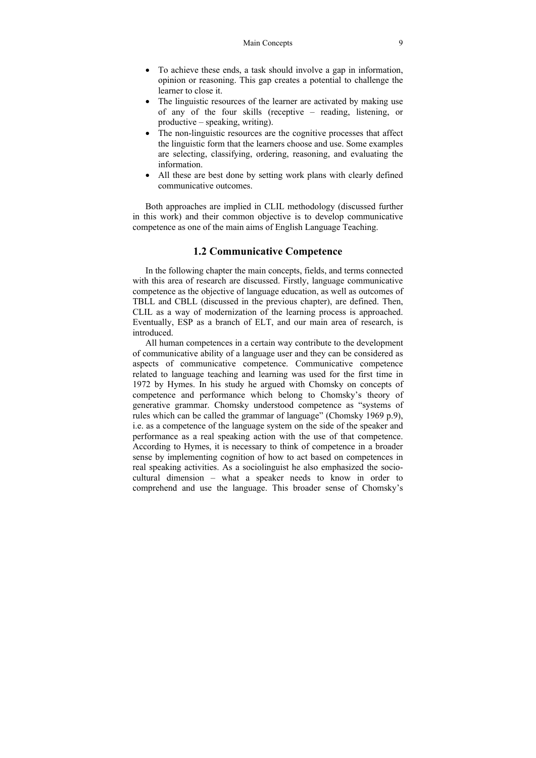- To achieve these ends, a task should involve a gap in information, opinion or reasoning. This gap creates a potential to challenge the learner to close it.
- The linguistic resources of the learner are activated by making use of any of the four skills (receptive – reading, listening, or productive – speaking, writing).
- The non-linguistic resources are the cognitive processes that affect the linguistic form that the learners choose and use. Some examples are selecting, classifying, ordering, reasoning, and evaluating the information.
- All these are best done by setting work plans with clearly defined communicative outcomes.

Both approaches are implied in CLIL methodology (discussed further in this work) and their common objective is to develop communicative competence as one of the main aims of English Language Teaching.

## 1.2 Communicative Competence

In the following chapter the main concepts, fields, and terms connected with this area of research are discussed. Firstly, language communicative competence as the objective of language education, as well as outcomes of TBLL and CBLL (discussed in the previous chapter), are defined. Then, CLIL as a way of modernization of the learning process is approached. Eventually, ESP as a branch of ELT, and our main area of research, is introduced.

All human competences in a certain way contribute to the development of communicative ability of a language user and they can be considered as aspects of communicative competence. Communicative competence related to language teaching and learning was used for the first time in 1972 by Hymes. In his study he argued with Chomsky on concepts of competence and performance which belong to Chomsky's theory of generative grammar. Chomsky understood competence as "systems of rules which can be called the grammar of language" (Chomsky 1969 p.9), i.e. as a competence of the language system on the side of the speaker and performance as a real speaking action with the use of that competence. According to Hymes, it is necessary to think of competence in a broader sense by implementing cognition of how to act based on competences in real speaking activities. As a sociolinguist he also emphasized the socio-cultural dimension – what a speaker needs to know in order to comprehend and use the language. This broader sense of Chomsky's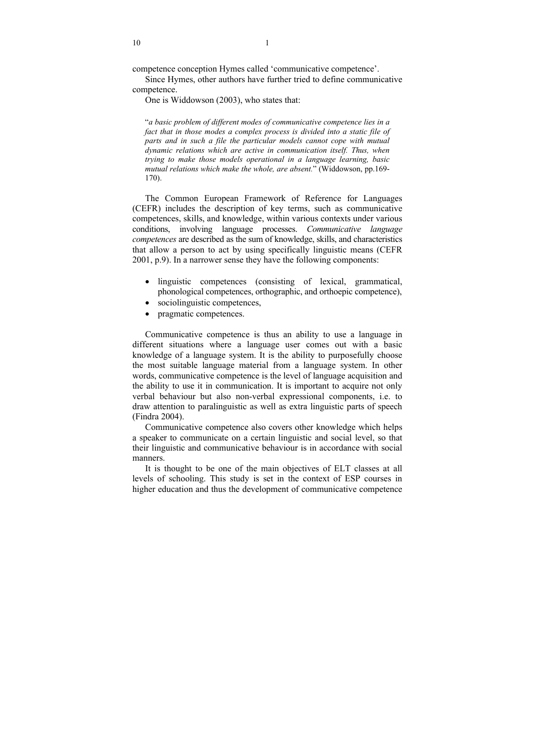competence conception Hymes called 'communicative competence'.

Since Hymes, other authors have further tried to define communicative competence.

One is Widdowson (2003), who states that:

> "*a basic problem of different modes of communicative competence lies in a fact that in those modes a complex process is divided into a static file of parts and in such a file the particular models cannot cope with mutual dynamic relations which are active in communication itself. Thus, when trying to make those models operational in a language learning, basic mutual relations which make the whole, are absent.*" (Widdowson, pp.169-170).

The Common European Framework of Reference for Languages (CEFR) includes the description of key terms, such as communicative competences, skills, and knowledge, within various contexts under various conditions, involving language processes. *Communicative language competences* are described as the sum of knowledge, skills, and characteristics that allow a person to act by using specifically linguistic means (CEFR 2001, p.9). In a narrower sense they have the following components:

- linguistic competences (consisting of lexical, grammatical, phonological competences, orthographic, and orthoepic competence),
- sociolinguistic competences,
- pragmatic competences.

Communicative competence is thus an ability to use a language in different situations where a language user comes out with a basic knowledge of a language system. It is the ability to purposefully choose the most suitable language material from a language system. In other words, communicative competence is the level of language acquisition and the ability to use it in communication. It is important to acquire not only verbal behaviour but also non-verbal expressional components, i.e. to draw attention to paralinguistic as well as extra linguistic parts of speech (Findra 2004).

Communicative competence also covers other knowledge which helps a speaker to communicate on a certain linguistic and social level, so that their linguistic and communicative behaviour is in accordance with social manners.

It is thought to be one of the main objectives of ELT classes at all levels of schooling. This study is set in the context of ESP courses in higher education and thus the development of communicative competence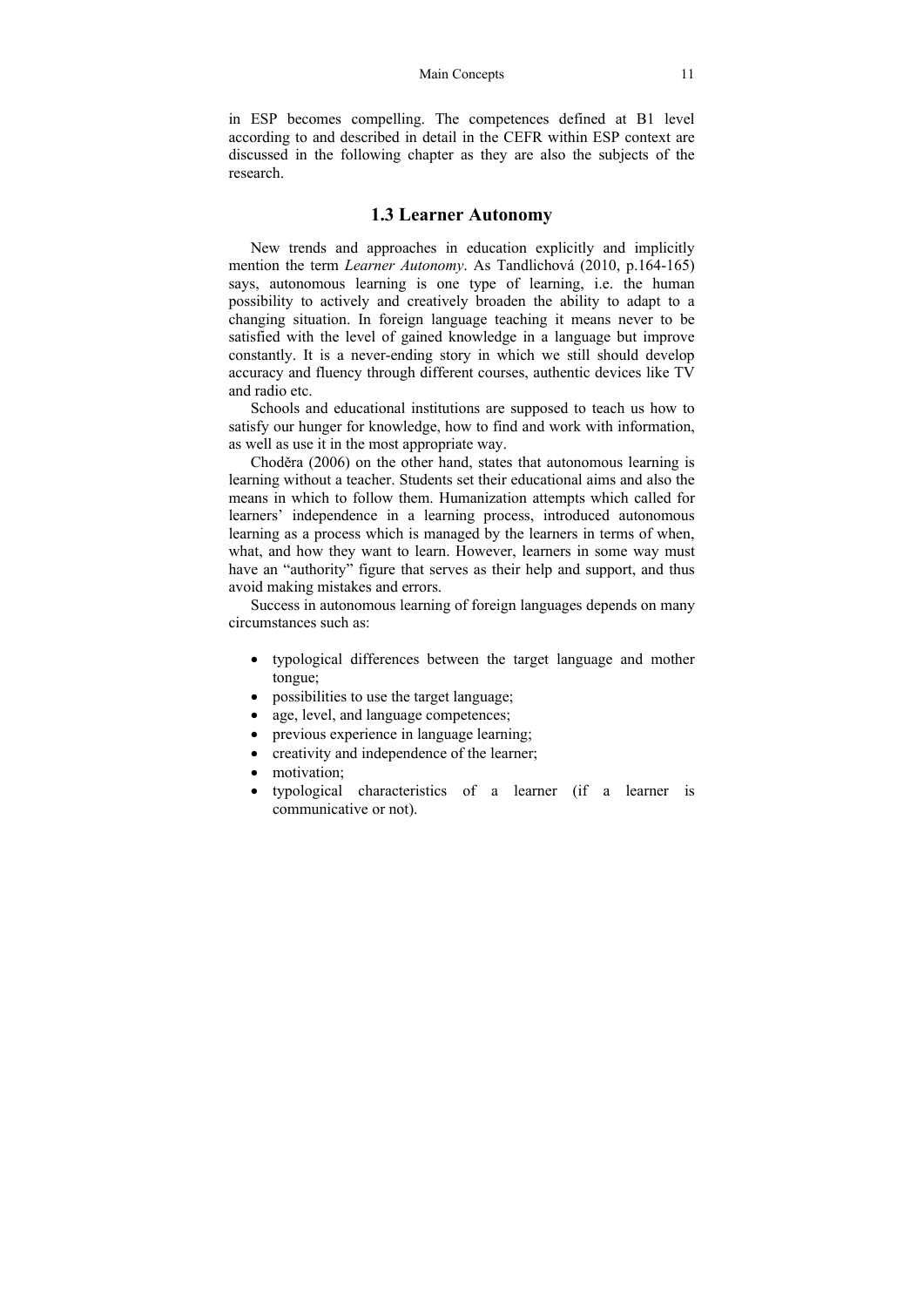in ESP becomes compelling. The competences defined at B1 level according to and described in detail in the CEFR within ESP context are discussed in the following chapter as they are also the subjects of the research.

## 1.3 Learner Autonomy

New trends and approaches in education explicitly and implicitly mention the term *Learner Autonomy*. As Tandlichová (2010, p.164-165) says, autonomous learning is one type of learning, i.e. the human possibility to actively and creatively broaden the ability to adapt to a changing situation. In foreign language teaching it means never to be satisfied with the level of gained knowledge in a language but improve constantly. It is a never-ending story in which we still should develop accuracy and fluency through different courses, authentic devices like TV and radio etc.

Schools and educational institutions are supposed to teach us how to satisfy our hunger for knowledge, how to find and work with information, as well as use it in the most appropriate way.

Choděra (2006) on the other hand, states that autonomous learning is learning without a teacher. Students set their educational aims and also the means in which to follow them. Humanization attempts which called for learners' independence in a learning process, introduced autonomous learning as a process which is managed by the learners in terms of when, what, and how they want to learn. However, learners in some way must have an "authority" figure that serves as their help and support, and thus avoid making mistakes and errors.

Success in autonomous learning of foreign languages depends on many circumstances such as:

- typological differences between the target language and mother tongue;
- possibilities to use the target language;
- age, level, and language competences;
- previous experience in language learning;
- creativity and independence of the learner;
- motivation;
- typological characteristics of a learner (if a learner is communicative or not).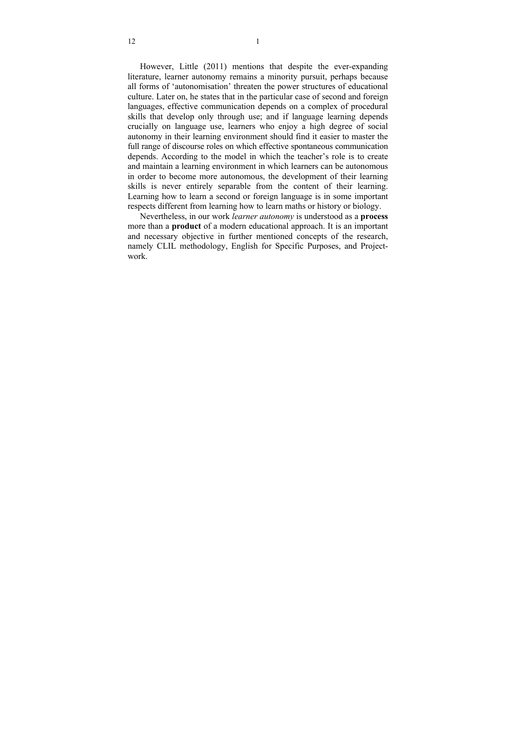However, Little (2011) mentions that despite the ever-expanding literature, learner autonomy remains a minority pursuit, perhaps because all forms of 'autonomisation' threaten the power structures of educational culture. Later on, he states that in the particular case of second and foreign languages, effective communication depends on a complex of procedural skills that develop only through use; and if language learning depends crucially on language use, learners who enjoy a high degree of social autonomy in their learning environment should find it easier to master the full range of discourse roles on which effective spontaneous communication depends. According to the model in which the teacher's role is to create and maintain a learning environment in which learners can be autonomous in order to become more autonomous, the development of their learning skills is never entirely separable from the content of their learning. Learning how to learn a second or foreign language is in some important respects different from learning how to learn maths or history or biology.

Nevertheless, in our work *learner autonomy* is understood as a **process** more than a **product** of a modern educational approach. It is an important and necessary objective in further mentioned concepts of the research, namely CLIL methodology, English for Specific Purposes, and Project-work.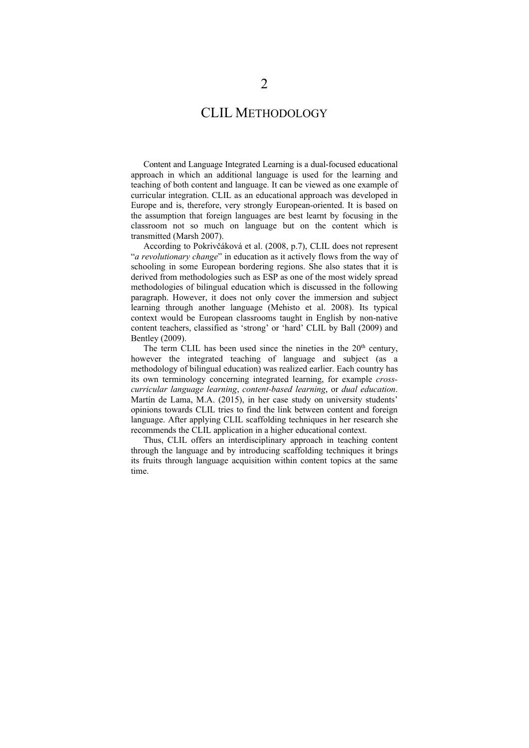# 2

# CLIL METHODOLOGY

Content and Language Integrated Learning is a dual-focused educational approach in which an additional language is used for the learning and teaching of both content and language. It can be viewed as one example of curricular integration. CLIL as an educational approach was developed in Europe and is, therefore, very strongly European-oriented. It is based on the assumption that foreign languages are best learnt by focusing in the classroom not so much on language but on the content which is transmitted (Marsh 2007).

According to Pokrivčáková et al. (2008, p.7), CLIL does not represent "*a revolutionary change*" in education as it actively flows from the way of schooling in some European bordering regions. She also states that it is derived from methodologies such as ESP as one of the most widely spread methodologies of bilingual education which is discussed in the following paragraph. However, it does not only cover the immersion and subject learning through another language (Mehisto et al. 2008). Its typical context would be European classrooms taught in English by non-native content teachers, classified as 'strong' or 'hard' CLIL by Ball (2009) and Bentley (2009).

The term CLIL has been used since the nineties in the 20th century, however the integrated teaching of language and subject (as a methodology of bilingual education) was realized earlier. Each country has its own terminology concerning integrated learning, for example *cross-curricular language learning*, *content-based learning*, or *dual education*. Martín de Lama, M.A. (2015), in her case study on university students' opinions towards CLIL tries to find the link between content and foreign language. After applying CLIL scaffolding techniques in her research she recommends the CLIL application in a higher educational context.

Thus, CLIL offers an interdisciplinary approach in teaching content through the language and by introducing scaffolding techniques it brings its fruits through language acquisition within content topics at the same time.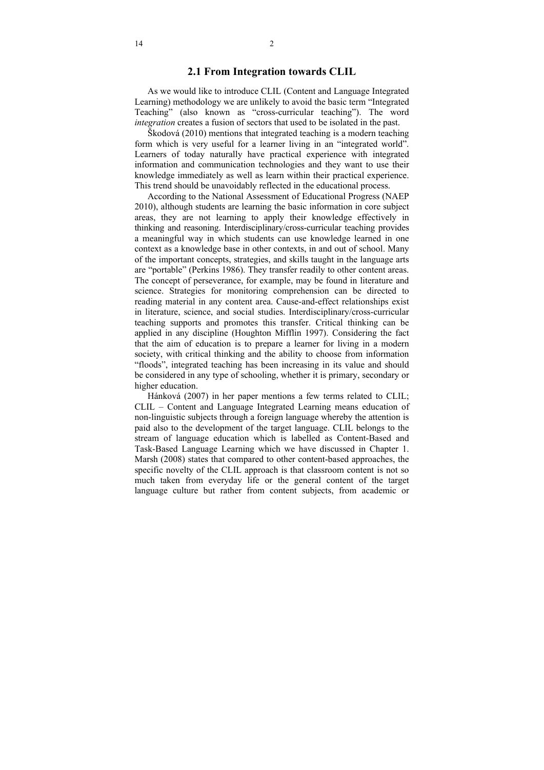## 2.1 From Integration towards CLIL

As we would like to introduce CLIL (Content and Language Integrated Learning) methodology we are unlikely to avoid the basic term "Integrated Teaching" (also known as "cross-curricular teaching"). The word *integration* creates a fusion of sectors that used to be isolated in the past.

Škodová (2010) mentions that integrated teaching is a modern teaching form which is very useful for a learner living in an "integrated world". Learners of today naturally have practical experience with integrated information and communication technologies and they want to use their knowledge immediately as well as learn within their practical experience. This trend should be unavoidably reflected in the educational process.

According to the National Assessment of Educational Progress (NAEP 2010), although students are learning the basic information in core subject areas, they are not learning to apply their knowledge effectively in thinking and reasoning. Interdisciplinary/cross-curricular teaching provides a meaningful way in which students can use knowledge learned in one context as a knowledge base in other contexts, in and out of school. Many of the important concepts, strategies, and skills taught in the language arts are "portable" (Perkins 1986). They transfer readily to other content areas. The concept of perseverance, for example, may be found in literature and science. Strategies for monitoring comprehension can be directed to reading material in any content area. Cause-and-effect relationships exist in literature, science, and social studies. Interdisciplinary/cross-curricular teaching supports and promotes this transfer. Critical thinking can be applied in any discipline (Houghton Mifflin 1997). Considering the fact that the aim of education is to prepare a learner for living in a modern society, with critical thinking and the ability to choose from information "floods", integrated teaching has been increasing in its value and should be considered in any type of schooling, whether it is primary, secondary or higher education.

Hánková (2007) in her paper mentions a few terms related to CLIL; CLIL – Content and Language Integrated Learning means education of non-linguistic subjects through a foreign language whereby the attention is paid also to the development of the target language. CLIL belongs to the stream of language education which is labelled as Content-Based and Task-Based Language Learning which we have discussed in Chapter 1. Marsh (2008) states that compared to other content-based approaches, the specific novelty of the CLIL approach is that classroom content is not so much taken from everyday life or the general content of the target language culture but rather from content subjects, from academic or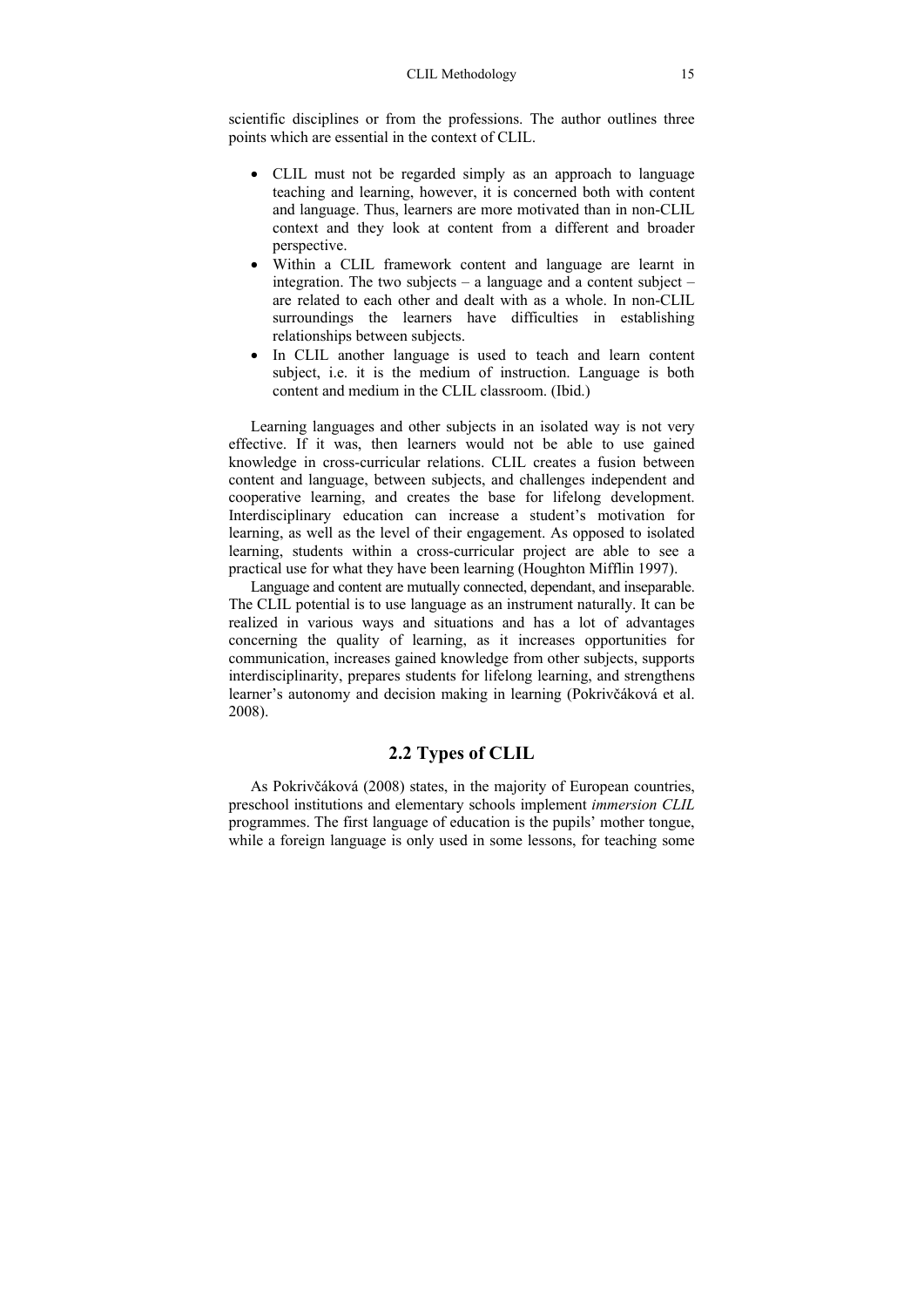scientific disciplines or from the professions. The author outlines three points which are essential in the context of CLIL.

- CLIL must not be regarded simply as an approach to language teaching and learning, however, it is concerned both with content and language. Thus, learners are more motivated than in non-CLIL context and they look at content from a different and broader perspective.
- Within a CLIL framework content and language are learnt in integration. The two subjects – a language and a content subject – are related to each other and dealt with as a whole. In non-CLIL surroundings the learners have difficulties in establishing relationships between subjects.
- In CLIL another language is used to teach and learn content subject, i.e. it is the medium of instruction. Language is both content and medium in the CLIL classroom. (Ibid.)

Learning languages and other subjects in an isolated way is not very effective. If it was, then learners would not be able to use gained knowledge in cross-curricular relations. CLIL creates a fusion between content and language, between subjects, and challenges independent and cooperative learning, and creates the base for lifelong development. Interdisciplinary education can increase a student's motivation for learning, as well as the level of their engagement. As opposed to isolated learning, students within a cross-curricular project are able to see a practical use for what they have been learning (Houghton Mifflin 1997).

Language and content are mutually connected, dependant, and inseparable. The CLIL potential is to use language as an instrument naturally. It can be realized in various ways and situations and has a lot of advantages concerning the quality of learning, as it increases opportunities for communication, increases gained knowledge from other subjects, supports interdisciplinarity, prepares students for lifelong learning, and strengthens learner's autonomy and decision making in learning (Pokrivčáková et al. 2008).

## 2.2 Types of CLIL

As Pokrivčáková (2008) states, in the majority of European countries, preschool institutions and elementary schools implement *immersion CLIL* programmes. The first language of education is the pupils' mother tongue, while a foreign language is only used in some lessons, for teaching some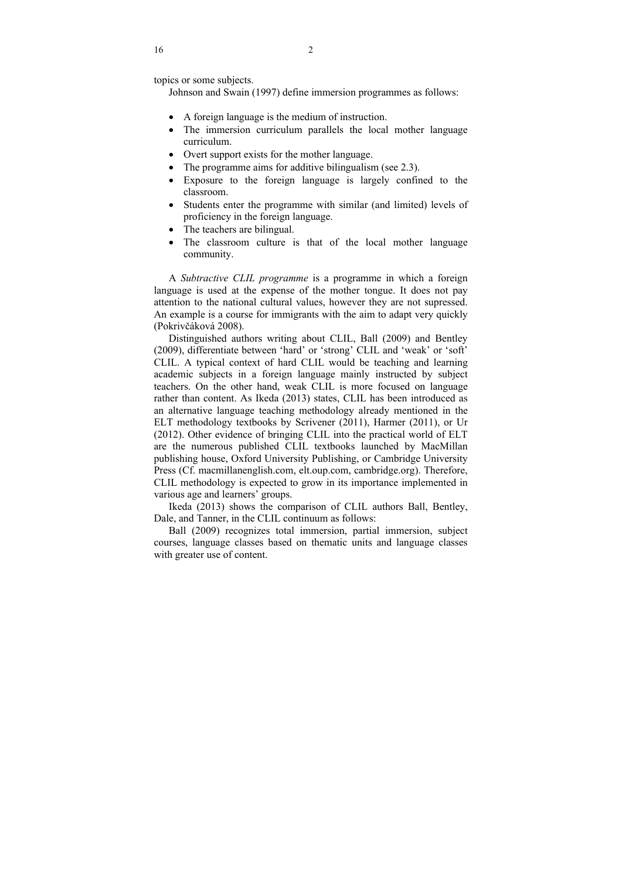topics or some subjects.

Johnson and Swain (1997) define immersion programmes as follows:

- A foreign language is the medium of instruction.
- The immersion curriculum parallels the local mother language curriculum.
- Overt support exists for the mother language.
- The programme aims for additive bilingualism (see 2.3).
- Exposure to the foreign language is largely confined to the classroom.
- Students enter the programme with similar (and limited) levels of proficiency in the foreign language.
- The teachers are bilingual.
- The classroom culture is that of the local mother language community.

A *Subtractive CLIL programme* is a programme in which a foreign language is used at the expense of the mother tongue. It does not pay attention to the national cultural values, however they are not supressed. An example is a course for immigrants with the aim to adapt very quickly (Pokrivčáková 2008).

Distinguished authors writing about CLIL, Ball (2009) and Bentley (2009), differentiate between 'hard' or 'strong' CLIL and 'weak' or 'soft' CLIL. A typical context of hard CLIL would be teaching and learning academic subjects in a foreign language mainly instructed by subject teachers. On the other hand, weak CLIL is more focused on language rather than content. As Ikeda (2013) states, CLIL has been introduced as an alternative language teaching methodology already mentioned in the ELT methodology textbooks by Scrivener (2011), Harmer (2011), or Ur (2012). Other evidence of bringing CLIL into the practical world of ELT are the numerous published CLIL textbooks launched by MacMillan publishing house, Oxford University Publishing, or Cambridge University Press (Cf. macmillanenglish.com, elt.oup.com, cambridge.org). Therefore, CLIL methodology is expected to grow in its importance implemented in various age and learners' groups.

Ikeda (2013) shows the comparison of CLIL authors Ball, Bentley, Dale, and Tanner, in the CLIL continuum as follows:

Ball (2009) recognizes total immersion, partial immersion, subject courses, language classes based on thematic units and language classes with greater use of content.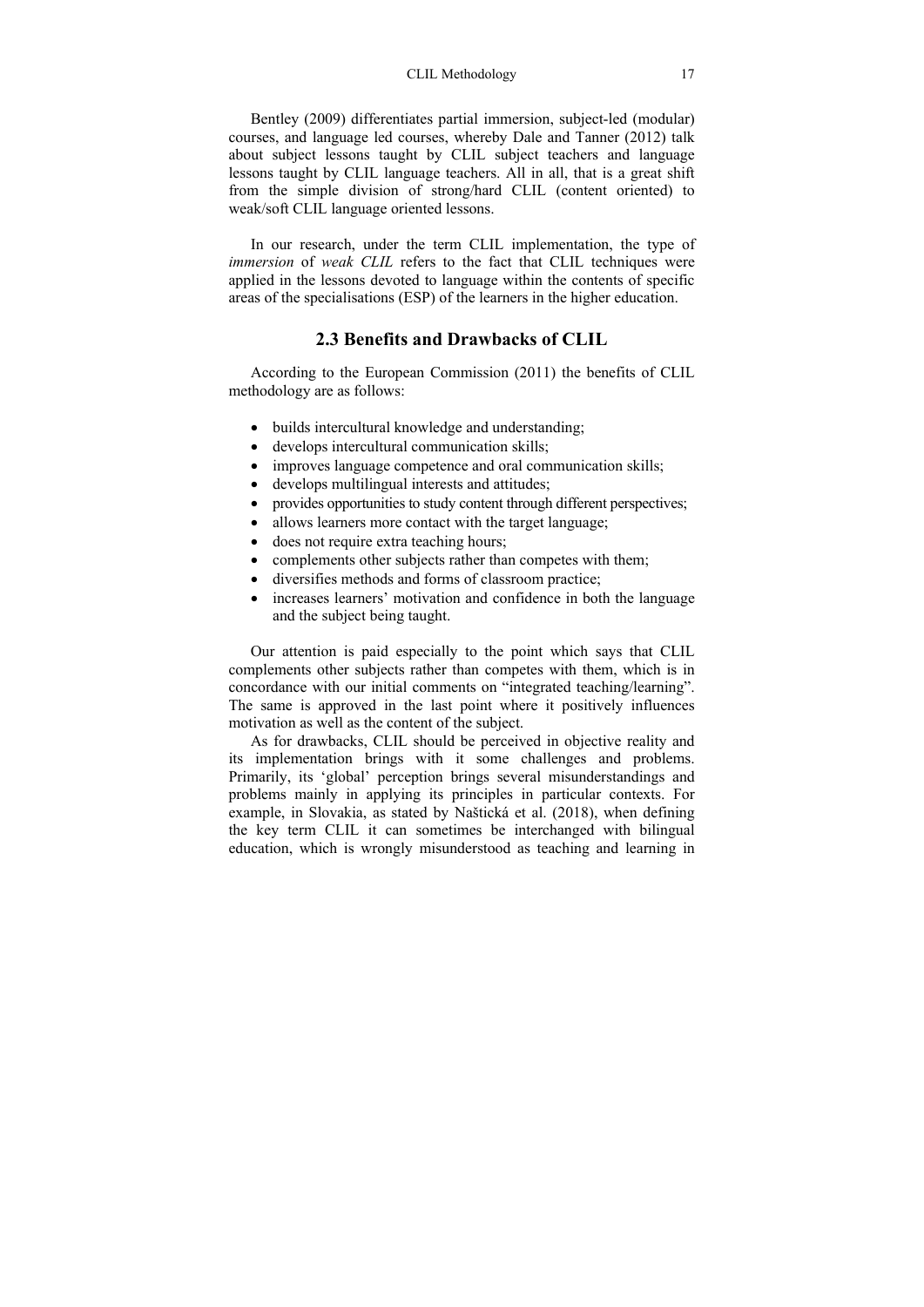Bentley (2009) differentiates partial immersion, subject-led (modular) courses, and language led courses, whereby Dale and Tanner (2012) talk about subject lessons taught by CLIL subject teachers and language lessons taught by CLIL language teachers. All in all, that is a great shift from the simple division of strong/hard CLIL (content oriented) to weak/soft CLIL language oriented lessons.

In our research, under the term CLIL implementation, the type of *immersion* of *weak CLIL* refers to the fact that CLIL techniques were applied in the lessons devoted to language within the contents of specific areas of the specialisations (ESP) of the learners in the higher education.

## 2.3 Benefits and Drawbacks of CLIL

According to the European Commission (2011) the benefits of CLIL methodology are as follows:

- builds intercultural knowledge and understanding;
- develops intercultural communication skills;
- improves language competence and oral communication skills;
- develops multilingual interests and attitudes;
- provides opportunities to study content through different perspectives;
- allows learners more contact with the target language;
- does not require extra teaching hours;
- complements other subjects rather than competes with them;
- diversifies methods and forms of classroom practice;
- increases learners' motivation and confidence in both the language and the subject being taught.

Our attention is paid especially to the point which says that CLIL complements other subjects rather than competes with them, which is in concordance with our initial comments on "integrated teaching/learning". The same is approved in the last point where it positively influences motivation as well as the content of the subject.

As for drawbacks, CLIL should be perceived in objective reality and its implementation brings with it some challenges and problems. Primarily, its 'global' perception brings several misunderstandings and problems mainly in applying its principles in particular contexts. For example, in Slovakia, as stated by Naštická et al. (2018), when defining the key term CLIL it can sometimes be interchanged with bilingual education, which is wrongly misunderstood as teaching and learning in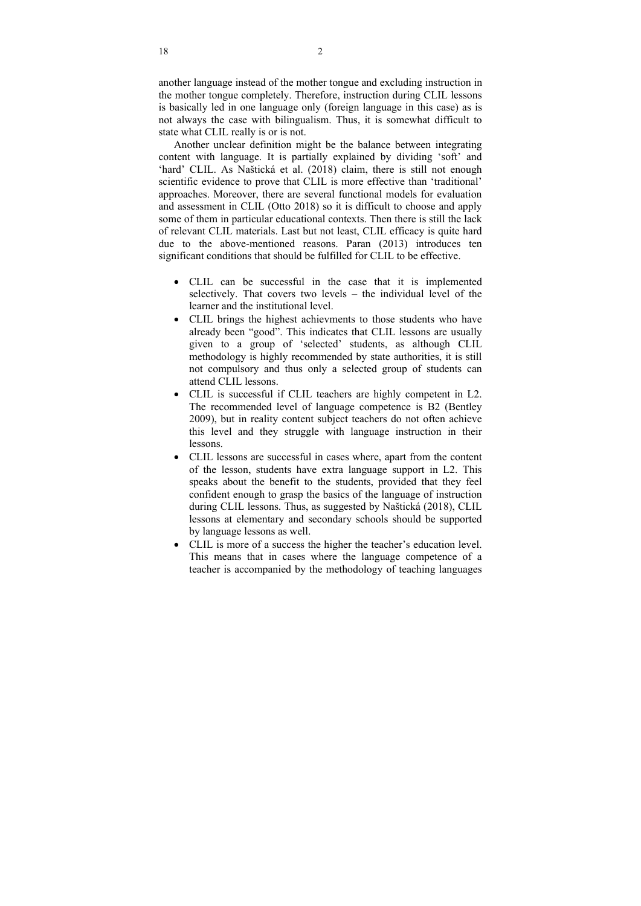another language instead of the mother tongue and excluding instruction in the mother tongue completely. Therefore, instruction during CLIL lessons is basically led in one language only (foreign language in this case) as is not always the case with bilingualism. Thus, it is somewhat difficult to state what CLIL really is or is not.

Another unclear definition might be the balance between integrating content with language. It is partially explained by dividing 'soft' and 'hard' CLIL. As Naštická et al. (2018) claim, there is still not enough scientific evidence to prove that CLIL is more effective than 'traditional' approaches. Moreover, there are several functional models for evaluation and assessment in CLIL (Otto 2018) so it is difficult to choose and apply some of them in particular educational contexts. Then there is still the lack of relevant CLIL materials. Last but not least, CLIL efficacy is quite hard due to the above-mentioned reasons. Paran (2013) introduces ten significant conditions that should be fulfilled for CLIL to be effective.

- CLIL can be successful in the case that it is implemented selectively. That covers two levels – the individual level of the learner and the institutional level.
- CLIL brings the highest achievments to those students who have already been "good". This indicates that CLIL lessons are usually given to a group of 'selected' students, as although CLIL methodology is highly recommended by state authorities, it is still not compulsory and thus only a selected group of students can attend CLIL lessons.
- CLIL is successful if CLIL teachers are highly competent in L2. The recommended level of language competence is B2 (Bentley 2009), but in reality content subject teachers do not often achieve this level and they struggle with language instruction in their lessons.
- CLIL lessons are successful in cases where, apart from the content of the lesson, students have extra language support in L2. This speaks about the benefit to the students, provided that they feel confident enough to grasp the basics of the language of instruction during CLIL lessons. Thus, as suggested by Naštická (2018), CLIL lessons at elementary and secondary schools should be supported by language lessons as well.
- CLIL is more of a success the higher the teacher's education level. This means that in cases where the language competence of a teacher is accompanied by the methodology of teaching languages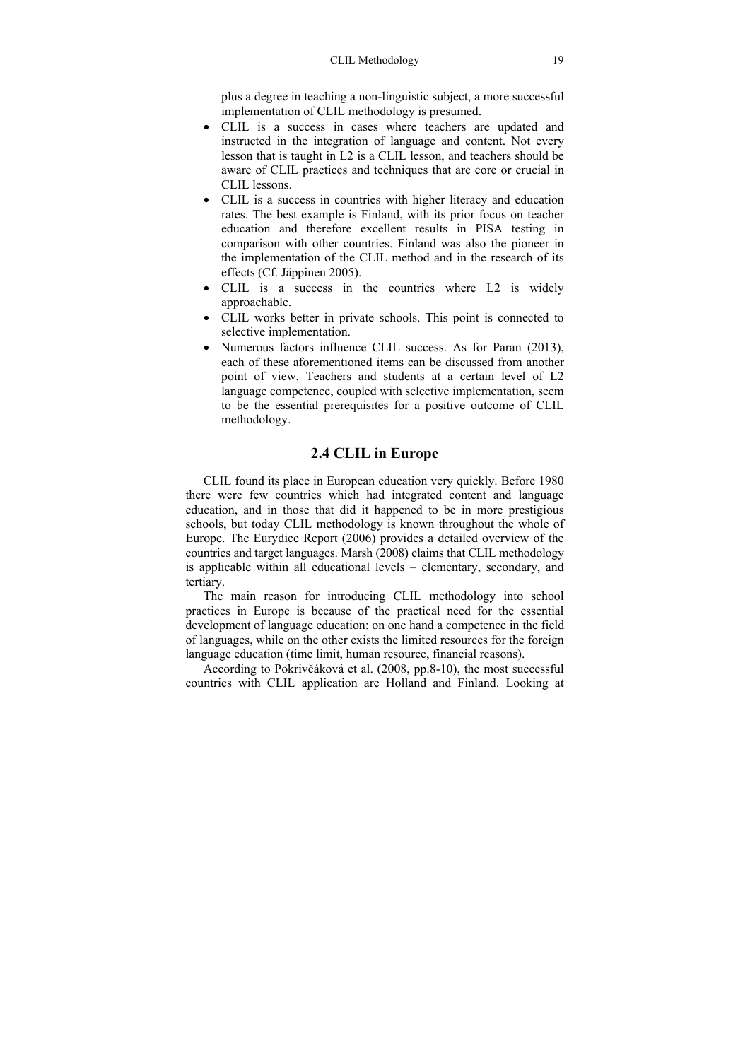plus a degree in teaching a non-linguistic subject, a more successful implementation of CLIL methodology is presumed.

- CLIL is a success in cases where teachers are updated and instructed in the integration of language and content. Not every lesson that is taught in L2 is a CLIL lesson, and teachers should be aware of CLIL practices and techniques that are core or crucial in CLIL lessons.
- CLIL is a success in countries with higher literacy and education rates. The best example is Finland, with its prior focus on teacher education and therefore excellent results in PISA testing in comparison with other countries. Finland was also the pioneer in the implementation of the CLIL method and in the research of its effects (Cf. Jäppinen 2005).
- CLIL is a success in the countries where L2 is widely approachable.
- CLIL works better in private schools. This point is connected to selective implementation.
- Numerous factors influence CLIL success. As for Paran (2013), each of these aforementioned items can be discussed from another point of view. Teachers and students at a certain level of L2 language competence, coupled with selective implementation, seem to be the essential prerequisites for a positive outcome of CLIL methodology.

## 2.4 CLIL in Europe

CLIL found its place in European education very quickly. Before 1980 there were few countries which had integrated content and language education, and in those that did it happened to be in more prestigious schools, but today CLIL methodology is known throughout the whole of Europe. The Eurydice Report (2006) provides a detailed overview of the countries and target languages. Marsh (2008) claims that CLIL methodology is applicable within all educational levels – elementary, secondary, and tertiary.

The main reason for introducing CLIL methodology into school practices in Europe is because of the practical need for the essential development of language education: on one hand a competence in the field of languages, while on the other exists the limited resources for the foreign language education (time limit, human resource, financial reasons).

According to Pokrivčáková et al. (2008, pp.8-10), the most successful countries with CLIL application are Holland and Finland. Looking at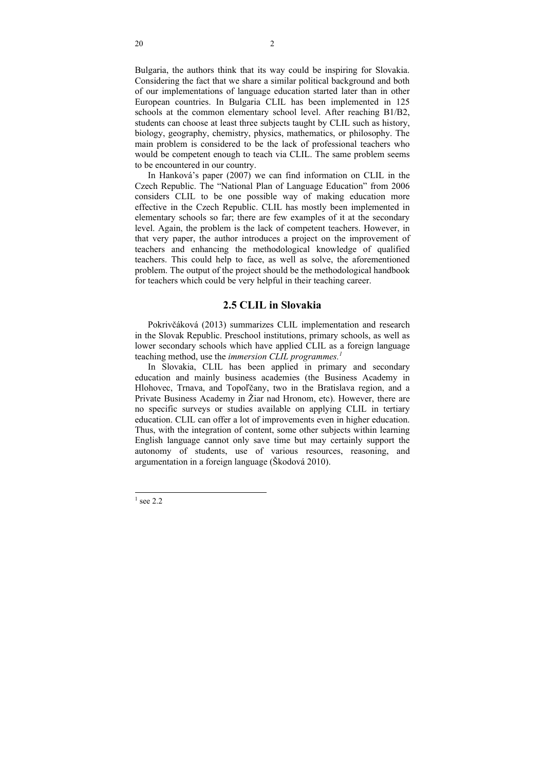Bulgaria, the authors think that its way could be inspiring for Slovakia. Considering the fact that we share a similar political background and both of our implementations of language education started later than in other European countries. In Bulgaria CLIL has been implemented in 125 schools at the common elementary school level. After reaching B1/B2, students can choose at least three subjects taught by CLIL such as history, biology, geography, chemistry, physics, mathematics, or philosophy. The main problem is considered to be the lack of professional teachers who would be competent enough to teach via CLIL. The same problem seems to be encountered in our country.

In Hanková's paper (2007) we can find information on CLIL in the Czech Republic. The "National Plan of Language Education" from 2006 considers CLIL to be one possible way of making education more effective in the Czech Republic. CLIL has mostly been implemented in elementary schools so far; there are few examples of it at the secondary level. Again, the problem is the lack of competent teachers. However, in that very paper, the author introduces a project on the improvement of teachers and enhancing the methodological knowledge of qualified teachers. This could help to face, as well as solve, the aforementioned problem. The output of the project should be the methodological handbook for teachers which could be very helpful in their teaching career.

## 2.5 CLIL in Slovakia

Pokrivčáková (2013) summarizes CLIL implementation and research in the Slovak Republic. Preschool institutions, primary schools, as well as lower secondary schools which have applied CLIL as a foreign language teaching method, use the *immersion CLIL programmes.*[1]

In Slovakia, CLIL has been applied in primary and secondary education and mainly business academies (the Business Academy in Hlohovec, Trnava, and Topoľčany, two in the Bratislava region, and a Private Business Academy in Žiar nad Hronom, etc). However, there are no specific surveys or studies available on applying CLIL in tertiary education. CLIL can offer a lot of improvements even in higher education. Thus, with the integration of content, some other subjects within learning English language cannot only save time but may certainly support the autonomy of students, use of various resources, reasoning, and argumentation in a foreign language (Škodová 2010).

---

[1] see 2.2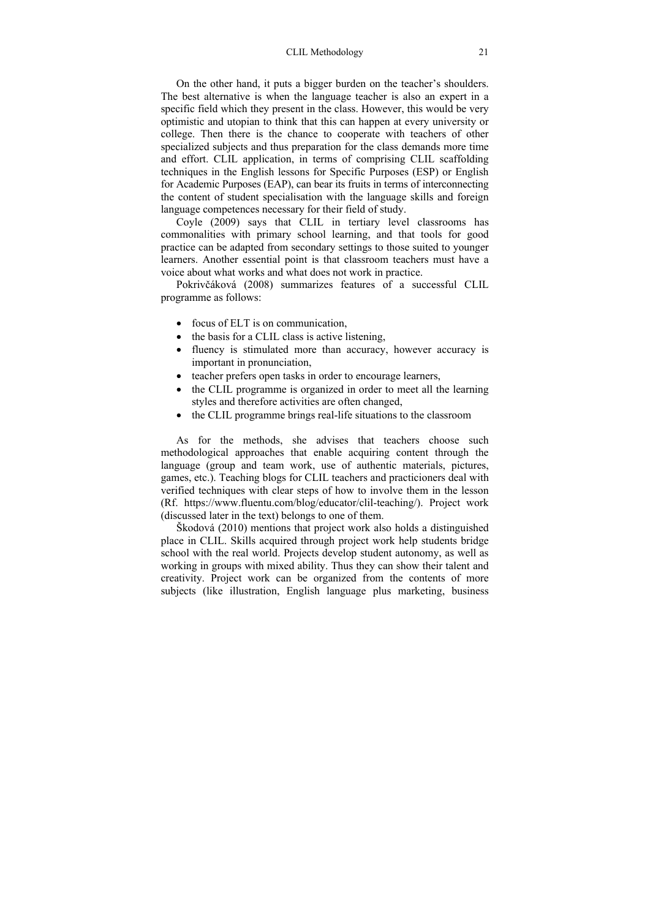On the other hand, it puts a bigger burden on the teacher's shoulders. The best alternative is when the language teacher is also an expert in a specific field which they present in the class. However, this would be very optimistic and utopian to think that this can happen at every university or college. Then there is the chance to cooperate with teachers of other specialized subjects and thus preparation for the class demands more time and effort. CLIL application, in terms of comprising CLIL scaffolding techniques in the English lessons for Specific Purposes (ESP) or English for Academic Purposes (EAP), can bear its fruits in terms of interconnecting the content of student specialisation with the language skills and foreign language competences necessary for their field of study.

Coyle (2009) says that CLIL in tertiary level classrooms has commonalities with primary school learning, and that tools for good practice can be adapted from secondary settings to those suited to younger learners. Another essential point is that classroom teachers must have a voice about what works and what does not work in practice.

Pokrivčáková (2008) summarizes features of a successful CLIL programme as follows:

- focus of ELT is on communication,
- the basis for a CLIL class is active listening,
- fluency is stimulated more than accuracy, however accuracy is important in pronunciation,
- teacher prefers open tasks in order to encourage learners,
- the CLIL programme is organized in order to meet all the learning styles and therefore activities are often changed,
- the CLIL programme brings real-life situations to the classroom

As for the methods, she advises that teachers choose such methodological approaches that enable acquiring content through the language (group and team work, use of authentic materials, pictures, games, etc.). Teaching blogs for CLIL teachers and practicioners deal with verified techniques with clear steps of how to involve them in the lesson (Rf. https://www.fluentu.com/blog/educator/clil-teaching/). Project work (discussed later in the text) belongs to one of them.

Škodová (2010) mentions that project work also holds a distinguished place in CLIL. Skills acquired through project work help students bridge school with the real world. Projects develop student autonomy, as well as working in groups with mixed ability. Thus they can show their talent and creativity. Project work can be organized from the contents of more subjects (like illustration, English language plus marketing, business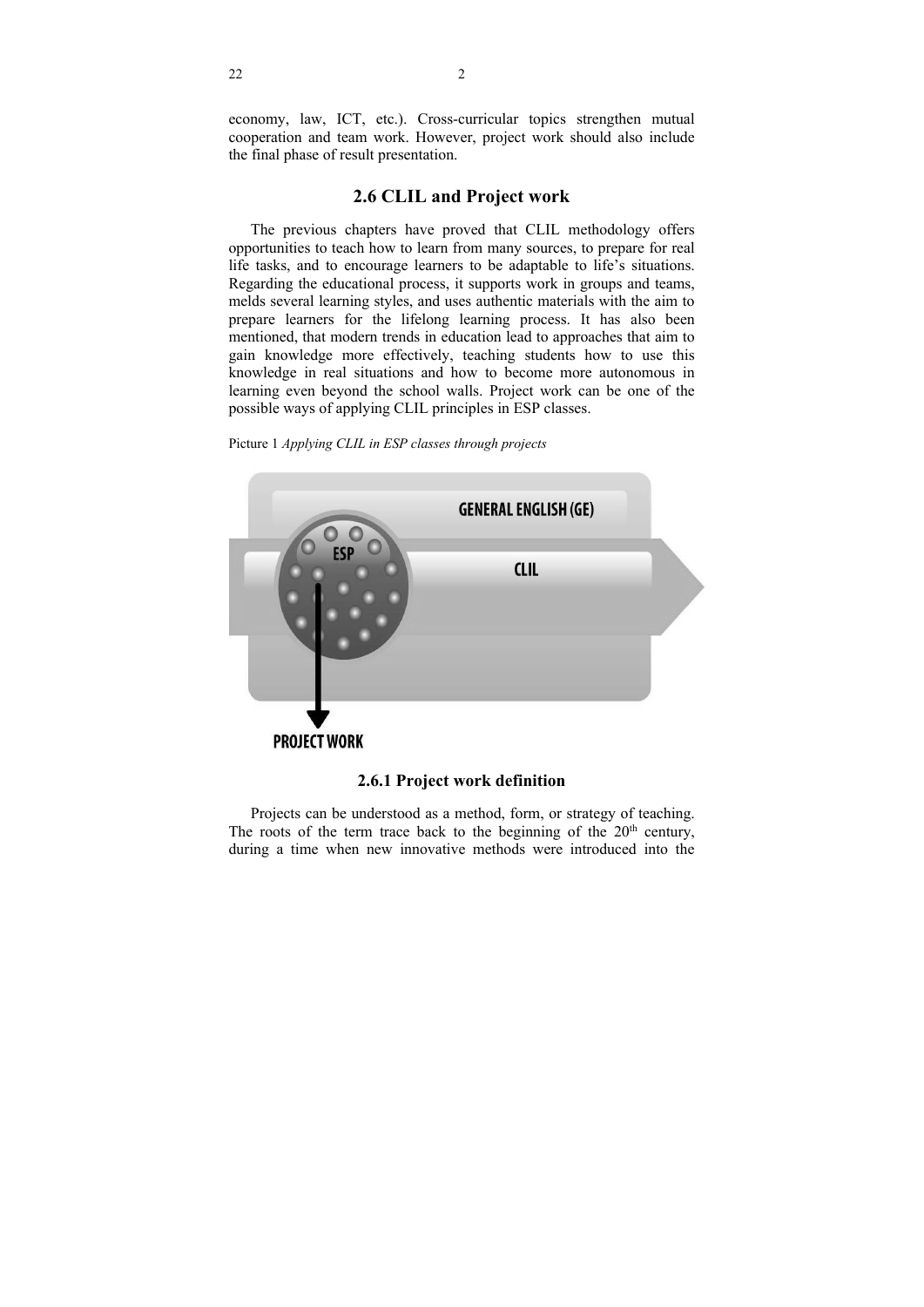economy, law, ICT, etc.). Cross-curricular topics strengthen mutual cooperation and team work. However, project work should also include the final phase of result presentation.

## 2.6 CLIL and Project work

The previous chapters have proved that CLIL methodology offers opportunities to teach how to learn from many sources, to prepare for real life tasks, and to encourage learners to be adaptable to life's situations. Regarding the educational process, it supports work in groups and teams, melds several learning styles, and uses authentic materials with the aim to prepare learners for the lifelong learning process. It has also been mentioned, that modern trends in education lead to approaches that aim to gain knowledge more effectively, teaching students how to use this knowledge in real situations and how to become more autonomous in learning even beyond the school walls. Project work can be one of the possible ways of applying CLIL principles in ESP classes.

Picture 1 *Applying CLIL in ESP classes through projects*

GENERAL ENGLISH (GE)

ESP

CLIL

PROJECT WORK

### 2.6.1 Project work definition

Projects can be understood as a method, form, or strategy of teaching. The roots of the term trace back to the beginning of the 20th century, during a time when new innovative methods were introduced into the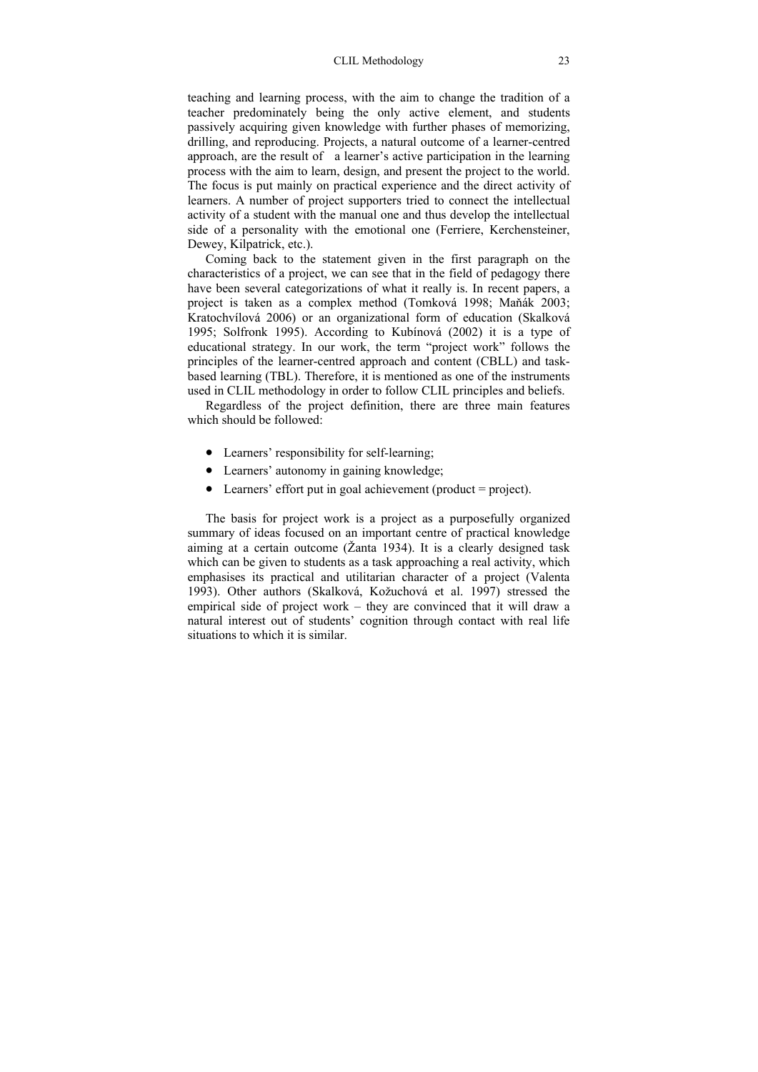teaching and learning process, with the aim to change the tradition of a teacher predominately being the only active element, and students passively acquiring given knowledge with further phases of memorizing, drilling, and reproducing. Projects, a natural outcome of a learner-centred approach, are the result of a learner's active participation in the learning process with the aim to learn, design, and present the project to the world. The focus is put mainly on practical experience and the direct activity of learners. A number of project supporters tried to connect the intellectual activity of a student with the manual one and thus develop the intellectual side of a personality with the emotional one (Ferriere, Kerchensteiner, Dewey, Kilpatrick, etc.).

Coming back to the statement given in the first paragraph on the characteristics of a project, we can see that in the field of pedagogy there have been several categorizations of what it really is. In recent papers, a project is taken as a complex method (Tomková 1998; Maňák 2003; Kratochvílová 2006) or an organizational form of education (Skalková 1995; Solfronk 1995). According to Kubínová (2002) it is a type of educational strategy. In our work, the term "project work" follows the principles of the learner-centred approach and content (CBLL) and task-based learning (TBL). Therefore, it is mentioned as one of the instruments used in CLIL methodology in order to follow CLIL principles and beliefs.

Regardless of the project definition, there are three main features which should be followed:

- Learners' responsibility for self-learning;
- Learners' autonomy in gaining knowledge;
- Learners' effort put in goal achievement (product = project).

The basis for project work is a project as a purposefully organized summary of ideas focused on an important centre of practical knowledge aiming at a certain outcome (Žanta 1934). It is a clearly designed task which can be given to students as a task approaching a real activity, which emphasises its practical and utilitarian character of a project (Valenta 1993). Other authors (Skalková, Kožuchová et al. 1997) stressed the empirical side of project work – they are convinced that it will draw a natural interest out of students' cognition through contact with real life situations to which it is similar.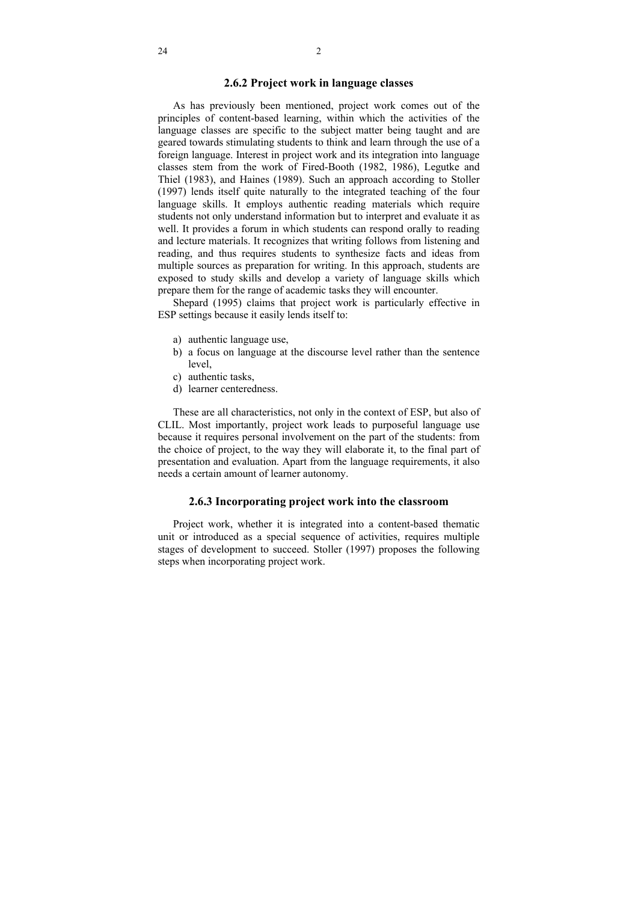### 2.6.2 Project work in language classes

As has previously been mentioned, project work comes out of the principles of content-based learning, within which the activities of the language classes are specific to the subject matter being taught and are geared towards stimulating students to think and learn through the use of a foreign language. Interest in project work and its integration into language classes stem from the work of Fired-Booth (1982, 1986), Legutke and Thiel (1983), and Haines (1989). Such an approach according to Stoller (1997) lends itself quite naturally to the integrated teaching of the four language skills. It employs authentic reading materials which require students not only understand information but to interpret and evaluate it as well. It provides a forum in which students can respond orally to reading and lecture materials. It recognizes that writing follows from listening and reading, and thus requires students to synthesize facts and ideas from multiple sources as preparation for writing. In this approach, students are exposed to study skills and develop a variety of language skills which prepare them for the range of academic tasks they will encounter.

Shepard (1995) claims that project work is particularly effective in ESP settings because it easily lends itself to:

a) authentic language use,
b) a focus on language at the discourse level rather than the sentence level,
c) authentic tasks,
d) learner centeredness.

These are all characteristics, not only in the context of ESP, but also of CLIL. Most importantly, project work leads to purposeful language use because it requires personal involvement on the part of the students: from the choice of project, to the way they will elaborate it, to the final part of presentation and evaluation. Apart from the language requirements, it also needs a certain amount of learner autonomy.

### 2.6.3 Incorporating project work into the classroom

Project work, whether it is integrated into a content-based thematic unit or introduced as a special sequence of activities, requires multiple stages of development to succeed. Stoller (1997) proposes the following steps when incorporating project work.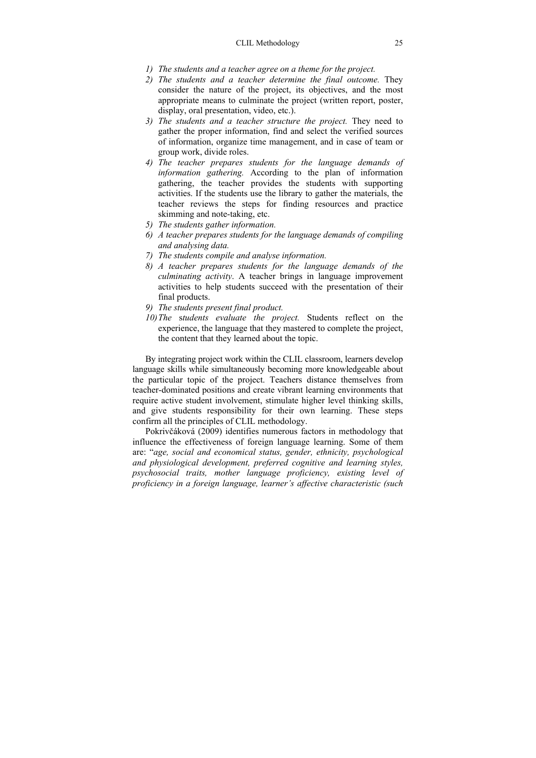1) *The students and a teacher agree on a theme for the project.*
2) *The students and a teacher determine the final outcome.* They consider the nature of the project, its objectives, and the most appropriate means to culminate the project (written report, poster, display, oral presentation, video, etc.).
3) *The students and a teacher structure the project.* They need to gather the proper information, find and select the verified sources of information, organize time management, and in case of team or group work, divide roles.
4) *The teacher prepares students for the language demands of information gathering.* According to the plan of information gathering, the teacher provides the students with supporting activities. If the students use the library to gather the materials, the teacher reviews the steps for finding resources and practice skimming and note-taking, etc.
5) *The students gather information.*
6) *A teacher prepares students for the language demands of compiling and analysing data.*
7) *The students compile and analyse information.*
8) *A teacher prepares students for the language demands of the culminating activity*. A teacher brings in language improvement activities to help students succeed with the presentation of their final products.
9) *The students present final product.*
10) *The students evaluate the project.* Students reflect on the experience, the language that they mastered to complete the project, the content that they learned about the topic.

By integrating project work within the CLIL classroom, learners develop language skills while simultaneously becoming more knowledgeable about the particular topic of the project. Teachers distance themselves from teacher-dominated positions and create vibrant learning environments that require active student involvement, stimulate higher level thinking skills, and give students responsibility for their own learning. These steps confirm all the principles of CLIL methodology.

Pokrivčáková (2009) identifies numerous factors in methodology that influence the effectiveness of foreign language learning. Some of them are: "*age, social and economical status, gender, ethnicity, psychological and physiological development, preferred cognitive and learning styles, psychosocial traits, mother language proficiency, existing level of proficiency in a foreign language, learner's affective characteristic (such*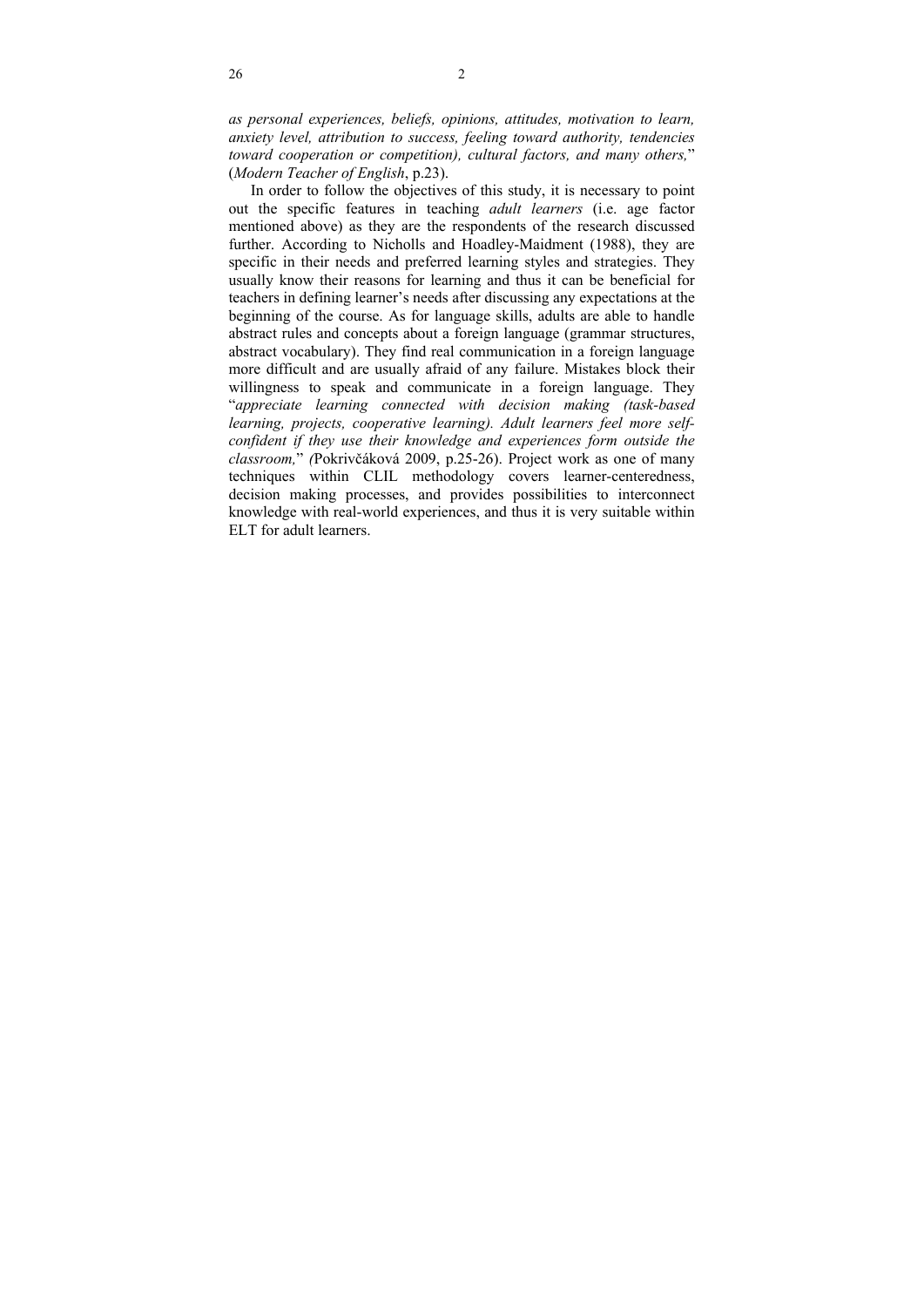*as personal experiences, beliefs, opinions, attitudes, motivation to learn, anxiety level, attribution to success, feeling toward authority, tendencies toward cooperation or competition), cultural factors, and many others,*" (*Modern Teacher of English*, p.23).

In order to follow the objectives of this study, it is necessary to point out the specific features in teaching *adult learners* (i.e. age factor mentioned above) as they are the respondents of the research discussed further. According to Nicholls and Hoadley-Maidment (1988), they are specific in their needs and preferred learning styles and strategies. They usually know their reasons for learning and thus it can be beneficial for teachers in defining learner's needs after discussing any expectations at the beginning of the course. As for language skills, adults are able to handle abstract rules and concepts about a foreign language (grammar structures, abstract vocabulary). They find real communication in a foreign language more difficult and are usually afraid of any failure. Mistakes block their willingness to speak and communicate in a foreign language. They "*appreciate learning connected with decision making (task-based learning, projects, cooperative learning). Adult learners feel more self-confident if they use their knowledge and experiences form outside the classroom,*" *(*Pokrivčáková 2009, p.25-26). Project work as one of many techniques within CLIL methodology covers learner-centeredness, decision making processes, and provides possibilities to interconnect knowledge with real-world experiences, and thus it is very suitable within ELT for adult learners.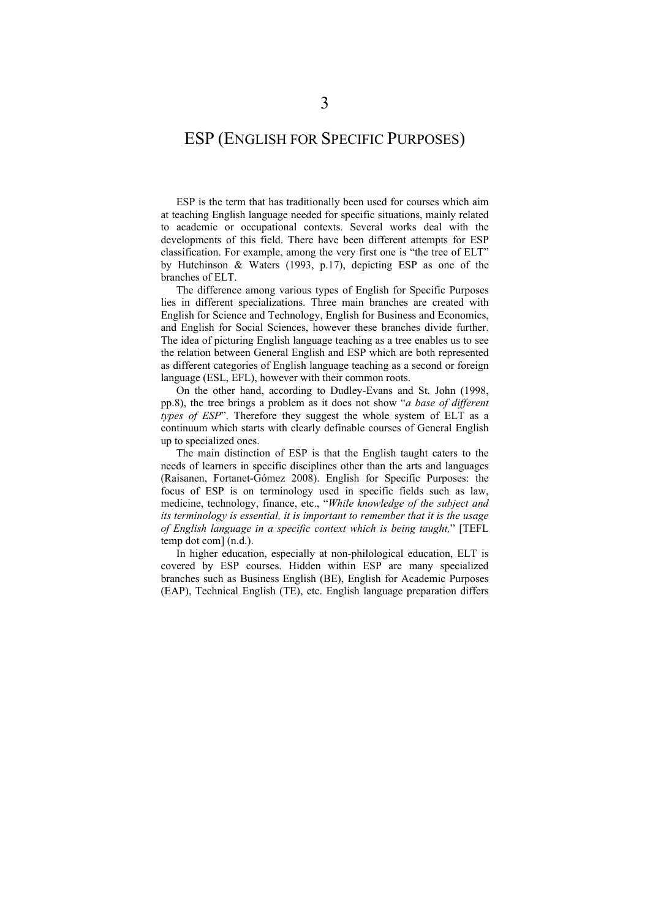# 3

# ESP (ENGLISH FOR SPECIFIC PURPOSES)

ESP is the term that has traditionally been used for courses which aim at teaching English language needed for specific situations, mainly related to academic or occupational contexts. Several works deal with the developments of this field. There have been different attempts for ESP classification. For example, among the very first one is "the tree of ELT" by Hutchinson & Waters (1993, p.17), depicting ESP as one of the branches of ELT.

The difference among various types of English for Specific Purposes lies in different specializations. Three main branches are created with English for Science and Technology, English for Business and Economics, and English for Social Sciences, however these branches divide further. The idea of picturing English language teaching as a tree enables us to see the relation between General English and ESP which are both represented as different categories of English language teaching as a second or foreign language (ESL, EFL), however with their common roots.

On the other hand, according to Dudley-Evans and St. John (1998, pp.8), the tree brings a problem as it does not show "*a base of different types of ESP*". Therefore they suggest the whole system of ELT as a continuum which starts with clearly definable courses of General English up to specialized ones.

The main distinction of ESP is that the English taught caters to the needs of learners in specific disciplines other than the arts and languages (Raisanen, Fortanet-Gómez 2008). English for Specific Purposes: the focus of ESP is on terminology used in specific fields such as law, medicine, technology, finance, etc., "*While knowledge of the subject and its terminology is essential, it is important to remember that it is the usage of English language in a specific context which is being taught,*" [TEFL temp dot com] (n.d.).

In higher education, especially at non-philological education, ELT is covered by ESP courses. Hidden within ESP are many specialized branches such as Business English (BE), English for Academic Purposes (EAP), Technical English (TE), etc. English language preparation differs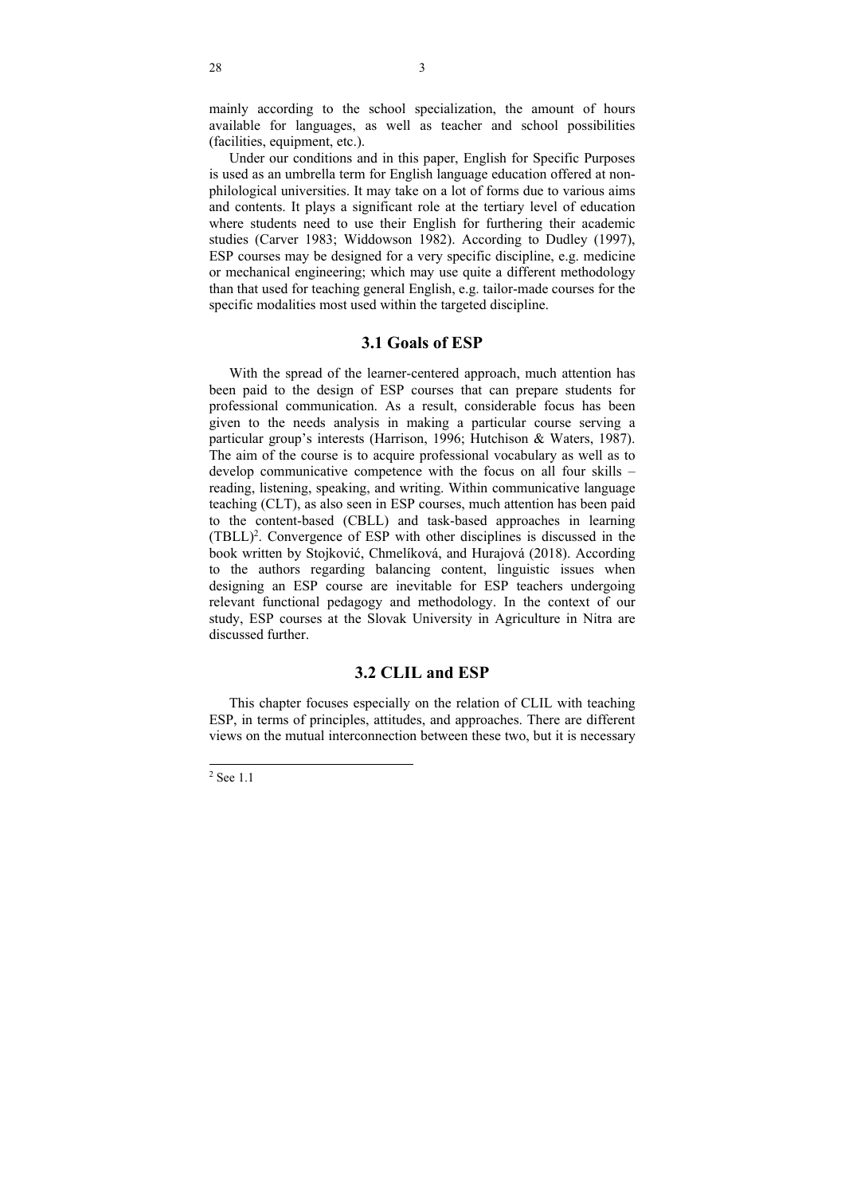mainly according to the school specialization, the amount of hours available for languages, as well as teacher and school possibilities (facilities, equipment, etc.).

Under our conditions and in this paper, English for Specific Purposes is used as an umbrella term for English language education offered at non-philological universities. It may take on a lot of forms due to various aims and contents. It plays a significant role at the tertiary level of education where students need to use their English for furthering their academic studies (Carver 1983; Widdowson 1982). According to Dudley (1997), ESP courses may be designed for a very specific discipline, e.g. medicine or mechanical engineering; which may use quite a different methodology than that used for teaching general English, e.g. tailor-made courses for the specific modalities most used within the targeted discipline.

## 3.1 Goals of ESP

With the spread of the learner-centered approach, much attention has been paid to the design of ESP courses that can prepare students for professional communication. As a result, considerable focus has been given to the needs analysis in making a particular course serving a particular group's interests (Harrison, 1996; Hutchison & Waters, 1987). The aim of the course is to acquire professional vocabulary as well as to develop communicative competence with the focus on all four skills – reading, listening, speaking, and writing. Within communicative language teaching (CLT), as also seen in ESP courses, much attention has been paid to the content-based (CBLL) and task-based approaches in learning (TBLL)[2]. Convergence of ESP with other disciplines is discussed in the book written by Stojković, Chmelíková, and Hurajová (2018). According to the authors regarding balancing content, linguistic issues when designing an ESP course are inevitable for ESP teachers undergoing relevant functional pedagogy and methodology. In the context of our study, ESP courses at the Slovak University in Agriculture in Nitra are discussed further.

## 3.2 CLIL and ESP

This chapter focuses especially on the relation of CLIL with teaching ESP, in terms of principles, attitudes, and approaches. There are different views on the mutual interconnection between these two, but it is necessary

[2] See 1.1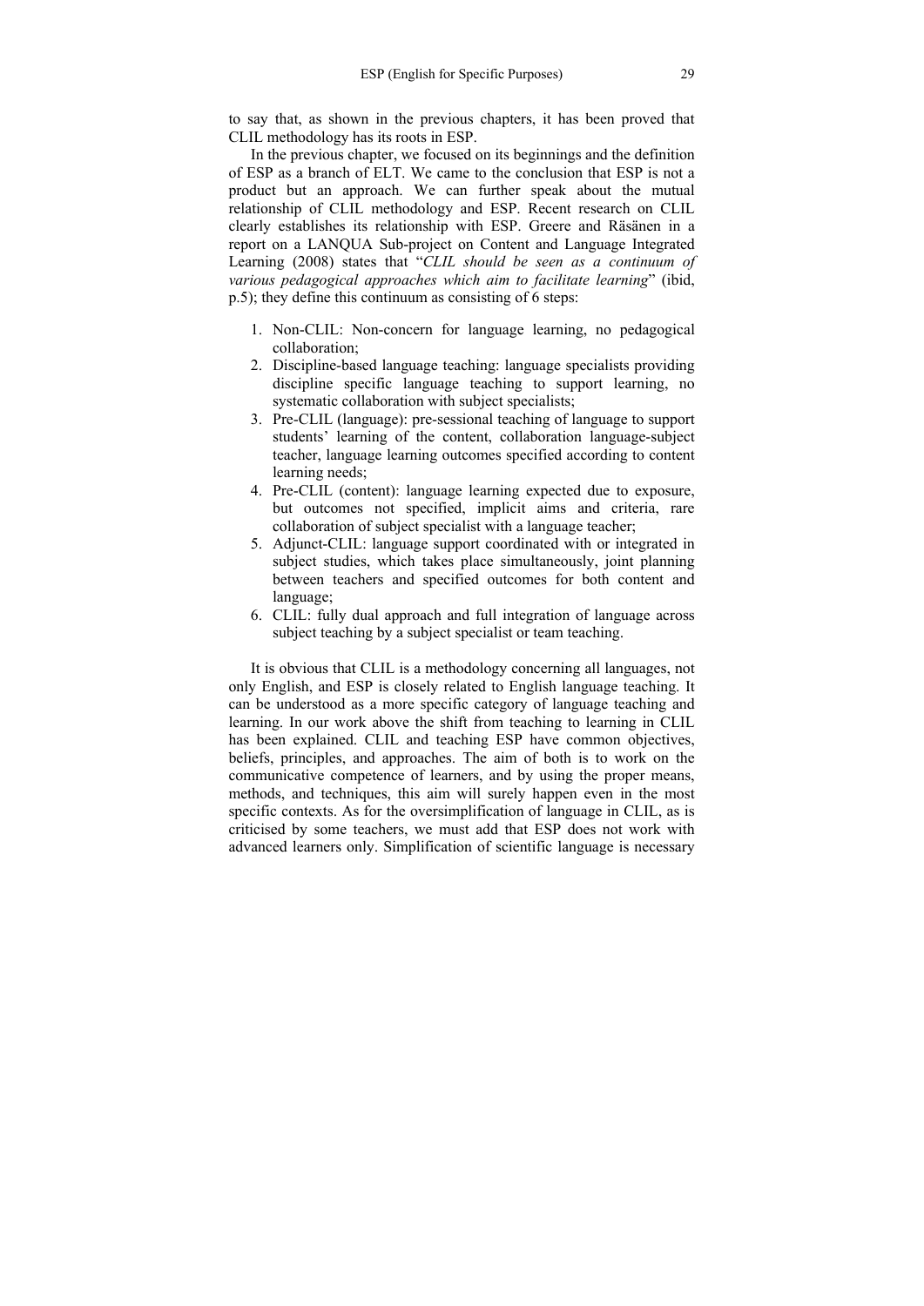to say that, as shown in the previous chapters, it has been proved that CLIL methodology has its roots in ESP.

In the previous chapter, we focused on its beginnings and the definition of ESP as a branch of ELT. We came to the conclusion that ESP is not a product but an approach. We can further speak about the mutual relationship of CLIL methodology and ESP. Recent research on CLIL clearly establishes its relationship with ESP. Greere and Räsänen in a report on a LANQUA Sub-project on Content and Language Integrated Learning (2008) states that "*CLIL should be seen as a continuum of various pedagogical approaches which aim to facilitate learning*" (ibid, p.5); they define this continuum as consisting of 6 steps:

1. Non-CLIL: Non-concern for language learning, no pedagogical collaboration;
2. Discipline-based language teaching: language specialists providing discipline specific language teaching to support learning, no systematic collaboration with subject specialists;
3. Pre-CLIL (language): pre-sessional teaching of language to support students' learning of the content, collaboration language-subject teacher, language learning outcomes specified according to content learning needs;
4. Pre-CLIL (content): language learning expected due to exposure, but outcomes not specified, implicit aims and criteria, rare collaboration of subject specialist with a language teacher;
5. Adjunct-CLIL: language support coordinated with or integrated in subject studies, which takes place simultaneously, joint planning between teachers and specified outcomes for both content and language;
6. CLIL: fully dual approach and full integration of language across subject teaching by a subject specialist or team teaching.

It is obvious that CLIL is a methodology concerning all languages, not only English, and ESP is closely related to English language teaching. It can be understood as a more specific category of language teaching and learning. In our work above the shift from teaching to learning in CLIL has been explained. CLIL and teaching ESP have common objectives, beliefs, principles, and approaches. The aim of both is to work on the communicative competence of learners, and by using the proper means, methods, and techniques, this aim will surely happen even in the most specific contexts. As for the oversimplification of language in CLIL, as is criticised by some teachers, we must add that ESP does not work with advanced learners only. Simplification of scientific language is necessary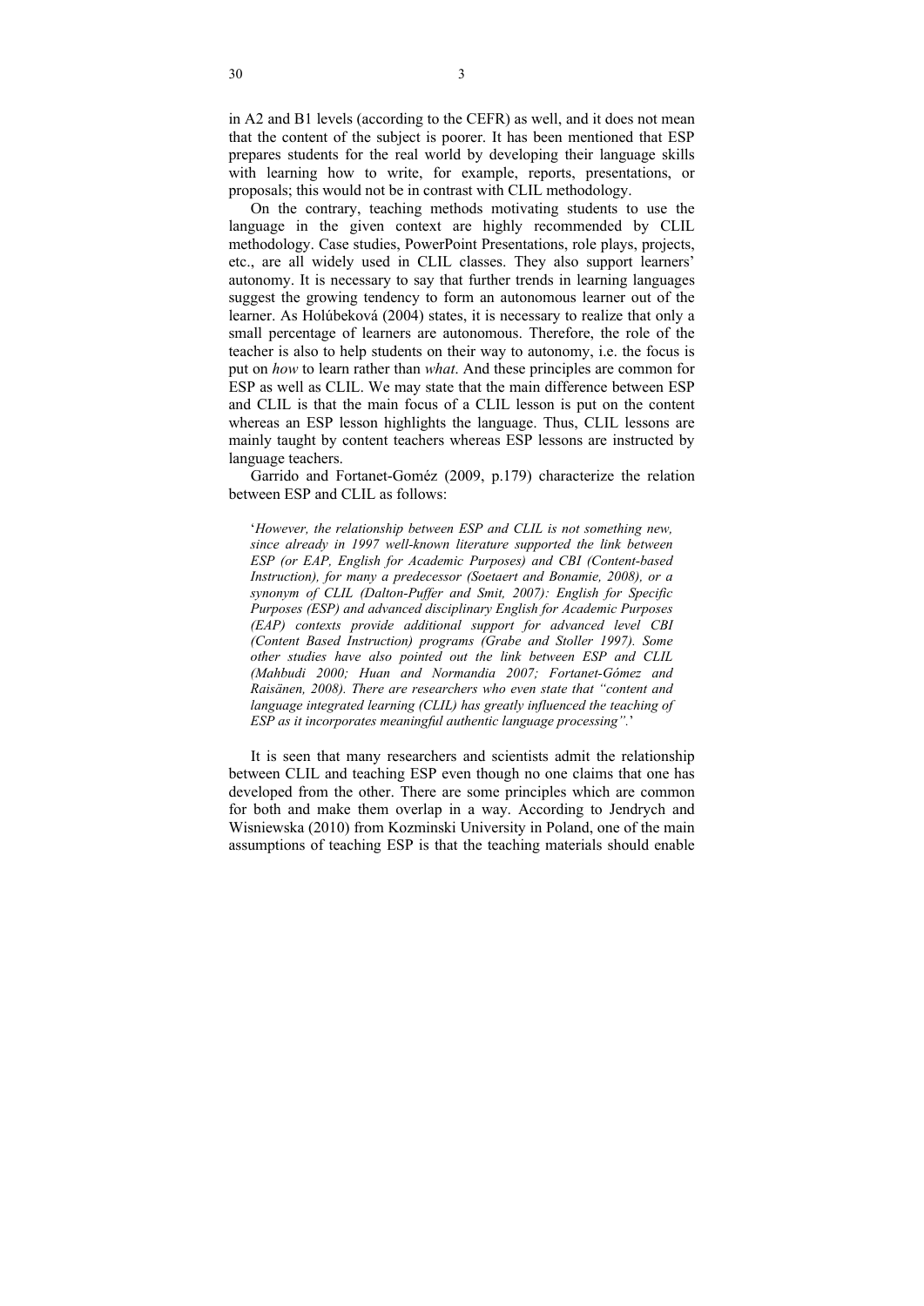in A2 and B1 levels (according to the CEFR) as well, and it does not mean that the content of the subject is poorer. It has been mentioned that ESP prepares students for the real world by developing their language skills with learning how to write, for example, reports, presentations, or proposals; this would not be in contrast with CLIL methodology.

On the contrary, teaching methods motivating students to use the language in the given context are highly recommended by CLIL methodology. Case studies, PowerPoint Presentations, role plays, projects, etc., are all widely used in CLIL classes. They also support learners' autonomy. It is necessary to say that further trends in learning languages suggest the growing tendency to form an autonomous learner out of the learner. As Holúbeková (2004) states, it is necessary to realize that only a small percentage of learners are autonomous. Therefore, the role of the teacher is also to help students on their way to autonomy, i.e. the focus is put on *how* to learn rather than *what*. And these principles are common for ESP as well as CLIL. We may state that the main difference between ESP and CLIL is that the main focus of a CLIL lesson is put on the content whereas an ESP lesson highlights the language. Thus, CLIL lessons are mainly taught by content teachers whereas ESP lessons are instructed by language teachers.

Garrido and Fortanet-Goméz (2009, p.179) characterize the relation between ESP and CLIL as follows:

> '*However, the relationship between ESP and CLIL is not something new, since already in 1997 well-known literature supported the link between ESP (or EAP, English for Academic Purposes) and CBI (Content-based Instruction), for many a predecessor (Soetaert and Bonamie, 2008), or a synonym of CLIL (Dalton-Puffer and Smit, 2007): English for Specific Purposes (ESP) and advanced disciplinary English for Academic Purposes (EAP) contexts provide additional support for advanced level CBI (Content Based Instruction) programs (Grabe and Stoller 1997). Some other studies have also pointed out the link between ESP and CLIL (Mahbudi 2000; Huan and Normandia 2007; Fortanet-Gómez and Raisänen, 2008). There are researchers who even state that "content and language integrated learning (CLIL) has greatly influenced the teaching of ESP as it incorporates meaningful authentic language processing".*'

It is seen that many researchers and scientists admit the relationship between CLIL and teaching ESP even though no one claims that one has developed from the other. There are some principles which are common for both and make them overlap in a way. According to Jendrych and Wisniewska (2010) from Kozminski University in Poland, one of the main assumptions of teaching ESP is that the teaching materials should enable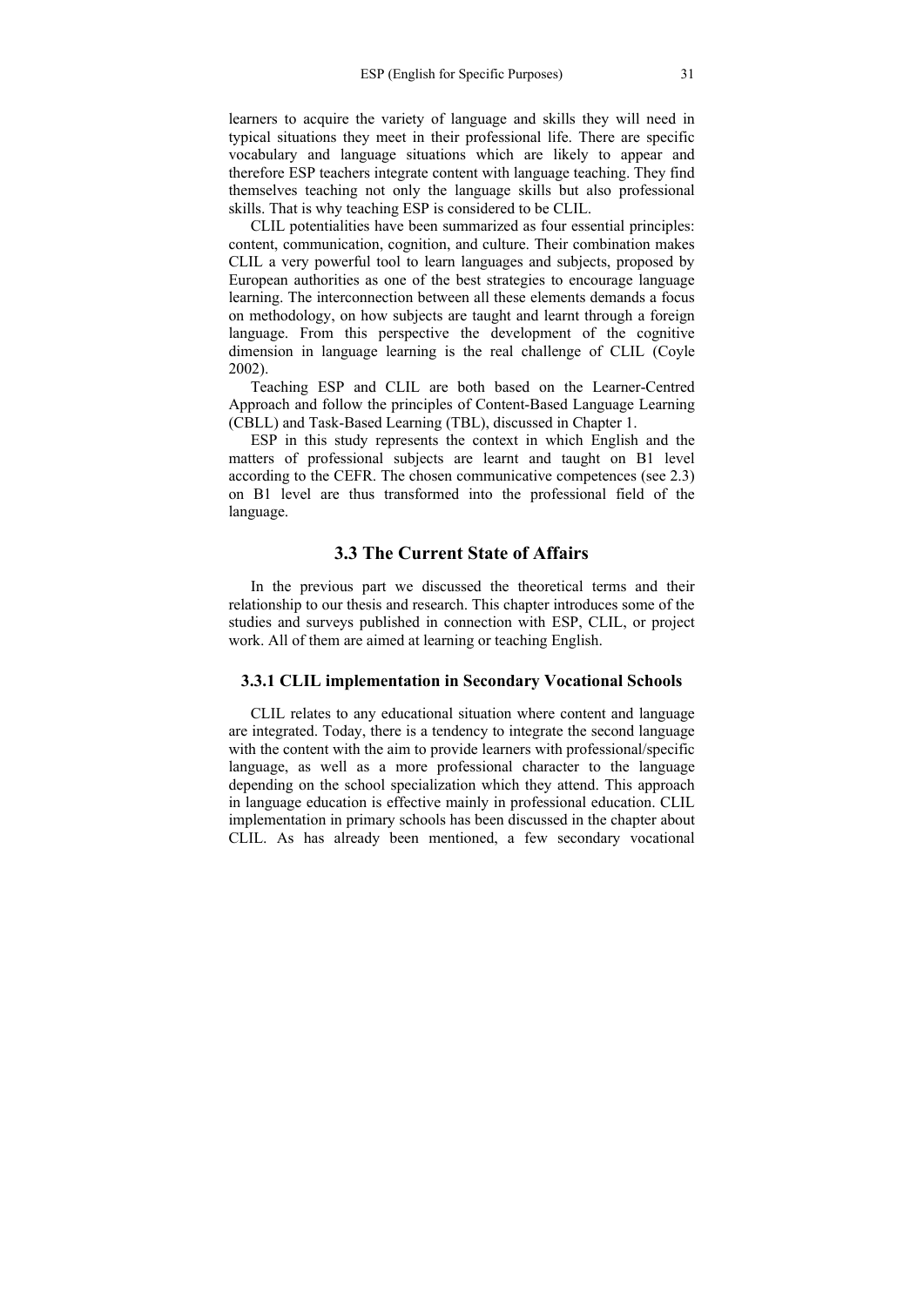learners to acquire the variety of language and skills they will need in typical situations they meet in their professional life. There are specific vocabulary and language situations which are likely to appear and therefore ESP teachers integrate content with language teaching. They find themselves teaching not only the language skills but also professional skills. That is why teaching ESP is considered to be CLIL.

CLIL potentialities have been summarized as four essential principles: content, communication, cognition, and culture. Their combination makes CLIL a very powerful tool to learn languages and subjects, proposed by European authorities as one of the best strategies to encourage language learning. The interconnection between all these elements demands a focus on methodology, on how subjects are taught and learnt through a foreign language. From this perspective the development of the cognitive dimension in language learning is the real challenge of CLIL (Coyle 2002).

Teaching ESP and CLIL are both based on the Learner-Centred Approach and follow the principles of Content-Based Language Learning (CBLL) and Task-Based Learning (TBL), discussed in Chapter 1.

ESP in this study represents the context in which English and the matters of professional subjects are learnt and taught on B1 level according to the CEFR. The chosen communicative competences (see 2.3) on B1 level are thus transformed into the professional field of the language.

## 3.3 The Current State of Affairs

In the previous part we discussed the theoretical terms and their relationship to our thesis and research. This chapter introduces some of the studies and surveys published in connection with ESP, CLIL, or project work. All of them are aimed at learning or teaching English.

### 3.3.1 CLIL implementation in Secondary Vocational Schools

CLIL relates to any educational situation where content and language are integrated. Today, there is a tendency to integrate the second language with the content with the aim to provide learners with professional/specific language, as well as a more professional character to the language depending on the school specialization which they attend. This approach in language education is effective mainly in professional education. CLIL implementation in primary schools has been discussed in the chapter about CLIL. As has already been mentioned, a few secondary vocational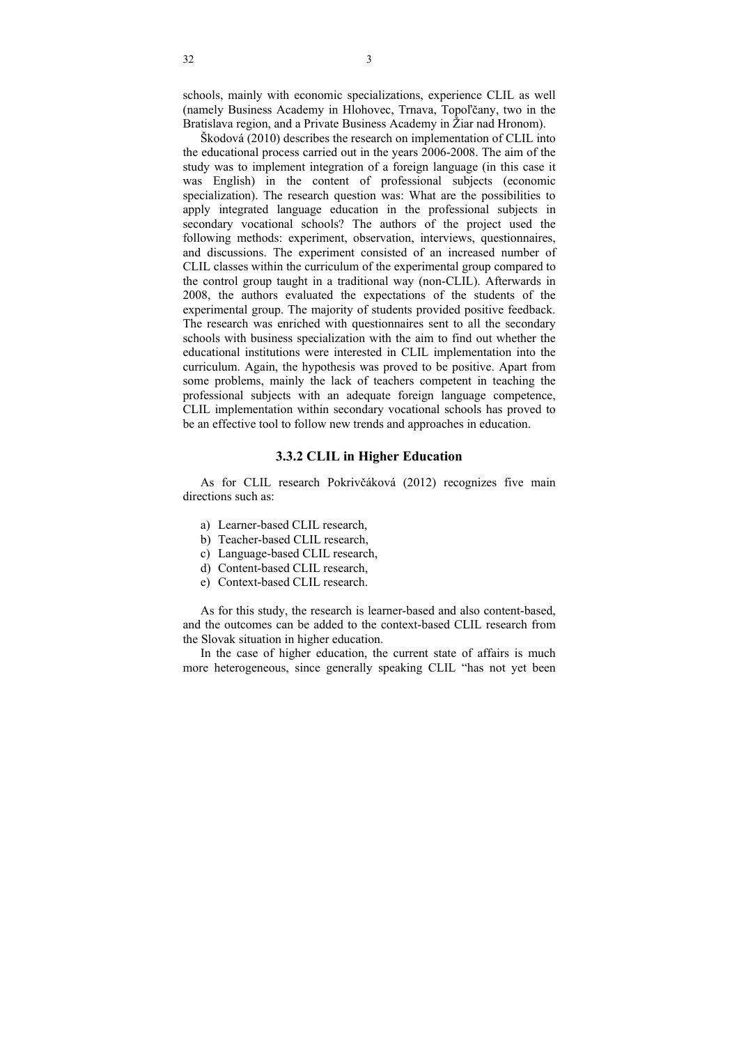schools, mainly with economic specializations, experience CLIL as well (namely Business Academy in Hlohovec, Trnava, Topoľčany, two in the Bratislava region, and a Private Business Academy in Žiar nad Hronom).

Škodová (2010) describes the research on implementation of CLIL into the educational process carried out in the years 2006-2008. The aim of the study was to implement integration of a foreign language (in this case it was English) in the content of professional subjects (economic specialization). The research question was: What are the possibilities to apply integrated language education in the professional subjects in secondary vocational schools? The authors of the project used the following methods: experiment, observation, interviews, questionnaires, and discussions. The experiment consisted of an increased number of CLIL classes within the curriculum of the experimental group compared to the control group taught in a traditional way (non-CLIL). Afterwards in 2008, the authors evaluated the expectations of the students of the experimental group. The majority of students provided positive feedback. The research was enriched with questionnaires sent to all the secondary schools with business specialization with the aim to find out whether the educational institutions were interested in CLIL implementation into the curriculum. Again, the hypothesis was proved to be positive. Apart from some problems, mainly the lack of teachers competent in teaching the professional subjects with an adequate foreign language competence, CLIL implementation within secondary vocational schools has proved to be an effective tool to follow new trends and approaches in education.

### 3.3.2 CLIL in Higher Education

As for CLIL research Pokrivčáková (2012) recognizes five main directions such as:

a) Learner-based CLIL research,
b) Teacher-based CLIL research,
c) Language-based CLIL research,
d) Content-based CLIL research,
e) Context-based CLIL research.

As for this study, the research is learner-based and also content-based, and the outcomes can be added to the context-based CLIL research from the Slovak situation in higher education.

In the case of higher education, the current state of affairs is much more heterogeneous, since generally speaking CLIL "has not yet been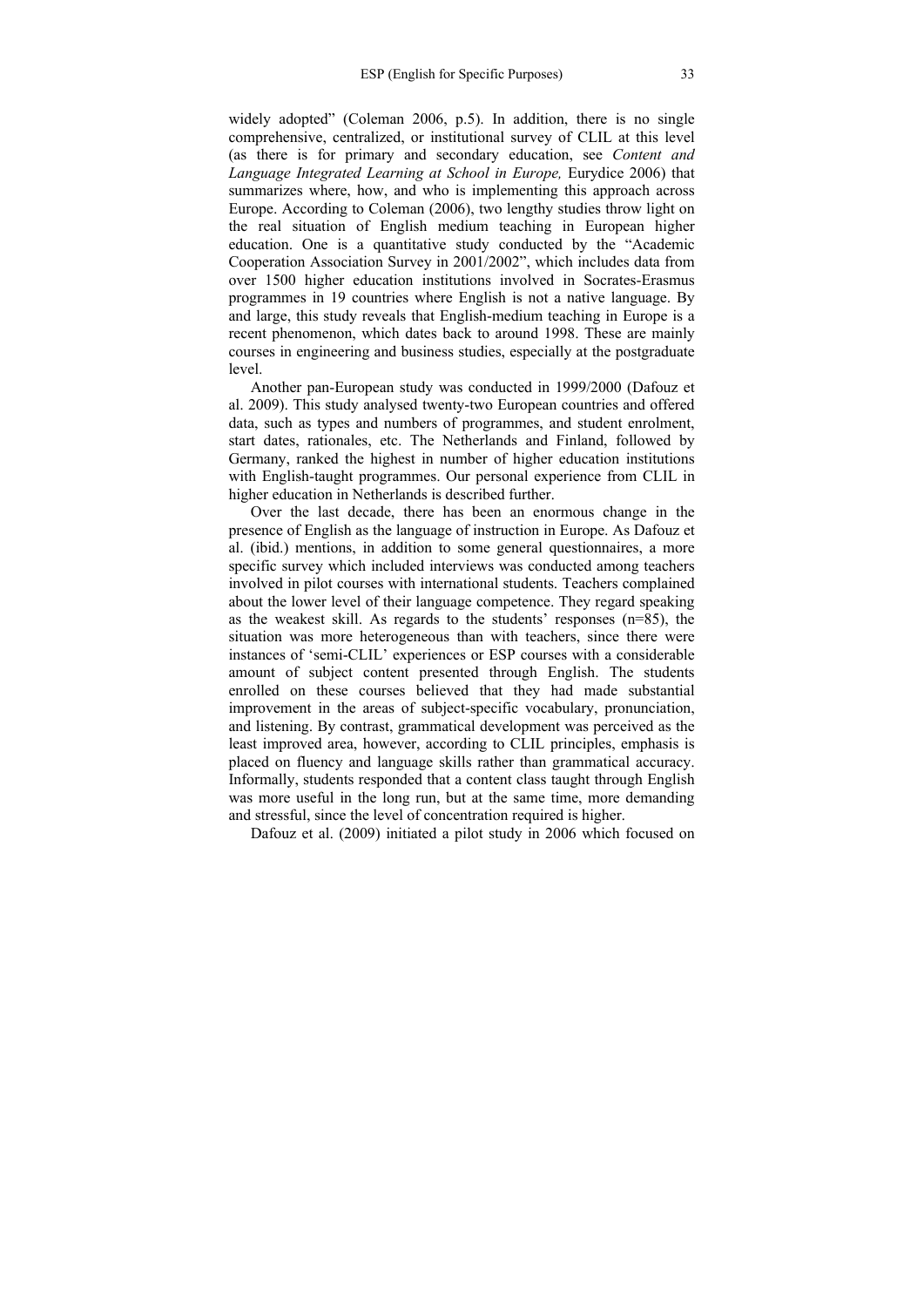widely adopted" (Coleman 2006, p.5). In addition, there is no single comprehensive, centralized, or institutional survey of CLIL at this level (as there is for primary and secondary education, see *Content and Language Integrated Learning at School in Europe,* Eurydice 2006) that summarizes where, how, and who is implementing this approach across Europe. According to Coleman (2006), two lengthy studies throw light on the real situation of English medium teaching in European higher education. One is a quantitative study conducted by the "Academic Cooperation Association Survey in 2001/2002", which includes data from over 1500 higher education institutions involved in Socrates-Erasmus programmes in 19 countries where English is not a native language. By and large, this study reveals that English-medium teaching in Europe is a recent phenomenon, which dates back to around 1998. These are mainly courses in engineering and business studies, especially at the postgraduate level.

Another pan-European study was conducted in 1999/2000 (Dafouz et al. 2009). This study analysed twenty-two European countries and offered data, such as types and numbers of programmes, and student enrolment, start dates, rationales, etc. The Netherlands and Finland, followed by Germany, ranked the highest in number of higher education institutions with English-taught programmes. Our personal experience from CLIL in higher education in Netherlands is described further.

Over the last decade, there has been an enormous change in the presence of English as the language of instruction in Europe. As Dafouz et al. (ibid.) mentions, in addition to some general questionnaires, a more specific survey which included interviews was conducted among teachers involved in pilot courses with international students. Teachers complained about the lower level of their language competence. They regard speaking as the weakest skill. As regards to the students' responses (n=85), the situation was more heterogeneous than with teachers, since there were instances of 'semi-CLIL' experiences or ESP courses with a considerable amount of subject content presented through English. The students enrolled on these courses believed that they had made substantial improvement in the areas of subject-specific vocabulary, pronunciation, and listening. By contrast, grammatical development was perceived as the least improved area, however, according to CLIL principles, emphasis is placed on fluency and language skills rather than grammatical accuracy. Informally, students responded that a content class taught through English was more useful in the long run, but at the same time, more demanding and stressful, since the level of concentration required is higher.

Dafouz et al. (2009) initiated a pilot study in 2006 which focused on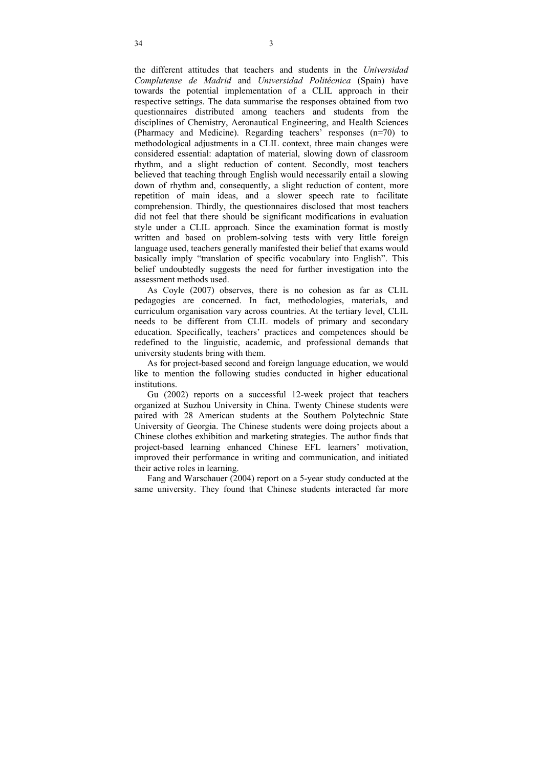the different attitudes that teachers and students in the *Universidad Complutense de Madrid* and *Universidad Politécnica* (Spain) have towards the potential implementation of a CLIL approach in their respective settings. The data summarise the responses obtained from two questionnaires distributed among teachers and students from the disciplines of Chemistry, Aeronautical Engineering, and Health Sciences (Pharmacy and Medicine). Regarding teachers' responses (n=70) to methodological adjustments in a CLIL context, three main changes were considered essential: adaptation of material, slowing down of classroom rhythm, and a slight reduction of content. Secondly, most teachers believed that teaching through English would necessarily entail a slowing down of rhythm and, consequently, a slight reduction of content, more repetition of main ideas, and a slower speech rate to facilitate comprehension. Thirdly, the questionnaires disclosed that most teachers did not feel that there should be significant modifications in evaluation style under a CLIL approach. Since the examination format is mostly written and based on problem-solving tests with very little foreign language used, teachers generally manifested their belief that exams would basically imply "translation of specific vocabulary into English". This belief undoubtedly suggests the need for further investigation into the assessment methods used.

As Coyle (2007) observes, there is no cohesion as far as CLIL pedagogies are concerned. In fact, methodologies, materials, and curriculum organisation vary across countries. At the tertiary level, CLIL needs to be different from CLIL models of primary and secondary education. Specifically, teachers' practices and competences should be redefined to the linguistic, academic, and professional demands that university students bring with them.

As for project-based second and foreign language education, we would like to mention the following studies conducted in higher educational institutions.

Gu (2002) reports on a successful 12-week project that teachers organized at Suzhou University in China. Twenty Chinese students were paired with 28 American students at the Southern Polytechnic State University of Georgia. The Chinese students were doing projects about a Chinese clothes exhibition and marketing strategies. The author finds that project-based learning enhanced Chinese EFL learners' motivation, improved their performance in writing and communication, and initiated their active roles in learning.

Fang and Warschauer (2004) report on a 5-year study conducted at the same university. They found that Chinese students interacted far more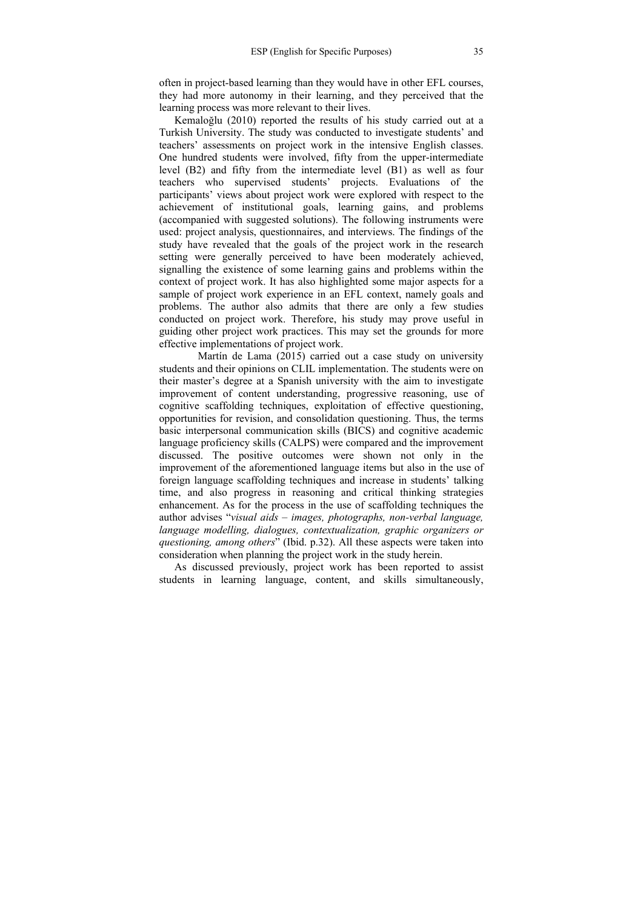often in project-based learning than they would have in other EFL courses, they had more autonomy in their learning, and they perceived that the learning process was more relevant to their lives.

Kemaloğlu (2010) reported the results of his study carried out at a Turkish University. The study was conducted to investigate students' and teachers' assessments on project work in the intensive English classes. One hundred students were involved, fifty from the upper-intermediate level (B2) and fifty from the intermediate level (B1) as well as four teachers who supervised students' projects. Evaluations of the participants' views about project work were explored with respect to the achievement of institutional goals, learning gains, and problems (accompanied with suggested solutions). The following instruments were used: project analysis, questionnaires, and interviews. The findings of the study have revealed that the goals of the project work in the research setting were generally perceived to have been moderately achieved, signalling the existence of some learning gains and problems within the context of project work. It has also highlighted some major aspects for a sample of project work experience in an EFL context, namely goals and problems. The author also admits that there are only a few studies conducted on project work. Therefore, his study may prove useful in guiding other project work practices. This may set the grounds for more effective implementations of project work.

Martín de Lama (2015) carried out a case study on university students and their opinions on CLIL implementation. The students were on their master's degree at a Spanish university with the aim to investigate improvement of content understanding, progressive reasoning, use of cognitive scaffolding techniques, exploitation of effective questioning, opportunities for revision, and consolidation questioning. Thus, the terms basic interpersonal communication skills (BICS) and cognitive academic language proficiency skills (CALPS) were compared and the improvement discussed. The positive outcomes were shown not only in the improvement of the aforementioned language items but also in the use of foreign language scaffolding techniques and increase in students' talking time, and also progress in reasoning and critical thinking strategies enhancement. As for the process in the use of scaffolding techniques the author advises "*visual aids – images, photographs, non-verbal language, language modelling, dialogues, contextualization, graphic organizers or questioning, among others*" (Ibid. p.32). All these aspects were taken into consideration when planning the project work in the study herein.

As discussed previously, project work has been reported to assist students in learning language, content, and skills simultaneously,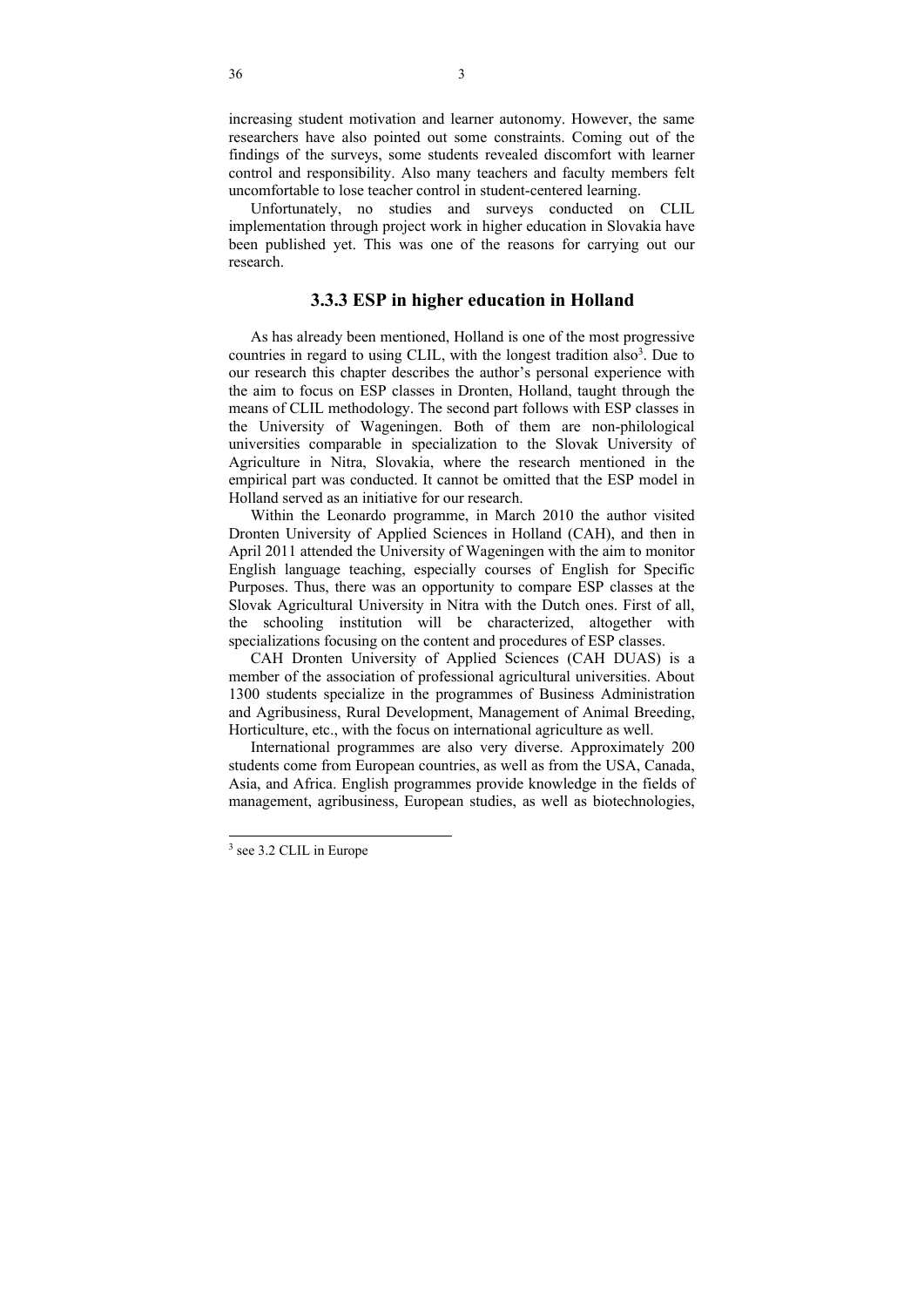increasing student motivation and learner autonomy. However, the same researchers have also pointed out some constraints. Coming out of the findings of the surveys, some students revealed discomfort with learner control and responsibility. Also many teachers and faculty members felt uncomfortable to lose teacher control in student-centered learning.

Unfortunately, no studies and surveys conducted on CLIL implementation through project work in higher education in Slovakia have been published yet. This was one of the reasons for carrying out our research.

### 3.3.3 ESP in higher education in Holland

As has already been mentioned, Holland is one of the most progressive countries in regard to using CLIL, with the longest tradition also[3]. Due to our research this chapter describes the author's personal experience with the aim to focus on ESP classes in Dronten, Holland, taught through the means of CLIL methodology. The second part follows with ESP classes in the University of Wageningen. Both of them are non-philological universities comparable in specialization to the Slovak University of Agriculture in Nitra, Slovakia, where the research mentioned in the empirical part was conducted. It cannot be omitted that the ESP model in Holland served as an initiative for our research.

Within the Leonardo programme, in March 2010 the author visited Dronten University of Applied Sciences in Holland (CAH), and then in April 2011 attended the University of Wageningen with the aim to monitor English language teaching, especially courses of English for Specific Purposes. Thus, there was an opportunity to compare ESP classes at the Slovak Agricultural University in Nitra with the Dutch ones. First of all, the schooling institution will be characterized, altogether with specializations focusing on the content and procedures of ESP classes.

CAH Dronten University of Applied Sciences (CAH DUAS) is a member of the association of professional agricultural universities. About 1300 students specialize in the programmes of Business Administration and Agribusiness, Rural Development, Management of Animal Breeding, Horticulture, etc., with the focus on international agriculture as well.

International programmes are also very diverse. Approximately 200 students come from European countries, as well as from the USA, Canada, Asia, and Africa. English programmes provide knowledge in the fields of management, agribusiness, European studies, as well as biotechnologies,

---

[3] see 3.2 CLIL in Europe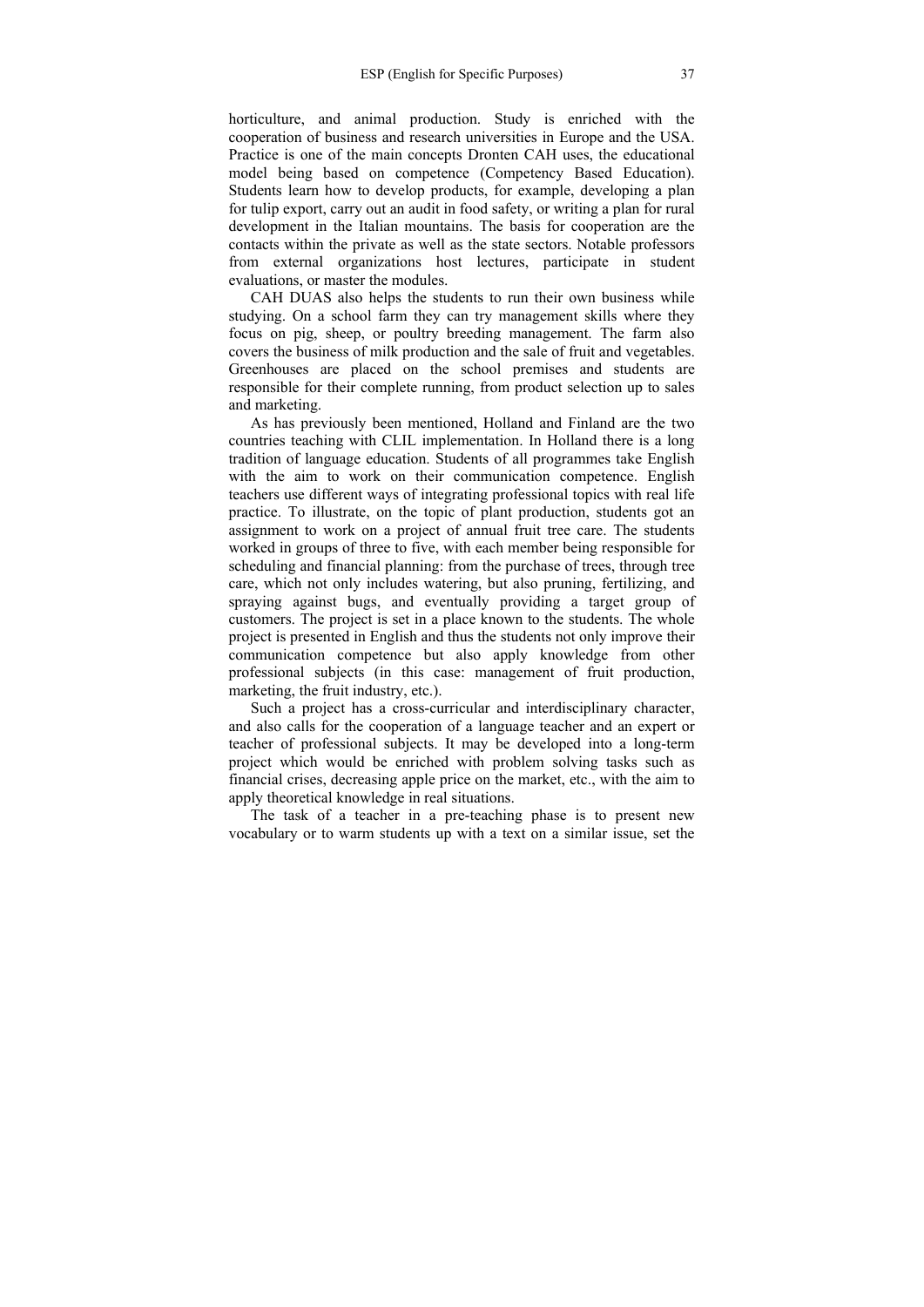horticulture, and animal production. Study is enriched with the cooperation of business and research universities in Europe and the USA. Practice is one of the main concepts Dronten CAH uses, the educational model being based on competence (Competency Based Education). Students learn how to develop products, for example, developing a plan for tulip export, carry out an audit in food safety, or writing a plan for rural development in the Italian mountains. The basis for cooperation are the contacts within the private as well as the state sectors. Notable professors from external organizations host lectures, participate in student evaluations, or master the modules.

CAH DUAS also helps the students to run their own business while studying. On a school farm they can try management skills where they focus on pig, sheep, or poultry breeding management. The farm also covers the business of milk production and the sale of fruit and vegetables. Greenhouses are placed on the school premises and students are responsible for their complete running, from product selection up to sales and marketing.

As has previously been mentioned, Holland and Finland are the two countries teaching with CLIL implementation. In Holland there is a long tradition of language education. Students of all programmes take English with the aim to work on their communication competence. English teachers use different ways of integrating professional topics with real life practice. To illustrate, on the topic of plant production, students got an assignment to work on a project of annual fruit tree care. The students worked in groups of three to five, with each member being responsible for scheduling and financial planning: from the purchase of trees, through tree care, which not only includes watering, but also pruning, fertilizing, and spraying against bugs, and eventually providing a target group of customers. The project is set in a place known to the students. The whole project is presented in English and thus the students not only improve their communication competence but also apply knowledge from other professional subjects (in this case: management of fruit production, marketing, the fruit industry, etc.).

Such a project has a cross-curricular and interdisciplinary character, and also calls for the cooperation of a language teacher and an expert or teacher of professional subjects. It may be developed into a long-term project which would be enriched with problem solving tasks such as financial crises, decreasing apple price on the market, etc., with the aim to apply theoretical knowledge in real situations.

The task of a teacher in a pre-teaching phase is to present new vocabulary or to warm students up with a text on a similar issue, set the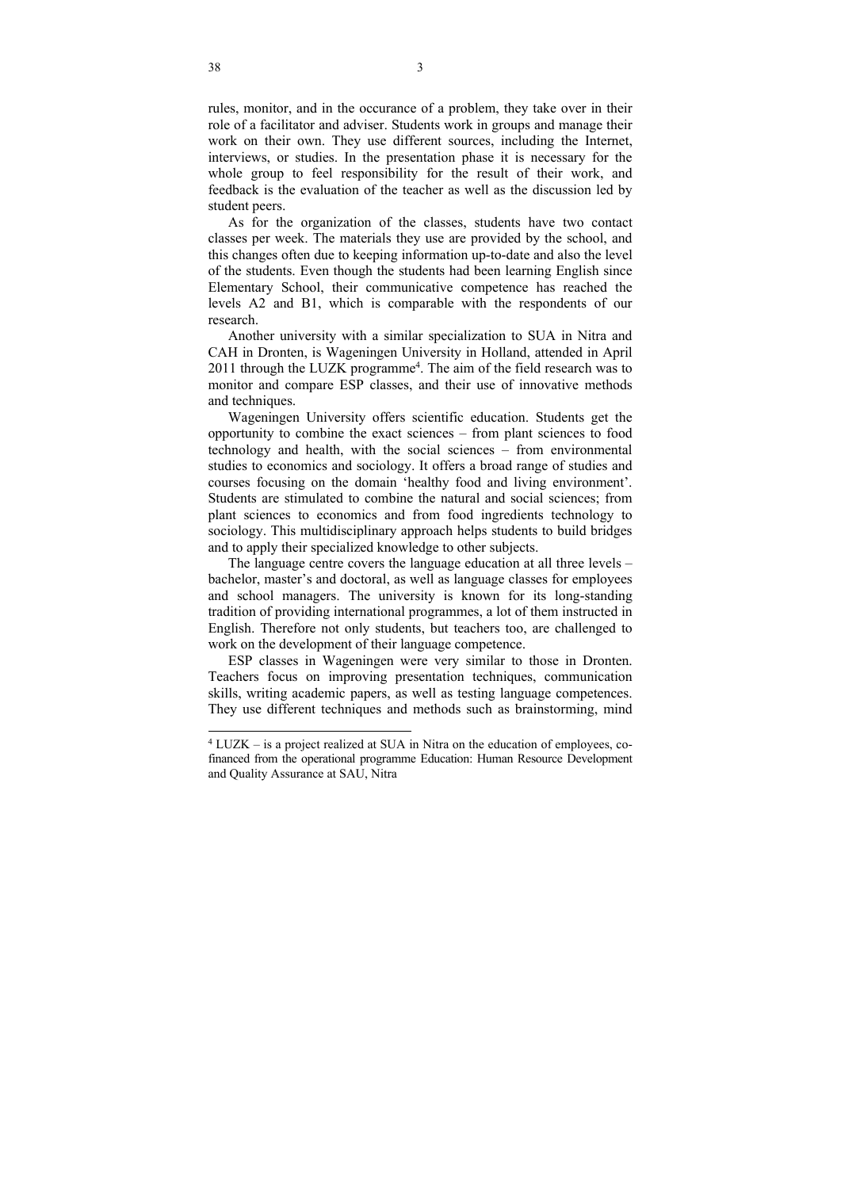rules, monitor, and in the occurance of a problem, they take over in their role of a facilitator and adviser. Students work in groups and manage their work on their own. They use different sources, including the Internet, interviews, or studies. In the presentation phase it is necessary for the whole group to feel responsibility for the result of their work, and feedback is the evaluation of the teacher as well as the discussion led by student peers.

As for the organization of the classes, students have two contact classes per week. The materials they use are provided by the school, and this changes often due to keeping information up-to-date and also the level of the students. Even though the students had been learning English since Elementary School, their communicative competence has reached the levels A2 and B1, which is comparable with the respondents of our research.

Another university with a similar specialization to SUA in Nitra and CAH in Dronten, is Wageningen University in Holland, attended in April 2011 through the LUZK programme[4]. The aim of the field research was to monitor and compare ESP classes, and their use of innovative methods and techniques.

Wageningen University offers scientific education. Students get the opportunity to combine the exact sciences – from plant sciences to food technology and health, with the social sciences – from environmental studies to economics and sociology. It offers a broad range of studies and courses focusing on the domain 'healthy food and living environment'. Students are stimulated to combine the natural and social sciences; from plant sciences to economics and from food ingredients technology to sociology. This multidisciplinary approach helps students to build bridges and to apply their specialized knowledge to other subjects.

The language centre covers the language education at all three levels – bachelor, master's and doctoral, as well as language classes for employees and school managers. The university is known for its long-standing tradition of providing international programmes, a lot of them instructed in English. Therefore not only students, but teachers too, are challenged to work on the development of their language competence.

ESP classes in Wageningen were very similar to those in Dronten. Teachers focus on improving presentation techniques, communication skills, writing academic papers, as well as testing language competences. They use different techniques and methods such as brainstorming, mind

[4] LUZK – is a project realized at SUA in Nitra on the education of employees, co-financed from the operational programme Education: Human Resource Development and Quality Assurance at SAU, Nitra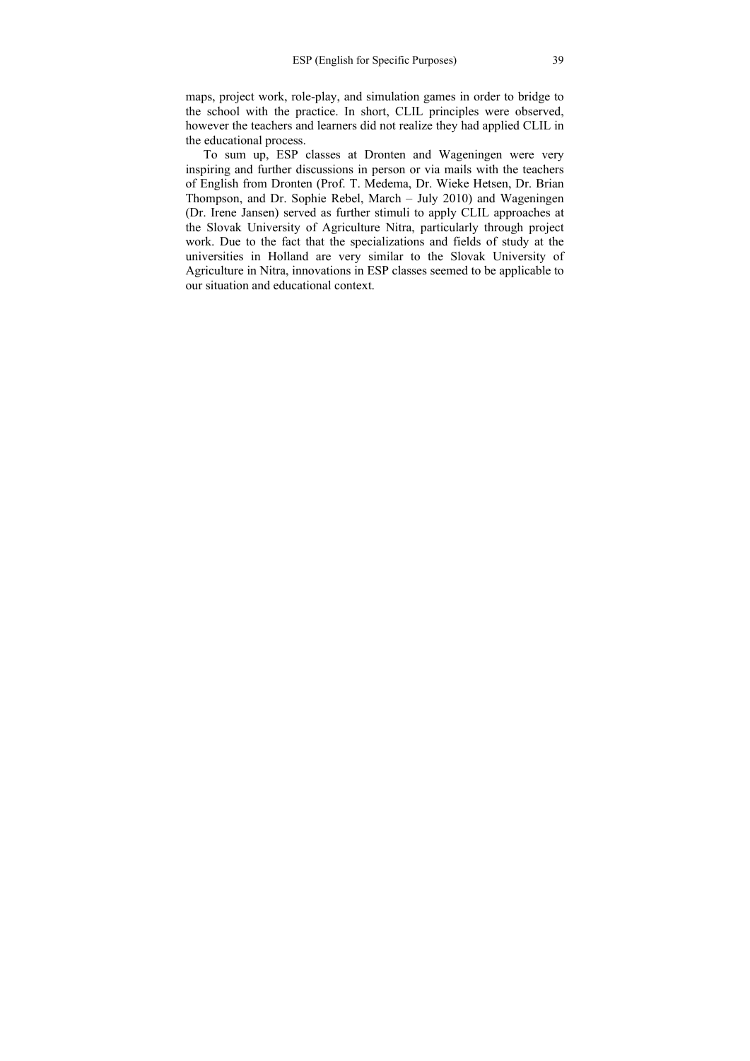maps, project work, role-play, and simulation games in order to bridge to the school with the practice. In short, CLIL principles were observed, however the teachers and learners did not realize they had applied CLIL in the educational process.

To sum up, ESP classes at Dronten and Wageningen were very inspiring and further discussions in person or via mails with the teachers of English from Dronten (Prof. T. Medema, Dr. Wieke Hetsen, Dr. Brian Thompson, and Dr. Sophie Rebel, March – July 2010) and Wageningen (Dr. Irene Jansen) served as further stimuli to apply CLIL approaches at the Slovak University of Agriculture Nitra, particularly through project work. Due to the fact that the specializations and fields of study at the universities in Holland are very similar to the Slovak University of Agriculture in Nitra, innovations in ESP classes seemed to be applicable to our situation and educational context.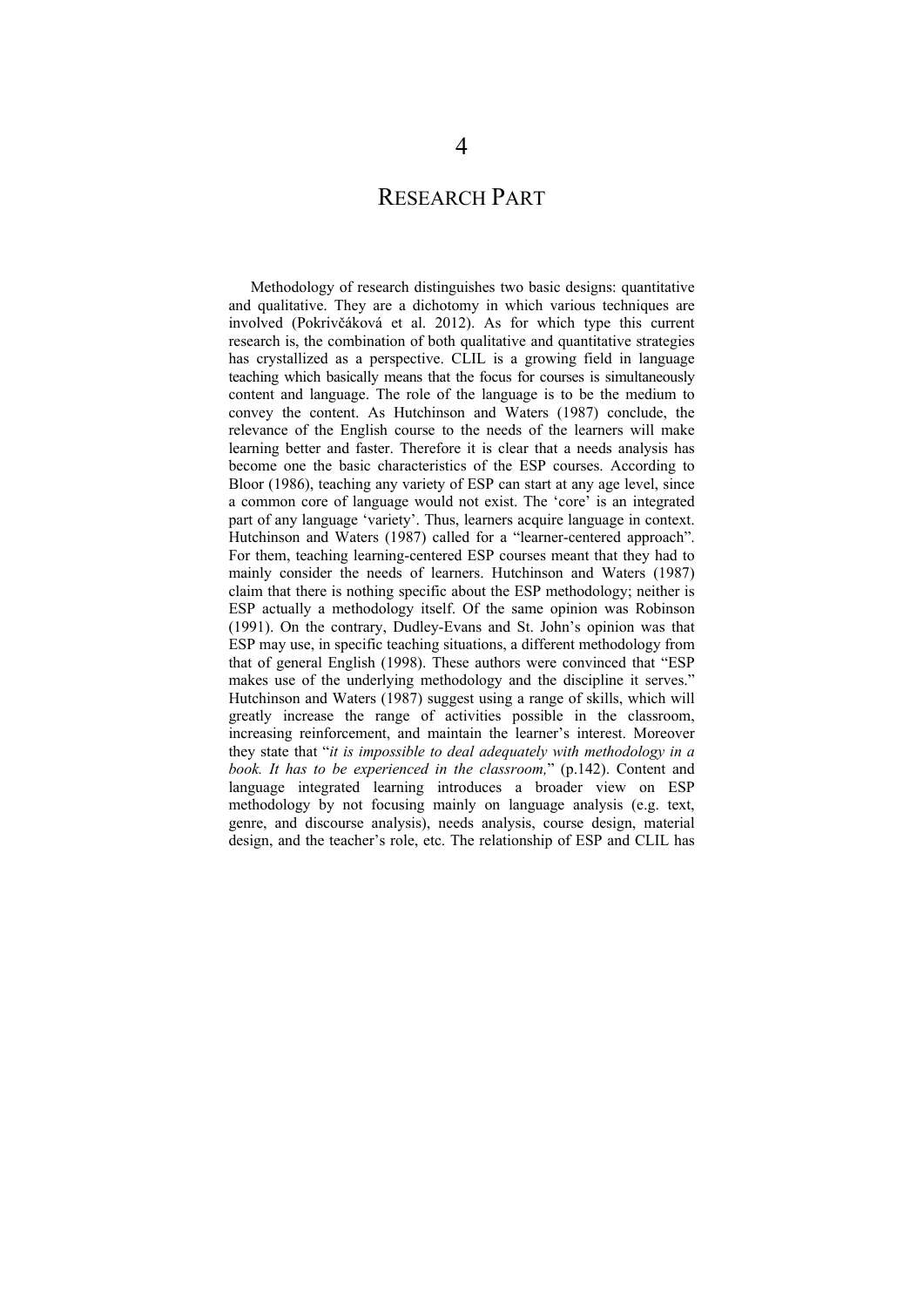# 4

# RESEARCH PART

Methodology of research distinguishes two basic designs: quantitative and qualitative. They are a dichotomy in which various techniques are involved (Pokrivčáková et al. 2012). As for which type this current research is, the combination of both qualitative and quantitative strategies has crystallized as a perspective. CLIL is a growing field in language teaching which basically means that the focus for courses is simultaneously content and language. The role of the language is to be the medium to convey the content. As Hutchinson and Waters (1987) conclude, the relevance of the English course to the needs of the learners will make learning better and faster. Therefore it is clear that a needs analysis has become one the basic characteristics of the ESP courses. According to Bloor (1986), teaching any variety of ESP can start at any age level, since a common core of language would not exist. The 'core' is an integrated part of any language 'variety'. Thus, learners acquire language in context. Hutchinson and Waters (1987) called for a "learner-centered approach". For them, teaching learning-centered ESP courses meant that they had to mainly consider the needs of learners. Hutchinson and Waters (1987) claim that there is nothing specific about the ESP methodology; neither is ESP actually a methodology itself. Of the same opinion was Robinson (1991). On the contrary, Dudley-Evans and St. John's opinion was that ESP may use, in specific teaching situations, a different methodology from that of general English (1998). These authors were convinced that "ESP makes use of the underlying methodology and the discipline it serves." Hutchinson and Waters (1987) suggest using a range of skills, which will greatly increase the range of activities possible in the classroom, increasing reinforcement, and maintain the learner's interest. Moreover they state that "*it is impossible to deal adequately with methodology in a book. It has to be experienced in the classroom,*" (p.142). Content and language integrated learning introduces a broader view on ESP methodology by not focusing mainly on language analysis (e.g. text, genre, and discourse analysis), needs analysis, course design, material design, and the teacher's role, etc. The relationship of ESP and CLIL has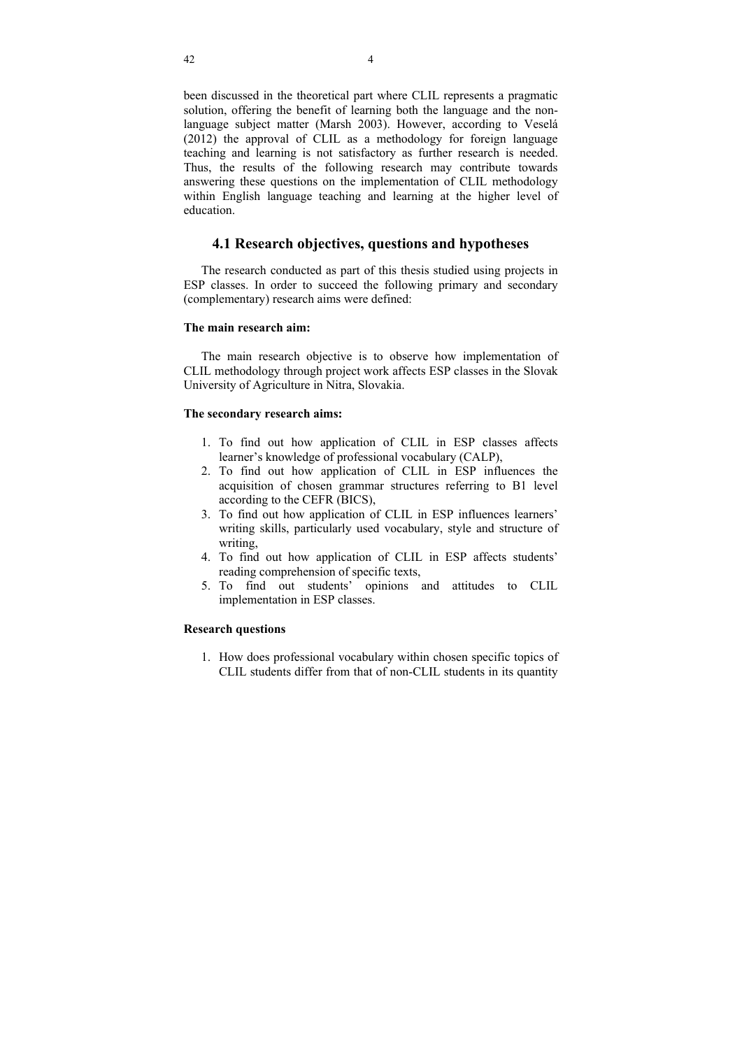been discussed in the theoretical part where CLIL represents a pragmatic solution, offering the benefit of learning both the language and the non-language subject matter (Marsh 2003). However, according to Veselá (2012) the approval of CLIL as a methodology for foreign language teaching and learning is not satisfactory as further research is needed. Thus, the results of the following research may contribute towards answering these questions on the implementation of CLIL methodology within English language teaching and learning at the higher level of education.

## 4.1 Research objectives, questions and hypotheses

The research conducted as part of this thesis studied using projects in ESP classes. In order to succeed the following primary and secondary (complementary) research aims were defined:

**The main research aim:**

The main research objective is to observe how implementation of CLIL methodology through project work affects ESP classes in the Slovak University of Agriculture in Nitra, Slovakia.

**The secondary research aims:**

1. To find out how application of CLIL in ESP classes affects learner's knowledge of professional vocabulary (CALP),
2. To find out how application of CLIL in ESP influences the acquisition of chosen grammar structures referring to B1 level according to the CEFR (BICS),
3. To find out how application of CLIL in ESP influences learners' writing skills, particularly used vocabulary, style and structure of writing,
4. To find out how application of CLIL in ESP affects students' reading comprehension of specific texts,
5. To find out students' opinions and attitudes to CLIL implementation in ESP classes.

**Research questions**

1. How does professional vocabulary within chosen specific topics of CLIL students differ from that of non-CLIL students in its quantity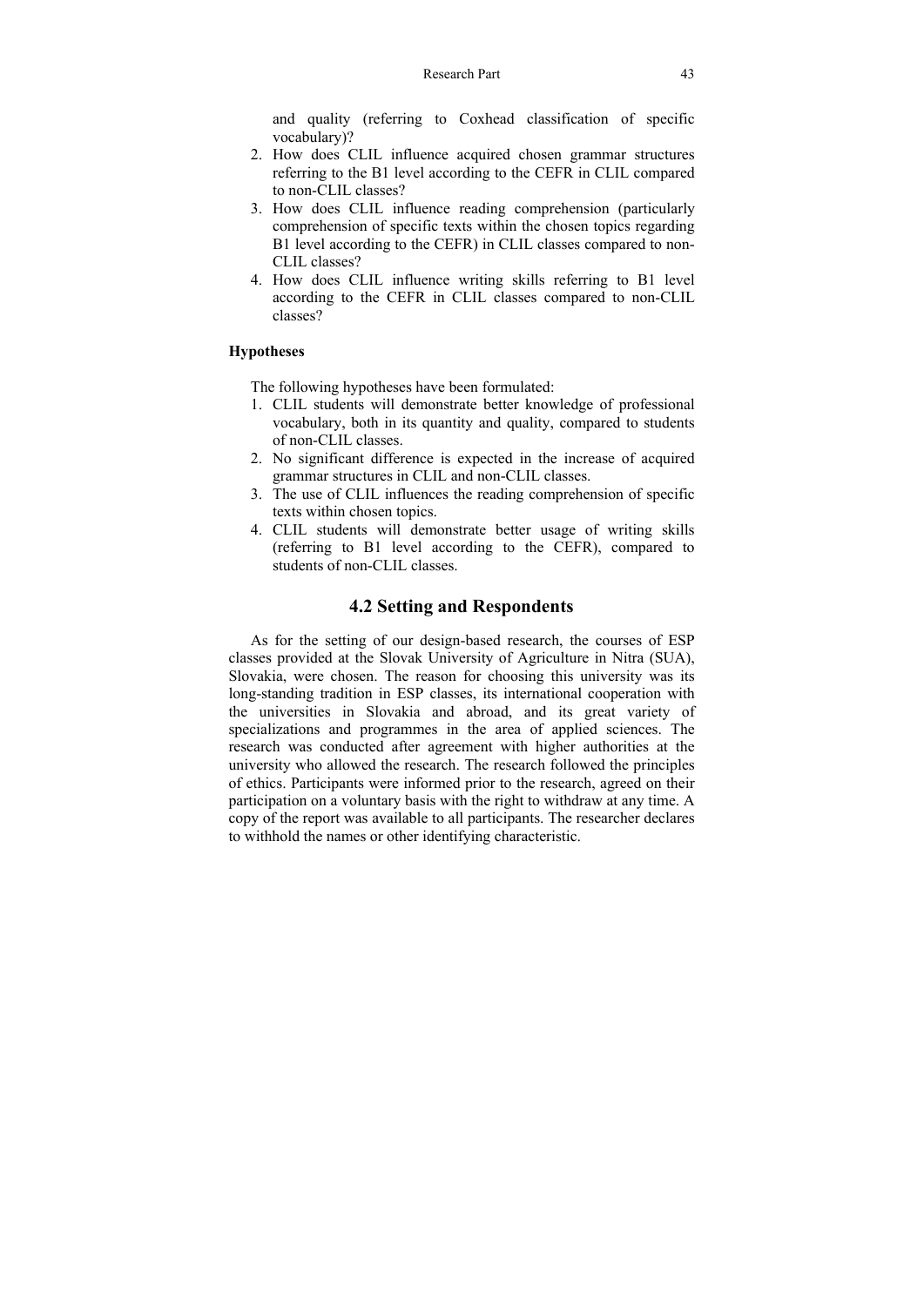and quality (referring to Coxhead classification of specific vocabulary)?

2. How does CLIL influence acquired chosen grammar structures referring to the B1 level according to the CEFR in CLIL compared to non-CLIL classes?
3. How does CLIL influence reading comprehension (particularly comprehension of specific texts within the chosen topics regarding B1 level according to the CEFR) in CLIL classes compared to non-CLIL classes?
4. How does CLIL influence writing skills referring to B1 level according to the CEFR in CLIL classes compared to non-CLIL classes?

**Hypotheses**

The following hypotheses have been formulated:

1. CLIL students will demonstrate better knowledge of professional vocabulary, both in its quantity and quality, compared to students of non-CLIL classes.
2. No significant difference is expected in the increase of acquired grammar structures in CLIL and non-CLIL classes.
3. The use of CLIL influences the reading comprehension of specific texts within chosen topics.
4. CLIL students will demonstrate better usage of writing skills (referring to B1 level according to the CEFR), compared to students of non-CLIL classes.

## 4.2 Setting and Respondents

As for the setting of our design-based research, the courses of ESP classes provided at the Slovak University of Agriculture in Nitra (SUA), Slovakia, were chosen. The reason for choosing this university was its long-standing tradition in ESP classes, its international cooperation with the universities in Slovakia and abroad, and its great variety of specializations and programmes in the area of applied sciences. The research was conducted after agreement with higher authorities at the university who allowed the research. The research followed the principles of ethics. Participants were informed prior to the research, agreed on their participation on a voluntary basis with the right to withdraw at any time. A copy of the report was available to all participants. The researcher declares to withhold the names or other identifying characteristic.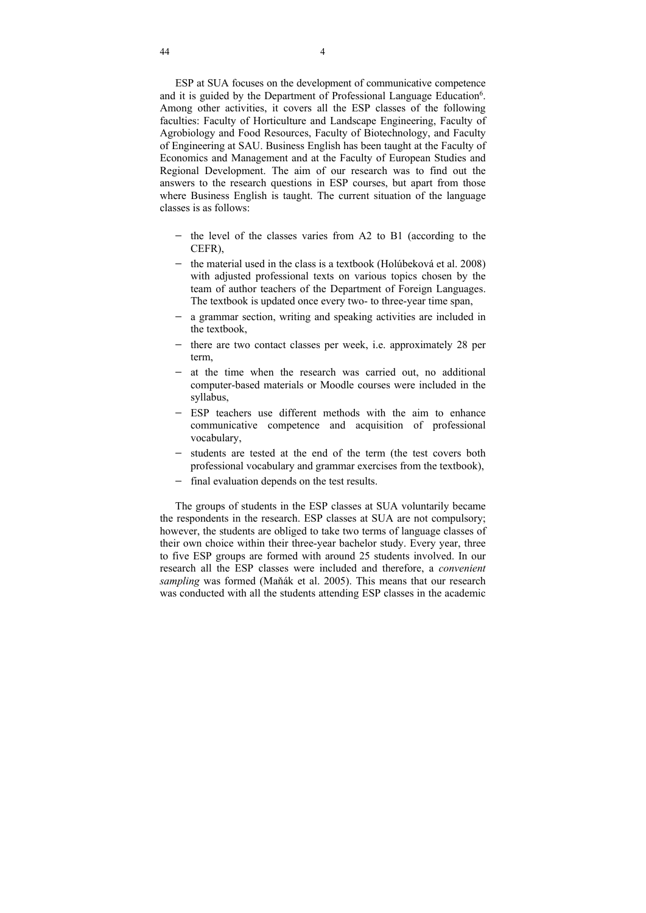ESP at SUA focuses on the development of communicative competence and it is guided by the Department of Professional Language Education[6]. Among other activities, it covers all the ESP classes of the following faculties: Faculty of Horticulture and Landscape Engineering, Faculty of Agrobiology and Food Resources, Faculty of Biotechnology, and Faculty of Engineering at SAU. Business English has been taught at the Faculty of Economics and Management and at the Faculty of European Studies and Regional Development. The aim of our research was to find out the answers to the research questions in ESP courses, but apart from those where Business English is taught. The current situation of the language classes is as follows:

- the level of the classes varies from A2 to B1 (according to the CEFR),
- the material used in the class is a textbook (Holúbeková et al. 2008) with adjusted professional texts on various topics chosen by the team of author teachers of the Department of Foreign Languages. The textbook is updated once every two- to three-year time span,
- a grammar section, writing and speaking activities are included in the textbook,
- there are two contact classes per week, i.e. approximately 28 per term,
- at the time when the research was carried out, no additional computer-based materials or Moodle courses were included in the syllabus,
- ESP teachers use different methods with the aim to enhance communicative competence and acquisition of professional vocabulary,
- students are tested at the end of the term (the test covers both professional vocabulary and grammar exercises from the textbook),
- final evaluation depends on the test results.

The groups of students in the ESP classes at SUA voluntarily became the respondents in the research. ESP classes at SUA are not compulsory; however, the students are obliged to take two terms of language classes of their own choice within their three-year bachelor study. Every year, three to five ESP groups are formed with around 25 students involved. In our research all the ESP classes were included and therefore, a *convenient sampling* was formed (Maňák et al. 2005). This means that our research was conducted with all the students attending ESP classes in the academic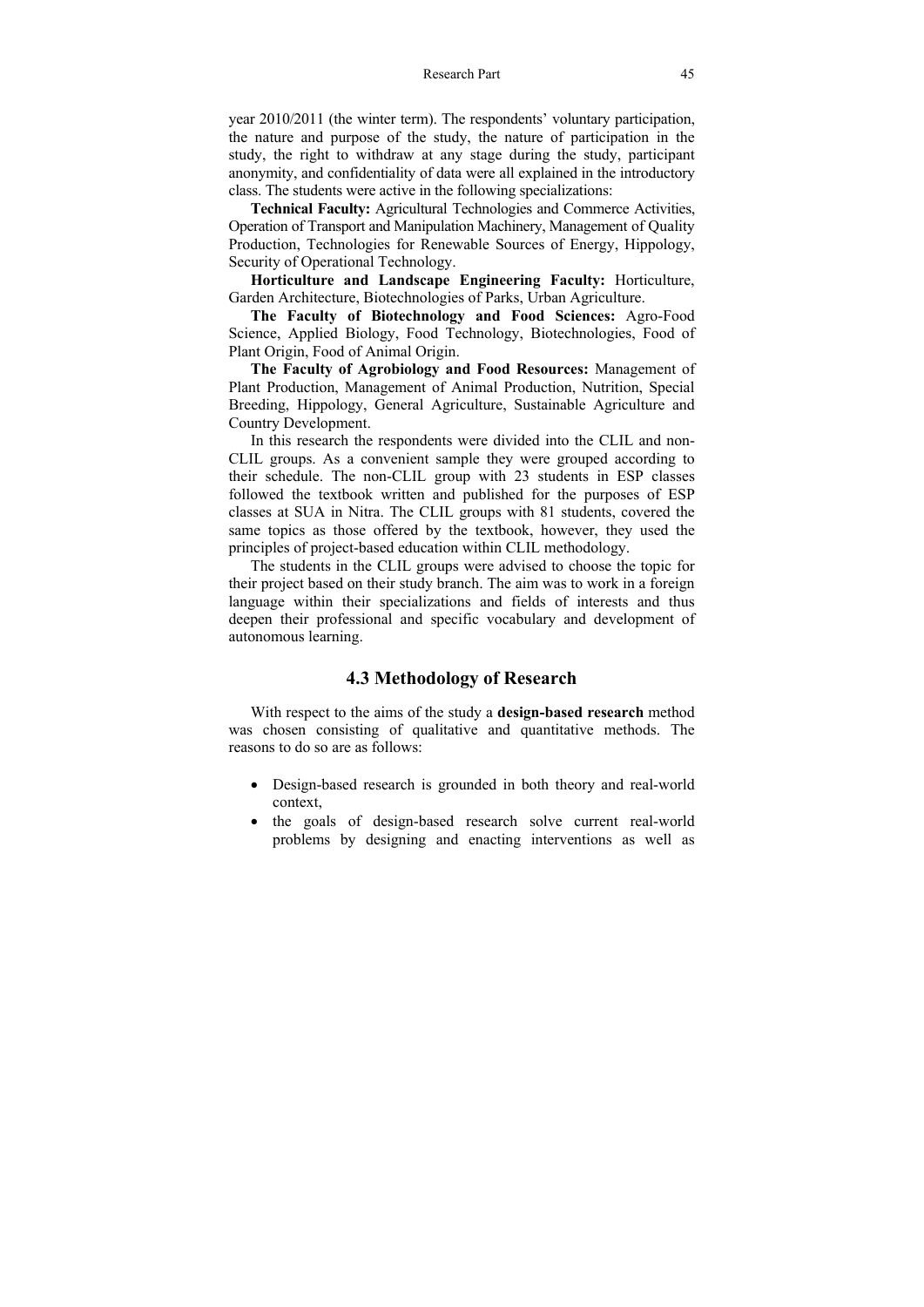year 2010/2011 (the winter term). The respondents' voluntary participation, the nature and purpose of the study, the nature of participation in the study, the right to withdraw at any stage during the study, participant anonymity, and confidentiality of data were all explained in the introductory class. The students were active in the following specializations:

**Technical Faculty:** Agricultural Technologies and Commerce Activities, Operation of Transport and Manipulation Machinery, Management of Quality Production, Technologies for Renewable Sources of Energy, Hippology, Security of Operational Technology.

**Horticulture and Landscape Engineering Faculty:** Horticulture, Garden Architecture, Biotechnologies of Parks, Urban Agriculture.

**The Faculty of Biotechnology and Food Sciences:** Agro-Food Science, Applied Biology, Food Technology, Biotechnologies, Food of Plant Origin, Food of Animal Origin.

**The Faculty of Agrobiology and Food Resources:** Management of Plant Production, Management of Animal Production, Nutrition, Special Breeding, Hippology, General Agriculture, Sustainable Agriculture and Country Development.

In this research the respondents were divided into the CLIL and non-CLIL groups. As a convenient sample they were grouped according to their schedule. The non-CLIL group with 23 students in ESP classes followed the textbook written and published for the purposes of ESP classes at SUA in Nitra. The CLIL groups with 81 students, covered the same topics as those offered by the textbook, however, they used the principles of project-based education within CLIL methodology.

The students in the CLIL groups were advised to choose the topic for their project based on their study branch. The aim was to work in a foreign language within their specializations and fields of interests and thus deepen their professional and specific vocabulary and development of autonomous learning.

## 4.3 Methodology of Research

With respect to the aims of the study a **design-based research** method was chosen consisting of qualitative and quantitative methods. The reasons to do so are as follows:

- Design-based research is grounded in both theory and real-world context,
- the goals of design-based research solve current real-world problems by designing and enacting interventions as well as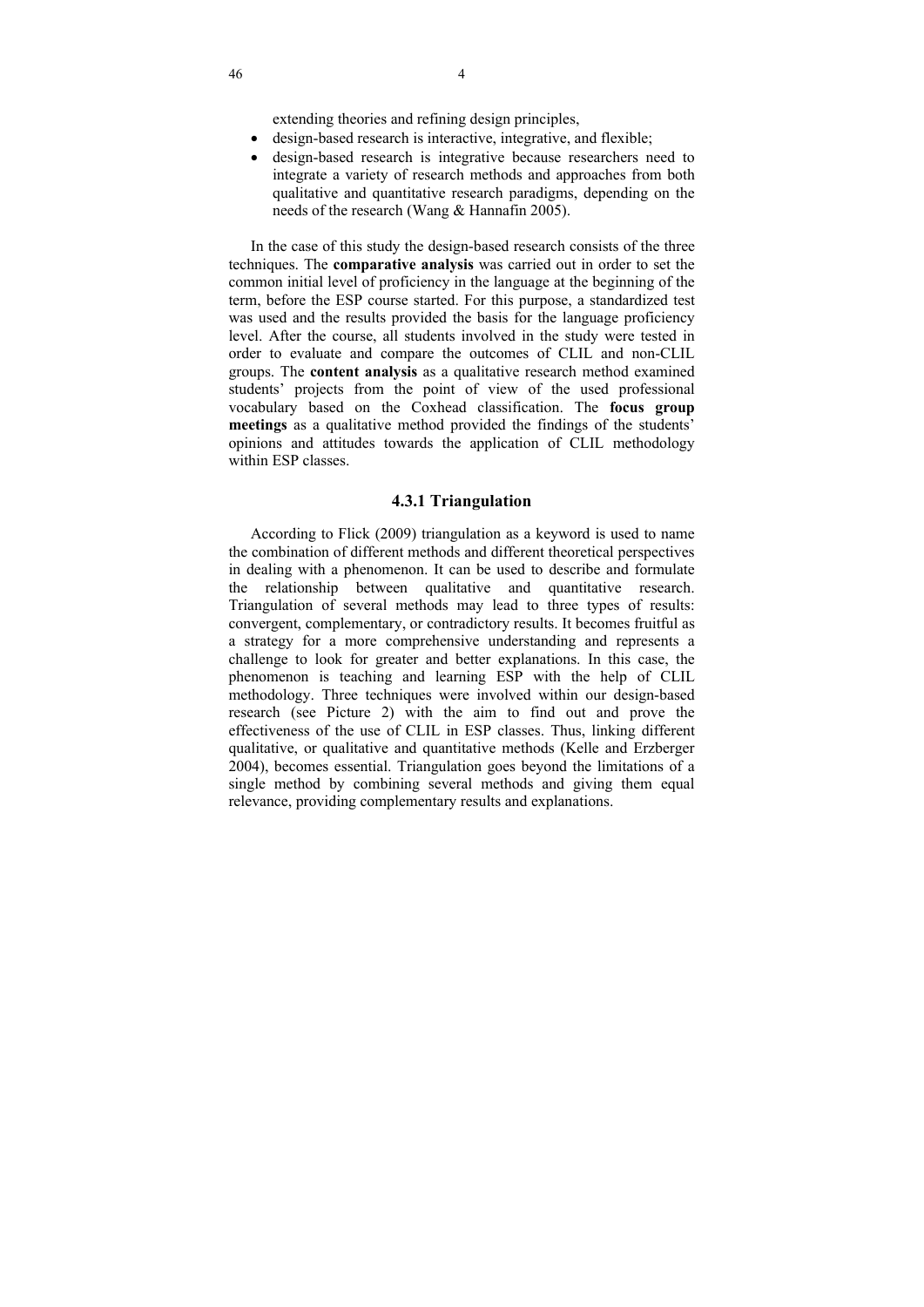extending theories and refining design principles,

- design-based research is interactive, integrative, and flexible;
- design-based research is integrative because researchers need to integrate a variety of research methods and approaches from both qualitative and quantitative research paradigms, depending on the needs of the research (Wang & Hannafin 2005).

In the case of this study the design-based research consists of the three techniques. The **comparative analysis** was carried out in order to set the common initial level of proficiency in the language at the beginning of the term, before the ESP course started. For this purpose, a standardized test was used and the results provided the basis for the language proficiency level. After the course, all students involved in the study were tested in order to evaluate and compare the outcomes of CLIL and non-CLIL groups. The **content analysis** as a qualitative research method examined students' projects from the point of view of the used professional vocabulary based on the Coxhead classification. The **focus group meetings** as a qualitative method provided the findings of the students' opinions and attitudes towards the application of CLIL methodology within ESP classes.

### 4.3.1 Triangulation

According to Flick (2009) triangulation as a keyword is used to name the combination of different methods and different theoretical perspectives in dealing with a phenomenon. It can be used to describe and formulate the relationship between qualitative and quantitative research. Triangulation of several methods may lead to three types of results: convergent, complementary, or contradictory results. It becomes fruitful as a strategy for a more comprehensive understanding and represents a challenge to look for greater and better explanations. In this case, the phenomenon is teaching and learning ESP with the help of CLIL methodology. Three techniques were involved within our design-based research (see Picture 2) with the aim to find out and prove the effectiveness of the use of CLIL in ESP classes. Thus, linking different qualitative, or qualitative and quantitative methods (Kelle and Erzberger 2004), becomes essential. Triangulation goes beyond the limitations of a single method by combining several methods and giving them equal relevance, providing complementary results and explanations.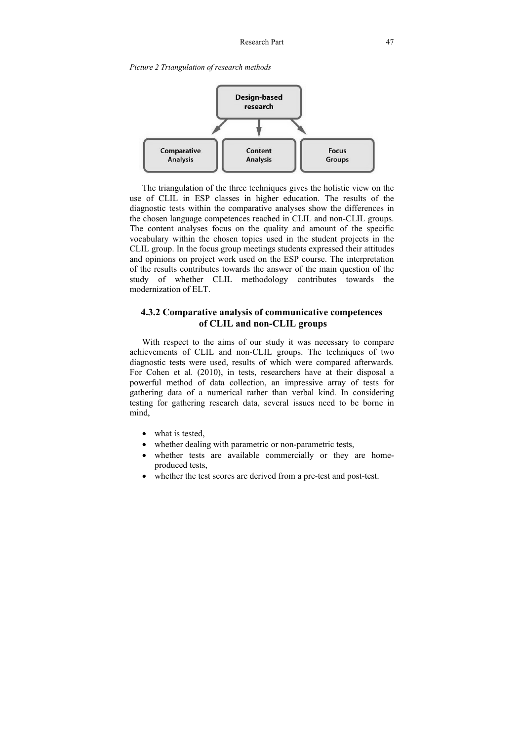*Picture 2 Triangulation of research methods*

Design-based research

Comparative Analysis | Content Analysis | Focus Groups

The triangulation of the three techniques gives the holistic view on the use of CLIL in ESP classes in higher education. The results of the diagnostic tests within the comparative analyses show the differences in the chosen language competences reached in CLIL and non-CLIL groups. The content analyses focus on the quality and amount of the specific vocabulary within the chosen topics used in the student projects in the CLIL group. In the focus group meetings students expressed their attitudes and opinions on project work used on the ESP course. The interpretation of the results contributes towards the answer of the main question of the study of whether CLIL methodology contributes towards the modernization of ELT.

### 4.3.2 Comparative analysis of communicative competences of CLIL and non-CLIL groups

With respect to the aims of our study it was necessary to compare achievements of CLIL and non-CLIL groups. The techniques of two diagnostic tests were used, results of which were compared afterwards. For Cohen et al. (2010), in tests, researchers have at their disposal a powerful method of data collection, an impressive array of tests for gathering data of a numerical rather than verbal kind. In considering testing for gathering research data, several issues need to be borne in mind,

- what is tested,
- whether dealing with parametric or non-parametric tests,
- whether tests are available commercially or they are home-produced tests,
- whether the test scores are derived from a pre-test and post-test.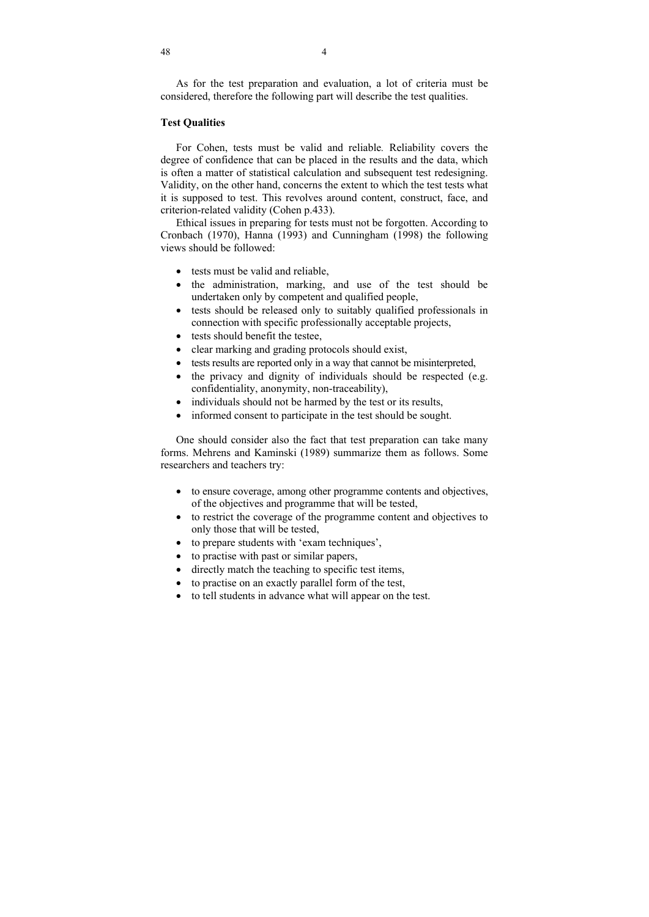As for the test preparation and evaluation, a lot of criteria must be considered, therefore the following part will describe the test qualities.

**Test Qualities**

For Cohen, tests must be valid and reliable. Reliability covers the degree of confidence that can be placed in the results and the data, which is often a matter of statistical calculation and subsequent test redesigning. Validity, on the other hand, concerns the extent to which the test tests what it is supposed to test. This revolves around content, construct, face, and criterion-related validity (Cohen p.433).

Ethical issues in preparing for tests must not be forgotten. According to Cronbach (1970), Hanna (1993) and Cunningham (1998) the following views should be followed:

- tests must be valid and reliable,
- the administration, marking, and use of the test should be undertaken only by competent and qualified people,
- tests should be released only to suitably qualified professionals in connection with specific professionally acceptable projects,
- tests should benefit the testee,
- clear marking and grading protocols should exist,
- tests results are reported only in a way that cannot be misinterpreted,
- the privacy and dignity of individuals should be respected (e.g. confidentiality, anonymity, non-traceability),
- individuals should not be harmed by the test or its results,
- informed consent to participate in the test should be sought.

One should consider also the fact that test preparation can take many forms. Mehrens and Kaminski (1989) summarize them as follows. Some researchers and teachers try:

- to ensure coverage, among other programme contents and objectives, of the objectives and programme that will be tested,
- to restrict the coverage of the programme content and objectives to only those that will be tested,
- to prepare students with 'exam techniques',
- to practise with past or similar papers,
- directly match the teaching to specific test items,
- to practise on an exactly parallel form of the test,
- to tell students in advance what will appear on the test.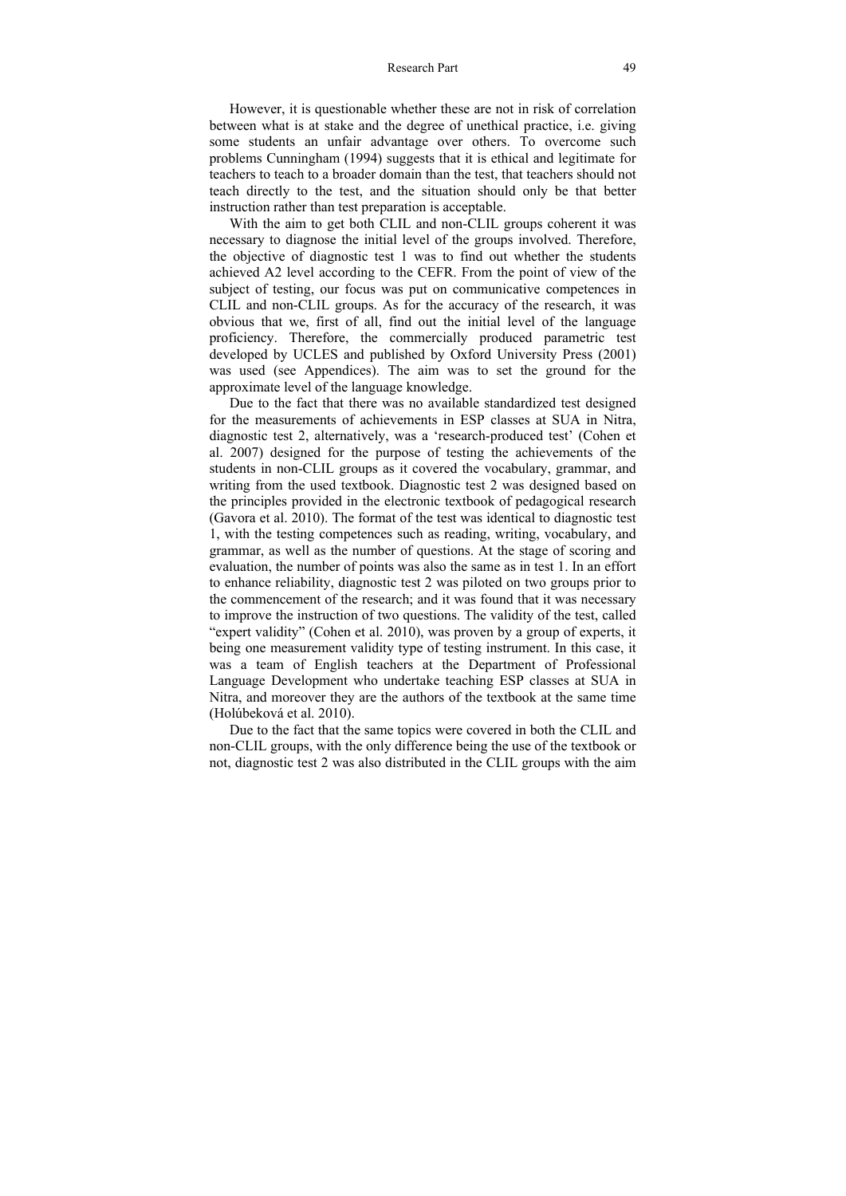However, it is questionable whether these are not in risk of correlation between what is at stake and the degree of unethical practice, i.e. giving some students an unfair advantage over others. To overcome such problems Cunningham (1994) suggests that it is ethical and legitimate for teachers to teach to a broader domain than the test, that teachers should not teach directly to the test, and the situation should only be that better instruction rather than test preparation is acceptable.

With the aim to get both CLIL and non-CLIL groups coherent it was necessary to diagnose the initial level of the groups involved. Therefore, the objective of diagnostic test 1 was to find out whether the students achieved A2 level according to the CEFR. From the point of view of the subject of testing, our focus was put on communicative competences in CLIL and non-CLIL groups. As for the accuracy of the research, it was obvious that we, first of all, find out the initial level of the language proficiency. Therefore, the commercially produced parametric test developed by UCLES and published by Oxford University Press (2001) was used (see Appendices). The aim was to set the ground for the approximate level of the language knowledge.

Due to the fact that there was no available standardized test designed for the measurements of achievements in ESP classes at SUA in Nitra, diagnostic test 2, alternatively, was a 'research-produced test' (Cohen et al. 2007) designed for the purpose of testing the achievements of the students in non-CLIL groups as it covered the vocabulary, grammar, and writing from the used textbook. Diagnostic test 2 was designed based on the principles provided in the electronic textbook of pedagogical research (Gavora et al. 2010). The format of the test was identical to diagnostic test 1, with the testing competences such as reading, writing, vocabulary, and grammar, as well as the number of questions. At the stage of scoring and evaluation, the number of points was also the same as in test 1. In an effort to enhance reliability, diagnostic test 2 was piloted on two groups prior to the commencement of the research; and it was found that it was necessary to improve the instruction of two questions. The validity of the test, called "expert validity" (Cohen et al. 2010), was proven by a group of experts, it being one measurement validity type of testing instrument. In this case, it was a team of English teachers at the Department of Professional Language Development who undertake teaching ESP classes at SUA in Nitra, and moreover they are the authors of the textbook at the same time (Holúbeková et al. 2010).

Due to the fact that the same topics were covered in both the CLIL and non-CLIL groups, with the only difference being the use of the textbook or not, diagnostic test 2 was also distributed in the CLIL groups with the aim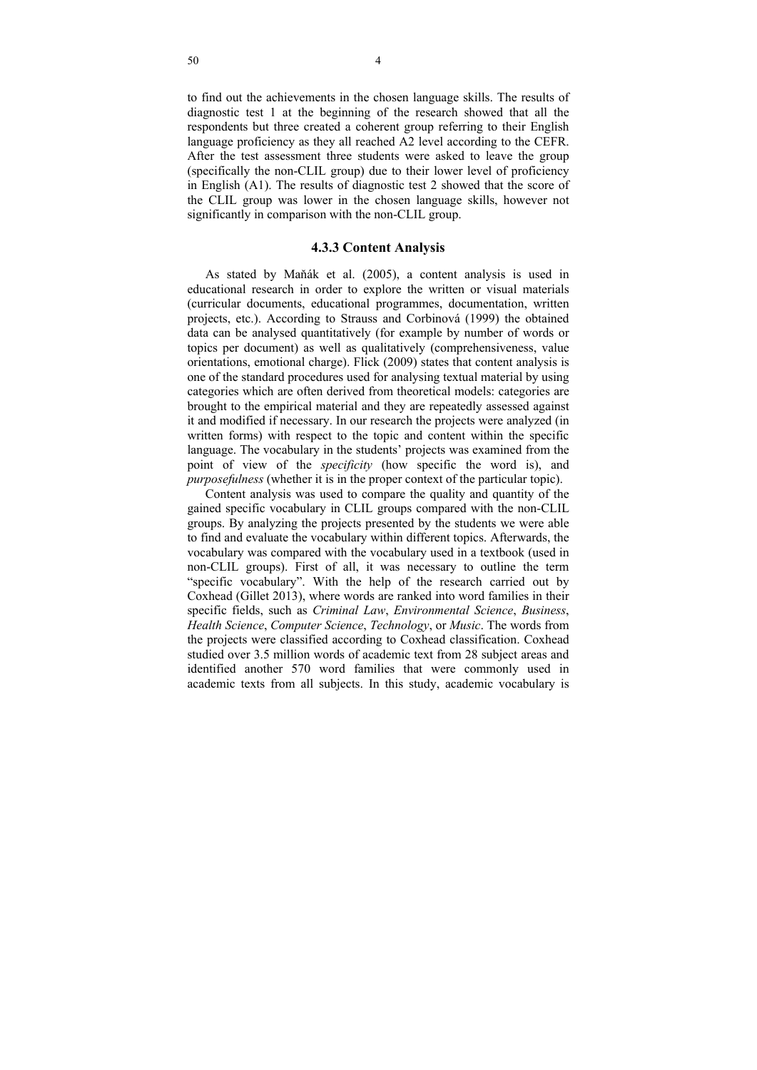to find out the achievements in the chosen language skills. The results of diagnostic test 1 at the beginning of the research showed that all the respondents but three created a coherent group referring to their English language proficiency as they all reached A2 level according to the CEFR. After the test assessment three students were asked to leave the group (specifically the non-CLIL group) due to their lower level of proficiency in English (A1). The results of diagnostic test 2 showed that the score of the CLIL group was lower in the chosen language skills, however not significantly in comparison with the non-CLIL group.

### 4.3.3 Content Analysis

As stated by Maňák et al. (2005), a content analysis is used in educational research in order to explore the written or visual materials (curricular documents, educational programmes, documentation, written projects, etc.). According to Strauss and Corbinová (1999) the obtained data can be analysed quantitatively (for example by number of words or topics per document) as well as qualitatively (comprehensiveness, value orientations, emotional charge). Flick (2009) states that content analysis is one of the standard procedures used for analysing textual material by using categories which are often derived from theoretical models: categories are brought to the empirical material and they are repeatedly assessed against it and modified if necessary. In our research the projects were analyzed (in written forms) with respect to the topic and content within the specific language. The vocabulary in the students' projects was examined from the point of view of the *specificity* (how specific the word is), and *purposefulness* (whether it is in the proper context of the particular topic).

Content analysis was used to compare the quality and quantity of the gained specific vocabulary in CLIL groups compared with the non-CLIL groups. By analyzing the projects presented by the students we were able to find and evaluate the vocabulary within different topics. Afterwards, the vocabulary was compared with the vocabulary used in a textbook (used in non-CLIL groups). First of all, it was necessary to outline the term "specific vocabulary". With the help of the research carried out by Coxhead (Gillet 2013), where words are ranked into word families in their specific fields, such as *Criminal Law*, *Environmental Science*, *Business*, *Health Science*, *Computer Science*, *Technology*, or *Music*. The words from the projects were classified according to Coxhead classification. Coxhead studied over 3.5 million words of academic text from 28 subject areas and identified another 570 word families that were commonly used in academic texts from all subjects. In this study, academic vocabulary is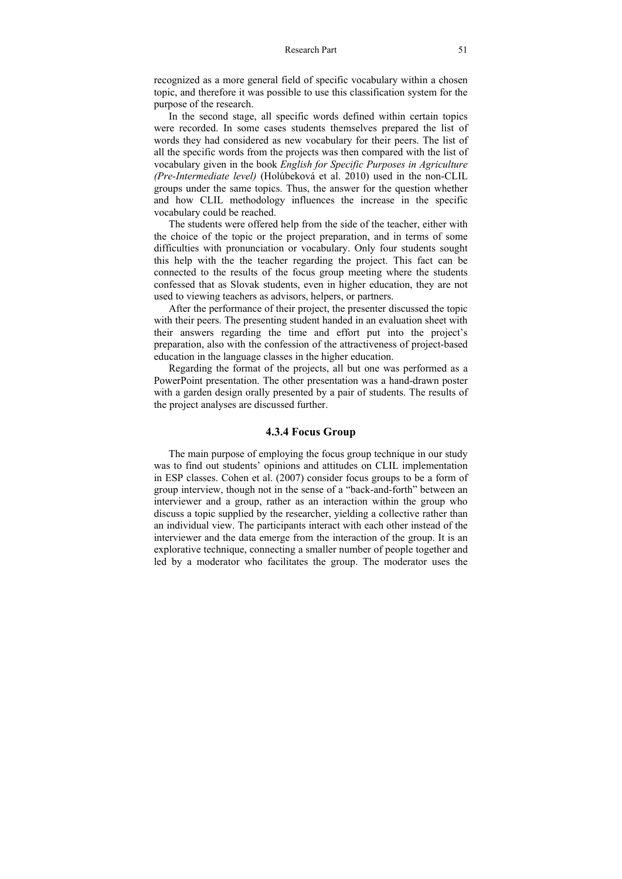recognized as a more general field of specific vocabulary within a chosen topic, and therefore it was possible to use this classification system for the purpose of the research.

In the second stage, all specific words defined within certain topics were recorded. In some cases students themselves prepared the list of words they had considered as new vocabulary for their peers. The list of all the specific words from the projects was then compared with the list of vocabulary given in the book *English for Specific Purposes in Agriculture (Pre-Intermediate level)* (Holúbeková et al. 2010) used in the non-CLIL groups under the same topics. Thus, the answer for the question whether and how CLIL methodology influences the increase in the specific vocabulary could be reached.

The students were offered help from the side of the teacher, either with the choice of the topic or the project preparation, and in terms of some difficulties with pronunciation or vocabulary. Only four students sought this help with the the teacher regarding the project. This fact can be connected to the results of the focus group meeting where the students confessed that as Slovak students, even in higher education, they are not used to viewing teachers as advisors, helpers, or partners.

After the performance of their project, the presenter discussed the topic with their peers. The presenting student handed in an evaluation sheet with their answers regarding the time and effort put into the project's preparation, also with the confession of the attractiveness of project-based education in the language classes in the higher education.

Regarding the format of the projects, all but one was performed as a PowerPoint presentation. The other presentation was a hand-drawn poster with a garden design orally presented by a pair of students. The results of the project analyses are discussed further.

### 4.3.4 Focus Group

The main purpose of employing the focus group technique in our study was to find out students' opinions and attitudes on CLIL implementation in ESP classes. Cohen et al. (2007) consider focus groups to be a form of group interview, though not in the sense of a "back-and-forth" between an interviewer and a group, rather as an interaction within the group who discuss a topic supplied by the researcher, yielding a collective rather than an individual view. The participants interact with each other instead of the interviewer and the data emerge from the interaction of the group. It is an explorative technique, connecting a smaller number of people together and led by a moderator who facilitates the group. The moderator uses the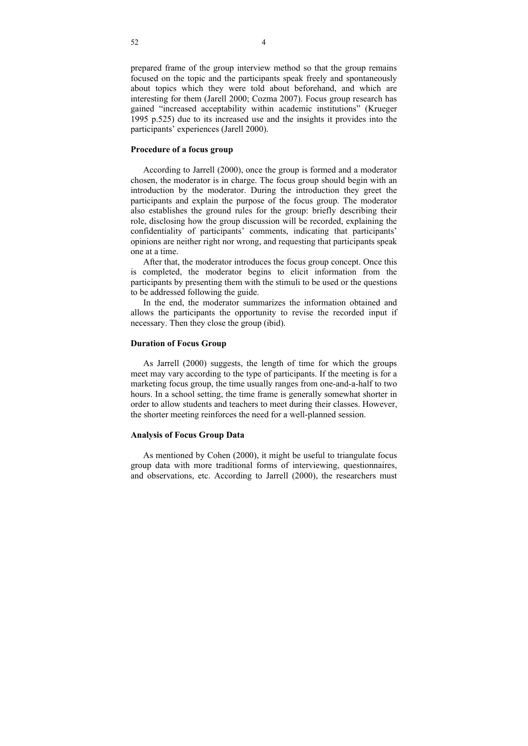prepared frame of the group interview method so that the group remains focused on the topic and the participants speak freely and spontaneously about topics which they were told about beforehand, and which are interesting for them (Jarell 2000; Cozma 2007). Focus group research has gained "increased acceptability within academic institutions" (Krueger 1995 p.525) due to its increased use and the insights it provides into the participants' experiences (Jarell 2000).

### Procedure of a focus group

According to Jarrell (2000), once the group is formed and a moderator chosen, the moderator is in charge. The focus group should begin with an introduction by the moderator. During the introduction they greet the participants and explain the purpose of the focus group. The moderator also establishes the ground rules for the group: briefly describing their role, disclosing how the group discussion will be recorded, explaining the confidentiality of participants' comments, indicating that participants' opinions are neither right nor wrong, and requesting that participants speak one at a time.

After that, the moderator introduces the focus group concept. Once this is completed, the moderator begins to elicit information from the participants by presenting them with the stimuli to be used or the questions to be addressed following the guide.

In the end, the moderator summarizes the information obtained and allows the participants the opportunity to revise the recorded input if necessary. Then they close the group (ibid).

### Duration of Focus Group

As Jarrell (2000) suggests, the length of time for which the groups meet may vary according to the type of participants. If the meeting is for a marketing focus group, the time usually ranges from one-and-a-half to two hours. In a school setting, the time frame is generally somewhat shorter in order to allow students and teachers to meet during their classes. However, the shorter meeting reinforces the need for a well-planned session.

### Analysis of Focus Group Data

As mentioned by Cohen (2000), it might be useful to triangulate focus group data with more traditional forms of interviewing, questionnaires, and observations, etc. According to Jarrell (2000), the researchers must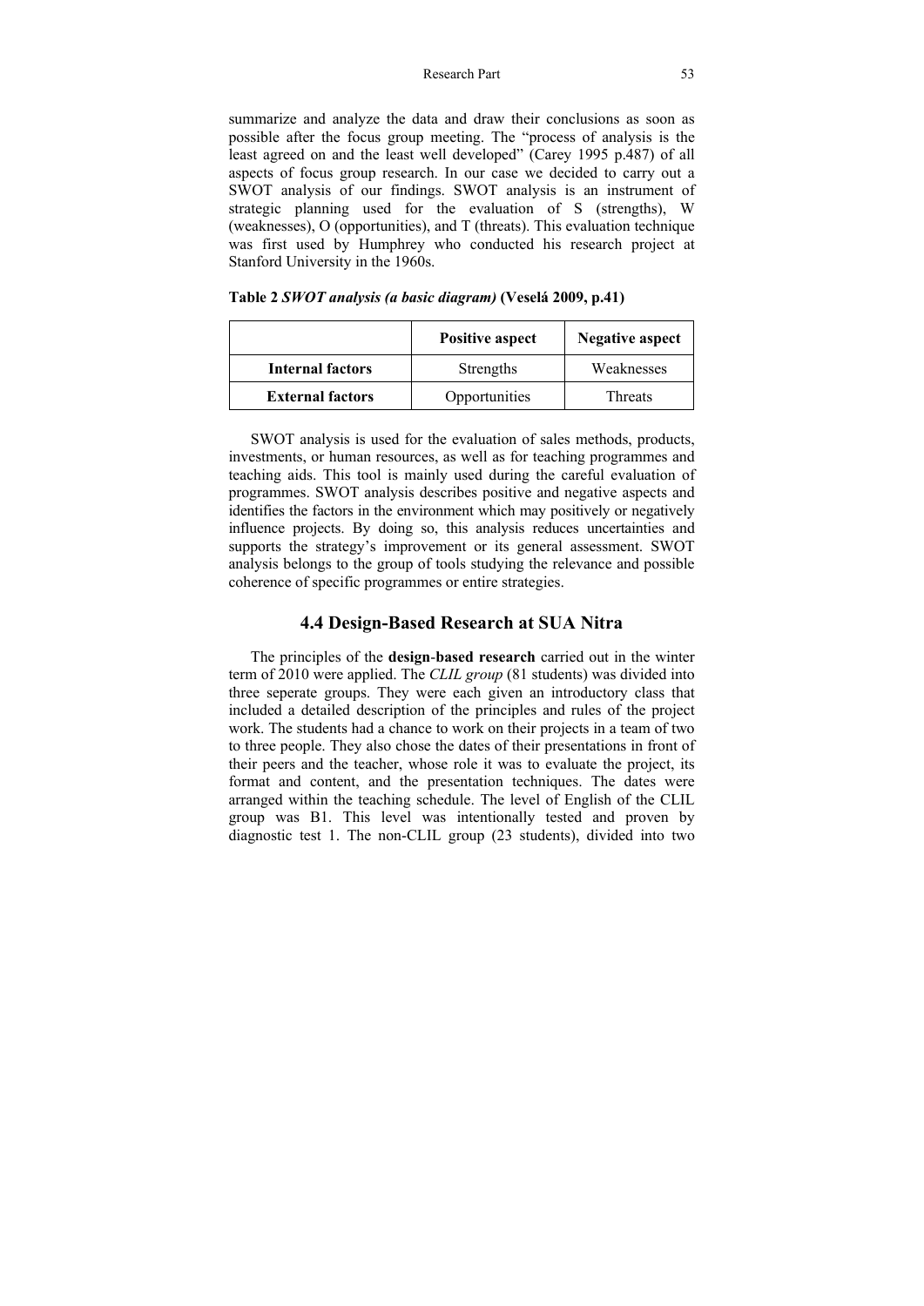summarize and analyze the data and draw their conclusions as soon as possible after the focus group meeting. The "process of analysis is the least agreed on and the least well developed" (Carey 1995 p.487) of all aspects of focus group research. In our case we decided to carry out a SWOT analysis of our findings. SWOT analysis is an instrument of strategic planning used for the evaluation of S (strengths), W (weaknesses), O (opportunities), and T (threats). This evaluation technique was first used by Humphrey who conducted his research project at Stanford University in the 1960s.

**Table 2** ***SWOT analysis (a basic diagram)*** **(Veselá 2009, p.41)**

| | **Positive aspect** | **Negative aspect** |
|---|---|---|
| **Internal factors** | Strengths | Weaknesses |
| **External factors** | Opportunities | Threats |

SWOT analysis is used for the evaluation of sales methods, products, investments, or human resources, as well as for teaching programmes and teaching aids. This tool is mainly used during the careful evaluation of programmes. SWOT analysis describes positive and negative aspects and identifies the factors in the environment which may positively or negatively influence projects. By doing so, this analysis reduces uncertainties and supports the strategy's improvement or its general assessment. SWOT analysis belongs to the group of tools studying the relevance and possible coherence of specific programmes or entire strategies.

## 4.4 Design-Based Research at SUA Nitra

The principles of the **design-based research** carried out in the winter term of 2010 were applied. The *CLIL group* (81 students) was divided into three seperate groups. They were each given an introductory class that included a detailed description of the principles and rules of the project work. The students had a chance to work on their projects in a team of two to three people. They also chose the dates of their presentations in front of their peers and the teacher, whose role it was to evaluate the project, its format and content, and the presentation techniques. The dates were arranged within the teaching schedule. The level of English of the CLIL group was B1. This level was intentionally tested and proven by diagnostic test 1. The non-CLIL group (23 students), divided into two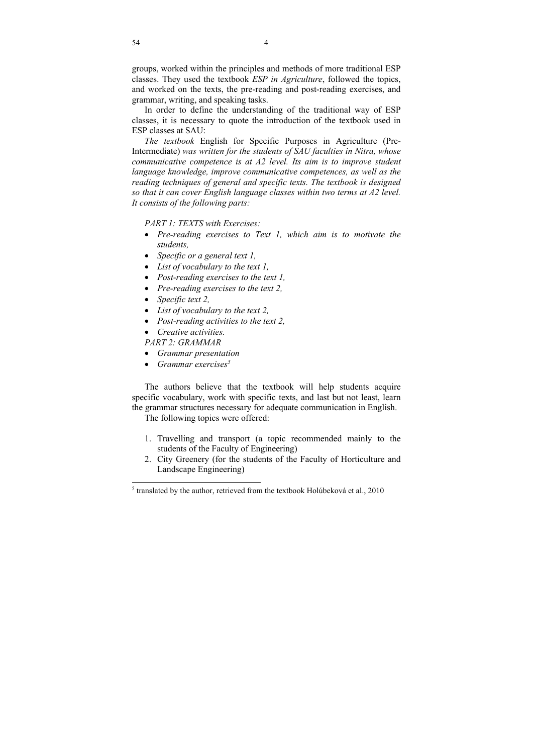groups, worked within the principles and methods of more traditional ESP classes. They used the textbook *ESP in Agriculture*, followed the topics, and worked on the texts, the pre-reading and post-reading exercises, and grammar, writing, and speaking tasks.

In order to define the understanding of the traditional way of ESP classes, it is necessary to quote the introduction of the textbook used in ESP classes at SAU:

*The textbook* English for Specific Purposes in Agriculture (Pre-Intermediate) *was written for the students of SAU faculties in Nitra, whose communicative competence is at A2 level. Its aim is to improve student language knowledge, improve communicative competences, as well as the reading techniques of general and specific texts. The textbook is designed so that it can cover English language classes within two terms at A2 level. It consists of the following parts:*

*PART 1: TEXTS with Exercises:*

- *Pre-reading exercises to Text 1, which aim is to motivate the students,*
- *Specific or a general text 1,*
- *List of vocabulary to the text 1,*
- *Post-reading exercises to the text 1,*
- *Pre-reading exercises to the text 2,*
- *Specific text 2,*
- *List of vocabulary to the text 2,*
- *Post-reading activities to the text 2,*
- *Creative activities.*

*PART 2: GRAMMAR*

- *Grammar presentation*
- *Grammar exercises*[5]

The authors believe that the textbook will help students acquire specific vocabulary, work with specific texts, and last but not least, learn the grammar structures necessary for adequate communication in English.

The following topics were offered:

1. Travelling and transport (a topic recommended mainly to the students of the Faculty of Engineering)
2. City Greenery (for the students of the Faculty of Horticulture and Landscape Engineering)

[5] translated by the author, retrieved from the textbook Holúbeková et al., 2010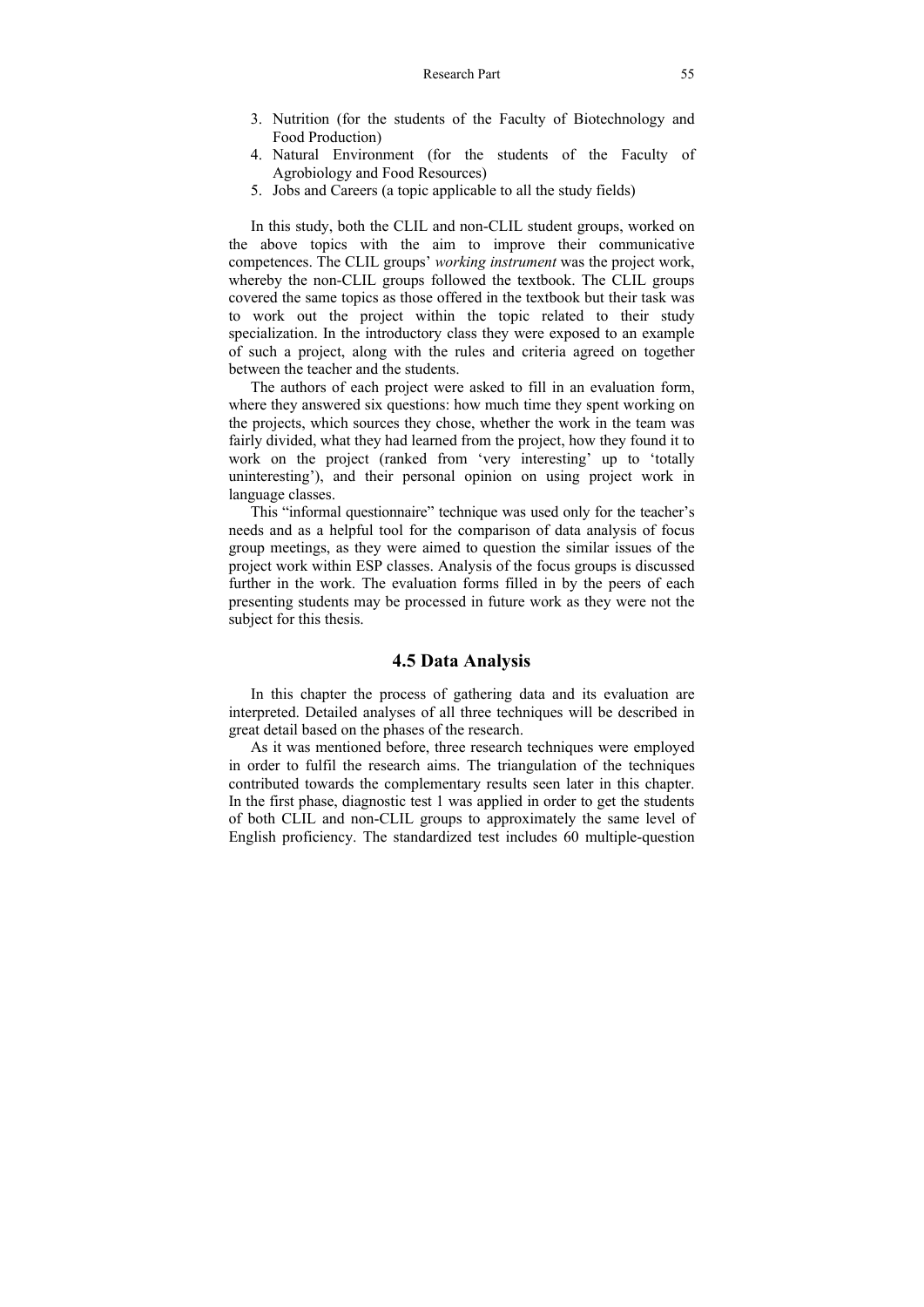3. Nutrition (for the students of the Faculty of Biotechnology and Food Production)
4. Natural Environment (for the students of the Faculty of Agrobiology and Food Resources)
5. Jobs and Careers (a topic applicable to all the study fields)

In this study, both the CLIL and non-CLIL student groups, worked on the above topics with the aim to improve their communicative competences. The CLIL groups' *working instrument* was the project work, whereby the non-CLIL groups followed the textbook. The CLIL groups covered the same topics as those offered in the textbook but their task was to work out the project within the topic related to their study specialization. In the introductory class they were exposed to an example of such a project, along with the rules and criteria agreed on together between the teacher and the students.

The authors of each project were asked to fill in an evaluation form, where they answered six questions: how much time they spent working on the projects, which sources they chose, whether the work in the team was fairly divided, what they had learned from the project, how they found it to work on the project (ranked from 'very interesting' up to 'totally uninteresting'), and their personal opinion on using project work in language classes.

This "informal questionnaire" technique was used only for the teacher's needs and as a helpful tool for the comparison of data analysis of focus group meetings, as they were aimed to question the similar issues of the project work within ESP classes. Analysis of the focus groups is discussed further in the work. The evaluation forms filled in by the peers of each presenting students may be processed in future work as they were not the subject for this thesis.

## 4.5 Data Analysis

In this chapter the process of gathering data and its evaluation are interpreted. Detailed analyses of all three techniques will be described in great detail based on the phases of the research.

As it was mentioned before, three research techniques were employed in order to fulfil the research aims. The triangulation of the techniques contributed towards the complementary results seen later in this chapter. In the first phase, diagnostic test 1 was applied in order to get the students of both CLIL and non-CLIL groups to approximately the same level of English proficiency. The standardized test includes 60 multiple-question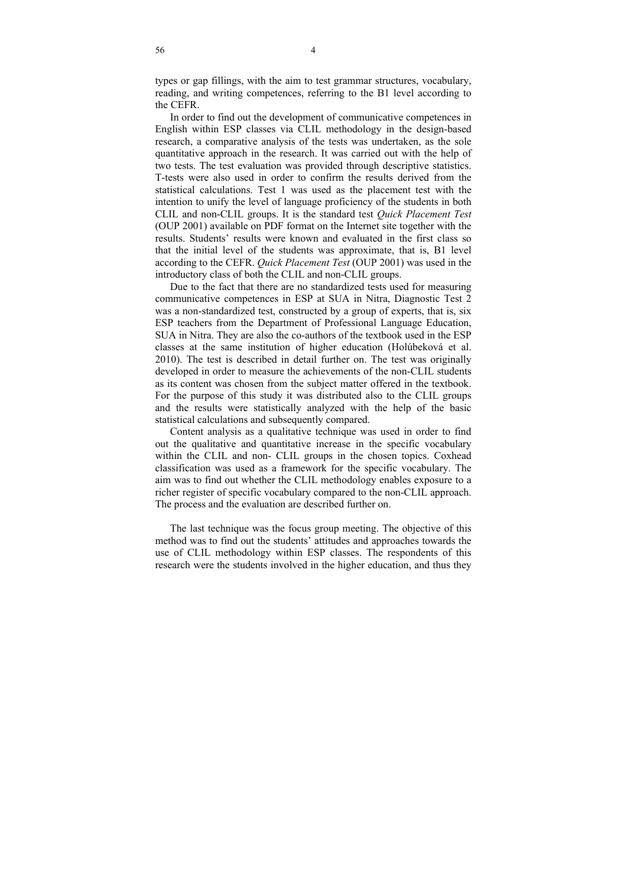types or gap fillings, with the aim to test grammar structures, vocabulary, reading, and writing competences, referring to the B1 level according to the CEFR.

In order to find out the development of communicative competences in English within ESP classes via CLIL methodology in the design-based research, a comparative analysis of the tests was undertaken, as the sole quantitative approach in the research. It was carried out with the help of two tests. The test evaluation was provided through descriptive statistics. T-tests were also used in order to confirm the results derived from the statistical calculations. Test 1 was used as the placement test with the intention to unify the level of language proficiency of the students in both CLIL and non-CLIL groups. It is the standard test *Quick Placement Test* (OUP 2001) available on PDF format on the Internet site together with the results. Students' results were known and evaluated in the first class so that the initial level of the students was approximate, that is, B1 level according to the CEFR. *Quick Placement Test* (OUP 2001) was used in the introductory class of both the CLIL and non-CLIL groups.

Due to the fact that there are no standardized tests used for measuring communicative competences in ESP at SUA in Nitra, Diagnostic Test 2 was a non-standardized test, constructed by a group of experts, that is, six ESP teachers from the Department of Professional Language Education, SUA in Nitra. They are also the co-authors of the textbook used in the ESP classes at the same institution of higher education (Holúbeková et al. 2010). The test is described in detail further on. The test was originally developed in order to measure the achievements of the non-CLIL students as its content was chosen from the subject matter offered in the textbook. For the purpose of this study it was distributed also to the CLIL groups and the results were statistically analyzed with the help of the basic statistical calculations and subsequently compared.

Content analysis as a qualitative technique was used in order to find out the qualitative and quantitative increase in the specific vocabulary within the CLIL and non- CLIL groups in the chosen topics. Coxhead classification was used as a framework for the specific vocabulary. The aim was to find out whether the CLIL methodology enables exposure to a richer register of specific vocabulary compared to the non-CLIL approach. The process and the evaluation are described further on.

The last technique was the focus group meeting. The objective of this method was to find out the students' attitudes and approaches towards the use of CLIL methodology within ESP classes. The respondents of this research were the students involved in the higher education, and thus they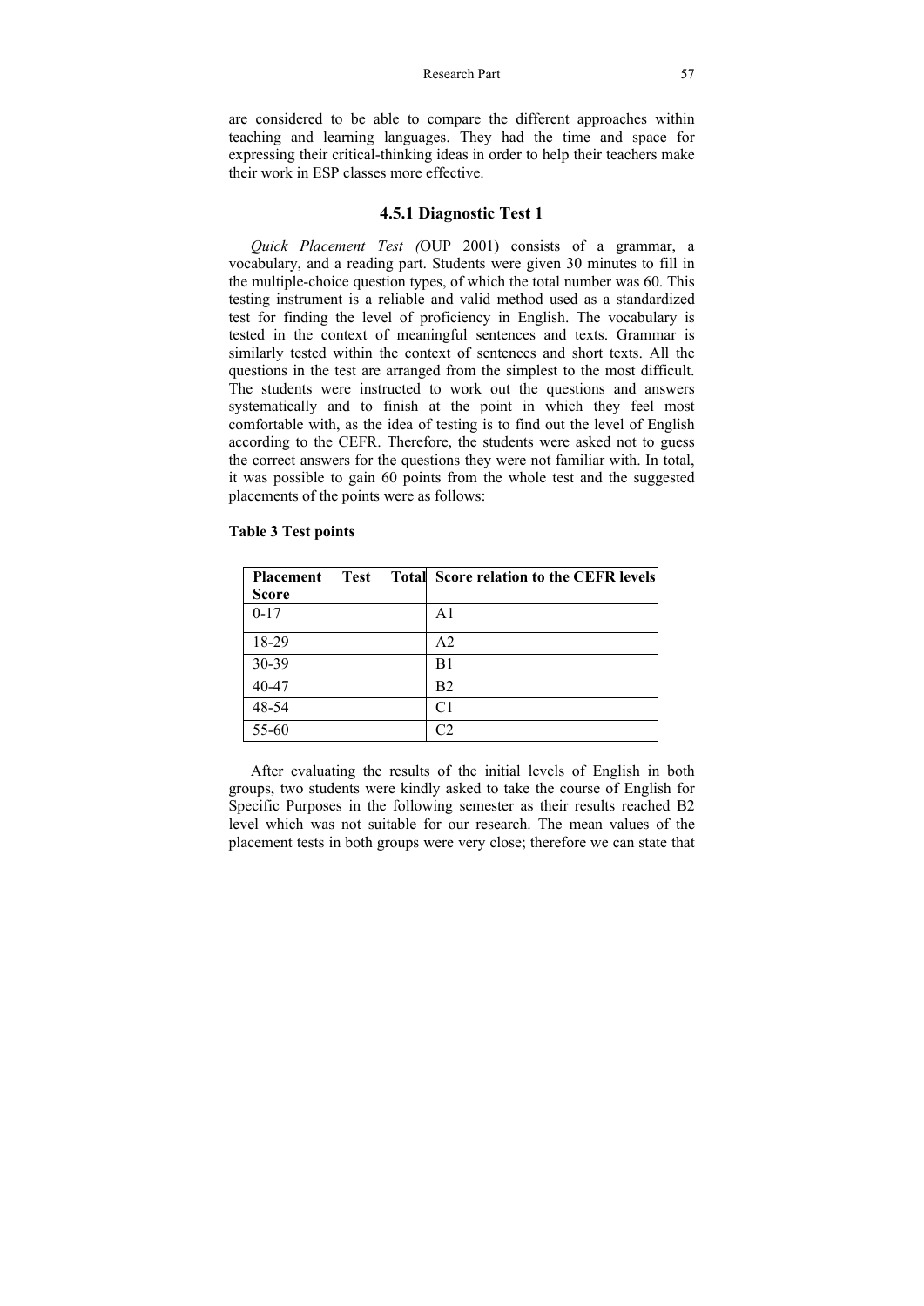are considered to be able to compare the different approaches within teaching and learning languages. They had the time and space for expressing their critical-thinking ideas in order to help their teachers make their work in ESP classes more effective.

### 4.5.1 Diagnostic Test 1

*Quick Placement Test (*OUP 2001) consists of a grammar, a vocabulary, and a reading part. Students were given 30 minutes to fill in the multiple-choice question types, of which the total number was 60. This testing instrument is a reliable and valid method used as a standardized test for finding the level of proficiency in English. The vocabulary is tested in the context of meaningful sentences and texts. Grammar is similarly tested within the context of sentences and short texts. All the questions in the test are arranged from the simplest to the most difficult. The students were instructed to work out the questions and answers systematically and to finish at the point in which they feel most comfortable with, as the idea of testing is to find out the level of English according to the CEFR. Therefore, the students were asked not to guess the correct answers for the questions they were not familiar with. In total, it was possible to gain 60 points from the whole test and the suggested placements of the points were as follows:

**Table 3 Test points**

| **Placement Test Total Score** | **Score relation to the CEFR levels** |
|---|---|
| 0-17 | A1 |
| 18-29 | A2 |
| 30-39 | B1 |
| 40-47 | B2 |
| 48-54 | C1 |
| 55-60 | C2 |

After evaluating the results of the initial levels of English in both groups, two students were kindly asked to take the course of English for Specific Purposes in the following semester as their results reached B2 level which was not suitable for our research. The mean values of the placement tests in both groups were very close; therefore we can state that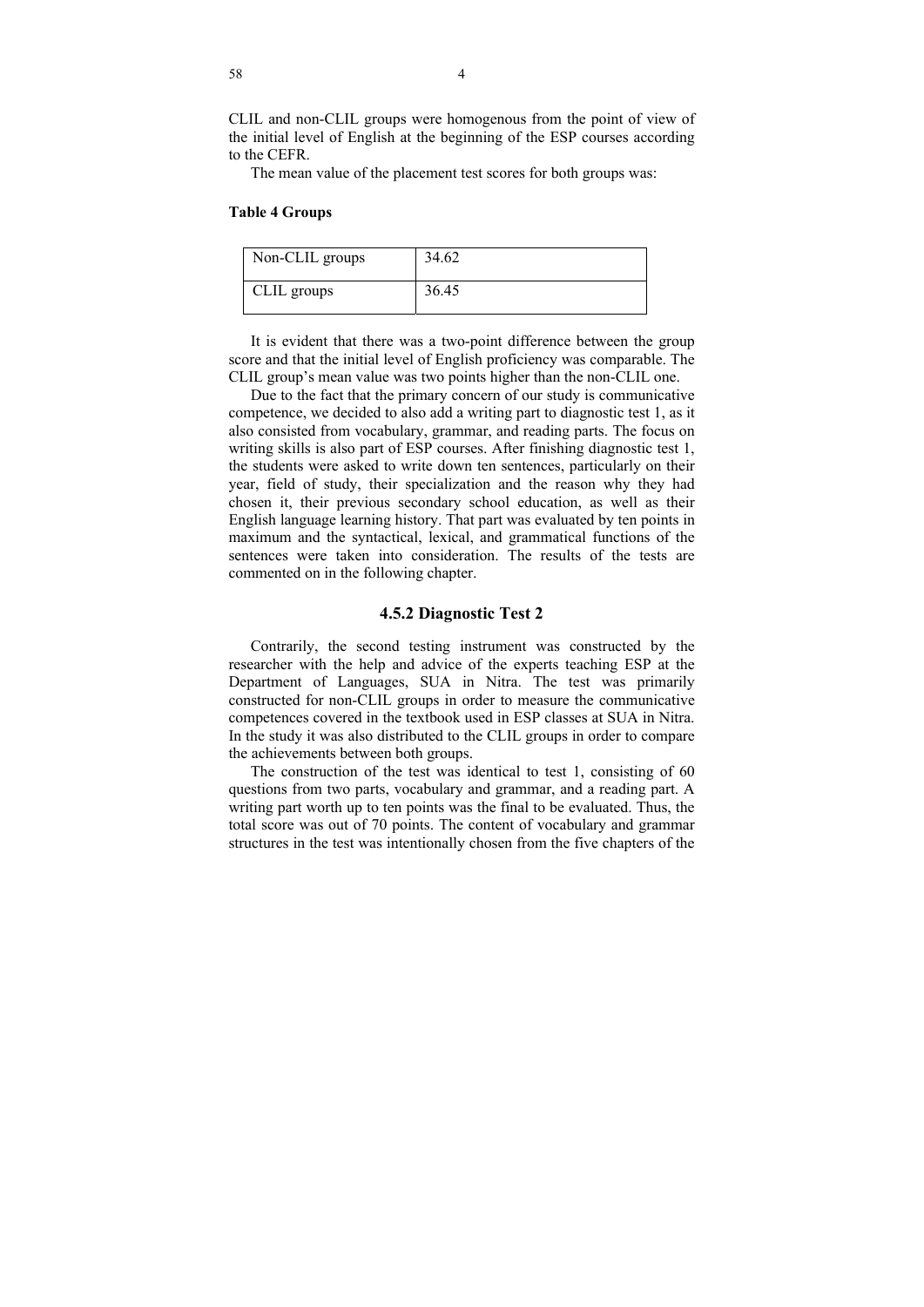CLIL and non-CLIL groups were homogenous from the point of view of the initial level of English at the beginning of the ESP courses according to the CEFR.

The mean value of the placement test scores for both groups was:

**Table 4 Groups**

| Non-CLIL groups | 34.62 |
|---|---|
| CLIL groups | 36.45 |

It is evident that there was a two-point difference between the group score and that the initial level of English proficiency was comparable. The CLIL group's mean value was two points higher than the non-CLIL one.

Due to the fact that the primary concern of our study is communicative competence, we decided to also add a writing part to diagnostic test 1, as it also consisted from vocabulary, grammar, and reading parts. The focus on writing skills is also part of ESP courses. After finishing diagnostic test 1, the students were asked to write down ten sentences, particularly on their year, field of study, their specialization and the reason why they had chosen it, their previous secondary school education, as well as their English language learning history. That part was evaluated by ten points in maximum and the syntactical, lexical, and grammatical functions of the sentences were taken into consideration. The results of the tests are commented on in the following chapter.

### 4.5.2 Diagnostic Test 2

Contrarily, the second testing instrument was constructed by the researcher with the help and advice of the experts teaching ESP at the Department of Languages, SUA in Nitra. The test was primarily constructed for non-CLIL groups in order to measure the communicative competences covered in the textbook used in ESP classes at SUA in Nitra. In the study it was also distributed to the CLIL groups in order to compare the achievements between both groups.

The construction of the test was identical to test 1, consisting of 60 questions from two parts, vocabulary and grammar, and a reading part. A writing part worth up to ten points was the final to be evaluated. Thus, the total score was out of 70 points. The content of vocabulary and grammar structures in the test was intentionally chosen from the five chapters of the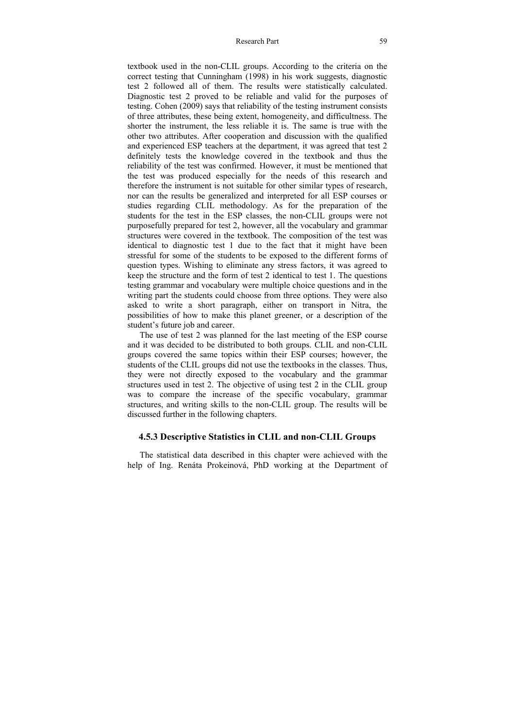textbook used in the non-CLIL groups. According to the criteria on the correct testing that Cunningham (1998) in his work suggests, diagnostic test 2 followed all of them. The results were statistically calculated. Diagnostic test 2 proved to be reliable and valid for the purposes of testing. Cohen (2009) says that reliability of the testing instrument consists of three attributes, these being extent, homogeneity, and difficultness. The shorter the instrument, the less reliable it is. The same is true with the other two attributes. After cooperation and discussion with the qualified and experienced ESP teachers at the department, it was agreed that test 2 definitely tests the knowledge covered in the textbook and thus the reliability of the test was confirmed. However, it must be mentioned that the test was produced especially for the needs of this research and therefore the instrument is not suitable for other similar types of research, nor can the results be generalized and interpreted for all ESP courses or studies regarding CLIL methodology. As for the preparation of the students for the test in the ESP classes, the non-CLIL groups were not purposefully prepared for test 2, however, all the vocabulary and grammar structures were covered in the textbook. The composition of the test was identical to diagnostic test 1 due to the fact that it might have been stressful for some of the students to be exposed to the different forms of question types. Wishing to eliminate any stress factors, it was agreed to keep the structure and the form of test 2 identical to test 1. The questions testing grammar and vocabulary were multiple choice questions and in the writing part the students could choose from three options. They were also asked to write a short paragraph, either on transport in Nitra, the possibilities of how to make this planet greener, or a description of the student's future job and career.

The use of test 2 was planned for the last meeting of the ESP course and it was decided to be distributed to both groups. CLIL and non-CLIL groups covered the same topics within their ESP courses; however, the students of the CLIL groups did not use the textbooks in the classes. Thus, they were not directly exposed to the vocabulary and the grammar structures used in test 2. The objective of using test 2 in the CLIL group was to compare the increase of the specific vocabulary, grammar structures, and writing skills to the non-CLIL group. The results will be discussed further in the following chapters.

### 4.5.3 Descriptive Statistics in CLIL and non-CLIL Groups

The statistical data described in this chapter were achieved with the help of Ing. Renáta Prokeinová, PhD working at the Department of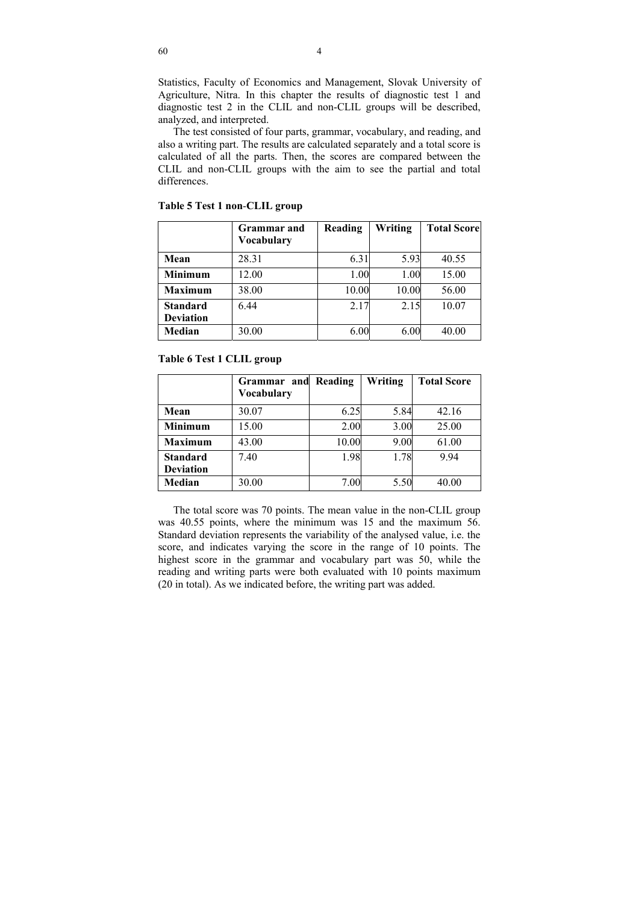Statistics, Faculty of Economics and Management, Slovak University of Agriculture, Nitra. In this chapter the results of diagnostic test 1 and diagnostic test 2 in the CLIL and non-CLIL groups will be described, analyzed, and interpreted.

The test consisted of four parts, grammar, vocabulary, and reading, and also a writing part. The results are calculated separately and a total score is calculated of all the parts. Then, the scores are compared between the CLIL and non-CLIL groups with the aim to see the partial and total differences.

**Table 5 Test 1 non-CLIL group**

| | Grammar and Vocabulary | Reading | Writing | Total Score |
|---|---|---|---|---|
| **Mean** | 28.31 | 6.31 | 5.93 | 40.55 |
| **Minimum** | 12.00 | 1.00 | 1.00 | 15.00 |
| **Maximum** | 38.00 | 10.00 | 10.00 | 56.00 |
| **Standard Deviation** | 6.44 | 2.17 | 2.15 | 10.07 |
| **Median** | 30.00 | 6.00 | 6.00 | 40.00 |

**Table 6 Test 1 CLIL group**

| | Grammar and Vocabulary | Reading | Writing | Total Score |
|---|---|---|---|---|
| **Mean** | 30.07 | 6.25 | 5.84 | 42.16 |
| **Minimum** | 15.00 | 2.00 | 3.00 | 25.00 |
| **Maximum** | 43.00 | 10.00 | 9.00 | 61.00 |
| **Standard Deviation** | 7.40 | 1.98 | 1.78 | 9.94 |
| **Median** | 30.00 | 7.00 | 5.50 | 40.00 |

The total score was 70 points. The mean value in the non-CLIL group was 40.55 points, where the minimum was 15 and the maximum 56. Standard deviation represents the variability of the analysed value, i.e. the score, and indicates varying the score in the range of 10 points. The highest score in the grammar and vocabulary part was 50, while the reading and writing parts were both evaluated with 10 points maximum (20 in total). As we indicated before, the writing part was added.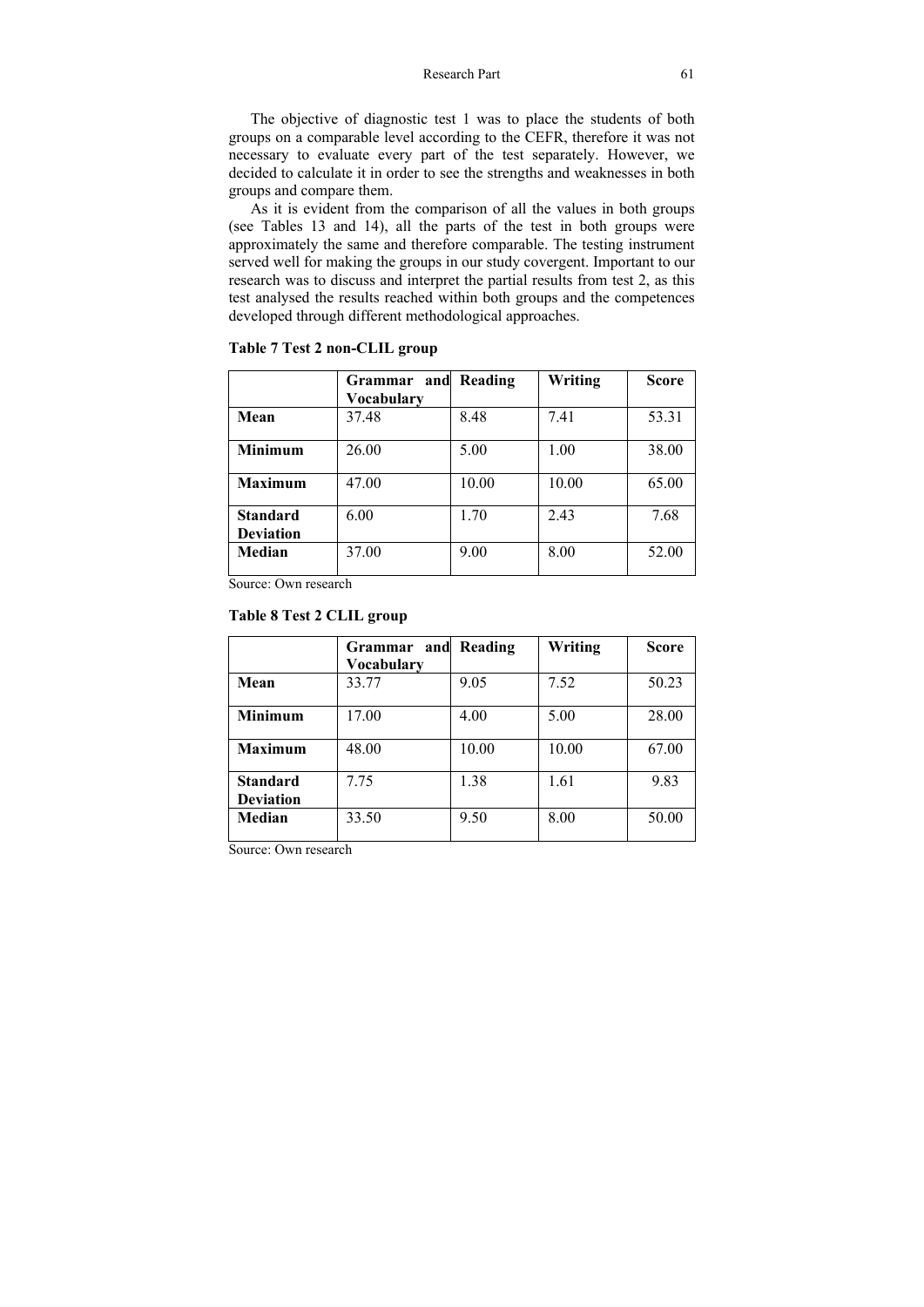The objective of diagnostic test 1 was to place the students of both groups on a comparable level according to the CEFR, therefore it was not necessary to evaluate every part of the test separately. However, we decided to calculate it in order to see the strengths and weaknesses in both groups and compare them.

As it is evident from the comparison of all the values in both groups (see Tables 13 and 14), all the parts of the test in both groups were approximately the same and therefore comparable. The testing instrument served well for making the groups in our study covergent. Important to our research was to discuss and interpret the partial results from test 2, as this test analysed the results reached within both groups and the competences developed through different methodological approaches.

**Table 7 Test 2 non-CLIL group**

| | Grammar and Vocabulary | Reading | Writing | Score |
|---|---|---|---|---|
| **Mean** | 37.48 | 8.48 | 7.41 | 53.31 |
| **Minimum** | 26.00 | 5.00 | 1.00 | 38.00 |
| **Maximum** | 47.00 | 10.00 | 10.00 | 65.00 |
| **Standard Deviation** | 6.00 | 1.70 | 2.43 | 7.68 |
| **Median** | 37.00 | 9.00 | 8.00 | 52.00 |

Source: Own research

**Table 8 Test 2 CLIL group**

| | Grammar and Vocabulary | Reading | Writing | Score |
|---|---|---|---|---|
| **Mean** | 33.77 | 9.05 | 7.52 | 50.23 |
| **Minimum** | 17.00 | 4.00 | 5.00 | 28.00 |
| **Maximum** | 48.00 | 10.00 | 10.00 | 67.00 |
| **Standard Deviation** | 7.75 | 1.38 | 1.61 | 9.83 |
| **Median** | 33.50 | 9.50 | 8.00 | 50.00 |

Source: Own research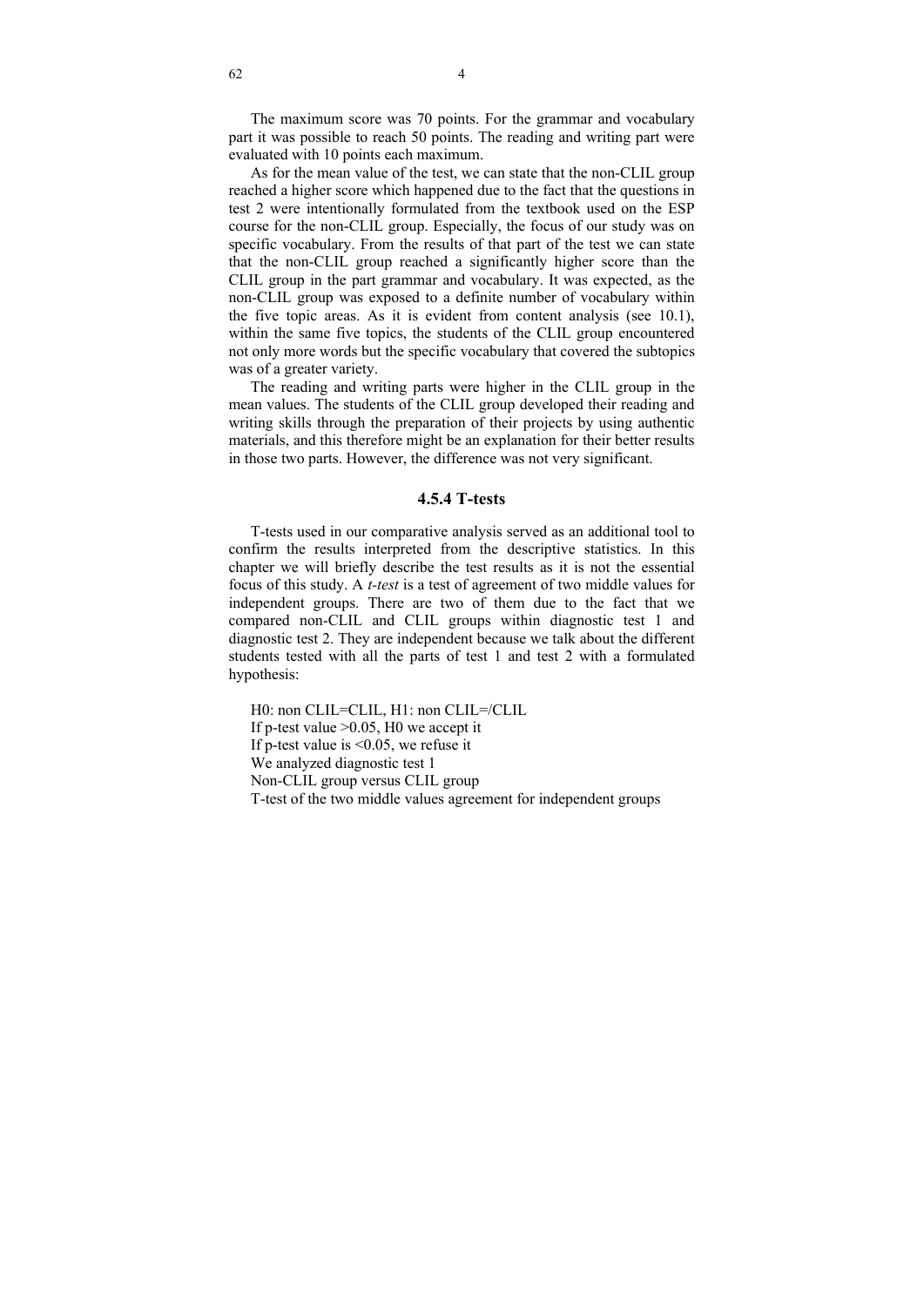The maximum score was 70 points. For the grammar and vocabulary part it was possible to reach 50 points. The reading and writing part were evaluated with 10 points each maximum.

As for the mean value of the test, we can state that the non-CLIL group reached a higher score which happened due to the fact that the questions in test 2 were intentionally formulated from the textbook used on the ESP course for the non-CLIL group. Especially, the focus of our study was on specific vocabulary. From the results of that part of the test we can state that the non-CLIL group reached a significantly higher score than the CLIL group in the part grammar and vocabulary. It was expected, as the non-CLIL group was exposed to a definite number of vocabulary within the five topic areas. As it is evident from content analysis (see 10.1), within the same five topics, the students of the CLIL group encountered not only more words but the specific vocabulary that covered the subtopics was of a greater variety.

The reading and writing parts were higher in the CLIL group in the mean values. The students of the CLIL group developed their reading and writing skills through the preparation of their projects by using authentic materials, and this therefore might be an explanation for their better results in those two parts. However, the difference was not very significant.

### 4.5.4 T-tests

T-tests used in our comparative analysis served as an additional tool to confirm the results interpreted from the descriptive statistics. In this chapter we will briefly describe the test results as it is not the essential focus of this study. A *t-test* is a test of agreement of two middle values for independent groups. There are two of them due to the fact that we compared non-CLIL and CLIL groups within diagnostic test 1 and diagnostic test 2. They are independent because we talk about the different students tested with all the parts of test 1 and test 2 with a formulated hypothesis:

H0: non CLIL=CLIL, H1: non CLIL=/CLIL
If p-test value >0.05, H0 we accept it
If p-test value is <0.05, we refuse it
We analyzed diagnostic test 1
Non-CLIL group versus CLIL group
T-test of the two middle values agreement for independent groups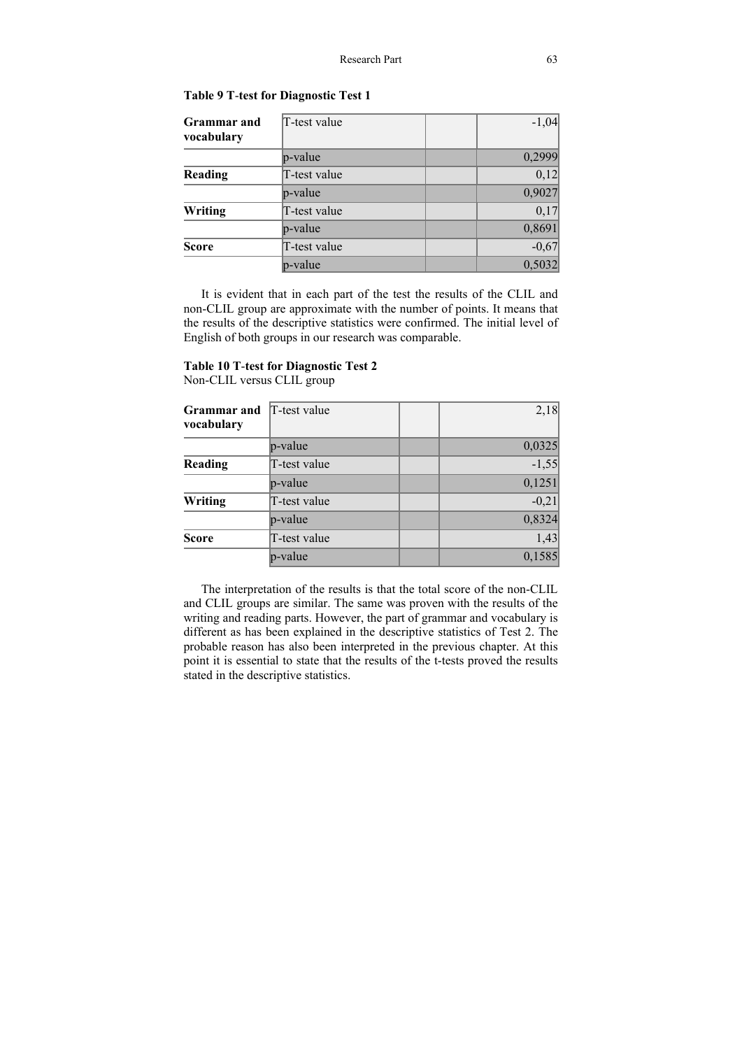**Table 9 T-test for Diagnostic Test 1**

| | | | |
|---|---|---|---|
| **Grammar and vocabulary** | T-test value | | -1,04 |
| | p-value | | 0,2999 |
| **Reading** | T-test value | | 0,12 |
| | p-value | | 0,9027 |
| **Writing** | T-test value | | 0,17 |
| | p-value | | 0,8691 |
| **Score** | T-test value | | -0,67 |
| | p-value | | 0,5032 |

It is evident that in each part of the test the results of the CLIL and non-CLIL group are approximate with the number of points. It means that the results of the descriptive statistics were confirmed. The initial level of English of both groups in our research was comparable.

**Table 10 T-test for Diagnostic Test 2**
Non-CLIL versus CLIL group

| | | | |
|---|---|---|---|
| **Grammar and vocabulary** | T-test value | | 2,18 |
| | p-value | | 0,0325 |
| **Reading** | T-test value | | -1,55 |
| | p-value | | 0,1251 |
| **Writing** | T-test value | | -0,21 |
| | p-value | | 0,8324 |
| **Score** | T-test value | | 1,43 |
| | p-value | | 0,1585 |

The interpretation of the results is that the total score of the non-CLIL and CLIL groups are similar. The same was proven with the results of the writing and reading parts. However, the part of grammar and vocabulary is different as has been explained in the descriptive statistics of Test 2. The probable reason has also been interpreted in the previous chapter. At this point it is essential to state that the results of the t-tests proved the results stated in the descriptive statistics.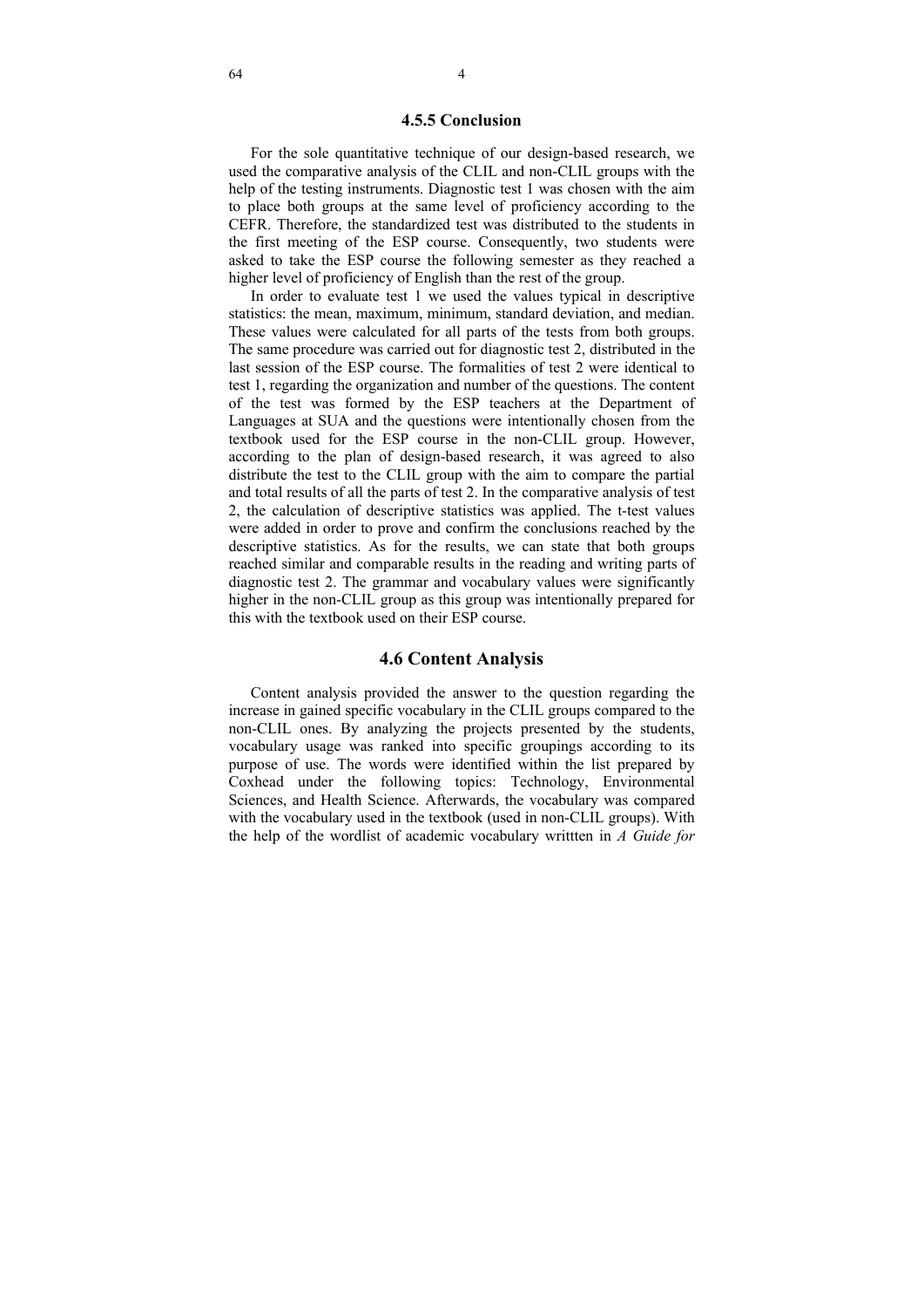### 4.5.5 Conclusion

For the sole quantitative technique of our design-based research, we used the comparative analysis of the CLIL and non-CLIL groups with the help of the testing instruments. Diagnostic test 1 was chosen with the aim to place both groups at the same level of proficiency according to the CEFR. Therefore, the standardized test was distributed to the students in the first meeting of the ESP course. Consequently, two students were asked to take the ESP course the following semester as they reached a higher level of proficiency of English than the rest of the group.

In order to evaluate test 1 we used the values typical in descriptive statistics: the mean, maximum, minimum, standard deviation, and median. These values were calculated for all parts of the tests from both groups. The same procedure was carried out for diagnostic test 2, distributed in the last session of the ESP course. The formalities of test 2 were identical to test 1, regarding the organization and number of the questions. The content of the test was formed by the ESP teachers at the Department of Languages at SUA and the questions were intentionally chosen from the textbook used for the ESP course in the non-CLIL group. However, according to the plan of design-based research, it was agreed to also distribute the test to the CLIL group with the aim to compare the partial and total results of all the parts of test 2. In the comparative analysis of test 2, the calculation of descriptive statistics was applied. The t-test values were added in order to prove and confirm the conclusions reached by the descriptive statistics. As for the results, we can state that both groups reached similar and comparable results in the reading and writing parts of diagnostic test 2. The grammar and vocabulary values were significantly higher in the non-CLIL group as this group was intentionally prepared for this with the textbook used on their ESP course.

## 4.6 Content Analysis

Content analysis provided the answer to the question regarding the increase in gained specific vocabulary in the CLIL groups compared to the non-CLIL ones. By analyzing the projects presented by the students, vocabulary usage was ranked into specific groupings according to its purpose of use. The words were identified within the list prepared by Coxhead under the following topics: Technology, Environmental Sciences, and Health Science. Afterwards, the vocabulary was compared with the vocabulary used in the textbook (used in non-CLIL groups). With the help of the wordlist of academic vocabulary writtten in *A Guide for*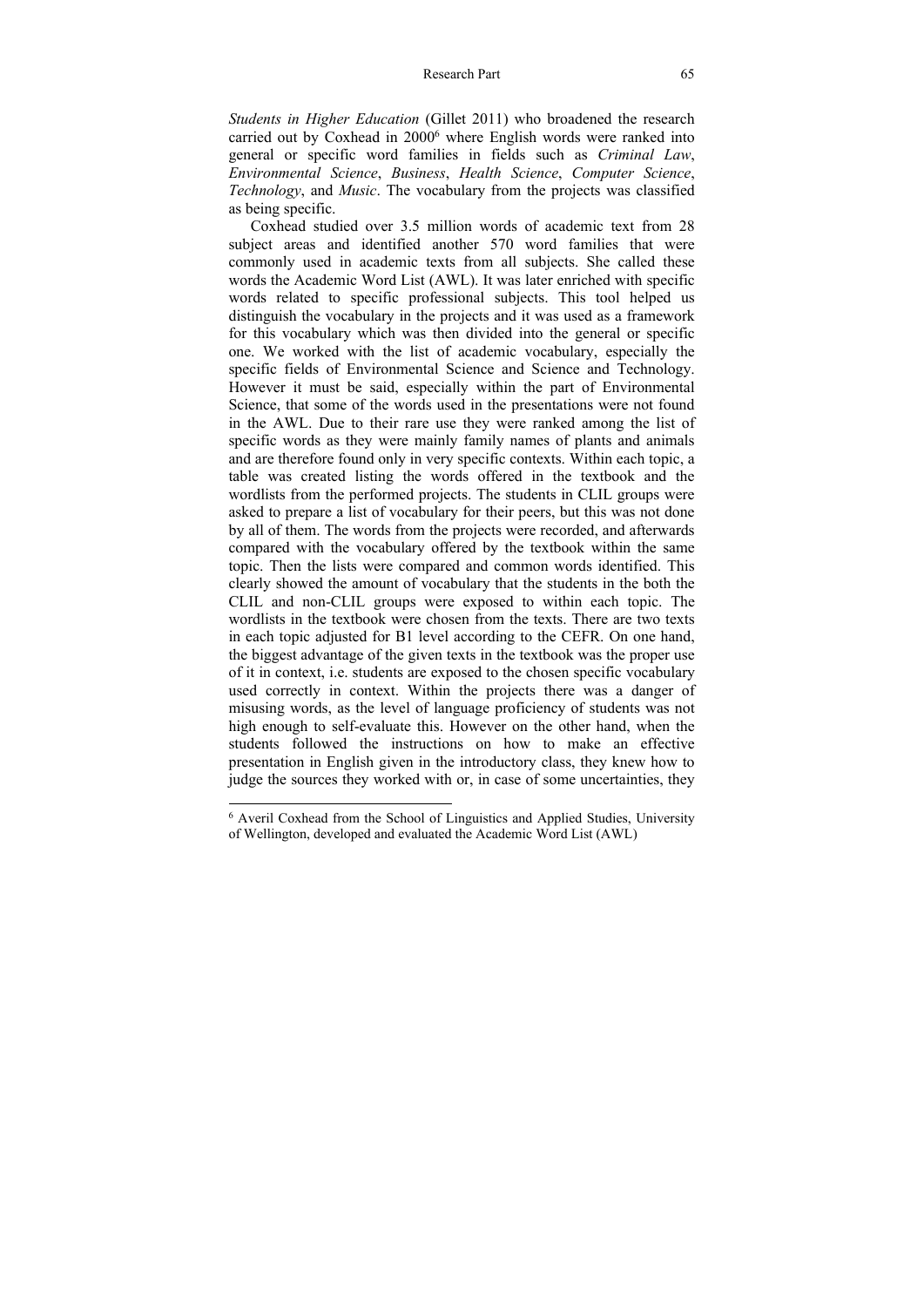*Students in Higher Education* (Gillet 2011) who broadened the research carried out by Coxhead in 2000[6] where English words were ranked into general or specific word families in fields such as *Criminal Law*, *Environmental Science*, *Business*, *Health Science*, *Computer Science*, *Technology*, and *Music*. The vocabulary from the projects was classified as being specific.

Coxhead studied over 3.5 million words of academic text from 28 subject areas and identified another 570 word families that were commonly used in academic texts from all subjects. She called these words the Academic Word List (AWL). It was later enriched with specific words related to specific professional subjects. This tool helped us distinguish the vocabulary in the projects and it was used as a framework for this vocabulary which was then divided into the general or specific one. We worked with the list of academic vocabulary, especially the specific fields of Environmental Science and Science and Technology. However it must be said, especially within the part of Environmental Science, that some of the words used in the presentations were not found in the AWL. Due to their rare use they were ranked among the list of specific words as they were mainly family names of plants and animals and are therefore found only in very specific contexts. Within each topic, a table was created listing the words offered in the textbook and the wordlists from the performed projects. The students in CLIL groups were asked to prepare a list of vocabulary for their peers, but this was not done by all of them. The words from the projects were recorded, and afterwards compared with the vocabulary offered by the textbook within the same topic. Then the lists were compared and common words identified. This clearly showed the amount of vocabulary that the students in the both the CLIL and non-CLIL groups were exposed to within each topic. The wordlists in the textbook were chosen from the texts. There are two texts in each topic adjusted for B1 level according to the CEFR. On one hand, the biggest advantage of the given texts in the textbook was the proper use of it in context, i.e. students are exposed to the chosen specific vocabulary used correctly in context. Within the projects there was a danger of misusing words, as the level of language proficiency of students was not high enough to self-evaluate this. However on the other hand, when the students followed the instructions on how to make an effective presentation in English given in the introductory class, they knew how to judge the sources they worked with or, in case of some uncertainties, they

[6] Averil Coxhead from the School of Linguistics and Applied Studies, University of Wellington, developed and evaluated the Academic Word List (AWL)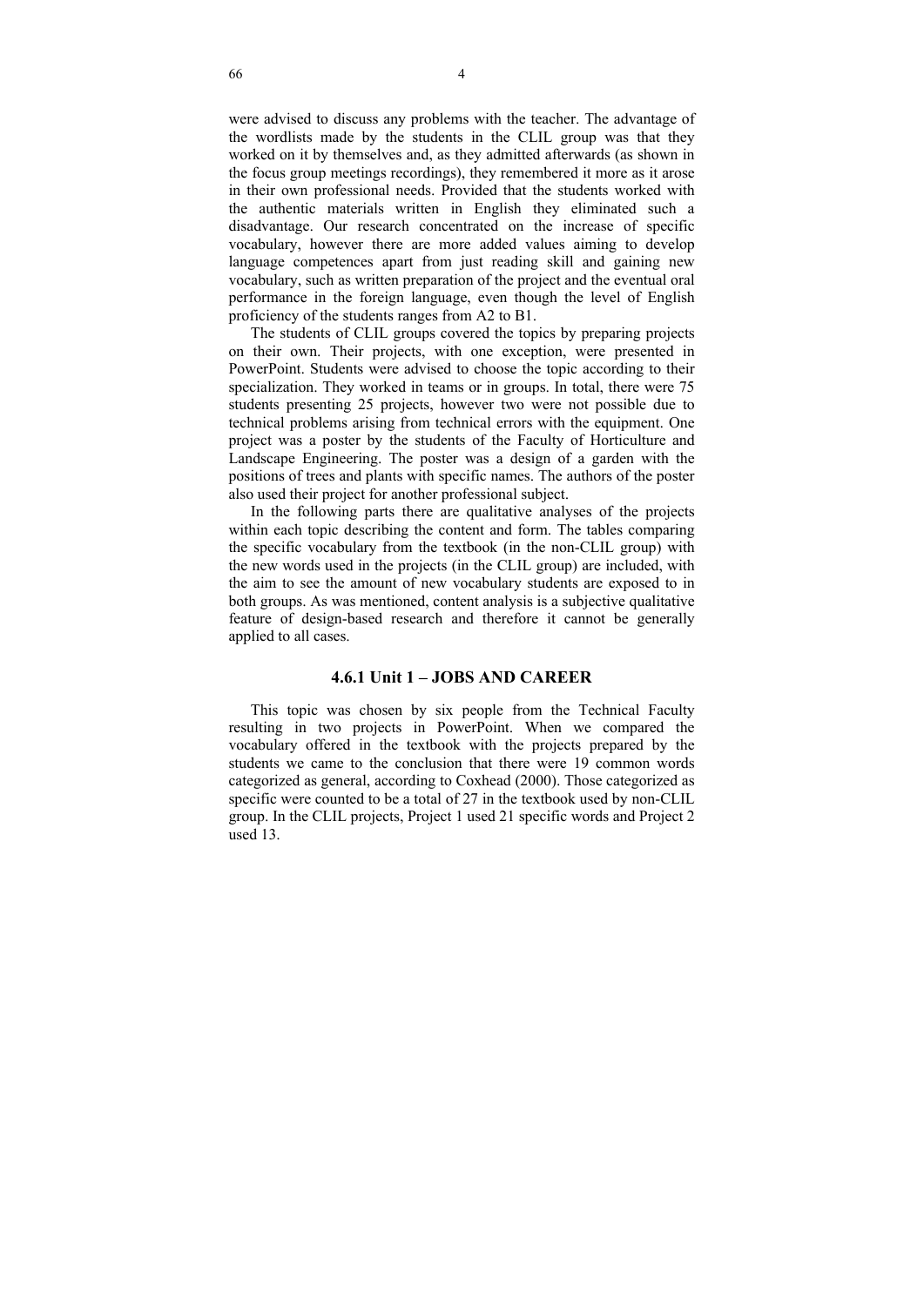were advised to discuss any problems with the teacher. The advantage of the wordlists made by the students in the CLIL group was that they worked on it by themselves and, as they admitted afterwards (as shown in the focus group meetings recordings), they remembered it more as it arose in their own professional needs. Provided that the students worked with the authentic materials written in English they eliminated such a disadvantage. Our research concentrated on the increase of specific vocabulary, however there are more added values aiming to develop language competences apart from just reading skill and gaining new vocabulary, such as written preparation of the project and the eventual oral performance in the foreign language, even though the level of English proficiency of the students ranges from A2 to B1.

The students of CLIL groups covered the topics by preparing projects on their own. Their projects, with one exception, were presented in PowerPoint. Students were advised to choose the topic according to their specialization. They worked in teams or in groups. In total, there were 75 students presenting 25 projects, however two were not possible due to technical problems arising from technical errors with the equipment. One project was a poster by the students of the Faculty of Horticulture and Landscape Engineering. The poster was a design of a garden with the positions of trees and plants with specific names. The authors of the poster also used their project for another professional subject.

In the following parts there are qualitative analyses of the projects within each topic describing the content and form. The tables comparing the specific vocabulary from the textbook (in the non-CLIL group) with the new words used in the projects (in the CLIL group) are included, with the aim to see the amount of new vocabulary students are exposed to in both groups. As was mentioned, content analysis is a subjective qualitative feature of design-based research and therefore it cannot be generally applied to all cases.

### 4.6.1 Unit 1 – JOBS AND CAREER

This topic was chosen by six people from the Technical Faculty resulting in two projects in PowerPoint. When we compared the vocabulary offered in the textbook with the projects prepared by the students we came to the conclusion that there were 19 common words categorized as general, according to Coxhead (2000). Those categorized as specific were counted to be a total of 27 in the textbook used by non-CLIL group. In the CLIL projects, Project 1 used 21 specific words and Project 2 used 13.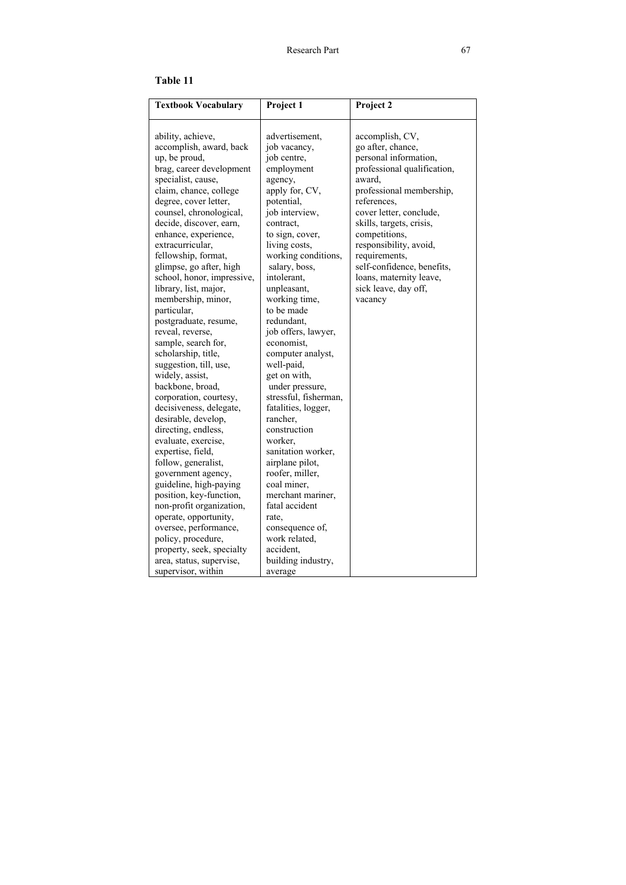**Table 11**

| Textbook Vocabulary | Project 1 | Project 2 |
|---|---|---|
| ability, achieve, accomplish, award, back up, be proud, brag, career development specialist, cause, claim, chance, college degree, cover letter, counsel, chronological, decide, discover, earn, enhance, experience, extracurricular, fellowship, format, glimpse, go after, high school, honor, impressive, library, list, major, membership, minor, particular, postgraduate, resume, reveal, reverse, sample, search for, scholarship, title, suggestion, till, use, widely, assist, backbone, broad, corporation, courtesy, decisiveness, delegate, desirable, develop, directing, endless, evaluate, exercise, expertise, field, follow, generalist, government agency, guideline, high-paying position, key-function, non-profit organization, operate, opportunity, oversee, performance, policy, procedure, property, seek, specialty area, status, supervise, supervisor, within | advertisement, job vacancy, job centre, employment agency, apply for, CV, potential, job interview, contract, to sign, cover, living costs, working conditions, salary, boss, intolerant, unpleasant, working time, to be made redundant, job offers, lawyer, economist, computer analyst, well-paid, get on with, under pressure, stressful, fisherman, fatalities, logger, rancher, construction worker, sanitation worker, airplane pilot, roofer, miller, coal miner, merchant mariner, fatal accident rate, consequence of, work related, accident, building industry, average | accomplish, CV, go after, chance, personal information, professional qualification, award, professional membership, references, cover letter, conclude, skills, targets, crisis, competitions, responsibility, avoid, requirements, self-confidence, benefits, loans, maternity leave, sick leave, day off, vacancy |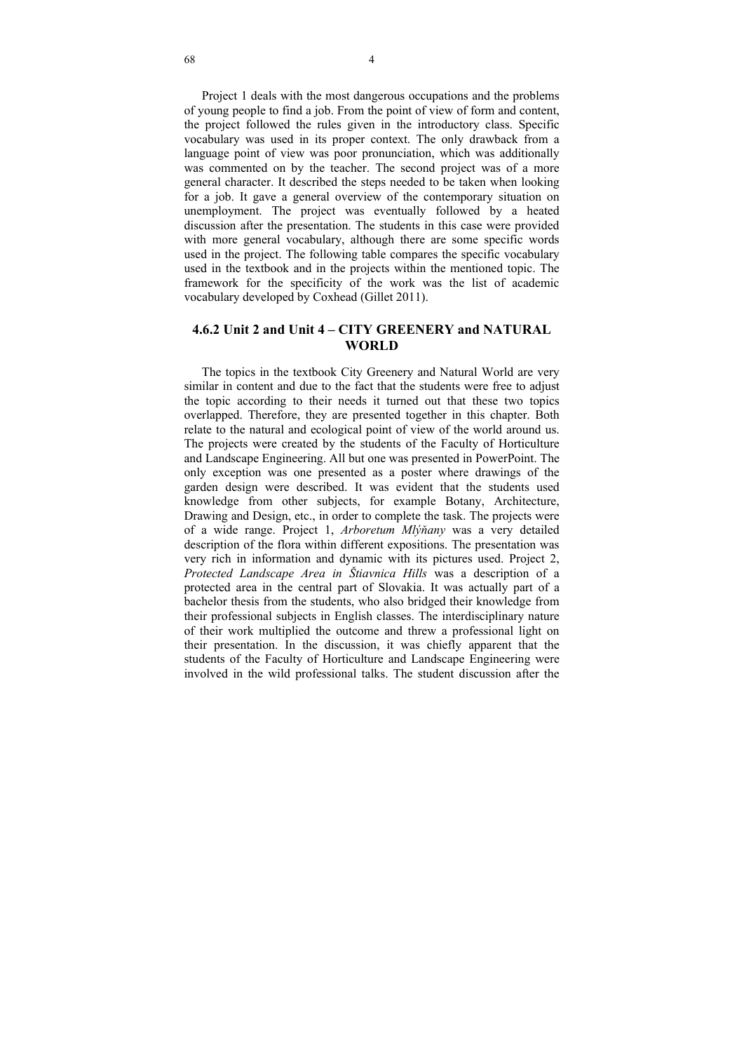Project 1 deals with the most dangerous occupations and the problems of young people to find a job. From the point of view of form and content, the project followed the rules given in the introductory class. Specific vocabulary was used in its proper context. The only drawback from a language point of view was poor pronunciation, which was additionally was commented on by the teacher. The second project was of a more general character. It described the steps needed to be taken when looking for a job. It gave a general overview of the contemporary situation on unemployment. The project was eventually followed by a heated discussion after the presentation. The students in this case were provided with more general vocabulary, although there are some specific words used in the project. The following table compares the specific vocabulary used in the textbook and in the projects within the mentioned topic. The framework for the specificity of the work was the list of academic vocabulary developed by Coxhead (Gillet 2011).

### 4.6.2 Unit 2 and Unit 4 – CITY GREENERY and NATURAL WORLD

The topics in the textbook City Greenery and Natural World are very similar in content and due to the fact that the students were free to adjust the topic according to their needs it turned out that these two topics overlapped. Therefore, they are presented together in this chapter. Both relate to the natural and ecological point of view of the world around us. The projects were created by the students of the Faculty of Horticulture and Landscape Engineering. All but one was presented in PowerPoint. The only exception was one presented as a poster where drawings of the garden design were described. It was evident that the students used knowledge from other subjects, for example Botany, Architecture, Drawing and Design, etc., in order to complete the task. The projects were of a wide range. Project 1, *Arboretum Mlýňany* was a very detailed description of the flora within different expositions. The presentation was very rich in information and dynamic with its pictures used. Project 2, *Protected Landscape Area in Štiavnica Hills* was a description of a protected area in the central part of Slovakia. It was actually part of a bachelor thesis from the students, who also bridged their knowledge from their professional subjects in English classes. The interdisciplinary nature of their work multiplied the outcome and threw a professional light on their presentation. In the discussion, it was chiefly apparent that the students of the Faculty of Horticulture and Landscape Engineering were involved in the wild professional talks. The student discussion after the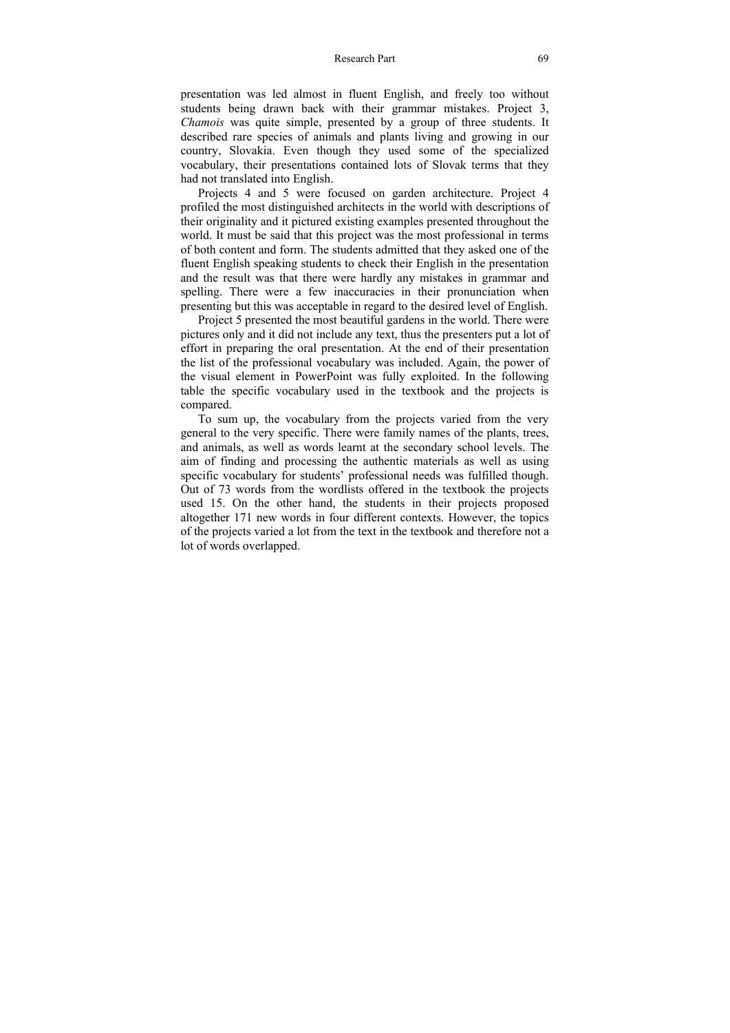presentation was led almost in fluent English, and freely too without students being drawn back with their grammar mistakes. Project 3, *Chamois* was quite simple, presented by a group of three students. It described rare species of animals and plants living and growing in our country, Slovakia. Even though they used some of the specialized vocabulary, their presentations contained lots of Slovak terms that they had not translated into English.

Projects 4 and 5 were focused on garden architecture. Project 4 profiled the most distinguished architects in the world with descriptions of their originality and it pictured existing examples presented throughout the world. It must be said that this project was the most professional in terms of both content and form. The students admitted that they asked one of the fluent English speaking students to check their English in the presentation and the result was that there were hardly any mistakes in grammar and spelling. There were a few inaccuracies in their pronunciation when presenting but this was acceptable in regard to the desired level of English.

Project 5 presented the most beautiful gardens in the world. There were pictures only and it did not include any text, thus the presenters put a lot of effort in preparing the oral presentation. At the end of their presentation the list of the professional vocabulary was included. Again, the power of the visual element in PowerPoint was fully exploited. In the following table the specific vocabulary used in the textbook and the projects is compared.

To sum up, the vocabulary from the projects varied from the very general to the very specific. There were family names of the plants, trees, and animals, as well as words learnt at the secondary school levels. The aim of finding and processing the authentic materials as well as using specific vocabulary for students' professional needs was fulfilled though. Out of 73 words from the wordlists offered in the textbook the projects used 15. On the other hand, the students in their projects proposed altogether 171 new words in four different contexts. However, the topics of the projects varied a lot from the text in the textbook and therefore not a lot of words overlapped.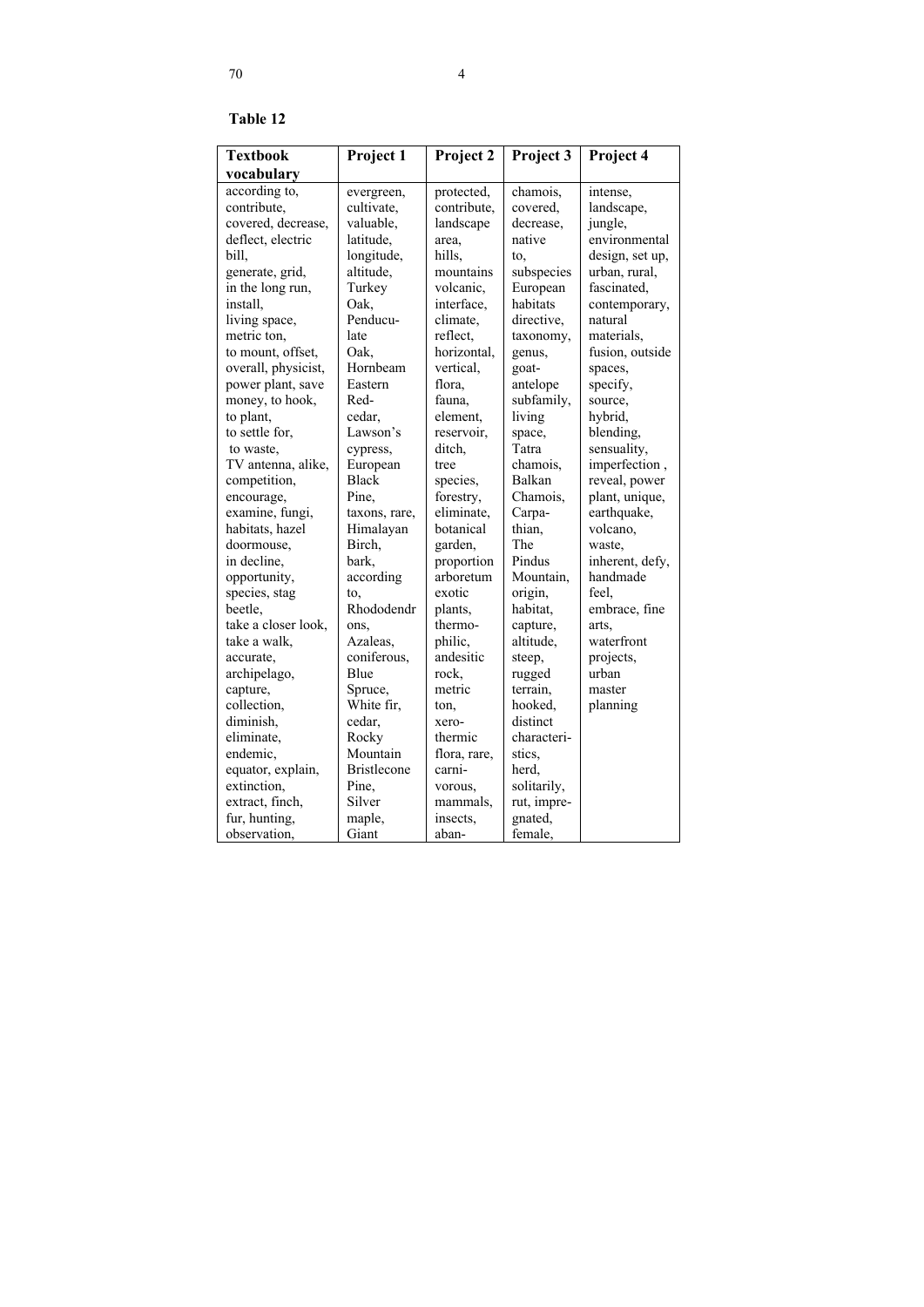**Table 12**

| Textbook vocabulary | Project 1 | Project 2 | Project 3 | Project 4 |
|---|---|---|---|---|
| according to, contribute, covered, decrease, deflect, electric bill, generate, grid, in the long run, install, living space, metric ton, to mount, offset, overall, physicist, power plant, save money, to hook, to plant, to settle for, to waste, TV antenna, alike, competition, encourage, examine, fungi, habitats, hazel doormouse, in decline, opportunity, species, stag beetle, take a closer look, take a walk, accurate, archipelago, capture, collection, diminish, eliminate, endemic, equator, explain, extinction, extract, finch, fur, hunting, observation, | evergreen, cultivate, valuable, latitude, longitude, altitude, Turkey Oak, Penducu-late Oak, Hornbeam Eastern Red-cedar, Lawson's cypress, European Black Pine, Himalayan Birch, bark, according to, Rhododendrons, Azaleas, coniferous, Blue Spruce, White fir, cedar, Rocky Mountain Bristlecone Pine, Silver maple, Giant | protected, contribute, landscape area, hills, mountains volcanic, interface, climate, reflect, horizontal, vertical, flora, fauna, element, reservoir, ditch, tree species, forestry, eliminate, botanical garden, proportion arboretum exotic plants, thermo-philic, andesitic rock, metric ton, xero-thermic flora, rare, carni-vorous, mammals, insects, aban- | chamois, covered, decrease, native to, subspecies European habitats directive, taxonomy, genus, goat-antelope subfamily, living space, Tatra chamois, Balkan Chamois, Carpa-thian, The Pindus Mountain, origin, habitat, capture, altitude, steep, rugged terrain, hooked, distinct characteri-stics, herd, solitarily, rut, impre-gnated, female, | intense, landscape, jungle, environmental design, set up, urban, rural, fascinated, contemporary, natural materials, fusion, outside spaces, specify, source, hybrid, blending, sensuality, imperfection , reveal, power plant, unique, earthquake, volcano, waste, inherent, defy, handmade feel, embrace, fine arts, waterfront projects, urban master planning |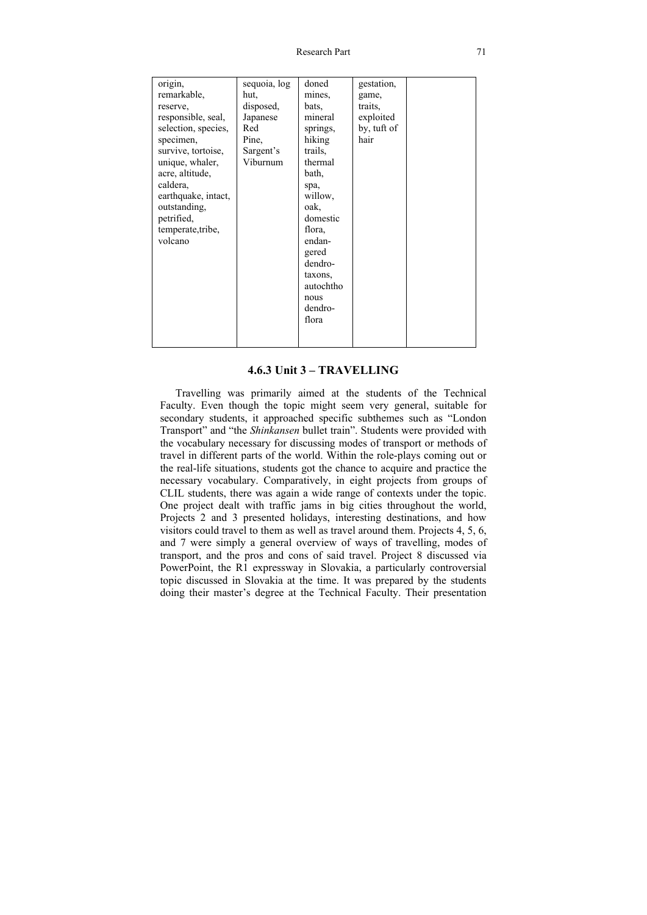| | | | | |
|---|---|---|---|---|
| origin, remarkable, reserve, responsible, seal, selection, species, specimen, survive, tortoise, unique, whaler, acre, altitude, caldera, earthquake, intact, outstanding, petrified, temperate,tribe, volcano | sequoia, log hut, disposed, Japanese Red Pine, Sargent's Viburnum | doned mines, bats, mineral springs, hiking trails, thermal bath, spa, willow, oak, domestic flora, endan-gered dendro-taxons, autochtho nous dendro-flora | gestation, game, traits, exploited by, tuft of hair | |

### 4.6.3 Unit 3 – TRAVELLING

Travelling was primarily aimed at the students of the Technical Faculty. Even though the topic might seem very general, suitable for secondary students, it approached specific subthemes such as "London Transport" and "the *Shinkansen* bullet train". Students were provided with the vocabulary necessary for discussing modes of transport or methods of travel in different parts of the world. Within the role-plays coming out or the real-life situations, students got the chance to acquire and practice the necessary vocabulary. Comparatively, in eight projects from groups of CLIL students, there was again a wide range of contexts under the topic. One project dealt with traffic jams in big cities throughout the world, Projects 2 and 3 presented holidays, interesting destinations, and how visitors could travel to them as well as travel around them. Projects 4, 5, 6, and 7 were simply a general overview of ways of travelling, modes of transport, and the pros and cons of said travel. Project 8 discussed via PowerPoint, the R1 expressway in Slovakia, a particularly controversial topic discussed in Slovakia at the time. It was prepared by the students doing their master's degree at the Technical Faculty. Their presentation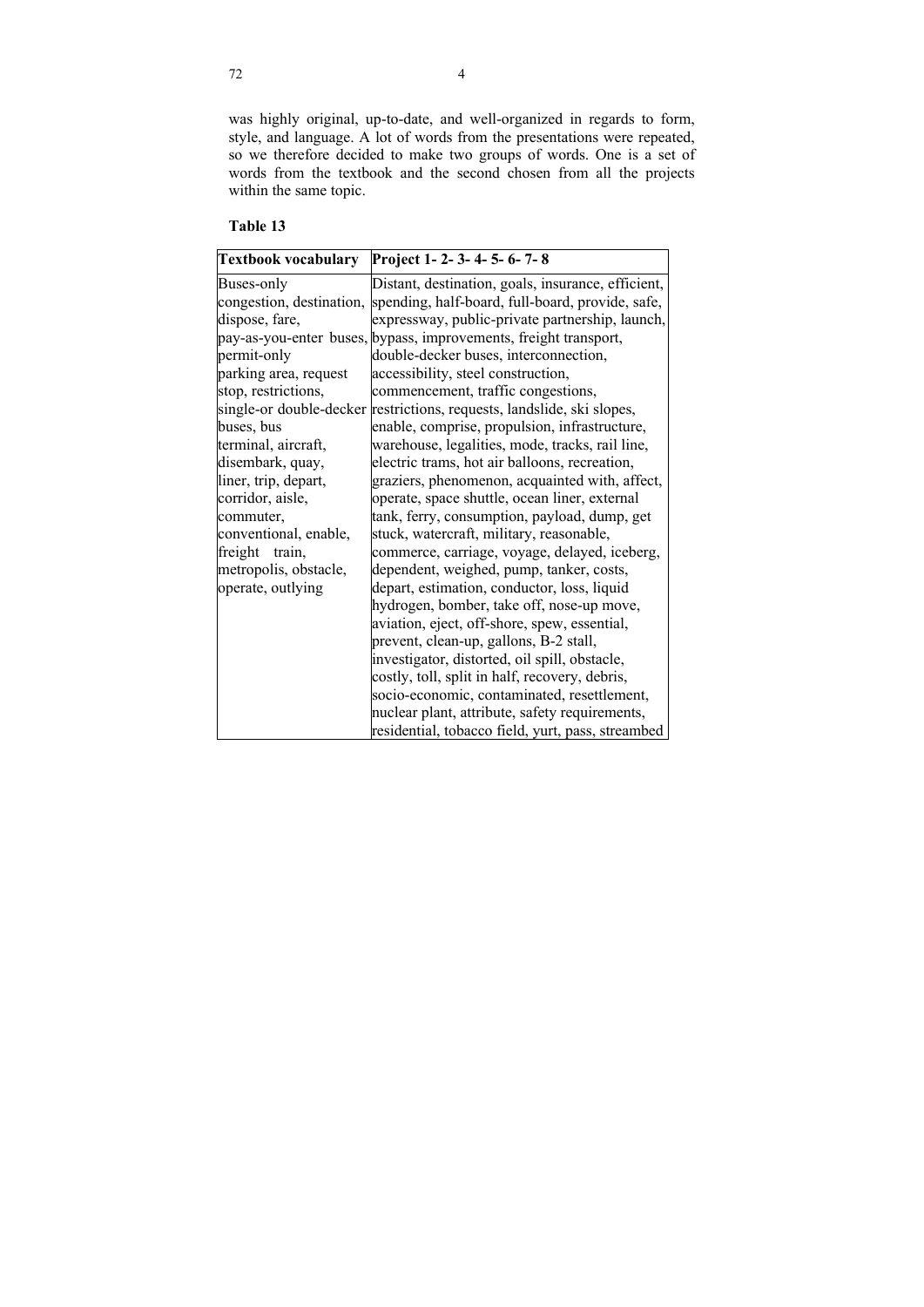was highly original, up-to-date, and well-organized in regards to form, style, and language. A lot of words from the presentations were repeated, so we therefore decided to make two groups of words. One is a set of words from the textbook and the second chosen from all the projects within the same topic.

**Table 13**

| Textbook vocabulary | Project 1- 2- 3- 4- 5- 6- 7- 8 |
|---|---|
| Buses-only congestion, destination, dispose, fare, pay-as-you-enter buses, permit-only parking area, request stop, restrictions, single-or double-decker buses, bus terminal, aircraft, disembark, quay, liner, trip, depart, corridor, aisle, commuter, conventional, enable, freight train, metropolis, obstacle, operate, outlying | Distant, destination, goals, insurance, efficient, spending, half-board, full-board, provide, safe, expressway, public-private partnership, launch, bypass, improvements, freight transport, double-decker buses, interconnection, accessibility, steel construction, commencement, traffic congestions, restrictions, requests, landslide, ski slopes, enable, comprise, propulsion, infrastructure, warehouse, legalities, mode, tracks, rail line, electric trams, hot air balloons, recreation, graziers, phenomenon, acquainted with, affect, operate, space shuttle, ocean liner, external tank, ferry, consumption, payload, dump, get stuck, watercraft, military, reasonable, commerce, carriage, voyage, delayed, iceberg, dependent, weighed, pump, tanker, costs, depart, estimation, conductor, loss, liquid hydrogen, bomber, take off, nose-up move, aviation, eject, off-shore, spew, essential, prevent, clean-up, gallons, B-2 stall, investigator, distorted, oil spill, obstacle, costly, toll, split in half, recovery, debris, socio-economic, contaminated, resettlement, nuclear plant, attribute, safety requirements, residential, tobacco field, yurt, pass, streambed |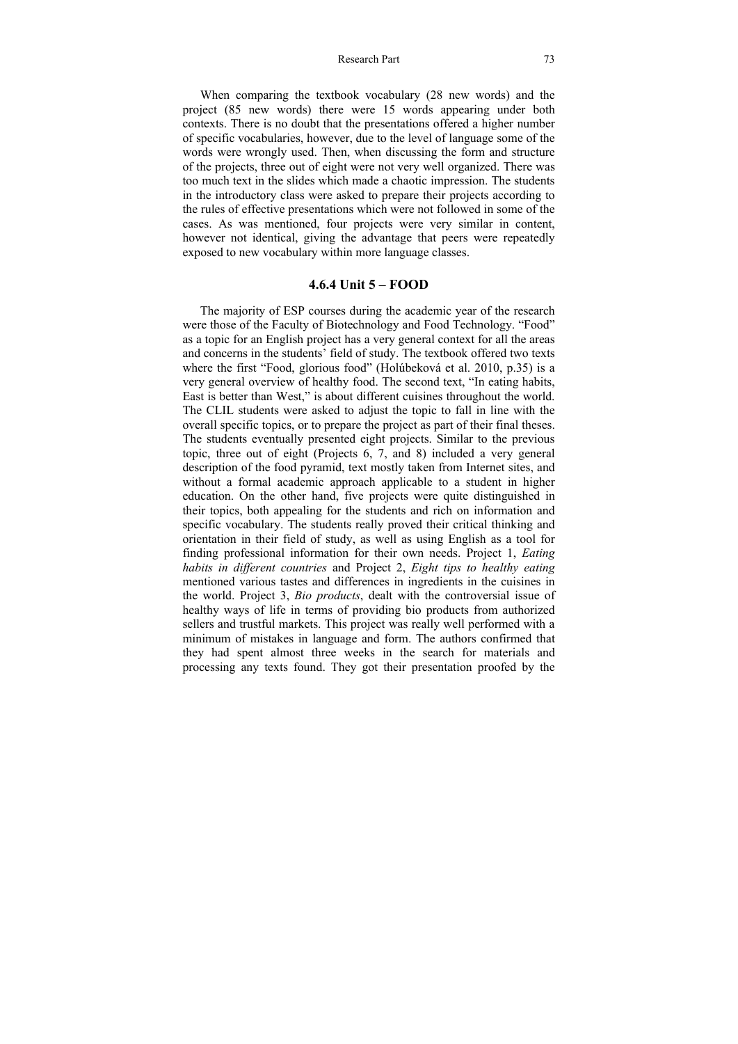When comparing the textbook vocabulary (28 new words) and the project (85 new words) there were 15 words appearing under both contexts. There is no doubt that the presentations offered a higher number of specific vocabularies, however, due to the level of language some of the words were wrongly used. Then, when discussing the form and structure of the projects, three out of eight were not very well organized. There was too much text in the slides which made a chaotic impression. The students in the introductory class were asked to prepare their projects according to the rules of effective presentations which were not followed in some of the cases. As was mentioned, four projects were very similar in content, however not identical, giving the advantage that peers were repeatedly exposed to new vocabulary within more language classes.

### 4.6.4 Unit 5 – FOOD

The majority of ESP courses during the academic year of the research were those of the Faculty of Biotechnology and Food Technology. "Food" as a topic for an English project has a very general context for all the areas and concerns in the students' field of study. The textbook offered two texts where the first "Food, glorious food" (Holúbeková et al. 2010, p.35) is a very general overview of healthy food. The second text, "In eating habits, East is better than West," is about different cuisines throughout the world. The CLIL students were asked to adjust the topic to fall in line with the overall specific topics, or to prepare the project as part of their final theses. The students eventually presented eight projects. Similar to the previous topic, three out of eight (Projects 6, 7, and 8) included a very general description of the food pyramid, text mostly taken from Internet sites, and without a formal academic approach applicable to a student in higher education. On the other hand, five projects were quite distinguished in their topics, both appealing for the students and rich on information and specific vocabulary. The students really proved their critical thinking and orientation in their field of study, as well as using English as a tool for finding professional information for their own needs. Project 1, *Eating habits in different countries* and Project 2, *Eight tips to healthy eating* mentioned various tastes and differences in ingredients in the cuisines in the world. Project 3, *Bio products*, dealt with the controversial issue of healthy ways of life in terms of providing bio products from authorized sellers and trustful markets. This project was really well performed with a minimum of mistakes in language and form. The authors confirmed that they had spent almost three weeks in the search for materials and processing any texts found. They got their presentation proofed by the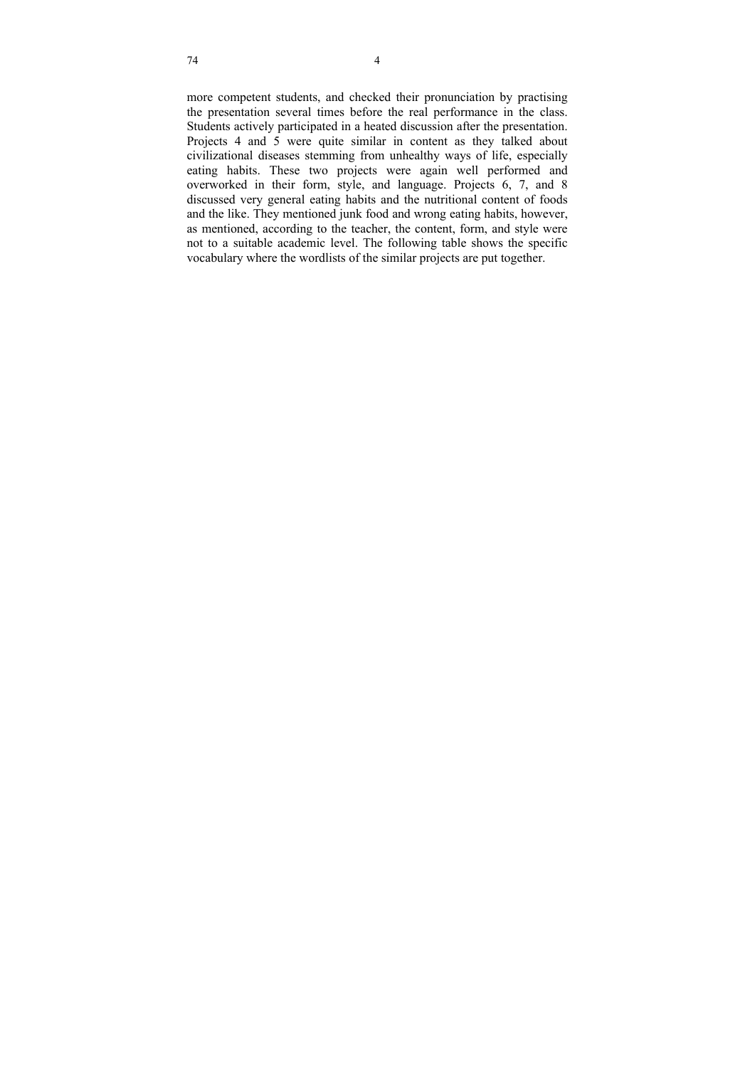more competent students, and checked their pronunciation by practising the presentation several times before the real performance in the class. Students actively participated in a heated discussion after the presentation. Projects 4 and 5 were quite similar in content as they talked about civilizational diseases stemming from unhealthy ways of life, especially eating habits. These two projects were again well performed and overworked in their form, style, and language. Projects 6, 7, and 8 discussed very general eating habits and the nutritional content of foods and the like. They mentioned junk food and wrong eating habits, however, as mentioned, according to the teacher, the content, form, and style were not to a suitable academic level. The following table shows the specific vocabulary where the wordlists of the similar projects are put together.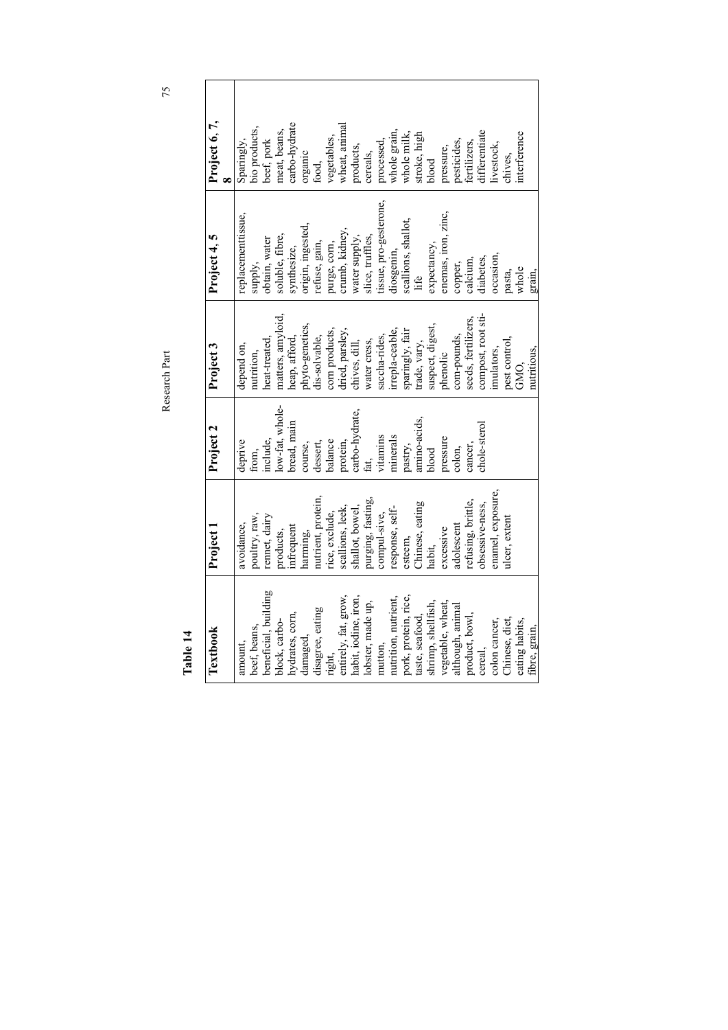**Table 14**

| Textbook | Project 1 | Project 2 | Project 3 | Project 4, 5 | Project 6, 7, 8 |
|---|---|---|---|---|---|
| amount, beef, beans, beneficial, building block, carbo-hydrates, corn, damaged, disagree, eating right, entirely, fat, grow, habit, iodine, iron, lobster, made up, mutton, nutrition, nutrient, pork, protein, rice, taste, seafood, shrimp, shellfish, vegetable, wheat, although, animal product, bowl, cereal, colon cancer, Chinese, diet, eating habits, fibre, grain, | avoidance, poultry, raw, rennet, dairy products, infrequent harming, nutrient, protein, rice, exclude, scallions, leek, shallot, bowel, purging, fasting, compul-sive, response, self-esteem, Chinese, eating habit, excessive adolescent refusing, brittle, obsessive-ness, enamel, exposure, ulcer, extent | deprive from, include, low-fat, whole-bread, main course, dessert, balance protein, carbo-hydrate, fat, vitamins minerals pastry, amino-acids, blood pressure colon, cancer, chole-sterol | depend on, nutrition, heat-treated, matters, amyloid, heap, afford, phyto-genetics, dis-solvable, corn products, dried, parsley, chives, dill, water cress, saccha-rides, irrepla-ceable, sparingly, fair trade, vary, suspect, digest, phenolic com-pounds, seeds, fertilizers, compost, root sti-imulators, pest control, GMO, nutritious, | replacementtissue, supply, obtain, water soluble, fibre, synthesize, origin, ingested, refuse, gain, purge, corn, crumb, kidney, water supply, slice, truffles, tissue, pro-gesterone, diosgenin, scallions, shallot, life expectancy, enemas, iron, zinc, copper, calcium, diabetes, occasion, pasta, whole grain, | Sparingly, bio products, beef, pork meat, beans, carbo-hydrate organic food, vegetables, wheat, animal products, cereals, processed, whole grain, whole milk, stroke, high blood pressure, pesticides, fertilizers, differentiate livestock, chives, interference |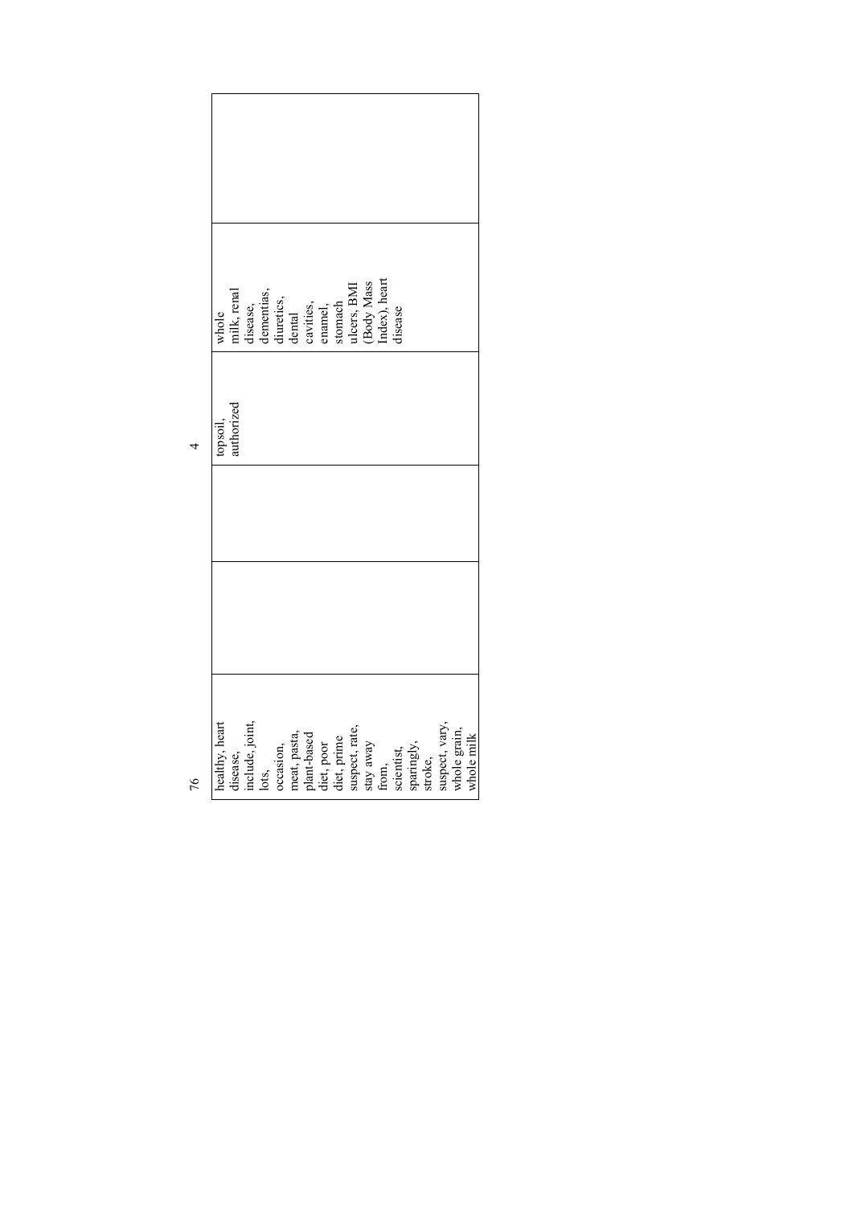| Words | Count |
|---|---|
| healthy, heart disease, include, joint, lots, occasion, meat, pasta, plant-based diet, poor diet, prime suspect, rate, stay away from, scientist, sparingly, stroke, suspect, vary, whole grain, whole milk | 76 |
| | |
| | |
| topsoil, authorized | 4 |
| whole milk, renal disease, dementias, diuretics, dental cavities, enamel, stomach ulcers, BMI (Body Mass Index), heart disease | |
| | |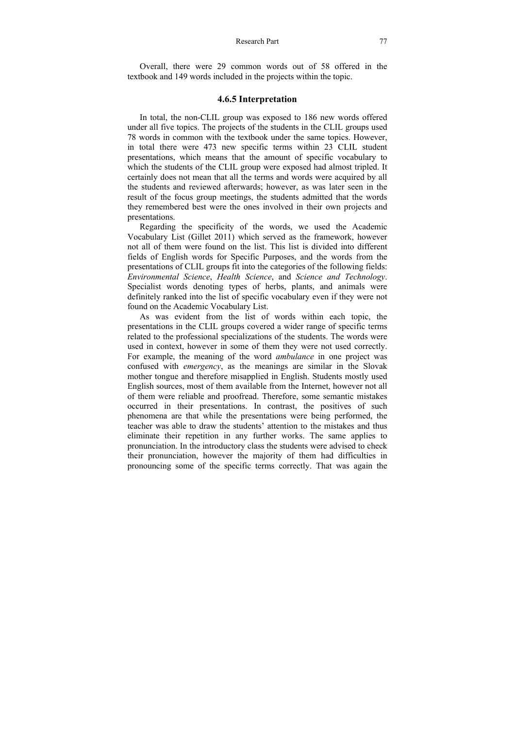Overall, there were 29 common words out of 58 offered in the textbook and 149 words included in the projects within the topic.

### 4.6.5 Interpretation

In total, the non-CLIL group was exposed to 186 new words offered under all five topics. The projects of the students in the CLIL groups used 78 words in common with the textbook under the same topics. However, in total there were 473 new specific terms within 23 CLIL student presentations, which means that the amount of specific vocabulary to which the students of the CLIL group were exposed had almost tripled. It certainly does not mean that all the terms and words were acquired by all the students and reviewed afterwards; however, as was later seen in the result of the focus group meetings, the students admitted that the words they remembered best were the ones involved in their own projects and presentations.

Regarding the specificity of the words, we used the Academic Vocabulary List (Gillet 2011) which served as the framework, however not all of them were found on the list. This list is divided into different fields of English words for Specific Purposes, and the words from the presentations of CLIL groups fit into the categories of the following fields: *Environmental Science*, *Health Science*, and *Science and Technology*. Specialist words denoting types of herbs, plants, and animals were definitely ranked into the list of specific vocabulary even if they were not found on the Academic Vocabulary List.

As was evident from the list of words within each topic, the presentations in the CLIL groups covered a wider range of specific terms related to the professional specializations of the students. The words were used in context, however in some of them they were not used correctly. For example, the meaning of the word *ambulance* in one project was confused with *emergency*, as the meanings are similar in the Slovak mother tongue and therefore misapplied in English. Students mostly used English sources, most of them available from the Internet, however not all of them were reliable and proofread. Therefore, some semantic mistakes occurred in their presentations. In contrast, the positives of such phenomena are that while the presentations were being performed, the teacher was able to draw the students' attention to the mistakes and thus eliminate their repetition in any further works. The same applies to pronunciation. In the introductory class the students were advised to check their pronunciation, however the majority of them had difficulties in pronouncing some of the specific terms correctly. That was again the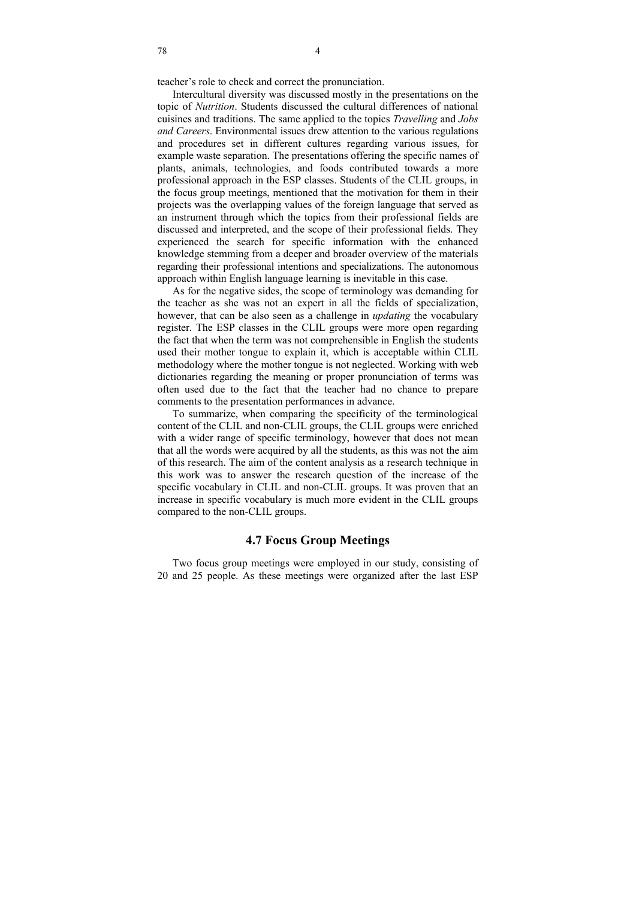teacher's role to check and correct the pronunciation.

Intercultural diversity was discussed mostly in the presentations on the topic of *Nutrition*. Students discussed the cultural differences of national cuisines and traditions. The same applied to the topics *Travelling* and *Jobs and Careers*. Environmental issues drew attention to the various regulations and procedures set in different cultures regarding various issues, for example waste separation. The presentations offering the specific names of plants, animals, technologies, and foods contributed towards a more professional approach in the ESP classes. Students of the CLIL groups, in the focus group meetings, mentioned that the motivation for them in their projects was the overlapping values of the foreign language that served as an instrument through which the topics from their professional fields are discussed and interpreted, and the scope of their professional fields. They experienced the search for specific information with the enhanced knowledge stemming from a deeper and broader overview of the materials regarding their professional intentions and specializations. The autonomous approach within English language learning is inevitable in this case.

As for the negative sides, the scope of terminology was demanding for the teacher as she was not an expert in all the fields of specialization, however, that can be also seen as a challenge in *updating* the vocabulary register. The ESP classes in the CLIL groups were more open regarding the fact that when the term was not comprehensible in English the students used their mother tongue to explain it, which is acceptable within CLIL methodology where the mother tongue is not neglected. Working with web dictionaries regarding the meaning or proper pronunciation of terms was often used due to the fact that the teacher had no chance to prepare comments to the presentation performances in advance.

To summarize, when comparing the specificity of the terminological content of the CLIL and non-CLIL groups, the CLIL groups were enriched with a wider range of specific terminology, however that does not mean that all the words were acquired by all the students, as this was not the aim of this research. The aim of the content analysis as a research technique in this work was to answer the research question of the increase of the specific vocabulary in CLIL and non-CLIL groups. It was proven that an increase in specific vocabulary is much more evident in the CLIL groups compared to the non-CLIL groups.

## 4.7 Focus Group Meetings

Two focus group meetings were employed in our study, consisting of 20 and 25 people. As these meetings were organized after the last ESP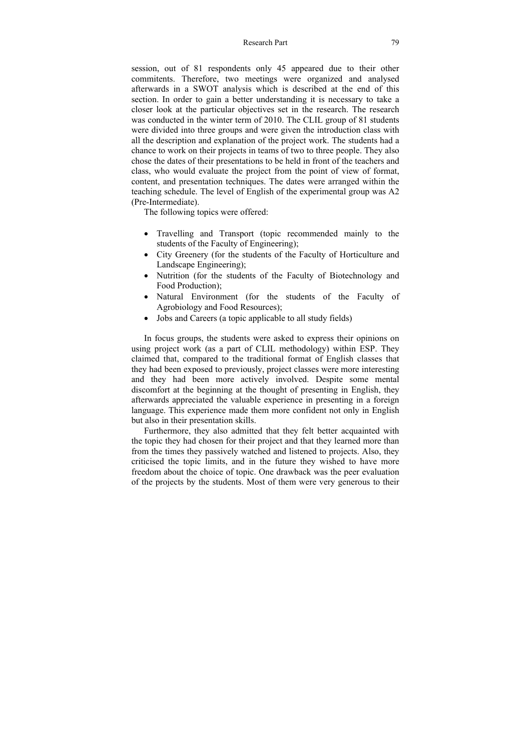session, out of 81 respondents only 45 appeared due to their other commitents. Therefore, two meetings were organized and analysed afterwards in a SWOT analysis which is described at the end of this section. In order to gain a better understanding it is necessary to take a closer look at the particular objectives set in the research. The research was conducted in the winter term of 2010. The CLIL group of 81 students were divided into three groups and were given the introduction class with all the description and explanation of the project work. The students had a chance to work on their projects in teams of two to three people. They also chose the dates of their presentations to be held in front of the teachers and class, who would evaluate the project from the point of view of format, content, and presentation techniques. The dates were arranged within the teaching schedule. The level of English of the experimental group was A2 (Pre-Intermediate).

The following topics were offered:

- Travelling and Transport (topic recommended mainly to the students of the Faculty of Engineering);
- City Greenery (for the students of the Faculty of Horticulture and Landscape Engineering);
- Nutrition (for the students of the Faculty of Biotechnology and Food Production);
- Natural Environment (for the students of the Faculty of Agrobiology and Food Resources);
- Jobs and Careers (a topic applicable to all study fields)

In focus groups, the students were asked to express their opinions on using project work (as a part of CLIL methodology) within ESP. They claimed that, compared to the traditional format of English classes that they had been exposed to previously, project classes were more interesting and they had been more actively involved. Despite some mental discomfort at the beginning at the thought of presenting in English, they afterwards appreciated the valuable experience in presenting in a foreign language. This experience made them more confident not only in English but also in their presentation skills.

Furthermore, they also admitted that they felt better acquainted with the topic they had chosen for their project and that they learned more than from the times they passively watched and listened to projects. Also, they criticised the topic limits, and in the future they wished to have more freedom about the choice of topic. One drawback was the peer evaluation of the projects by the students. Most of them were very generous to their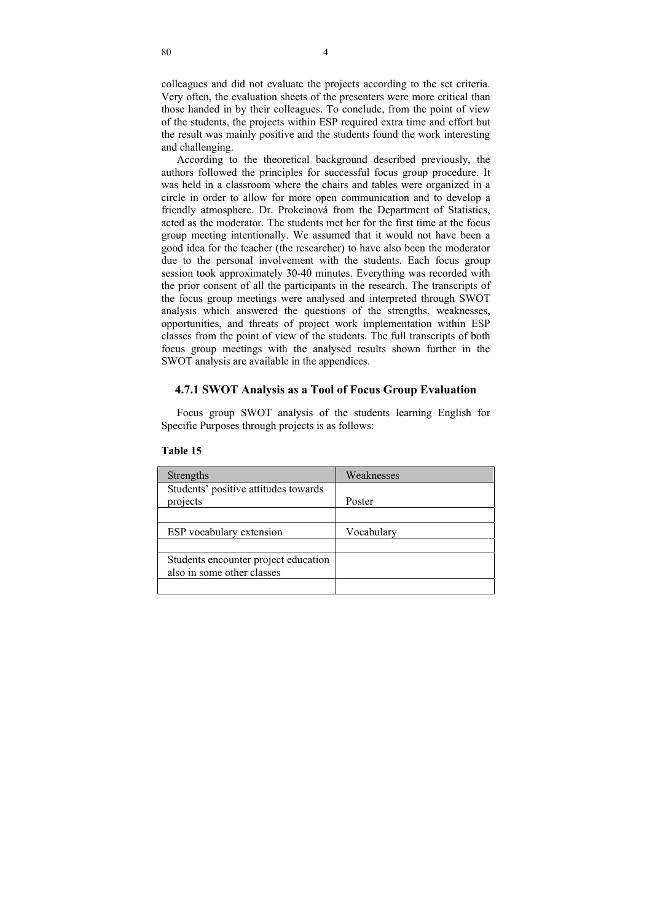colleagues and did not evaluate the projects according to the set criteria. Very often, the evaluation sheets of the presenters were more critical than those handed in by their colleagues. To conclude, from the point of view of the students, the projects within ESP required extra time and effort but the result was mainly positive and the students found the work interesting and challenging.

According to the theoretical background described previously, the authors followed the principles for successful focus group procedure. It was held in a classroom where the chairs and tables were organized in a circle in order to allow for more open communication and to develop a friendly atmosphere. Dr. Prokeinová from the Department of Statistics, acted as the moderator. The students met her for the first time at the focus group meeting intentionally. We assumed that it would not have been a good idea for the teacher (the researcher) to have also been the moderator due to the personal involvement with the students. Each focus group session took approximately 30-40 minutes. Everything was recorded with the prior consent of all the participants in the research. The transcripts of the focus group meetings were analysed and interpreted through SWOT analysis which answered the questions of the strengths, weaknesses, opportunities, and threats of project work implementation within ESP classes from the point of view of the students. The full transcripts of both focus group meetings with the analysed results shown further in the SWOT analysis are available in the appendices.

### 4.7.1 SWOT Analysis as a Tool of Focus Group Evaluation

Focus group SWOT analysis of the students learning English for Specific Purposes through projects is as follows:

**Table 15**

| Strengths | Weaknesses |
|---|---|
| Students' positive attitudes towards projects | Poster |
| | |
| ESP vocabulary extension | Vocabulary |
| | |
| Students encounter project education also in some other classes | |
| | |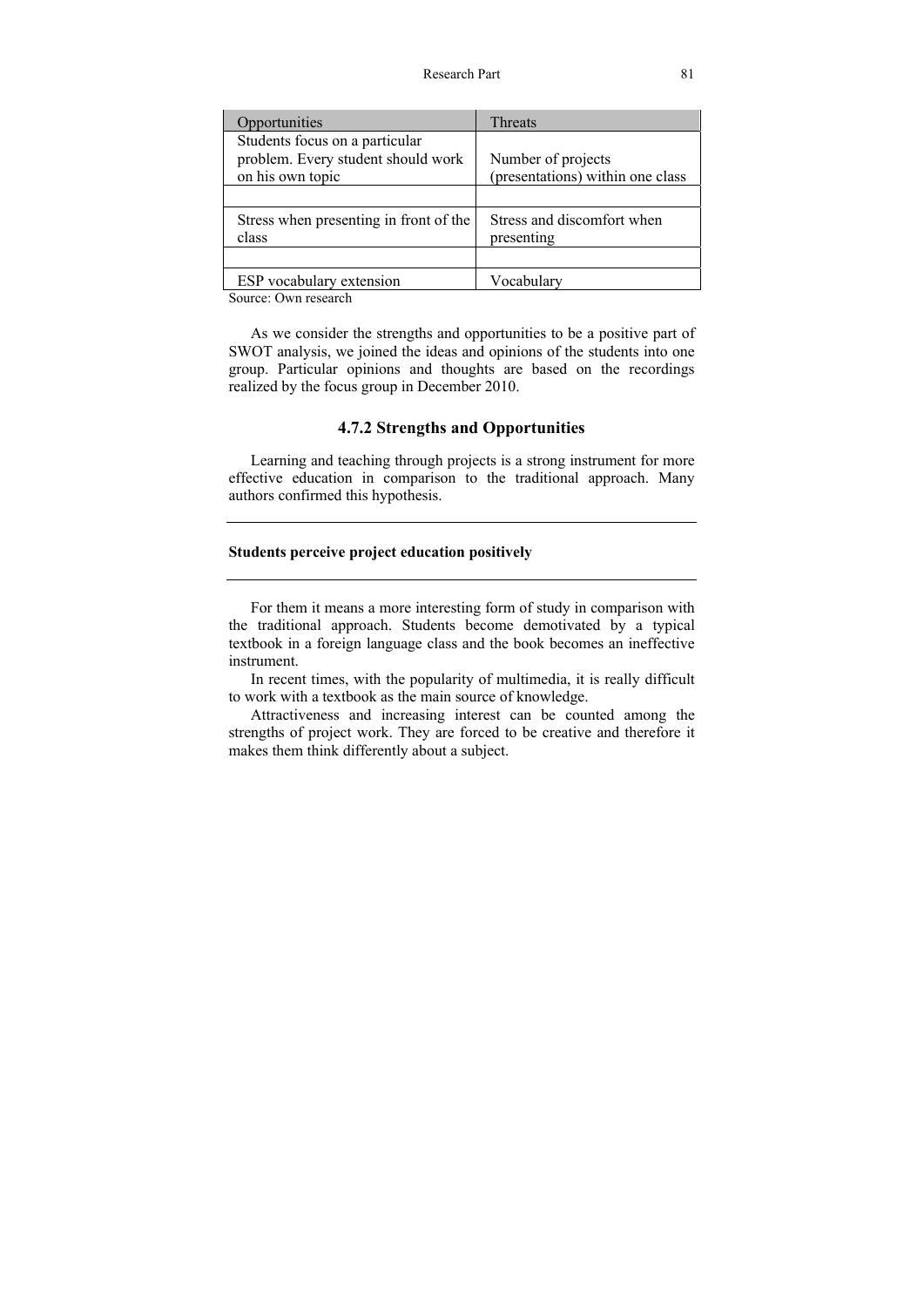| Opportunities | Threats |
|---|---|
| Students focus on a particular problem. Every student should work on his own topic | Number of projects (presentations) within one class |
| | |
| Stress when presenting in front of the class | Stress and discomfort when presenting |
| | |
| ESP vocabulary extension | Vocabulary |

Source: Own research

As we consider the strengths and opportunities to be a positive part of SWOT analysis, we joined the ideas and opinions of the students into one group. Particular opinions and thoughts are based on the recordings realized by the focus group in December 2010.

### 4.7.2 Strengths and Opportunities

Learning and teaching through projects is a strong instrument for more effective education in comparison to the traditional approach. Many authors confirmed this hypothesis.

---

**Students perceive project education positively**

---

For them it means a more interesting form of study in comparison with the traditional approach. Students become demotivated by a typical textbook in a foreign language class and the book becomes an ineffective instrument.

In recent times, with the popularity of multimedia, it is really difficult to work with a textbook as the main source of knowledge.

Attractiveness and increasing interest can be counted among the strengths of project work. They are forced to be creative and therefore it makes them think differently about a subject.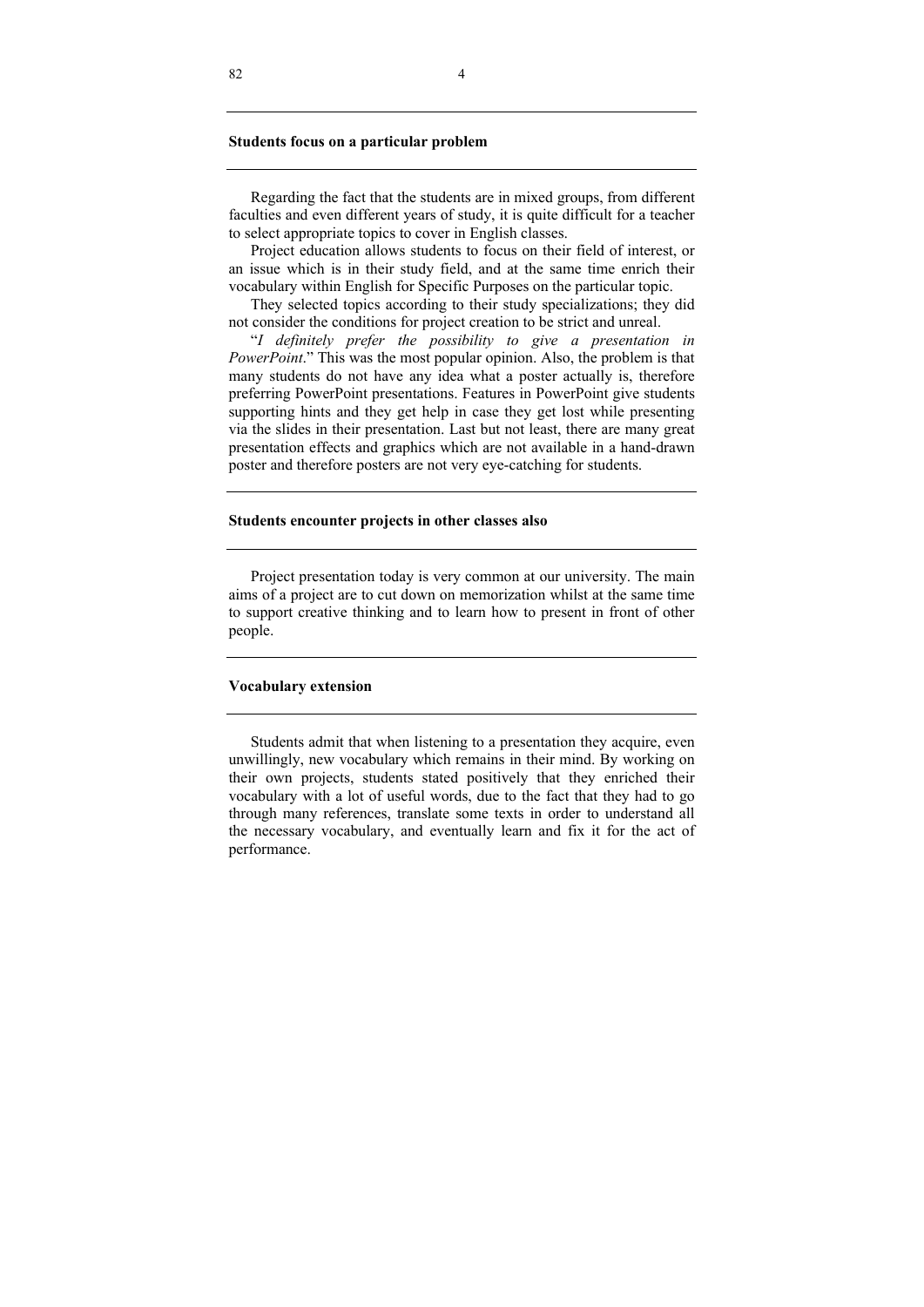### Students focus on a particular problem

Regarding the fact that the students are in mixed groups, from different faculties and even different years of study, it is quite difficult for a teacher to select appropriate topics to cover in English classes.

Project education allows students to focus on their field of interest, or an issue which is in their study field, and at the same time enrich their vocabulary within English for Specific Purposes on the particular topic.

They selected topics according to their study specializations; they did not consider the conditions for project creation to be strict and unreal.

"*I definitely prefer the possibility to give a presentation in PowerPoint*." This was the most popular opinion. Also, the problem is that many students do not have any idea what a poster actually is, therefore preferring PowerPoint presentations. Features in PowerPoint give students supporting hints and they get help in case they get lost while presenting via the slides in their presentation. Last but not least, there are many great presentation effects and graphics which are not available in a hand-drawn poster and therefore posters are not very eye-catching for students.

### Students encounter projects in other classes also

Project presentation today is very common at our university. The main aims of a project are to cut down on memorization whilst at the same time to support creative thinking and to learn how to present in front of other people.

### Vocabulary extension

Students admit that when listening to a presentation they acquire, even unwillingly, new vocabulary which remains in their mind. By working on their own projects, students stated positively that they enriched their vocabulary with a lot of useful words, due to the fact that they had to go through many references, translate some texts in order to understand all the necessary vocabulary, and eventually learn and fix it for the act of performance.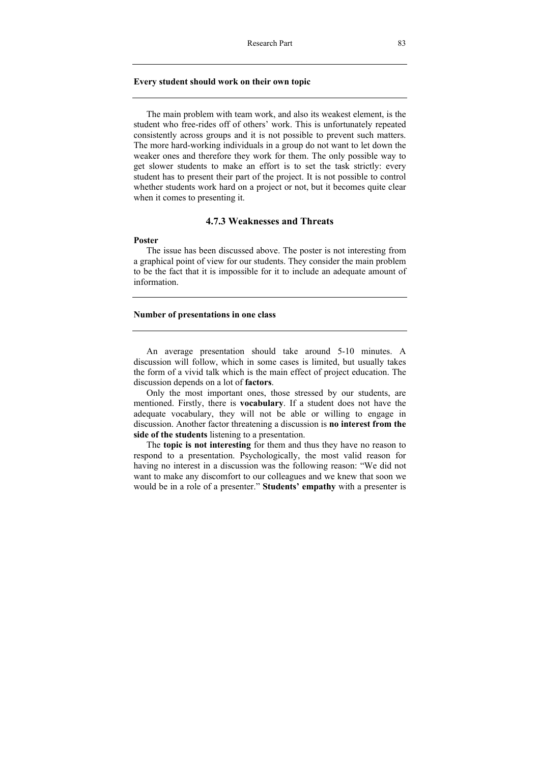**Every student should work on their own topic**

The main problem with team work, and also its weakest element, is the student who free-rides off of others' work. This is unfortunately repeated consistently across groups and it is not possible to prevent such matters. The more hard-working individuals in a group do not want to let down the weaker ones and therefore they work for them. The only possible way to get slower students to make an effort is to set the task strictly: every student has to present their part of the project. It is not possible to control whether students work hard on a project or not, but it becomes quite clear when it comes to presenting it.

### 4.7.3 Weaknesses and Threats

**Poster**

The issue has been discussed above. The poster is not interesting from a graphical point of view for our students. They consider the main problem to be the fact that it is impossible for it to include an adequate amount of information.

**Number of presentations in one class**

An average presentation should take around 5-10 minutes. A discussion will follow, which in some cases is limited, but usually takes the form of a vivid talk which is the main effect of project education. The discussion depends on a lot of **factors**.

Only the most important ones, those stressed by our students, are mentioned. Firstly, there is **vocabulary**. If a student does not have the adequate vocabulary, they will not be able or willing to engage in discussion. Another factor threatening a discussion is **no interest from the side of the students** listening to a presentation.

The **topic is not interesting** for them and thus they have no reason to respond to a presentation. Psychologically, the most valid reason for having no interest in a discussion was the following reason: "We did not want to make any discomfort to our colleagues and we knew that soon we would be in a role of a presenter." **Students' empathy** with a presenter is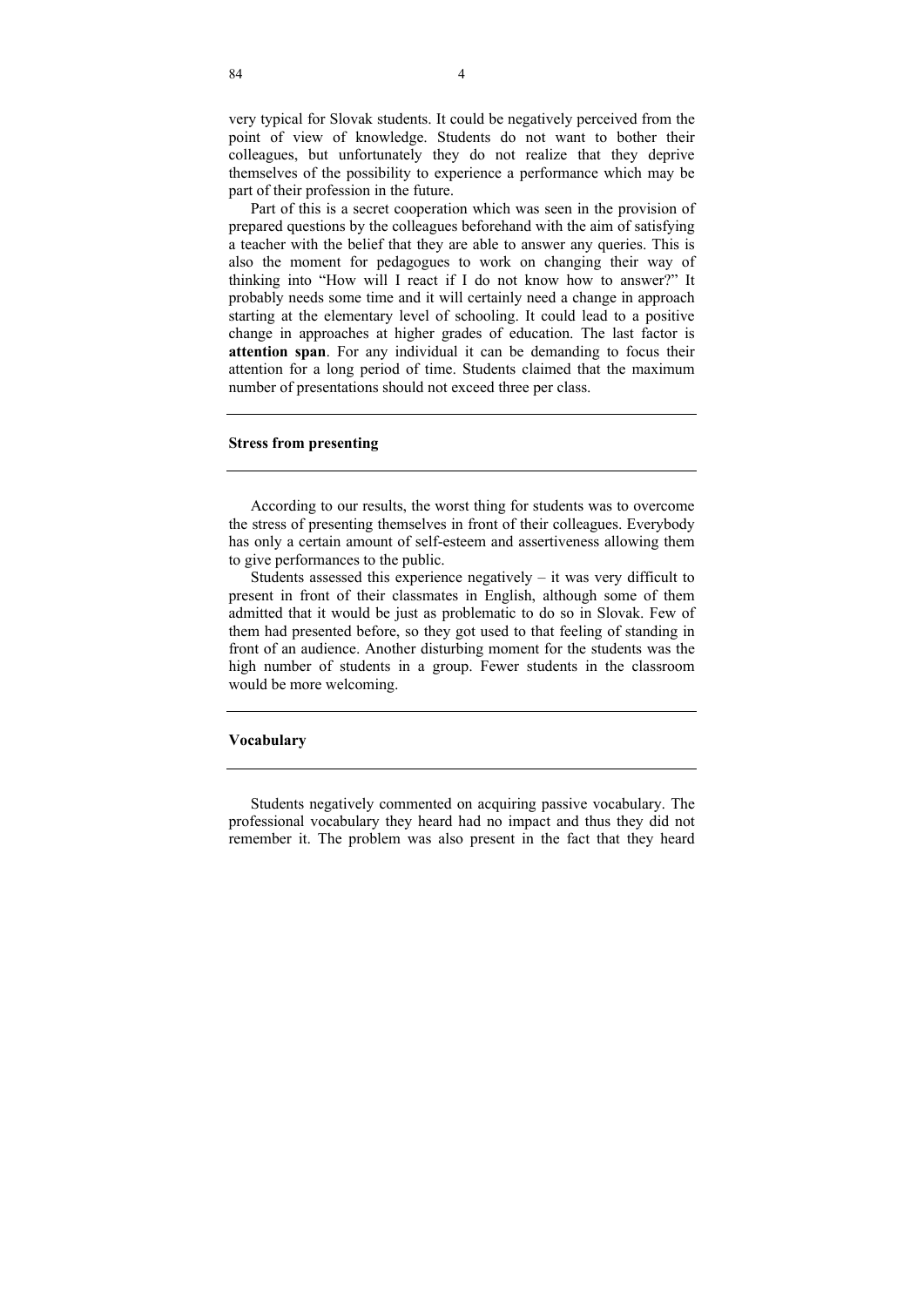very typical for Slovak students. It could be negatively perceived from the point of view of knowledge. Students do not want to bother their colleagues, but unfortunately they do not realize that they deprive themselves of the possibility to experience a performance which may be part of their profession in the future.

Part of this is a secret cooperation which was seen in the provision of prepared questions by the colleagues beforehand with the aim of satisfying a teacher with the belief that they are able to answer any queries. This is also the moment for pedagogues to work on changing their way of thinking into "How will I react if I do not know how to answer?" It probably needs some time and it will certainly need a change in approach starting at the elementary level of schooling. It could lead to a positive change in approaches at higher grades of education. The last factor is **attention span**. For any individual it can be demanding to focus their attention for a long period of time. Students claimed that the maximum number of presentations should not exceed three per class.

### Stress from presenting

According to our results, the worst thing for students was to overcome the stress of presenting themselves in front of their colleagues. Everybody has only a certain amount of self-esteem and assertiveness allowing them to give performances to the public.

Students assessed this experience negatively – it was very difficult to present in front of their classmates in English, although some of them admitted that it would be just as problematic to do so in Slovak. Few of them had presented before, so they got used to that feeling of standing in front of an audience. Another disturbing moment for the students was the high number of students in a group. Fewer students in the classroom would be more welcoming.

### Vocabulary

Students negatively commented on acquiring passive vocabulary. The professional vocabulary they heard had no impact and thus they did not remember it. The problem was also present in the fact that they heard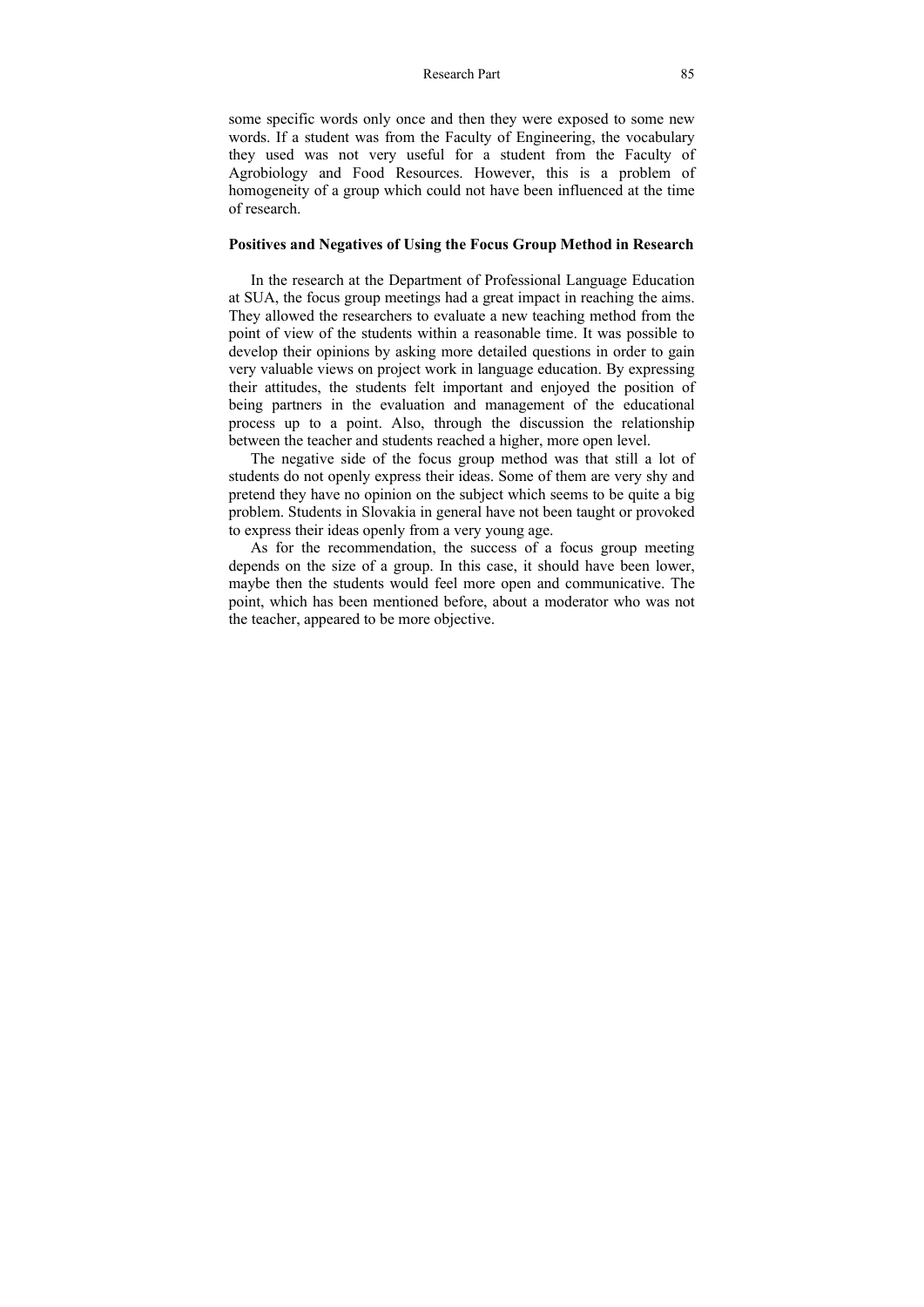some specific words only once and then they were exposed to some new words. If a student was from the Faculty of Engineering, the vocabulary they used was not very useful for a student from the Faculty of Agrobiology and Food Resources. However, this is a problem of homogeneity of a group which could not have been influenced at the time of research.

### Positives and Negatives of Using the Focus Group Method in Research

In the research at the Department of Professional Language Education at SUA, the focus group meetings had a great impact in reaching the aims. They allowed the researchers to evaluate a new teaching method from the point of view of the students within a reasonable time. It was possible to develop their opinions by asking more detailed questions in order to gain very valuable views on project work in language education. By expressing their attitudes, the students felt important and enjoyed the position of being partners in the evaluation and management of the educational process up to a point. Also, through the discussion the relationship between the teacher and students reached a higher, more open level.

The negative side of the focus group method was that still a lot of students do not openly express their ideas. Some of them are very shy and pretend they have no opinion on the subject which seems to be quite a big problem. Students in Slovakia in general have not been taught or provoked to express their ideas openly from a very young age.

As for the recommendation, the success of a focus group meeting depends on the size of a group. In this case, it should have been lower, maybe then the students would feel more open and communicative. The point, which has been mentioned before, about a moderator who was not the teacher, appeared to be more objective.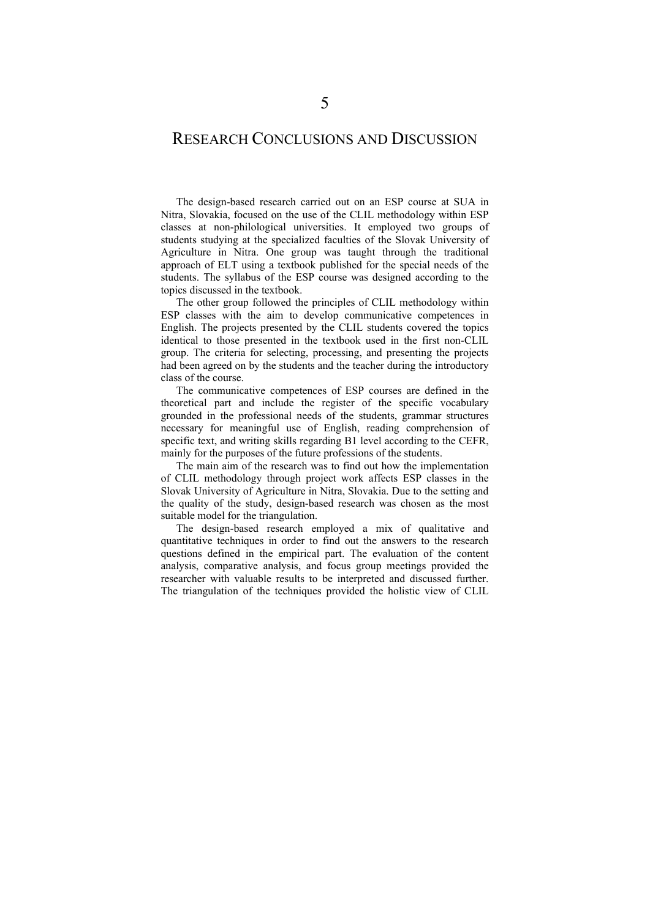# 5

# RESEARCH CONCLUSIONS AND DISCUSSION

The design-based research carried out on an ESP course at SUA in Nitra, Slovakia, focused on the use of the CLIL methodology within ESP classes at non-philological universities. It employed two groups of students studying at the specialized faculties of the Slovak University of Agriculture in Nitra. One group was taught through the traditional approach of ELT using a textbook published for the special needs of the students. The syllabus of the ESP course was designed according to the topics discussed in the textbook.

The other group followed the principles of CLIL methodology within ESP classes with the aim to develop communicative competences in English. The projects presented by the CLIL students covered the topics identical to those presented in the textbook used in the first non-CLIL group. The criteria for selecting, processing, and presenting the projects had been agreed on by the students and the teacher during the introductory class of the course.

The communicative competences of ESP courses are defined in the theoretical part and include the register of the specific vocabulary grounded in the professional needs of the students, grammar structures necessary for meaningful use of English, reading comprehension of specific text, and writing skills regarding B1 level according to the CEFR, mainly for the purposes of the future professions of the students.

The main aim of the research was to find out how the implementation of CLIL methodology through project work affects ESP classes in the Slovak University of Agriculture in Nitra, Slovakia. Due to the setting and the quality of the study, design-based research was chosen as the most suitable model for the triangulation.

The design-based research employed a mix of qualitative and quantitative techniques in order to find out the answers to the research questions defined in the empirical part. The evaluation of the content analysis, comparative analysis, and focus group meetings provided the researcher with valuable results to be interpreted and discussed further. The triangulation of the techniques provided the holistic view of CLIL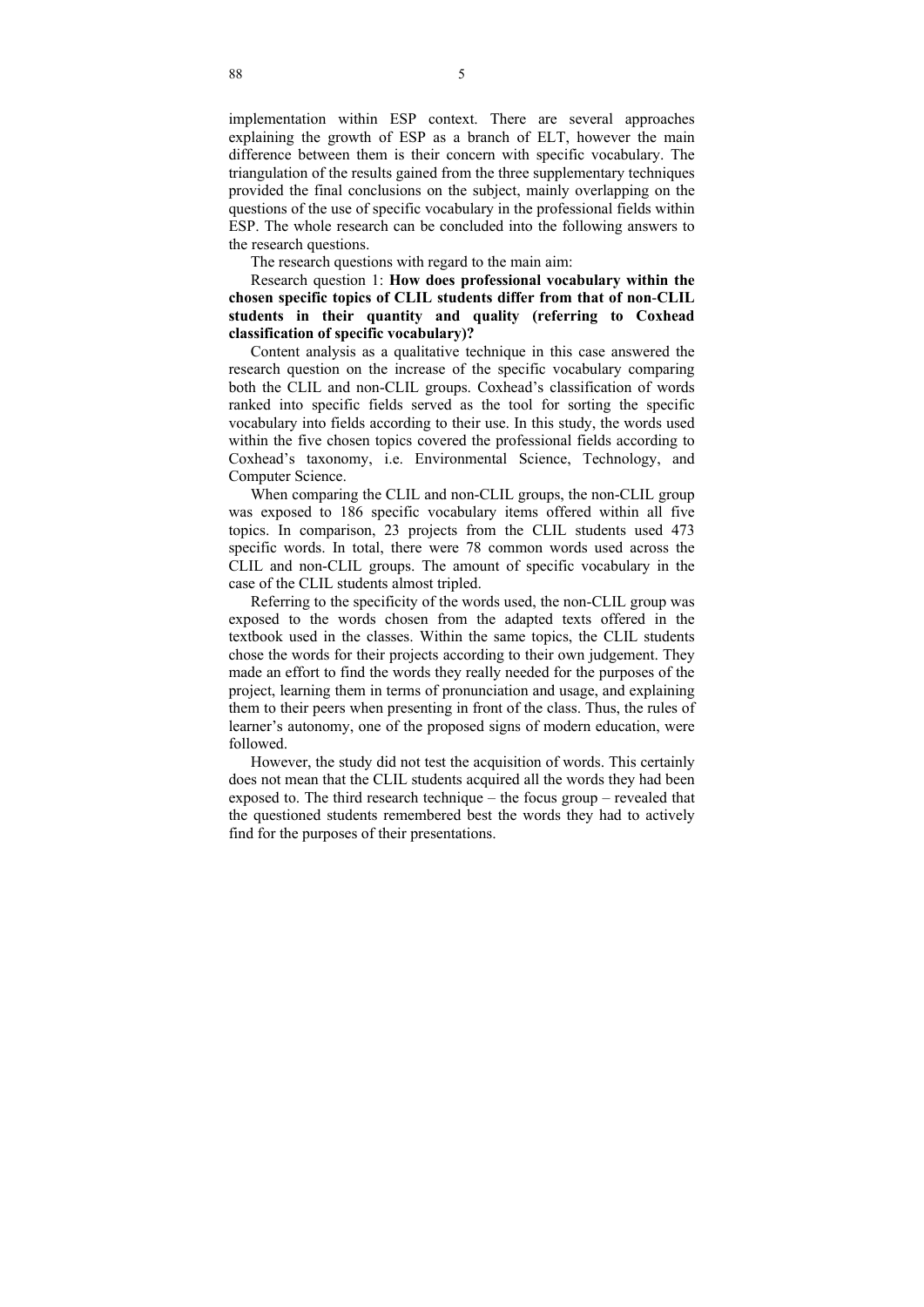implementation within ESP context. There are several approaches explaining the growth of ESP as a branch of ELT, however the main difference between them is their concern with specific vocabulary. The triangulation of the results gained from the three supplementary techniques provided the final conclusions on the subject, mainly overlapping on the questions of the use of specific vocabulary in the professional fields within ESP. The whole research can be concluded into the following answers to the research questions.

The research questions with regard to the main aim:

Research question 1: **How does professional vocabulary within the chosen specific topics of CLIL students differ from that of non-CLIL students in their quantity and quality (referring to Coxhead classification of specific vocabulary)?**

Content analysis as a qualitative technique in this case answered the research question on the increase of the specific vocabulary comparing both the CLIL and non-CLIL groups. Coxhead's classification of words ranked into specific fields served as the tool for sorting the specific vocabulary into fields according to their use. In this study, the words used within the five chosen topics covered the professional fields according to Coxhead's taxonomy, i.e. Environmental Science, Technology, and Computer Science.

When comparing the CLIL and non-CLIL groups, the non-CLIL group was exposed to 186 specific vocabulary items offered within all five topics. In comparison, 23 projects from the CLIL students used 473 specific words. In total, there were 78 common words used across the CLIL and non-CLIL groups. The amount of specific vocabulary in the case of the CLIL students almost tripled.

Referring to the specificity of the words used, the non-CLIL group was exposed to the words chosen from the adapted texts offered in the textbook used in the classes. Within the same topics, the CLIL students chose the words for their projects according to their own judgement. They made an effort to find the words they really needed for the purposes of the project, learning them in terms of pronunciation and usage, and explaining them to their peers when presenting in front of the class. Thus, the rules of learner's autonomy, one of the proposed signs of modern education, were followed.

However, the study did not test the acquisition of words. This certainly does not mean that the CLIL students acquired all the words they had been exposed to. The third research technique – the focus group – revealed that the questioned students remembered best the words they had to actively find for the purposes of their presentations.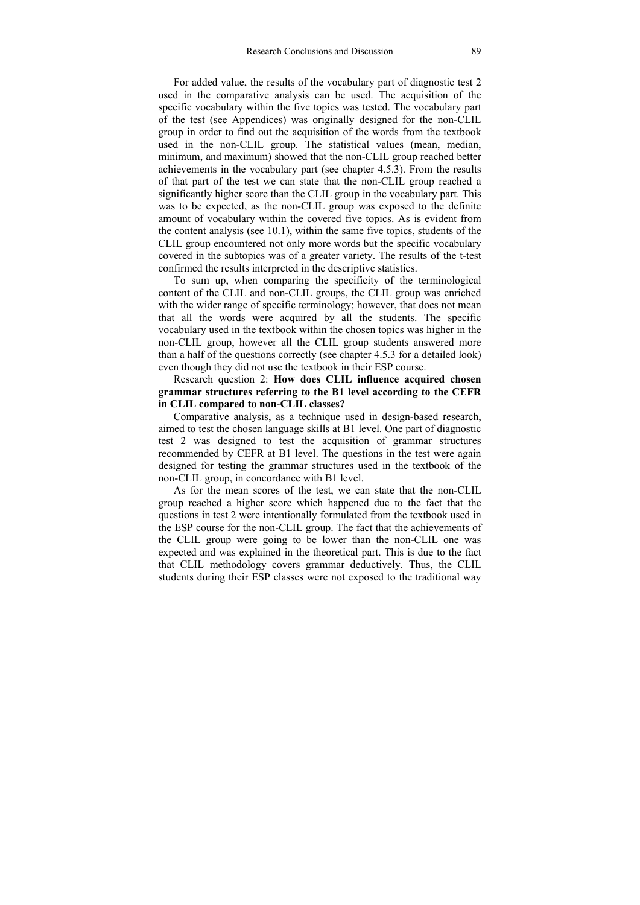For added value, the results of the vocabulary part of diagnostic test 2 used in the comparative analysis can be used. The acquisition of the specific vocabulary within the five topics was tested. The vocabulary part of the test (see Appendices) was originally designed for the non-CLIL group in order to find out the acquisition of the words from the textbook used in the non-CLIL group. The statistical values (mean, median, minimum, and maximum) showed that the non-CLIL group reached better achievements in the vocabulary part (see chapter 4.5.3). From the results of that part of the test we can state that the non-CLIL group reached a significantly higher score than the CLIL group in the vocabulary part. This was to be expected, as the non-CLIL group was exposed to the definite amount of vocabulary within the covered five topics. As is evident from the content analysis (see 10.1), within the same five topics, students of the CLIL group encountered not only more words but the specific vocabulary covered in the subtopics was of a greater variety. The results of the t-test confirmed the results interpreted in the descriptive statistics.

To sum up, when comparing the specificity of the terminological content of the CLIL and non-CLIL groups, the CLIL group was enriched with the wider range of specific terminology; however, that does not mean that all the words were acquired by all the students. The specific vocabulary used in the textbook within the chosen topics was higher in the non-CLIL group, however all the CLIL group students answered more than a half of the questions correctly (see chapter 4.5.3 for a detailed look) even though they did not use the textbook in their ESP course.

Research question 2: **How does CLIL influence acquired chosen grammar structures referring to the B1 level according to the CEFR in CLIL compared to non-CLIL classes?**

Comparative analysis, as a technique used in design-based research, aimed to test the chosen language skills at B1 level. One part of diagnostic test 2 was designed to test the acquisition of grammar structures recommended by CEFR at B1 level. The questions in the test were again designed for testing the grammar structures used in the textbook of the non-CLIL group, in concordance with B1 level.

As for the mean scores of the test, we can state that the non-CLIL group reached a higher score which happened due to the fact that the questions in test 2 were intentionally formulated from the textbook used in the ESP course for the non-CLIL group. The fact that the achievements of the CLIL group were going to be lower than the non-CLIL one was expected and was explained in the theoretical part. This is due to the fact that CLIL methodology covers grammar deductively. Thus, the CLIL students during their ESP classes were not exposed to the traditional way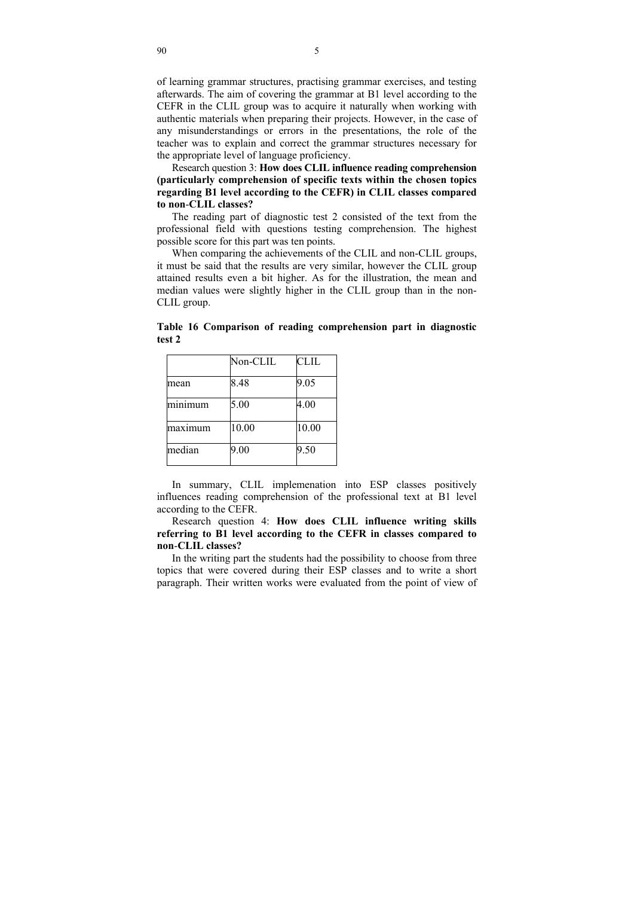of learning grammar structures, practising grammar exercises, and testing afterwards. The aim of covering the grammar at B1 level according to the CEFR in the CLIL group was to acquire it naturally when working with authentic materials when preparing their projects. However, in the case of any misunderstandings or errors in the presentations, the role of the teacher was to explain and correct the grammar structures necessary for the appropriate level of language proficiency.

Research question 3: **How does CLIL influence reading comprehension (particularly comprehension of specific texts within the chosen topics regarding B1 level according to the CEFR) in CLIL classes compared to non-CLIL classes?**

The reading part of diagnostic test 2 consisted of the text from the professional field with questions testing comprehension. The highest possible score for this part was ten points.

When comparing the achievements of the CLIL and non-CLIL groups, it must be said that the results are very similar, however the CLIL group attained results even a bit higher. As for the illustration, the mean and median values were slightly higher in the CLIL group than in the non-CLIL group.

**Table 16 Comparison of reading comprehension part in diagnostic test 2**

| | Non-CLIL | CLIL |
|---|---|---|
| mean | 8.48 | 9.05 |
| minimum | 5.00 | 4.00 |
| maximum | 10.00 | 10.00 |
| median | 9.00 | 9.50 |

In summary, CLIL implemenation into ESP classes positively influences reading comprehension of the professional text at B1 level according to the CEFR.

Research question 4: **How does CLIL influence writing skills referring to B1 level according to the CEFR in classes compared to non-CLIL classes?**

In the writing part the students had the possibility to choose from three topics that were covered during their ESP classes and to write a short paragraph. Their written works were evaluated from the point of view of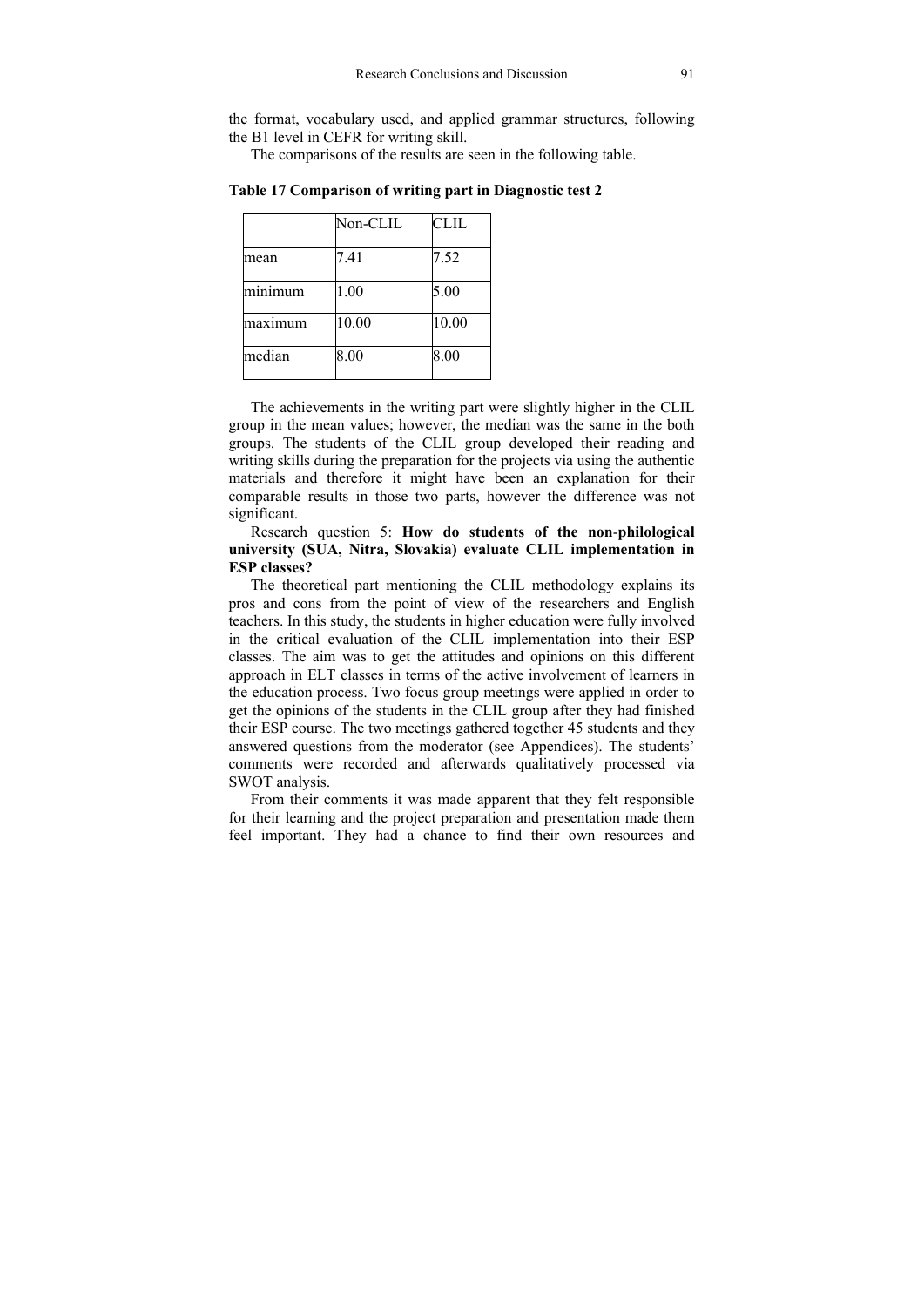the format, vocabulary used, and applied grammar structures, following the B1 level in CEFR for writing skill.

The comparisons of the results are seen in the following table.

**Table 17 Comparison of writing part in Diagnostic test 2**

| | Non-CLIL | CLIL |
|---|---|---|
| mean | 7.41 | 7.52 |
| minimum | 1.00 | 5.00 |
| maximum | 10.00 | 10.00 |
| median | 8.00 | 8.00 |

The achievements in the writing part were slightly higher in the CLIL group in the mean values; however, the median was the same in the both groups. The students of the CLIL group developed their reading and writing skills during the preparation for the projects via using the authentic materials and therefore it might have been an explanation for their comparable results in those two parts, however the difference was not significant.

Research question 5: **How do students of the non-philological university (SUA, Nitra, Slovakia) evaluate CLIL implementation in ESP classes?**

The theoretical part mentioning the CLIL methodology explains its pros and cons from the point of view of the researchers and English teachers. In this study, the students in higher education were fully involved in the critical evaluation of the CLIL implementation into their ESP classes. The aim was to get the attitudes and opinions on this different approach in ELT classes in terms of the active involvement of learners in the education process. Two focus group meetings were applied in order to get the opinions of the students in the CLIL group after they had finished their ESP course. The two meetings gathered together 45 students and they answered questions from the moderator (see Appendices). The students' comments were recorded and afterwards qualitatively processed via SWOT analysis.

From their comments it was made apparent that they felt responsible for their learning and the project preparation and presentation made them feel important. They had a chance to find their own resources and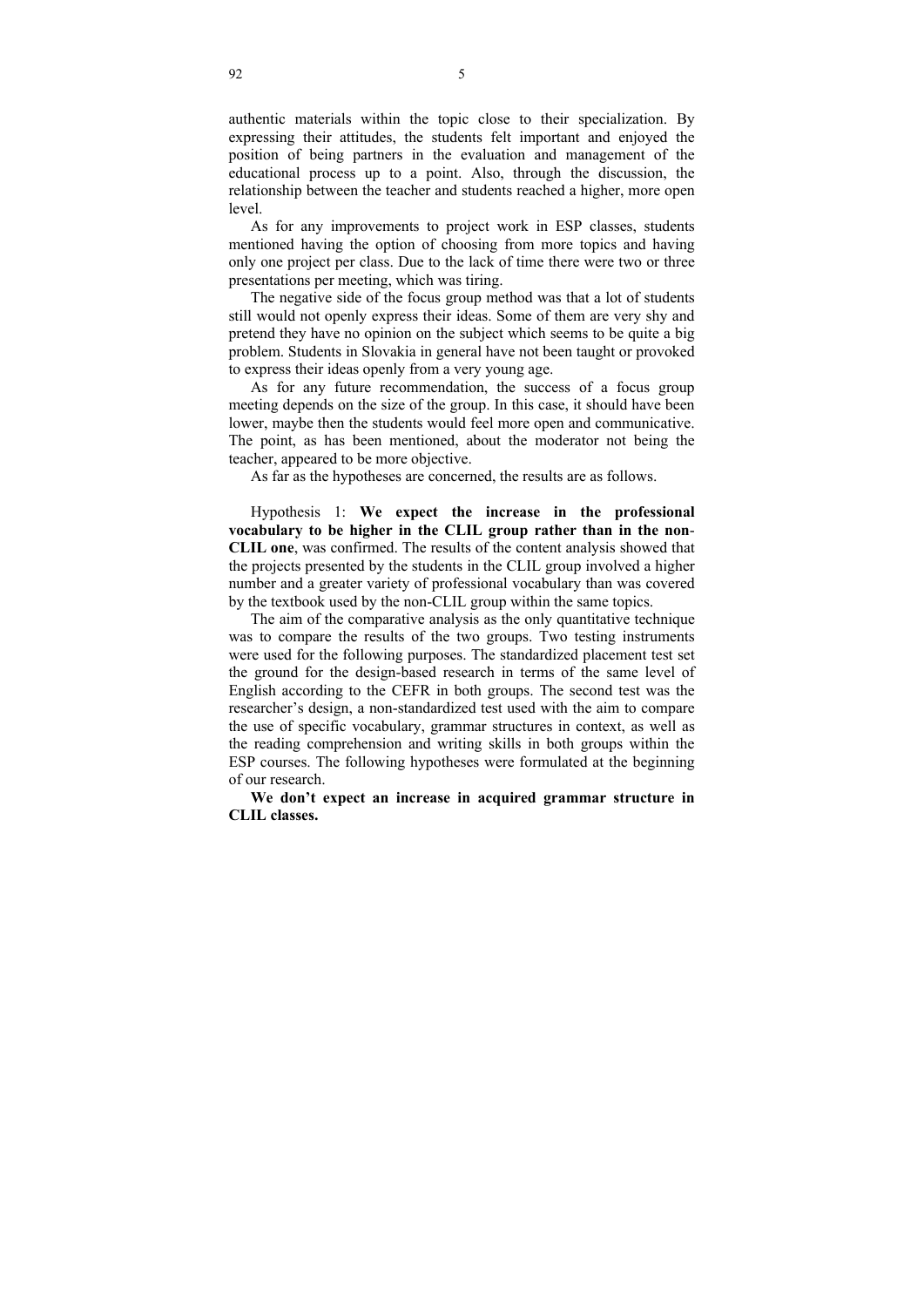authentic materials within the topic close to their specialization. By expressing their attitudes, the students felt important and enjoyed the position of being partners in the evaluation and management of the educational process up to a point. Also, through the discussion, the relationship between the teacher and students reached a higher, more open level.

As for any improvements to project work in ESP classes, students mentioned having the option of choosing from more topics and having only one project per class. Due to the lack of time there were two or three presentations per meeting, which was tiring.

The negative side of the focus group method was that a lot of students still would not openly express their ideas. Some of them are very shy and pretend they have no opinion on the subject which seems to be quite a big problem. Students in Slovakia in general have not been taught or provoked to express their ideas openly from a very young age.

As for any future recommendation, the success of a focus group meeting depends on the size of the group. In this case, it should have been lower, maybe then the students would feel more open and communicative. The point, as has been mentioned, about the moderator not being the teacher, appeared to be more objective.

As far as the hypotheses are concerned, the results are as follows.

Hypothesis 1: **We expect the increase in the professional vocabulary to be higher in the CLIL group rather than in the non-CLIL one**, was confirmed. The results of the content analysis showed that the projects presented by the students in the CLIL group involved a higher number and a greater variety of professional vocabulary than was covered by the textbook used by the non-CLIL group within the same topics.

The aim of the comparative analysis as the only quantitative technique was to compare the results of the two groups. Two testing instruments were used for the following purposes. The standardized placement test set the ground for the design-based research in terms of the same level of English according to the CEFR in both groups. The second test was the researcher's design, a non-standardized test used with the aim to compare the use of specific vocabulary, grammar structures in context, as well as the reading comprehension and writing skills in both groups within the ESP courses. The following hypotheses were formulated at the beginning of our research.

**We don't expect an increase in acquired grammar structure in CLIL classes.**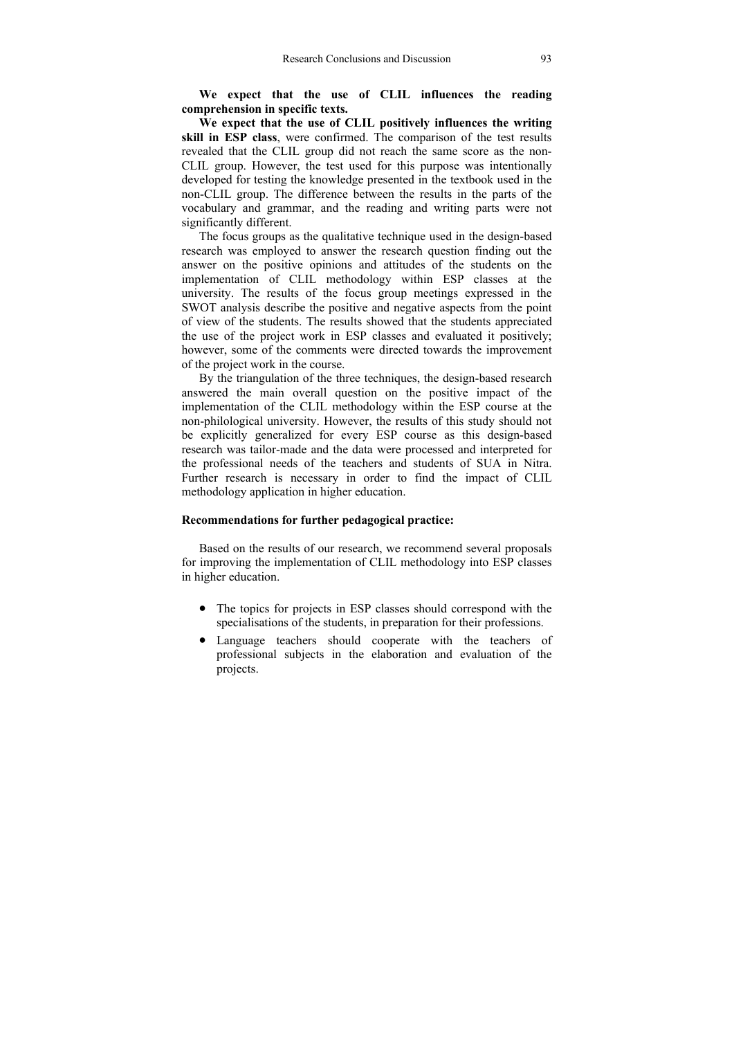**We expect that the use of CLIL influences the reading comprehension in specific texts.**

**We expect that the use of CLIL positively influences the writing skill in ESP class**, were confirmed. The comparison of the test results revealed that the CLIL group did not reach the same score as the non-CLIL group. However, the test used for this purpose was intentionally developed for testing the knowledge presented in the textbook used in the non-CLIL group. The difference between the results in the parts of the vocabulary and grammar, and the reading and writing parts were not significantly different.

The focus groups as the qualitative technique used in the design-based research was employed to answer the research question finding out the answer on the positive opinions and attitudes of the students on the implementation of CLIL methodology within ESP classes at the university. The results of the focus group meetings expressed in the SWOT analysis describe the positive and negative aspects from the point of view of the students. The results showed that the students appreciated the use of the project work in ESP classes and evaluated it positively; however, some of the comments were directed towards the improvement of the project work in the course.

By the triangulation of the three techniques, the design-based research answered the main overall question on the positive impact of the implementation of the CLIL methodology within the ESP course at the non-philological university. However, the results of this study should not be explicitly generalized for every ESP course as this design-based research was tailor-made and the data were processed and interpreted for the professional needs of the teachers and students of SUA in Nitra. Further research is necessary in order to find the impact of CLIL methodology application in higher education.

**Recommendations for further pedagogical practice:**

Based on the results of our research, we recommend several proposals for improving the implementation of CLIL methodology into ESP classes in higher education.

- The topics for projects in ESP classes should correspond with the specialisations of the students, in preparation for their professions.
- Language teachers should cooperate with the teachers of professional subjects in the elaboration and evaluation of the projects.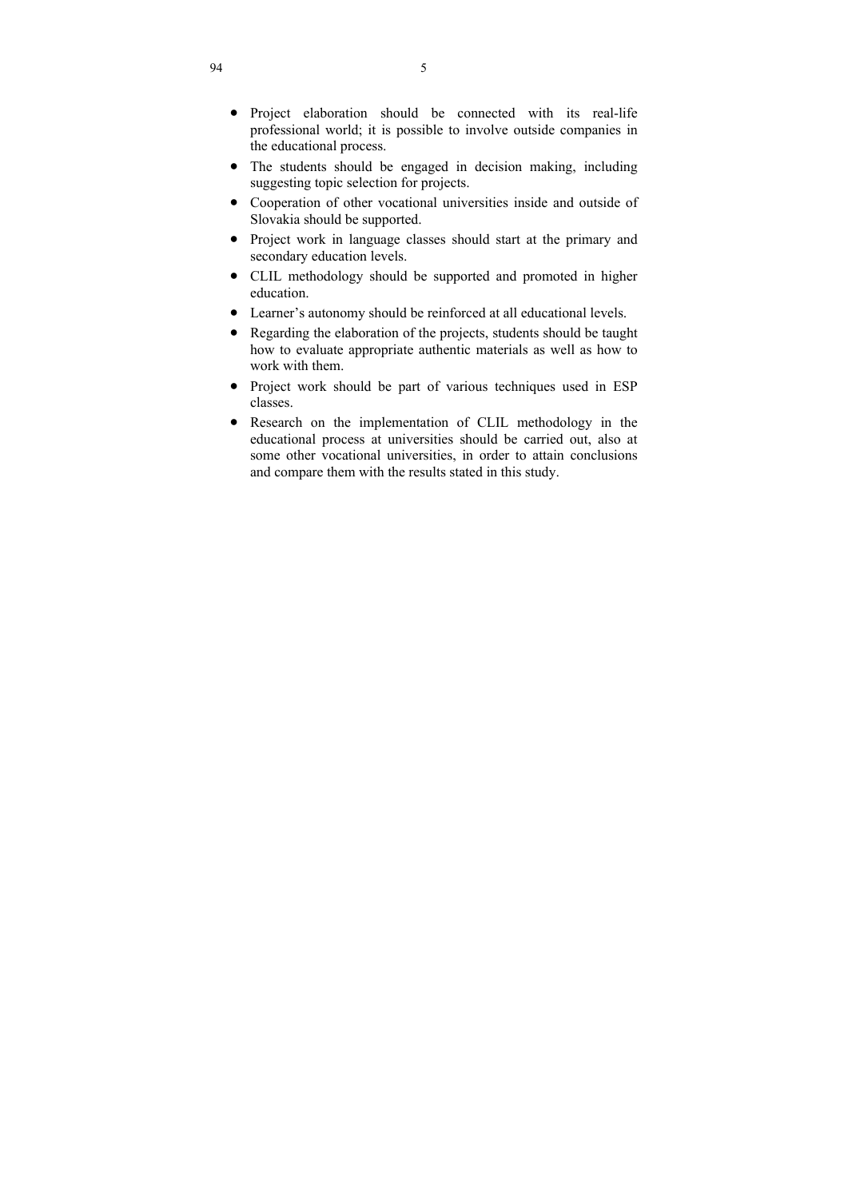- Project elaboration should be connected with its real-life professional world; it is possible to involve outside companies in the educational process.
- The students should be engaged in decision making, including suggesting topic selection for projects.
- Cooperation of other vocational universities inside and outside of Slovakia should be supported.
- Project work in language classes should start at the primary and secondary education levels.
- CLIL methodology should be supported and promoted in higher education.
- Learner's autonomy should be reinforced at all educational levels.
- Regarding the elaboration of the projects, students should be taught how to evaluate appropriate authentic materials as well as how to work with them.
- Project work should be part of various techniques used in ESP classes.
- Research on the implementation of CLIL methodology in the educational process at universities should be carried out, also at some other vocational universities, in order to attain conclusions and compare them with the results stated in this study.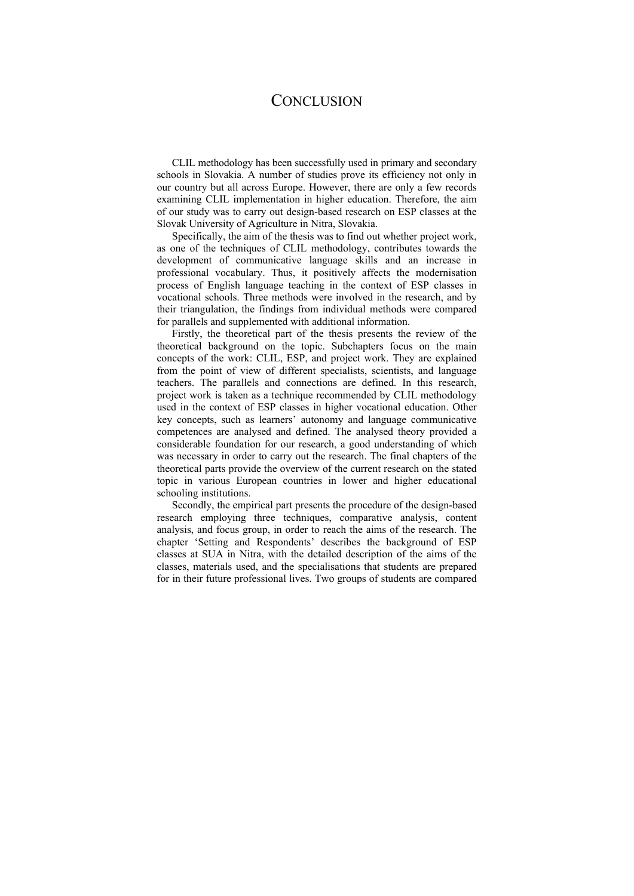# Conclusion

CLIL methodology has been successfully used in primary and secondary schools in Slovakia. A number of studies prove its efficiency not only in our country but all across Europe. However, there are only a few records examining CLIL implementation in higher education. Therefore, the aim of our study was to carry out design-based research on ESP classes at the Slovak University of Agriculture in Nitra, Slovakia.

Specifically, the aim of the thesis was to find out whether project work, as one of the techniques of CLIL methodology, contributes towards the development of communicative language skills and an increase in professional vocabulary. Thus, it positively affects the modernisation process of English language teaching in the context of ESP classes in vocational schools. Three methods were involved in the research, and by their triangulation, the findings from individual methods were compared for parallels and supplemented with additional information.

Firstly, the theoretical part of the thesis presents the review of the theoretical background on the topic. Subchapters focus on the main concepts of the work: CLIL, ESP, and project work. They are explained from the point of view of different specialists, scientists, and language teachers. The parallels and connections are defined. In this research, project work is taken as a technique recommended by CLIL methodology used in the context of ESP classes in higher vocational education. Other key concepts, such as learners' autonomy and language communicative competences are analysed and defined. The analysed theory provided a considerable foundation for our research, a good understanding of which was necessary in order to carry out the research. The final chapters of the theoretical parts provide the overview of the current research on the stated topic in various European countries in lower and higher educational schooling institutions.

Secondly, the empirical part presents the procedure of the design-based research employing three techniques, comparative analysis, content analysis, and focus group, in order to reach the aims of the research. The chapter 'Setting and Respondents' describes the background of ESP classes at SUA in Nitra, with the detailed description of the aims of the classes, materials used, and the specialisations that students are prepared for in their future professional lives. Two groups of students are compared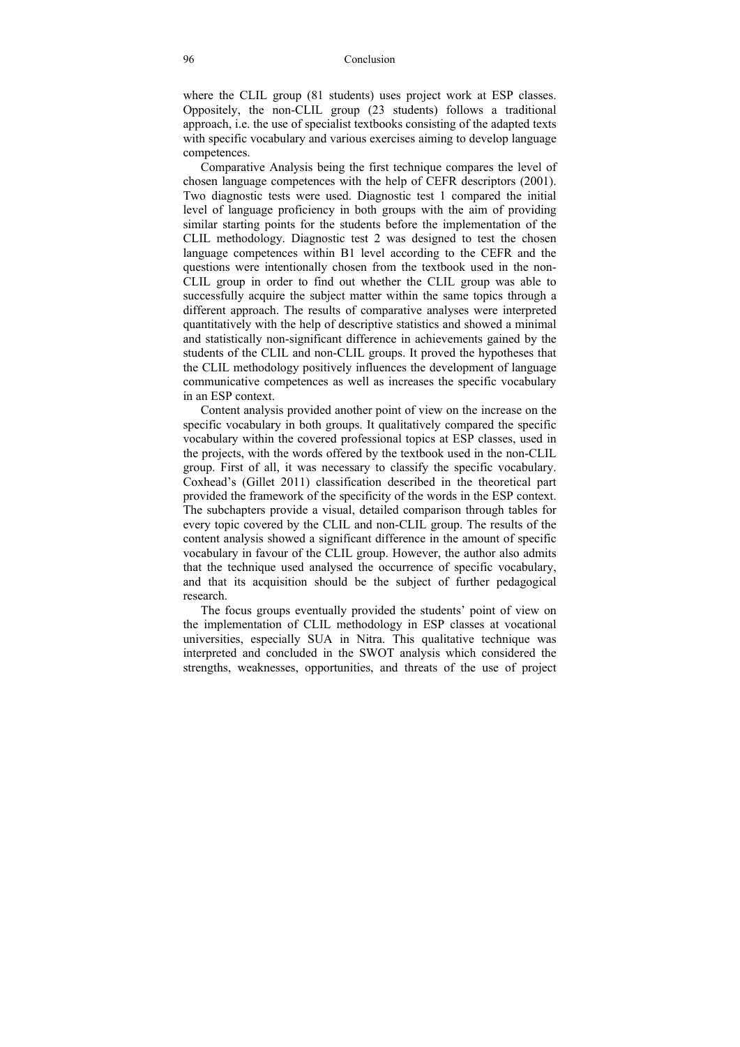where the CLIL group (81 students) uses project work at ESP classes. Oppositely, the non-CLIL group (23 students) follows a traditional approach, i.e. the use of specialist textbooks consisting of the adapted texts with specific vocabulary and various exercises aiming to develop language competences.

Comparative Analysis being the first technique compares the level of chosen language competences with the help of CEFR descriptors (2001). Two diagnostic tests were used. Diagnostic test 1 compared the initial level of language proficiency in both groups with the aim of providing similar starting points for the students before the implementation of the CLIL methodology. Diagnostic test 2 was designed to test the chosen language competences within B1 level according to the CEFR and the questions were intentionally chosen from the textbook used in the non-CLIL group in order to find out whether the CLIL group was able to successfully acquire the subject matter within the same topics through a different approach. The results of comparative analyses were interpreted quantitatively with the help of descriptive statistics and showed a minimal and statistically non-significant difference in achievements gained by the students of the CLIL and non-CLIL groups. It proved the hypotheses that the CLIL methodology positively influences the development of language communicative competences as well as increases the specific vocabulary in an ESP context.

Content analysis provided another point of view on the increase on the specific vocabulary in both groups. It qualitatively compared the specific vocabulary within the covered professional topics at ESP classes, used in the projects, with the words offered by the textbook used in the non-CLIL group. First of all, it was necessary to classify the specific vocabulary. Coxhead's (Gillet 2011) classification described in the theoretical part provided the framework of the specificity of the words in the ESP context. The subchapters provide a visual, detailed comparison through tables for every topic covered by the CLIL and non-CLIL group. The results of the content analysis showed a significant difference in the amount of specific vocabulary in favour of the CLIL group. However, the author also admits that the technique used analysed the occurrence of specific vocabulary, and that its acquisition should be the subject of further pedagogical research.

The focus groups eventually provided the students' point of view on the implementation of CLIL methodology in ESP classes at vocational universities, especially SUA in Nitra. This qualitative technique was interpreted and concluded in the SWOT analysis which considered the strengths, weaknesses, opportunities, and threats of the use of project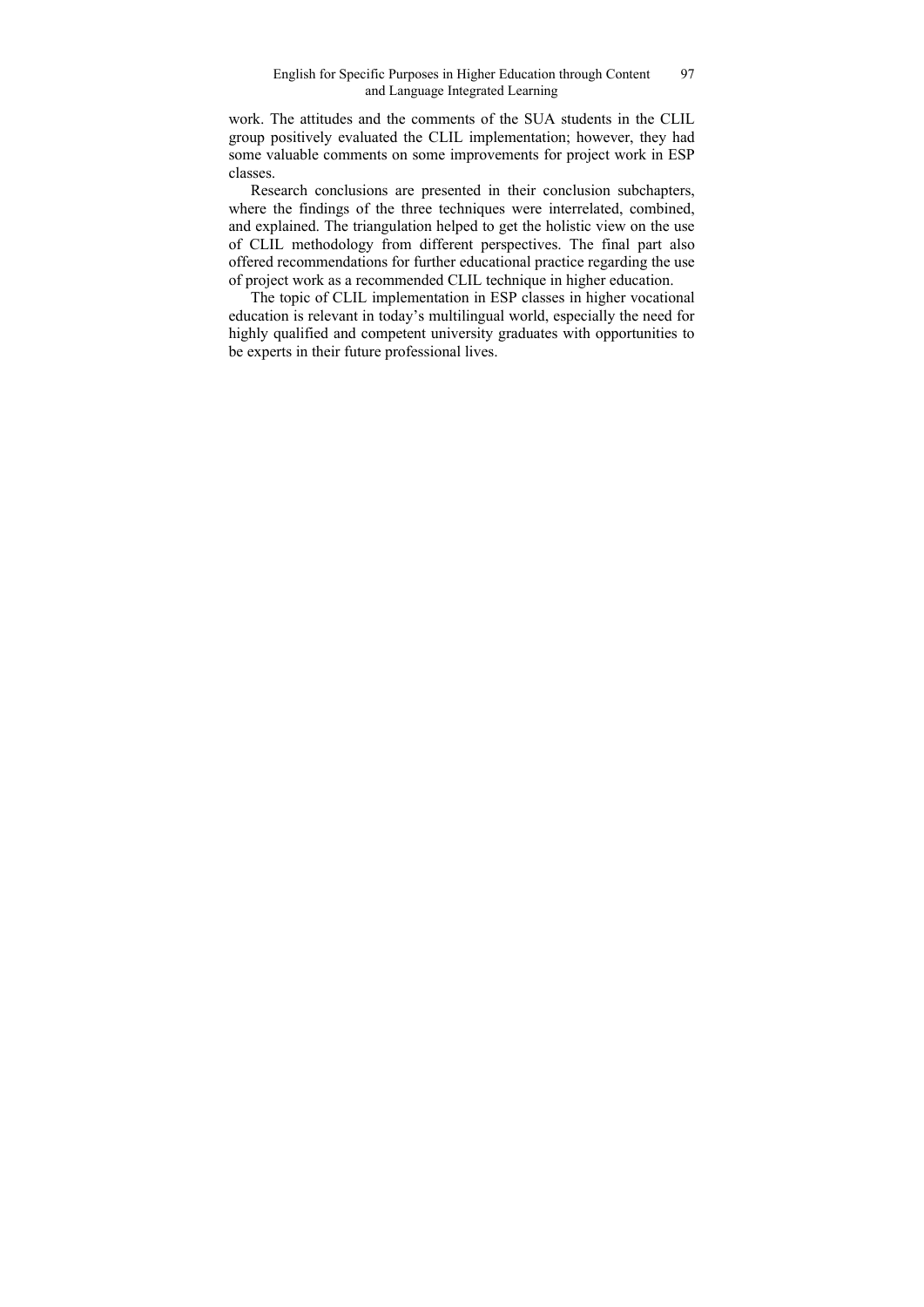work. The attitudes and the comments of the SUA students in the CLIL group positively evaluated the CLIL implementation; however, they had some valuable comments on some improvements for project work in ESP classes.

Research conclusions are presented in their conclusion subchapters, where the findings of the three techniques were interrelated, combined, and explained. The triangulation helped to get the holistic view on the use of CLIL methodology from different perspectives. The final part also offered recommendations for further educational practice regarding the use of project work as a recommended CLIL technique in higher education.

The topic of CLIL implementation in ESP classes in higher vocational education is relevant in today's multilingual world, especially the need for highly qualified and competent university graduates with opportunities to be experts in their future professional lives.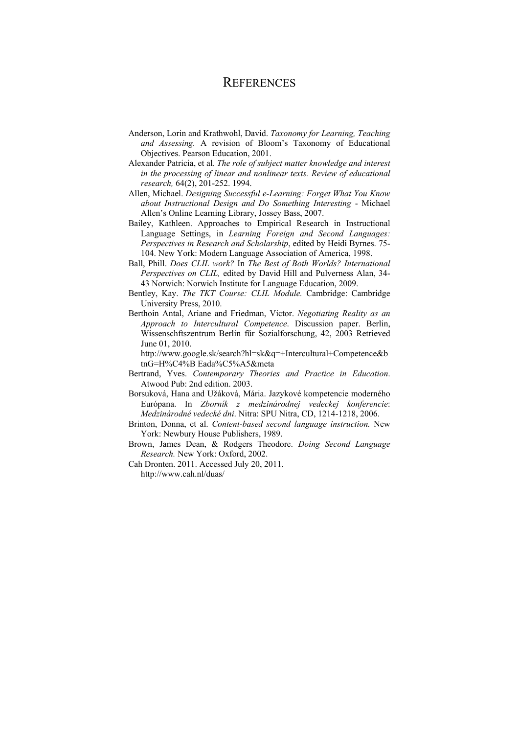# REFERENCES

Anderson, Lorin and Krathwohl, David. *Taxonomy for Learning, Teaching and Assessing.* A revision of Bloom's Taxonomy of Educational Objectives. Pearson Education, 2001.

Alexander Patricia, et al. *The role of subject matter knowledge and interest in the processing of linear and nonlinear texts. Review of educational research,* 64(2), 201-252. 1994.

Allen, Michael. *Designing Successful e-Learning: Forget What You Know about Instructional Design and Do Something Interesting* - Michael Allen's Online Learning Library, Jossey Bass, 2007.

Bailey, Kathleen. Approaches to Empirical Research in Instructional Language Settings, in *Learning Foreign and Second Languages: Perspectives in Research and Scholarship*, edited by Heidi Byrnes. 75-104. New York: Modern Language Association of America, 1998.

Ball, Phill. *Does CLIL work?* In *The Best of Both Worlds? International Perspectives on CLIL,* edited by David Hill and Pulverness Alan, 34-43 Norwich: Norwich Institute for Language Education, 2009.

Bentley, Kay. *The TKT Course: CLIL Module.* Cambridge: Cambridge University Press, 2010.

Berthoin Antal, Ariane and Friedman, Victor. *Negotiating Reality as an Approach to Intercultural Competence*. Discussion paper. Berlin, Wissenschftszentrum Berlin fűr Sozialforschung, 42, 2003 Retrieved June 01, 2010.
http://www.google.sk/search?hl=sk&q=+Intercultural+Competence&btnG=H%C4%B Eada%C5%A5&meta

Bertrand, Yves. *Contemporary Theories and Practice in Education*. Atwood Pub: 2nd edition. 2003.

Borsuková, Hana and Užáková, Mária. Jazykové kompetencie moderného Európana. In *Zborník z medzinárodnej vedeckej konferencie*: *Medzinárodné vedecké dni*. Nitra: SPU Nitra, CD, 1214-1218, 2006.

Brinton, Donna, et al. *Content-based second language instruction.* New York: Newbury House Publishers, 1989.

Brown, James Dean, & Rodgers Theodore. *Doing Second Language Research.* New York: Oxford, 2002.

Cah Dronten. 2011. Accessed July 20, 2011.
http://www.cah.nl/duas/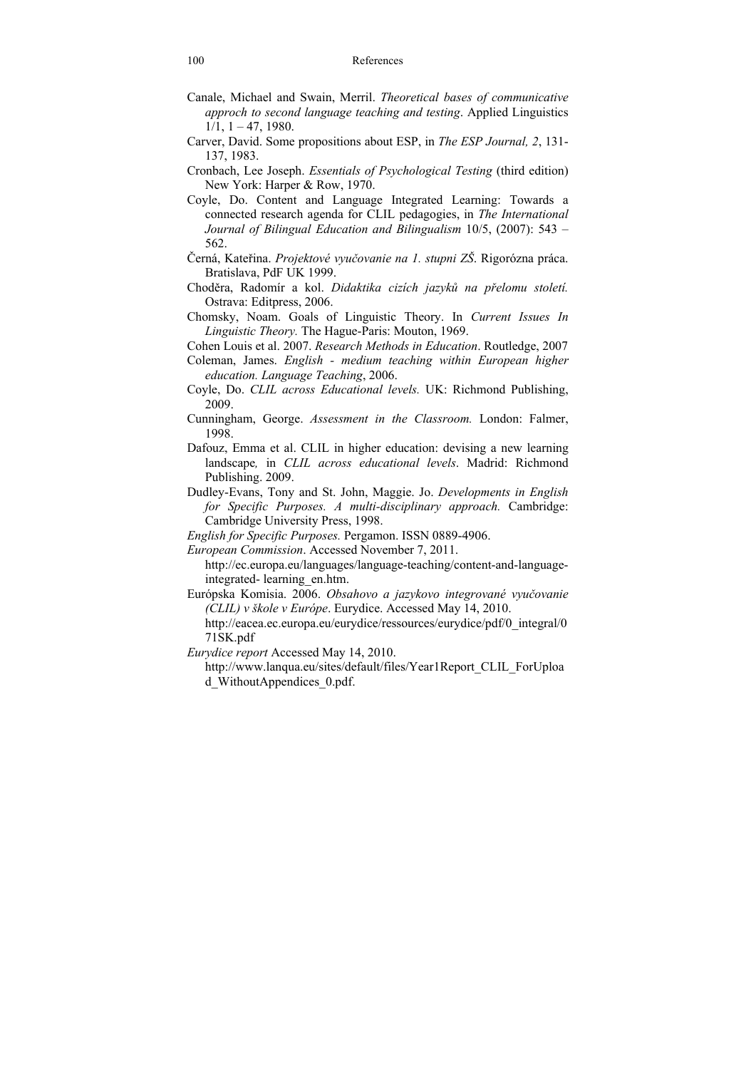Canale, Michael and Swain, Merril. *Theoretical bases of communicative approch to second language teaching and testing*. Applied Linguistics 1/1, 1 – 47, 1980.

Carver, David. Some propositions about ESP, in *The ESP Journal, 2*, 131-137, 1983.

Cronbach, Lee Joseph. *Essentials of Psychological Testing* (third edition) New York: Harper & Row, 1970.

Coyle, Do. Content and Language Integrated Learning: Towards a connected research agenda for CLIL pedagogies, in *The International Journal of Bilingual Education and Bilingualism* 10/5, (2007): 543 – 562.

Černá, Kateřina. *Projektové vyučovanie na 1. stupni ZŠ*. Rigorózna práca. Bratislava, PdF UK 1999.

Choděra, Radomír a kol. *Didaktika cizích jazyků na přelomu století.* Ostrava: Editpress, 2006.

Chomsky, Noam. Goals of Linguistic Theory. In *Current Issues In Linguistic Theory.* The Hague-Paris: Mouton, 1969.

Cohen Louis et al. 2007. *Research Methods in Education*. Routledge, 2007

Coleman, James. *English - medium teaching within European higher education. Language Teaching*, 2006.

Coyle, Do. *CLIL across Educational levels.* UK: Richmond Publishing, 2009.

Cunningham, George. *Assessment in the Classroom.* London: Falmer, 1998.

Dafouz, Emma et al. CLIL in higher education: devising a new learning landscape*,* in *CLIL across educational levels*. Madrid: Richmond Publishing. 2009.

Dudley-Evans, Tony and St. John, Maggie. Jo. *Developments in English for Specific Purposes. A multi-disciplinary approach.* Cambridge: Cambridge University Press, 1998.

*English for Specific Purposes.* Pergamon. ISSN 0889-4906.

*European Commission*. Accessed November 7, 2011.
http://ec.europa.eu/languages/language-teaching/content-and-language-integrated- learning_en.htm.

Európska Komisia. 2006. *Obsahovo a jazykovo integrované vyučovanie (CLIL) v škole v Európe*. Eurydice. Accessed May 14, 2010.
http://eacea.ec.europa.eu/eurydice/ressources/eurydice/pdf/0_integral/071SK.pdf

*Eurydice report* Accessed May 14, 2010.
http://www.lanqua.eu/sites/default/files/Year1Report_CLIL_ForUpload_WithoutAppendices_0.pdf.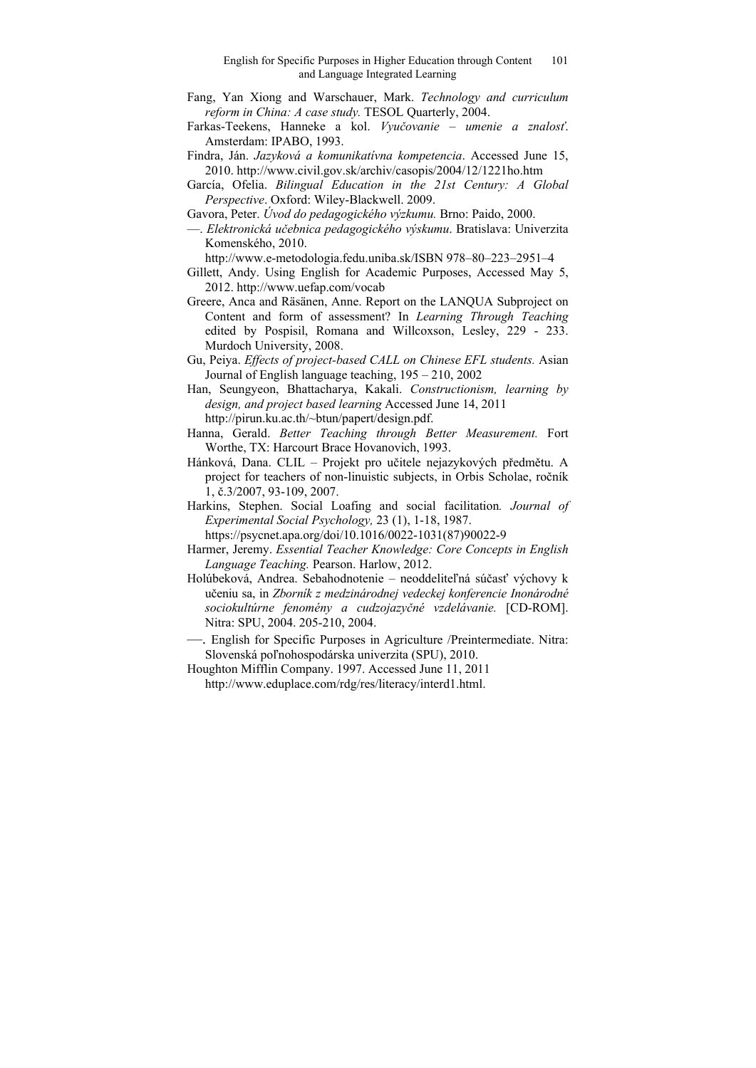Fang, Yan Xiong and Warschauer, Mark. *Technology and curriculum reform in China: A case study.* TESOL Quarterly, 2004.

Farkas-Teekens, Hanneke a kol. *Vyučovanie – umenie a znalosť.* Amsterdam: IPABO, 1993.

Findra, Ján. *Jazyková a komunikatívna kompetencia*. Accessed June 15, 2010. http://www.civil.gov.sk/archiv/casopis/2004/12/1221ho.htm

García, Ofelia. *Bilingual Education in the 21st Century: A Global Perspective*. Oxford: Wiley-Blackwell. 2009.

Gavora, Peter. *Úvod do pedagogického výzkumu.* Brno: Paido, 2000.

—. *Elektronická učebnica pedagogického výskumu*. Bratislava: Univerzita Komenského, 2010.
http://www.e-metodologia.fedu.uniba.sk/ISBN 978–80–223–2951–4

Gillett, Andy. Using English for Academic Purposes, Accessed May 5, 2012. http://www.uefap.com/vocab

Greere, Anca and Räsänen, Anne. Report on the LANQUA Subproject on Content and form of assessment? In *Learning Through Teaching* edited by Pospisil, Romana and Willcoxson, Lesley, 229 - 233. Murdoch University, 2008.

Gu, Peiya. *Effects of project-based CALL on Chinese EFL students.* Asian Journal of English language teaching, 195 – 210, 2002

Han, Seungyeon, Bhattacharya, Kakali. *Constructionism, learning by design, and project based learning* Accessed June 14, 2011
http://pirun.ku.ac.th/~btun/papert/design.pdf.

Hanna, Gerald. *Better Teaching through Better Measurement.* Fort Worthe, TX: Harcourt Brace Hovanovich, 1993.

Hánková, Dana. CLIL – Projekt pro učitele nejazykových předmětu. A project for teachers of non-linuistic subjects, in Orbis Scholae, ročník 1, č.3/2007, 93-109, 2007.

Harkins, Stephen. Social Loafing and social facilitation*. Journal of Experimental Social Psychology,* 23 (1), 1-18, 1987.
https://psycnet.apa.org/doi/10.1016/0022-1031(87)90022-9

Harmer, Jeremy. *Essential Teacher Knowledge: Core Concepts in English Language Teaching.* Pearson. Harlow, 2012.

Holúbeková, Andrea. Sebahodnotenie – neoddeliteľná súčasť výchovy k učeniu sa, in *Zborník z medzinárodnej vedeckej konferencie Inonárodné sociokultúrne fenomény a cudzojazyčné vzdelávanie.* [CD-ROM]. Nitra: SPU, 2004. 205-210, 2004.

—. English for Specific Purposes in Agriculture /Preintermediate. Nitra: Slovenská poľnohospodárska univerzita (SPU), 2010.

Houghton Mifflin Company. 1997. Accessed June 11, 2011
http://www.eduplace.com/rdg/res/literacy/interd1.html.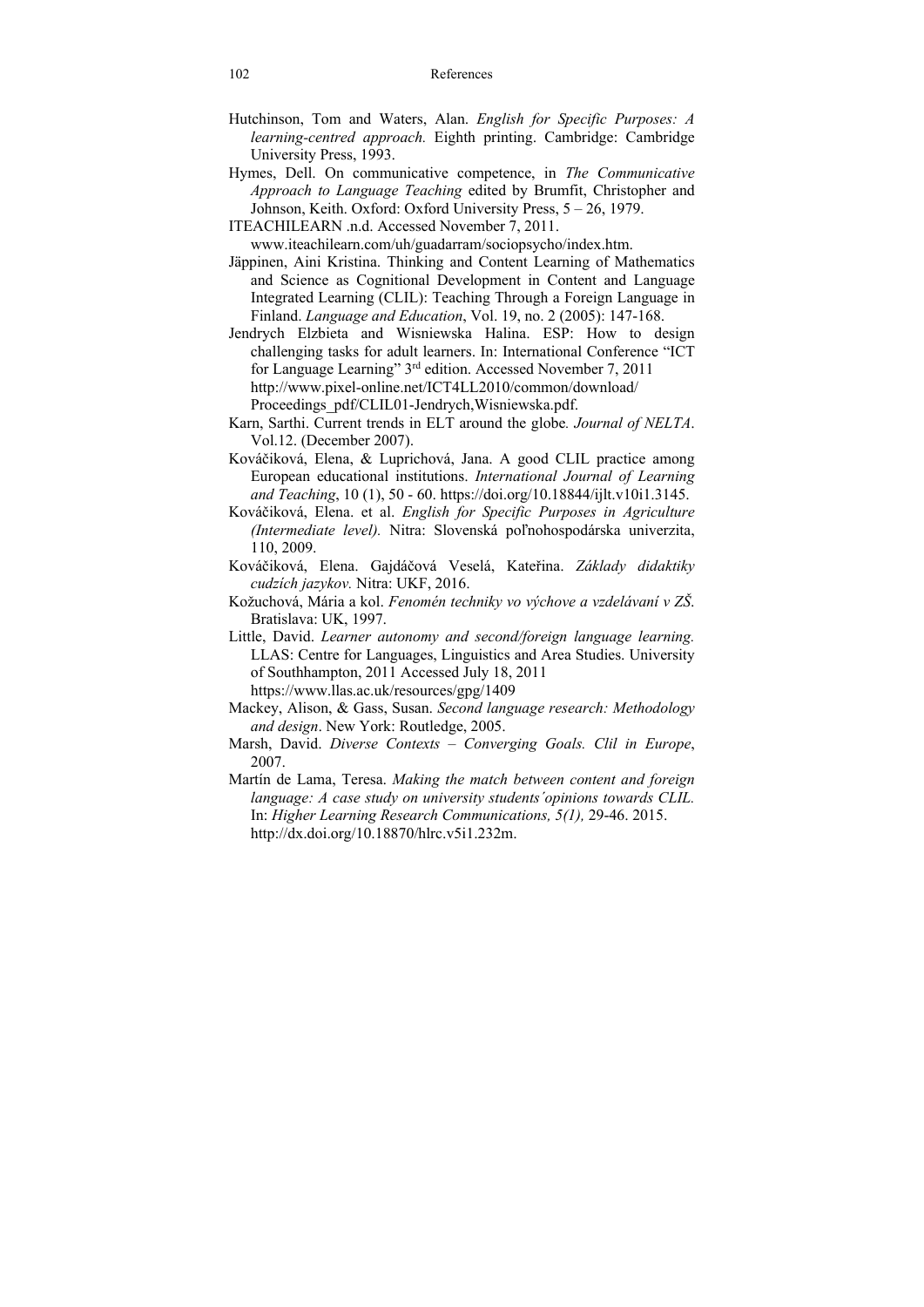Hutchinson, Tom and Waters, Alan. *English for Specific Purposes: A learning-centred approach.* Eighth printing. Cambridge: Cambridge University Press, 1993.

Hymes, Dell. On communicative competence, in *The Communicative Approach to Language Teaching* edited by Brumfit, Christopher and Johnson, Keith. Oxford: Oxford University Press, 5 – 26, 1979.

ITEACHILEARN .n.d. Accessed November 7, 2011. www.iteachilearn.com/uh/guadarram/sociopsycho/index.htm.

Jäppinen, Aini Kristina. Thinking and Content Learning of Mathematics and Science as Cognitional Development in Content and Language Integrated Learning (CLIL): Teaching Through a Foreign Language in Finland. *Language and Education*, Vol. 19, no. 2 (2005): 147-168.

Jendrych Elzbieta and Wisniewska Halina. ESP: How to design challenging tasks for adult learners. In: International Conference "ICT for Language Learning" 3rd edition. Accessed November 7, 2011 http://www.pixel-online.net/ICT4LL2010/common/download/ Proceedings_pdf/CLIL01-Jendrych,Wisniewska.pdf.

Karn, Sarthi. Current trends in ELT around the globe*. Journal of NELTA*. Vol.12. (December 2007).

Kováčiková, Elena, & Luprichová, Jana. A good CLIL practice among European educational institutions. *International Journal of Learning and Teaching*, 10 (1), 50 - 60. https://doi.org/10.18844/ijlt.v10i1.3145.

Kováčiková, Elena. et al. *English for Specific Purposes in Agriculture (Intermediate level).* Nitra: Slovenská poľnohospodárska univerzita, 110, 2009.

Kováčiková, Elena. Gajdáčová Veselá, Kateřina. *Základy didaktiky cudzích jazykov.* Nitra: UKF, 2016.

Kožuchová, Mária a kol. *Fenomén techniky vo výchove a vzdelávaní v ZŠ.* Bratislava: UK, 1997.

Little, David. *Learner autonomy and second/foreign language learning.* LLAS: Centre for Languages, Linguistics and Area Studies. University of Southhampton, 2011 Accessed July 18, 2011 https://www.llas.ac.uk/resources/gpg/1409

Mackey, Alison, & Gass, Susan. *Second language research: Methodology and design*. New York: Routledge, 2005.

Marsh, David. *Diverse Contexts – Converging Goals. Clil in Europe*, 2007.

Martín de Lama, Teresa. *Making the match between content and foreign language: A case study on university students´opinions towards CLIL.* In: *Higher Learning Research Communications, 5(1),* 29-46. 2015. http://dx.doi.org/10.18870/hlrc.v5i1.232m.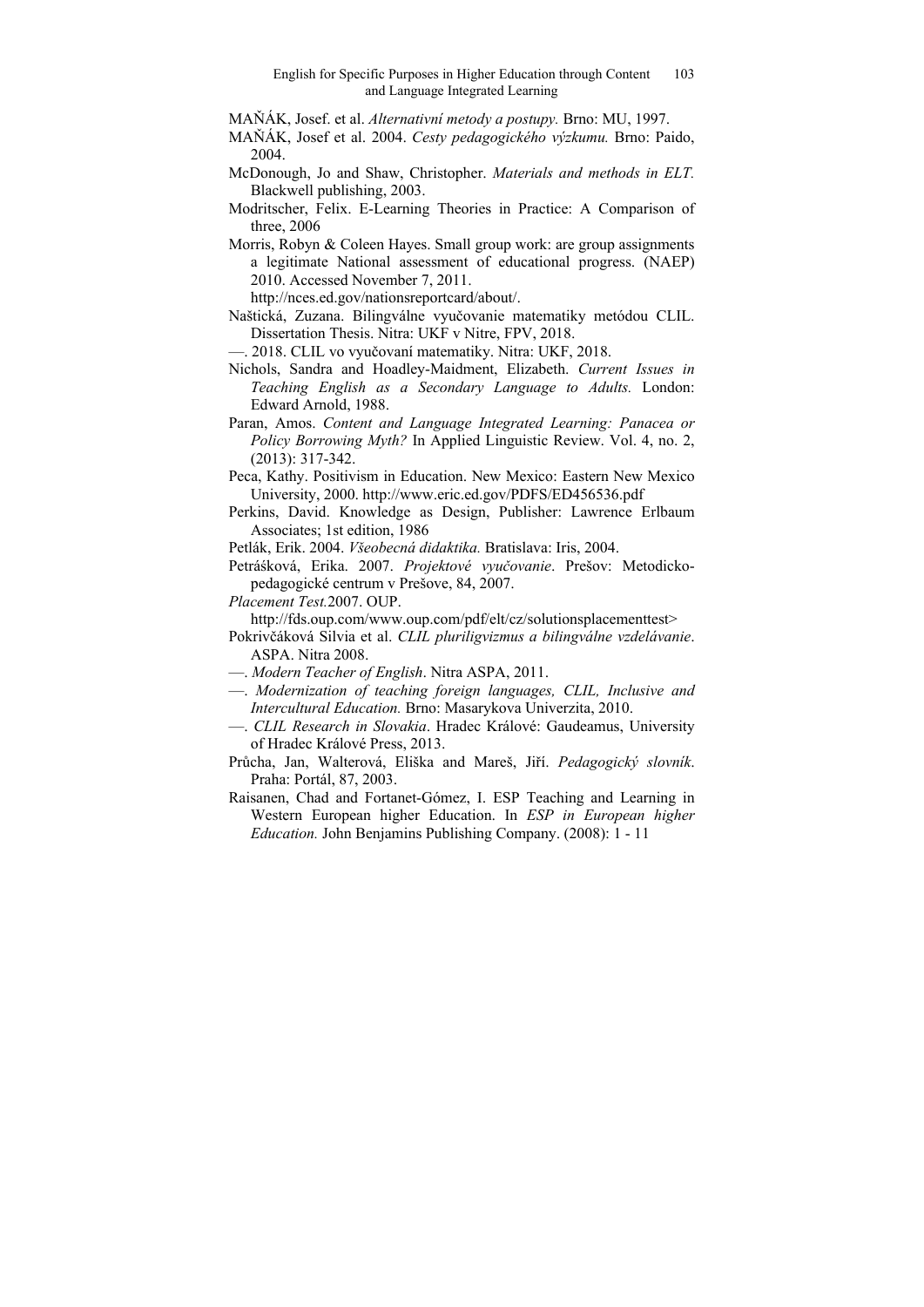MAŇÁK, Josef. et al. *Alternativní metody a postupy.* Brno: MU, 1997.

MAŇÁK, Josef et al. 2004. *Cesty pedagogického výzkumu.* Brno: Paido, 2004.

McDonough, Jo and Shaw, Christopher. *Materials and methods in ELT.* Blackwell publishing, 2003.

Modritscher, Felix. E-Learning Theories in Practice: A Comparison of three, 2006

Morris, Robyn & Coleen Hayes. Small group work: are group assignments a legitimate National assessment of educational progress. (NAEP) 2010. Accessed November 7, 2011. http://nces.ed.gov/nationsreportcard/about/.

Naštická, Zuzana. Bilingválne vyučovanie matematiky metódou CLIL. Dissertation Thesis. Nitra: UKF v Nitre, FPV, 2018.

—. 2018. CLIL vo vyučovaní matematiky. Nitra: UKF, 2018.

Nichols, Sandra and Hoadley-Maidment, Elizabeth. *Current Issues in Teaching English as a Secondary Language to Adults.* London: Edward Arnold, 1988.

Paran, Amos. *Content and Language Integrated Learning: Panacea or Policy Borrowing Myth?* In Applied Linguistic Review. Vol. 4, no. 2, (2013): 317-342.

Peca, Kathy. Positivism in Education. New Mexico: Eastern New Mexico University, 2000. http://www.eric.ed.gov/PDFS/ED456536.pdf

Perkins, David. Knowledge as Design, Publisher: Lawrence Erlbaum Associates; 1st edition, 1986

Petlák, Erik. 2004. *Všeobecná didaktika.* Bratislava: Iris, 2004.

Petrášková, Erika. 2007. *Projektové vyučovanie*. Prešov: Metodicko-pedagogické centrum v Prešove, 84, 2007.

*Placement Test.*2007. OUP. http://fds.oup.com/www.oup.com/pdf/elt/cz/solutionsplacementtest>

Pokrivčáková Silvia et al. *CLIL pluriligvizmus a bilingválne vzdelávanie*. ASPA. Nitra 2008.

—. *Modern Teacher of English*. Nitra ASPA, 2011.

—. *Modernization of teaching foreign languages, CLIL, Inclusive and Intercultural Education.* Brno: Masarykova Univerzita, 2010.

—. *CLIL Research in Slovakia*. Hradec Králové: Gaudeamus, University of Hradec Králové Press, 2013.

Průcha, Jan, Walterová, Eliška and Mareš, Jiří. *Pedagogický slovník.* Praha: Portál, 87, 2003.

Raisanen, Chad and Fortanet-Gómez, I. ESP Teaching and Learning in Western European higher Education. In *ESP in European higher Education.* John Benjamins Publishing Company. (2008): 1 - 11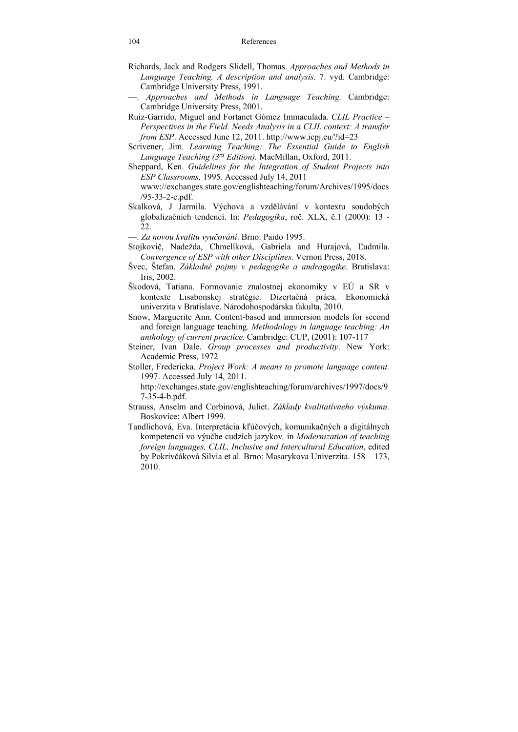Richards, Jack and Rodgers Slidell, Thomas. *Approaches and Methods in Language Teaching. A description and analysis.* 7. vyd. Cambridge: Cambridge University Press, 1991.

—. *Approaches and Methods in Language Teaching.* Cambridge: Cambridge University Press, 2001.

Ruiz-Garrido, Miguel and Fortanet Gómez Immaculada. *CLIL Practice – Perspectives in the Field. Needs Analysis in a CLIL context: A transfer from ESP*. Accessed June 12, 2011. http://www.icpj.eu/?id=23

Scrivener, Jim. *Learning Teaching: The Essential Guide to English Language Teaching (3rd Edition).* MacMillan, Oxford, 2011.

Sheppard, Ken. *Guidelines for the Integration of Student Projects into ESP Classrooms,* 1995. Accessed July 14, 2011 www://exchanges.state.gov/englishteaching/forum/Archives/1995/docs/95-33-2-c.pdf.

Skalková, J Jarmila. Výchova a vzdělávání v kontextu soudobých globalizačních tendencí. In: *Pedagogika*, roč. XLX, č.1 (2000): 13 - 22.

—. *Za novou kvalitu vyučování*. Brno: Paido 1995.

Stojkovič, Nadežda, Chmelíková, Gabriela and Hurajová, Ľudmila. *Convergence of ESP with other Disciplines.* Vernon Press, 2018.

Švec, Štefan. *Základné pojmy v pedagogike a andragogike.* Bratislava: Iris, 2002.

Škodová, Tatiana. Formovanie znalostnej ekonomiky v EÚ a SR v kontexte Lisabonskej stratégie. Dizertačná práca. Ekonomická univerzita v Bratislave. Národohospodárska fakulta, 2010.

Snow, Marguerite Ann. Content-based and immersion models for second and foreign language teaching*. Methodology in language teaching: An anthology of current practice*. Cambridge: CUP, (2001): 107-117

Steiner, Ivan Dale. *Group processes and productivity*. New York: Academic Press, 1972

Stoller, Fredericka. *Project Work: A means to promote language content.* 1997. Accessed July 14, 2011. http://exchanges.state.gov/englishteaching/forum/archives/1997/docs/97-35-4-b.pdf.

Strauss, Anselm and Corbinová, Juliet. *Základy kvalitatívneho výskumu.* Boskovice: Albert 1999.

Tandlichová, Eva. Interpretácia kľúčových, komunikačných a digitálnych kompetencií vo výučbe cudzích jazykov*,* in *Modernization of teaching foreign languages, CLIL, Inclusive and Intercultural Education*, edited by Pokrivčáková Silvia et al*.* Brno: Masarykova Univerzita. 158 – 173, 2010.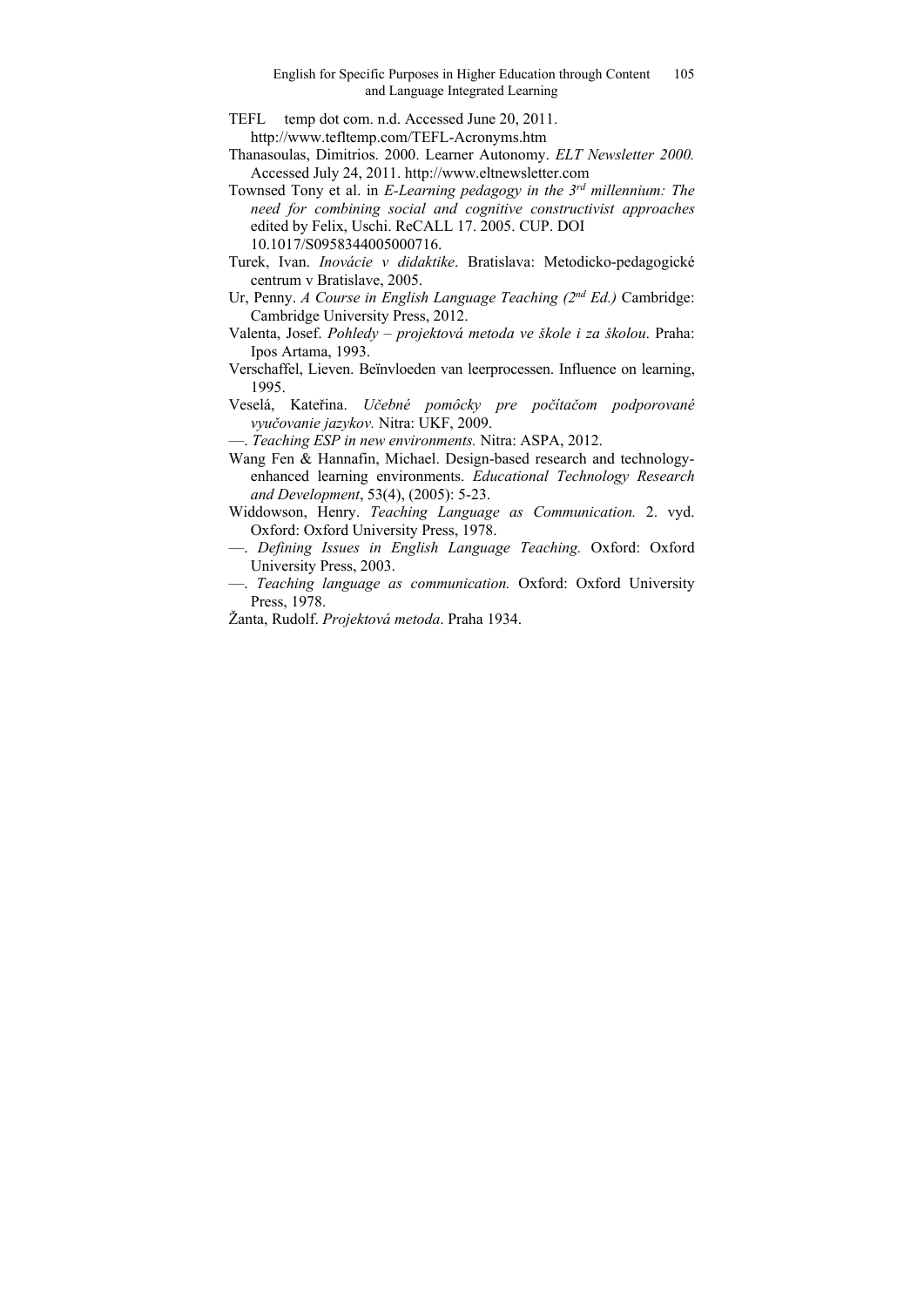TEFL temp dot com. n.d. Accessed June 20, 2011. http://www.tefltemp.com/TEFL-Acronyms.htm

Thanasoulas, Dimitrios. 2000. Learner Autonomy. *ELT Newsletter 2000.* Accessed July 24, 2011. http://www.eltnewsletter.com

Townsed Tony et al. in *E-Learning pedagogy in the 3rd millennium: The need for combining social and cognitive constructivist approaches* edited by Felix, Uschi. ReCALL 17. 2005. CUP. DOI 10.1017/S0958344005000716.

Turek, Ivan. *Inovácie v didaktike*. Bratislava: Metodicko-pedagogické centrum v Bratislave, 2005.

Ur, Penny. *A Course in English Language Teaching (2nd Ed.)* Cambridge: Cambridge University Press, 2012.

Valenta, Josef. *Pohledy – projektová metoda ve škole i za školou*. Praha: Ipos Artama, 1993.

Verschaffel, Lieven. Beïnvloeden van leerprocessen. Influence on learning, 1995.

Veselá, Kateřina. *Učebné pomôcky pre počítačom podporované vyučovanie jazykov.* Nitra: UKF, 2009.

—. *Teaching ESP in new environments.* Nitra: ASPA, 2012.

Wang Fen & Hannafin, Michael. Design-based research and technology-enhanced learning environments. *Educational Technology Research and Development*, 53(4), (2005): 5-23.

Widdowson, Henry. *Teaching Language as Communication.* 2. vyd. Oxford: Oxford University Press, 1978.

—. *Defining Issues in English Language Teaching.* Oxford: Oxford University Press, 2003.

—. *Teaching language as communication.* Oxford: Oxford University Press, 1978.

Žanta, Rudolf. *Projektová metoda*. Praha 1934.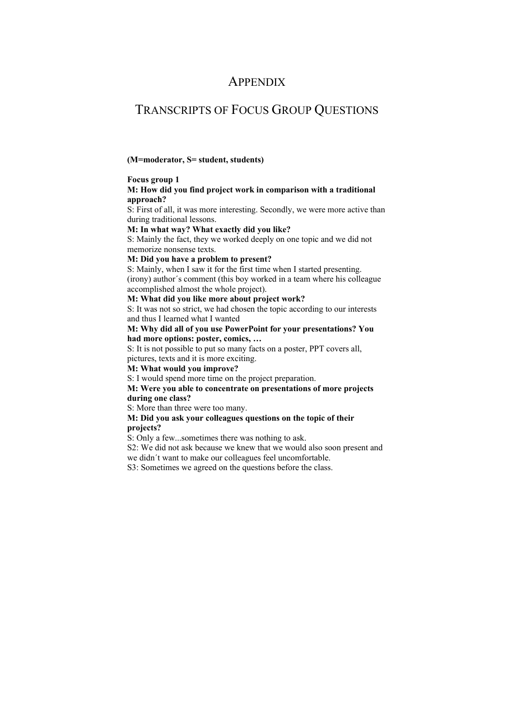# APPENDIX

## TRANSCRIPTS OF FOCUS GROUP QUESTIONS

**(M=moderator, S= student, students)**

**Focus group 1**

**M: How did you find project work in comparison with a traditional approach?**

S: First of all, it was more interesting. Secondly, we were more active than during traditional lessons.

**M: In what way? What exactly did you like?**

S: Mainly the fact, they we worked deeply on one topic and we did not memorize nonsense texts.

**M: Did you have a problem to present?**

S: Mainly, when I saw it for the first time when I started presenting. (irony) author´s comment (this boy worked in a team where his colleague accomplished almost the whole project).

**M: What did you like more about project work?**

S: It was not so strict, we had chosen the topic according to our interests and thus I learned what I wanted

**M: Why did all of you use PowerPoint for your presentations? You had more options: poster, comics, …**

S: It is not possible to put so many facts on a poster, PPT covers all, pictures, texts and it is more exciting.

**M: What would you improve?**

S: I would spend more time on the project preparation.

**M: Were you able to concentrate on presentations of more projects during one class?**

S: More than three were too many.

**M: Did you ask your colleagues questions on the topic of their projects?**

S: Only a few...sometimes there was nothing to ask.

S2: We did not ask because we knew that we would also soon present and we didn´t want to make our colleagues feel uncomfortable.

S3: Sometimes we agreed on the questions before the class.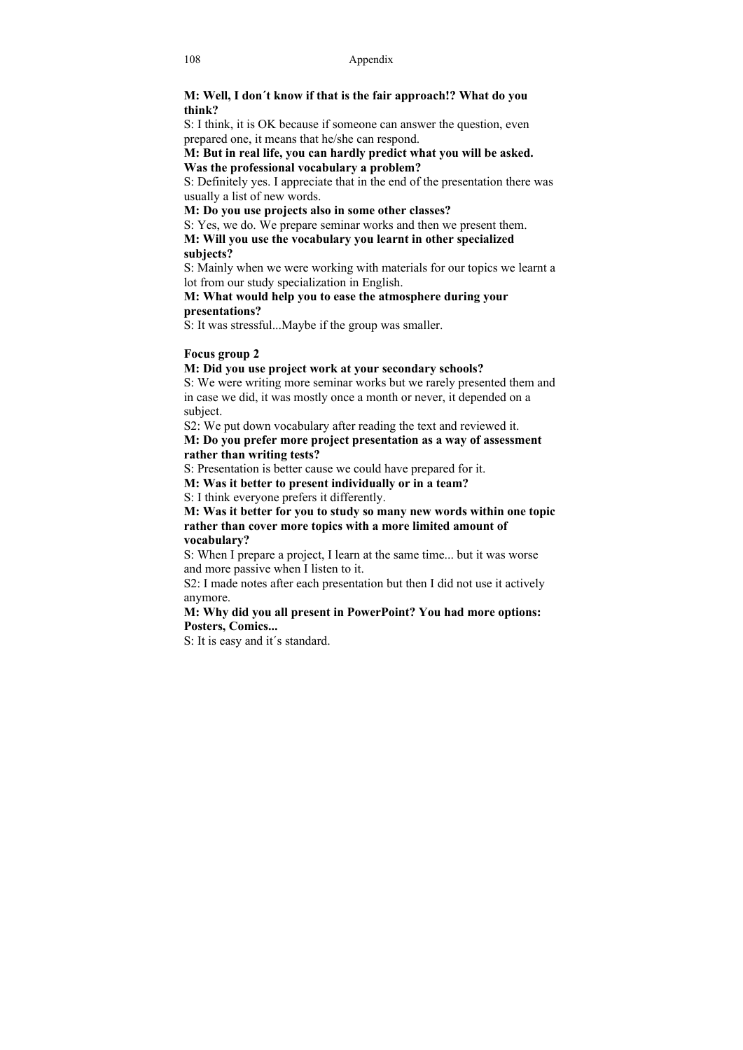**M: Well, I don´t know if that is the fair approach!? What do you think?**

S: I think, it is OK because if someone can answer the question, even prepared one, it means that he/she can respond.

**M: But in real life, you can hardly predict what you will be asked. Was the professional vocabulary a problem?**

S: Definitely yes. I appreciate that in the end of the presentation there was usually a list of new words.

**M: Do you use projects also in some other classes?**

S: Yes, we do. We prepare seminar works and then we present them.

**M: Will you use the vocabulary you learnt in other specialized subjects?**

S: Mainly when we were working with materials for our topics we learnt a lot from our study specialization in English.

**M: What would help you to ease the atmosphere during your presentations?**

S: It was stressful...Maybe if the group was smaller.

**Focus group 2**

**M: Did you use project work at your secondary schools?**

S: We were writing more seminar works but we rarely presented them and in case we did, it was mostly once a month or never, it depended on a subject.

S2: We put down vocabulary after reading the text and reviewed it.

**M: Do you prefer more project presentation as a way of assessment rather than writing tests?**

S: Presentation is better cause we could have prepared for it.

**M: Was it better to present individually or in a team?**

S: I think everyone prefers it differently.

**M: Was it better for you to study so many new words within one topic rather than cover more topics with a more limited amount of vocabulary?**

S: When I prepare a project, I learn at the same time... but it was worse and more passive when I listen to it.

S2: I made notes after each presentation but then I did not use it actively anymore.

**M: Why did you all present in PowerPoint? You had more options: Posters, Comics...**

S: It is easy and it´s standard.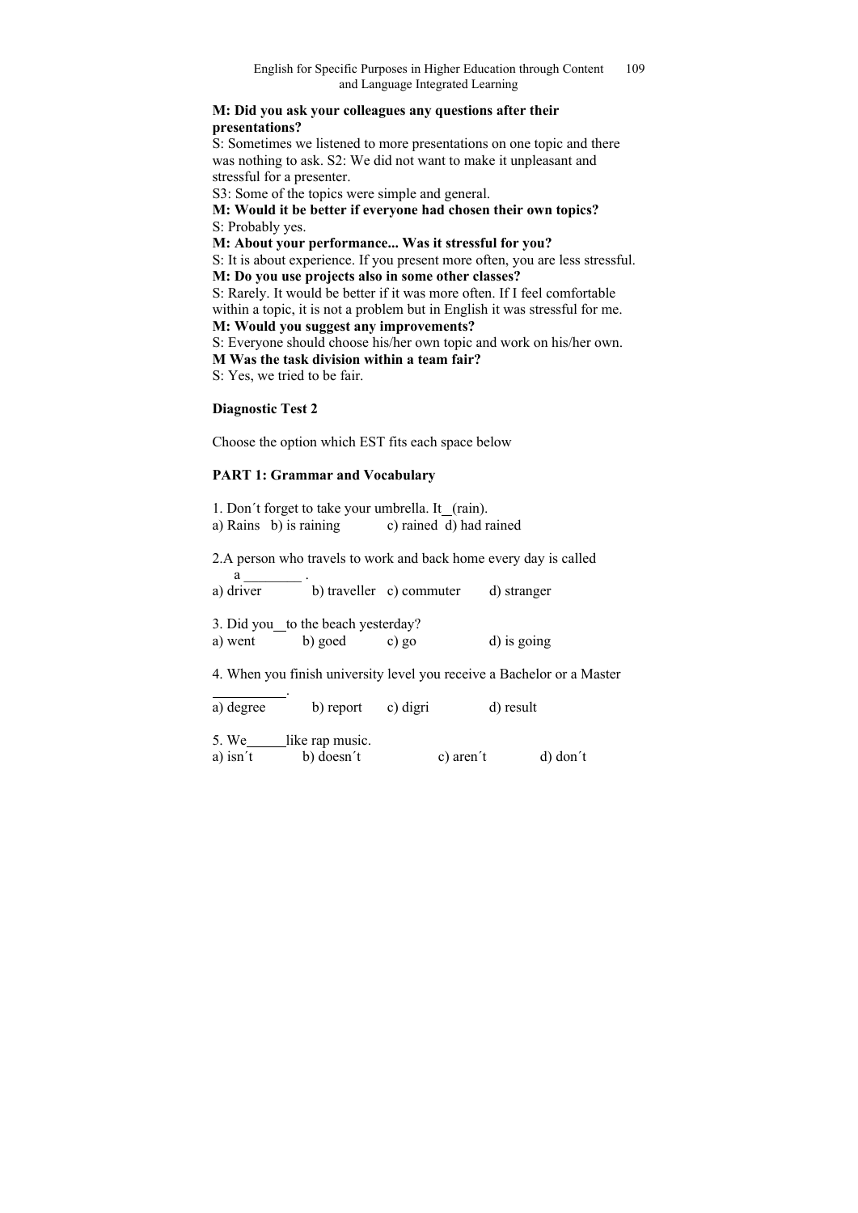**M: Did you ask your colleagues any questions after their presentations?**

S: Sometimes we listened to more presentations on one topic and there was nothing to ask. S2: We did not want to make it unpleasant and stressful for a presenter.

S3: Some of the topics were simple and general.

**M: Would it be better if everyone had chosen their own topics?**

S: Probably yes.

**M: About your performance... Was it stressful for you?**

S: It is about experience. If you present more often, you are less stressful.

**M: Do you use projects also in some other classes?**

S: Rarely. It would be better if it was more often. If I feel comfortable within a topic, it is not a problem but in English it was stressful for me.

**M: Would you suggest any improvements?**

S: Everyone should choose his/her own topic and work on his/her own.

**M Was the task division within a team fair?**

S: Yes, we tried to be fair.

**Diagnostic Test 2**

Choose the option which EST fits each space below

**PART 1: Grammar and Vocabulary**

1. Don´t forget to take your umbrella. It__(rain).
a) Rains b) is raining c) rained d) had rained

2. A person who travels to work and back home every day is called a ________ .
a) driver b) traveller c) commuter d) stranger

3. Did you__to the beach yesterday?
a) went b) goed c) go d) is going

4. When you finish university level you receive a Bachelor or a Master __________.
a) degree b) report c) digri d) result

5. We_____like rap music.
a) isn´t b) doesn´t c) aren´t d) don´t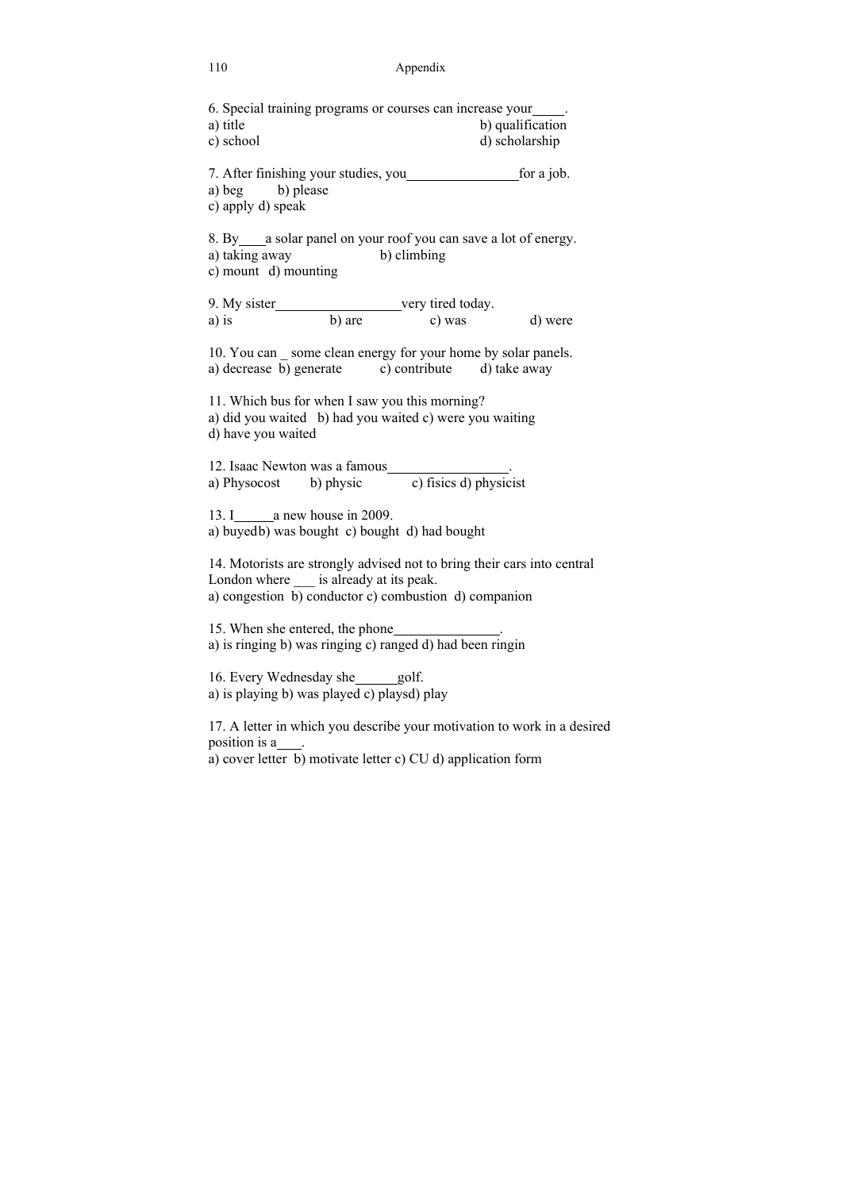6. Special training programs or courses can increase your_____.
a) title b) qualification
c) school d) scholarship

7. After finishing your studies, you________________for a job.
a) beg b) please
c) apply d) speak

8. By____a solar panel on your roof you can save a lot of energy.
a) taking away b) climbing
c) mount d) mounting

9. My sister__________________very tired today.
a) is b) are c) was d) were

10. You can _ some clean energy for your home by solar panels.
a) decrease b) generate c) contribute d) take away

11. Which bus for when I saw you this morning?
a) did you waited b) had you waited c) were you waiting
d) have you waited

12. Isaac Newton was a famous_________________.
a) Physocost b) physic c) fisics d) physicist

13. I______a new house in 2009.
a) buyedb) was bought c) bought d) had bought

14. Motorists are strongly advised not to bring their cars into central London where ___ is already at its peak.
a) congestion b) conductor c) combustion d) companion

15. When she entered, the phone_______________.
a) is ringing b) was ringing c) ranged d) had been ringin

16. Every Wednesday she______golf.
a) is playing b) was played c) playsd) play

17. A letter in which you describe your motivation to work in a desired position is a____.
a) cover letter b) motivate letter c) CU d) application form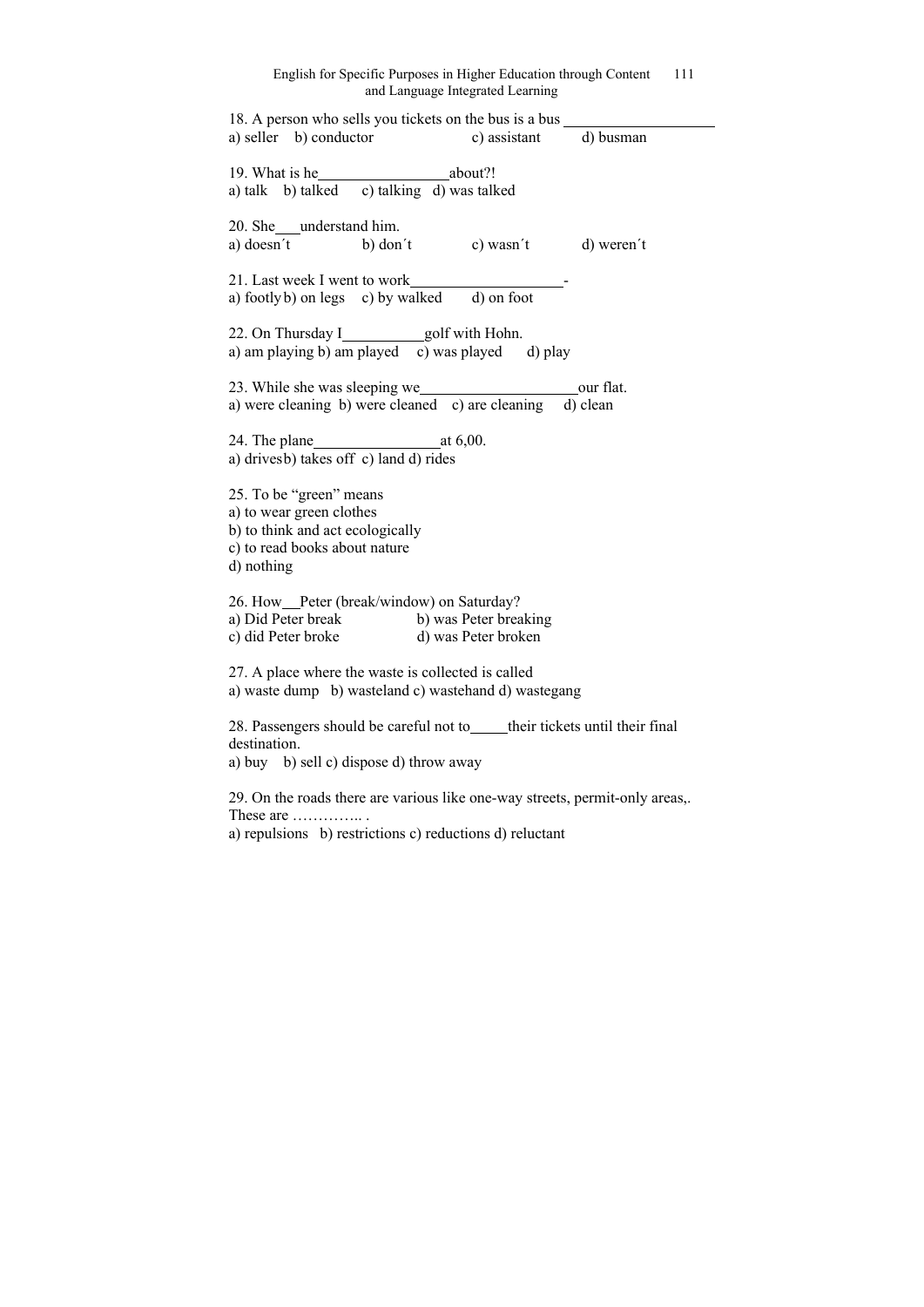18. A person who sells you tickets on the bus is a bus ____________________
a) seller b) conductor c) assistant d) busman

19. What is he_________________about?!
a) talk b) talked c) talking d) was talked

20. She___understand him.
a) doesn´t b) don´t c) wasn´t d) weren´t

21. Last week I went to work____________________-
a) footly b) on legs c) by walked d) on foot

22. On Thursday I___________golf with Hohn.
a) am playing b) am played c) was played d) play

23. While she was sleeping we_____________________our flat.
a) were cleaning b) were cleaned c) are cleaning d) clean

24. The plane________________at 6,00.
a) drives b) takes off c) land d) rides

25. To be "green" means
a) to wear green clothes
b) to think and act ecologically
c) to read books about nature
d) nothing

26. How__Peter (break/window) on Saturday?
a) Did Peter break b) was Peter breaking
c) did Peter broke d) was Peter broken

27. A place where the waste is collected is called
a) waste dump b) wasteland c) wastehand d) wastegang

28. Passengers should be careful not to_____their tickets until their final destination.
a) buy b) sell c) dispose d) throw away

29. On the roads there are various like one-way streets, permit-only areas,. These are ………….. .
a) repulsions b) restrictions c) reductions d) reluctant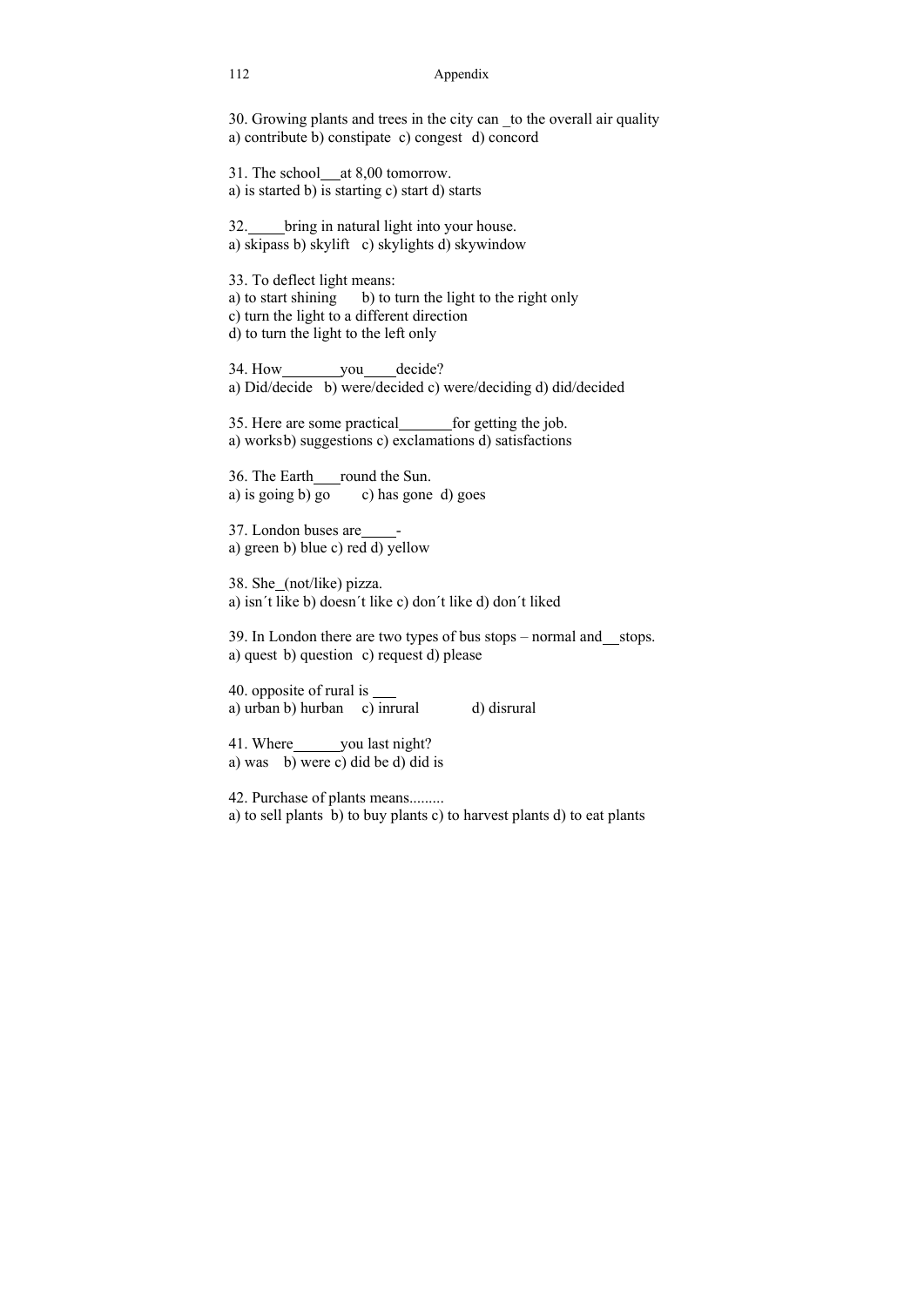30. Growing plants and trees in the city can _to the overall air quality
a) contribute b) constipate c) congest d) concord

31. The school___at 8,00 tomorrow.
a) is started b) is starting c) start d) starts

32._____bring in natural light into your house.
a) skipass b) skylift c) skylights d) skywindow

33. To deflect light means:
a) to start shining b) to turn the light to the right only
c) turn the light to a different direction
d) to turn the light to the left only

34. How________you____decide?
a) Did/decide b) were/decided c) were/deciding d) did/decided

35. Here are some practical_______for getting the job.
a) works b) suggestions c) exclamations d) satisfactions

36. The Earth___round the Sun.
a) is going b) go c) has gone d) goes

37. London buses are_____-
a) green b) blue c) red d) yellow

38. She_(not/like) pizza.
a) isn´t like b) doesn´t like c) don´t like d) don´t liked

39. In London there are two types of bus stops – normal and__stops.
a) quest b) question c) request d) please

40. opposite of rural is ___
a) urban b) hurban c) inrural d) disrural

41. Where______you last night?
a) was b) were c) did be d) did is

42. Purchase of plants means.........
a) to sell plants b) to buy plants c) to harvest plants d) to eat plants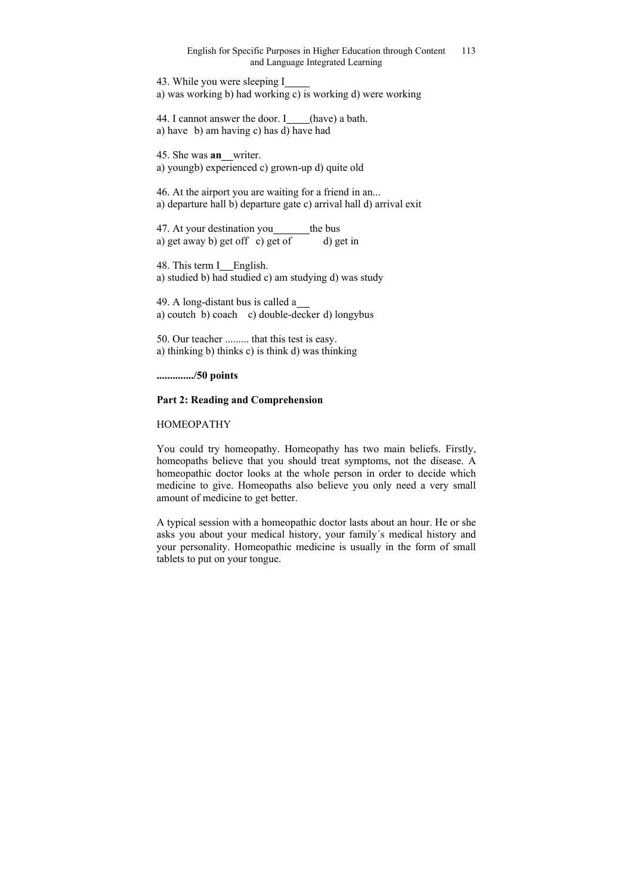43. While you were sleeping I_____
a) was working b) had working c) is working d) were working

44. I cannot answer the door. I____(have) a bath.
a) have b) am having c) has d) have had

45. She was **an**__writer.
a) youngb) experienced c) grown-up d) quite old

46. At the airport you are waiting for a friend in an...
a) departure hall b) departure gate c) arrival hall d) arrival exit

47. At your destination you_______the bus
a) get away b) get off c) get of d) get in

48. This term I___English.
a) studied b) had studied c) am studying d) was study

49. A long-distant bus is called a__
a) coutch b) coach c) double-decker d) longybus

50. Our teacher ......... that this test is easy.
a) thinking b) thinks c) is think d) was thinking

**............../50 points**

**Part 2: Reading and Comprehension**

HOMEOPATHY

You could try homeopathy. Homeopathy has two main beliefs. Firstly, homeopaths believe that you should treat symptoms, not the disease. A homeopathic doctor looks at the whole person in order to decide which medicine to give. Homeopaths also believe you only need a very small amount of medicine to get better.

A typical session with a homeopathic doctor lasts about an hour. He or she asks you about your medical history, your family´s medical history and your personality. Homeopathic medicine is usually in the form of small tablets to put on your tongue.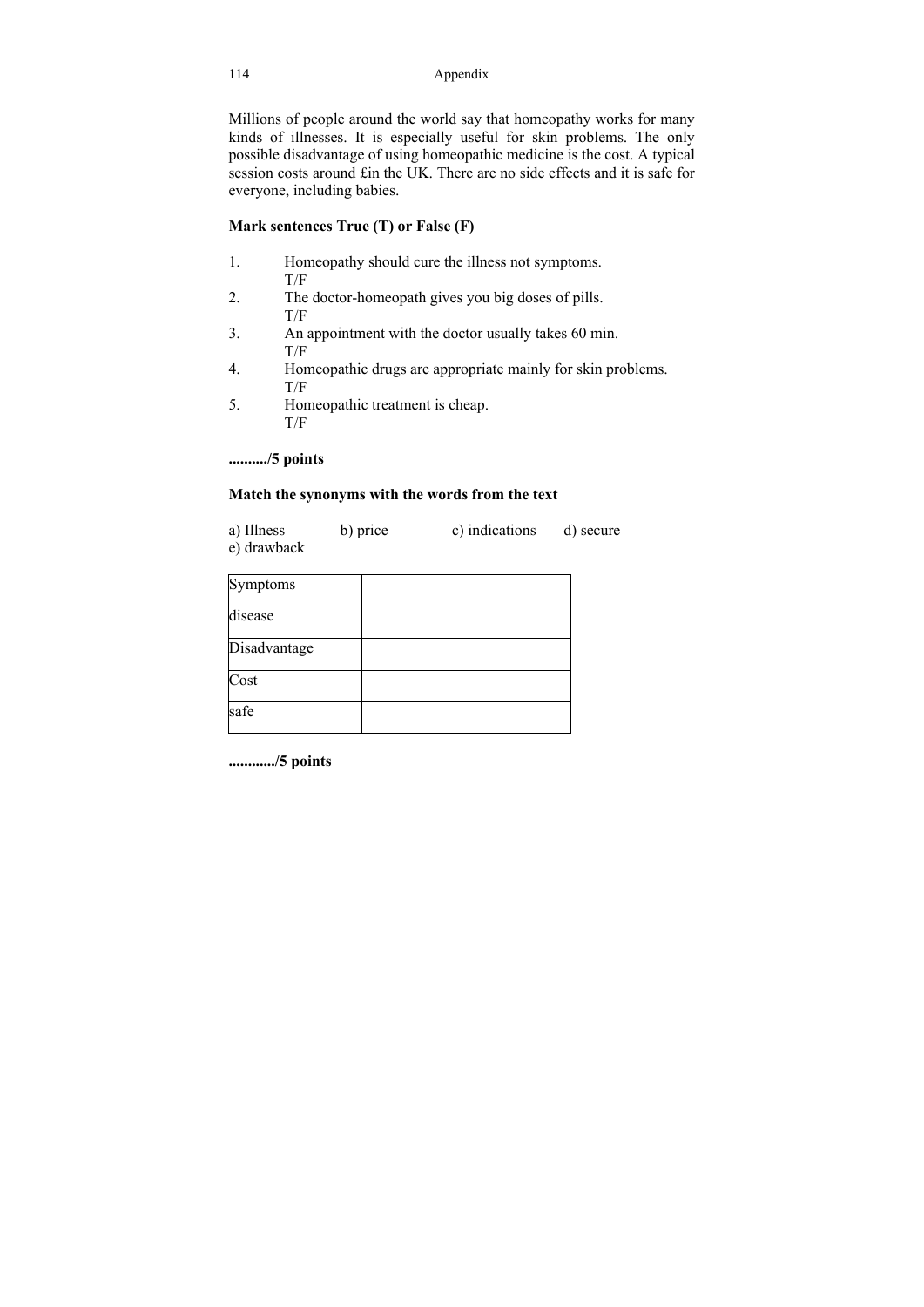Millions of people around the world say that homeopathy works for many kinds of illnesses. It is especially useful for skin problems. The only possible disadvantage of using homeopathic medicine is the cost. A typical session costs around £in the UK. There are no side effects and it is safe for everyone, including babies.

**Mark sentences True (T) or False (F)**

1. Homeopathy should cure the illness not symptoms.
   T/F
2. The doctor-homeopath gives you big doses of pills.
   T/F
3. An appointment with the doctor usually takes 60 min.
   T/F
4. Homeopathic drugs are appropriate mainly for skin problems.
   T/F
5. Homeopathic treatment is cheap.
   T/F

**........../5 points**

**Match the synonyms with the words from the text**

a) Illness b) price c) indications d) secure e) drawback

| Symptoms | |
|---|---|
| disease | |
| Disadvantage | |
| Cost | |
| safe | |

**............/5 points**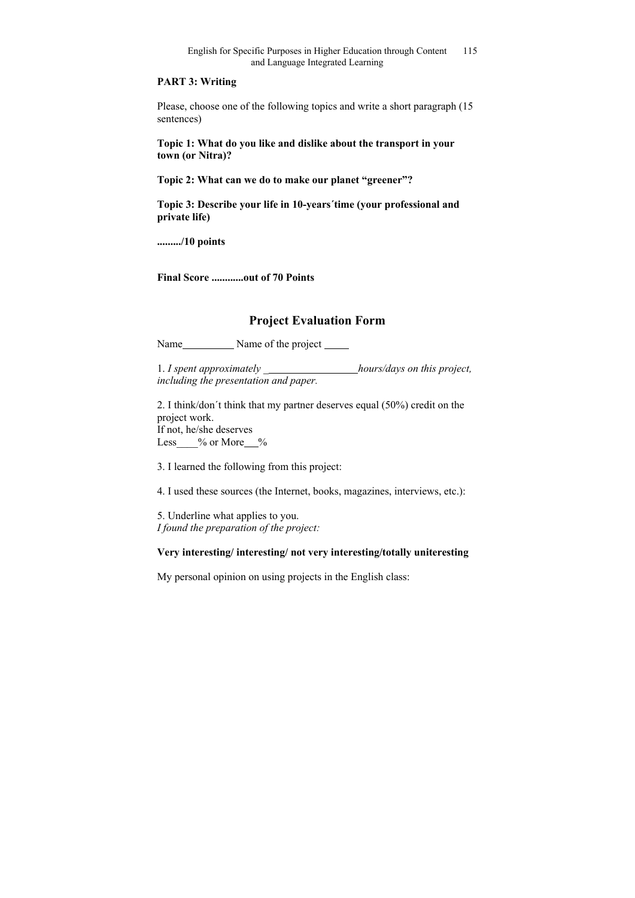**PART 3: Writing**

Please, choose one of the following topics and write a short paragraph (15 sentences)

**Topic 1: What do you like and dislike about the transport in your town (or Nitra)?**

**Topic 2: What can we do to make our planet "greener"?**

**Topic 3: Describe your life in 10-years´time (your professional and private life)**

**........./10 points**

**Final Score ...........out of 70 Points**

## Project Evaluation Form

Name__________ Name of the project _____

1. *I spent approximately _________________hours/days on this project, including the presentation and paper.*

2. I think/don´t think that my partner deserves equal (50%) credit on the project work.
If not, he/she deserves
Less____% or More___%

3. I learned the following from this project:

4. I used these sources (the Internet, books, magazines, interviews, etc.):

5. Underline what applies to you.
*I found the preparation of the project:*

**Very interesting/ interesting/ not very interesting/totally uniteresting**

My personal opinion on using projects in the English class: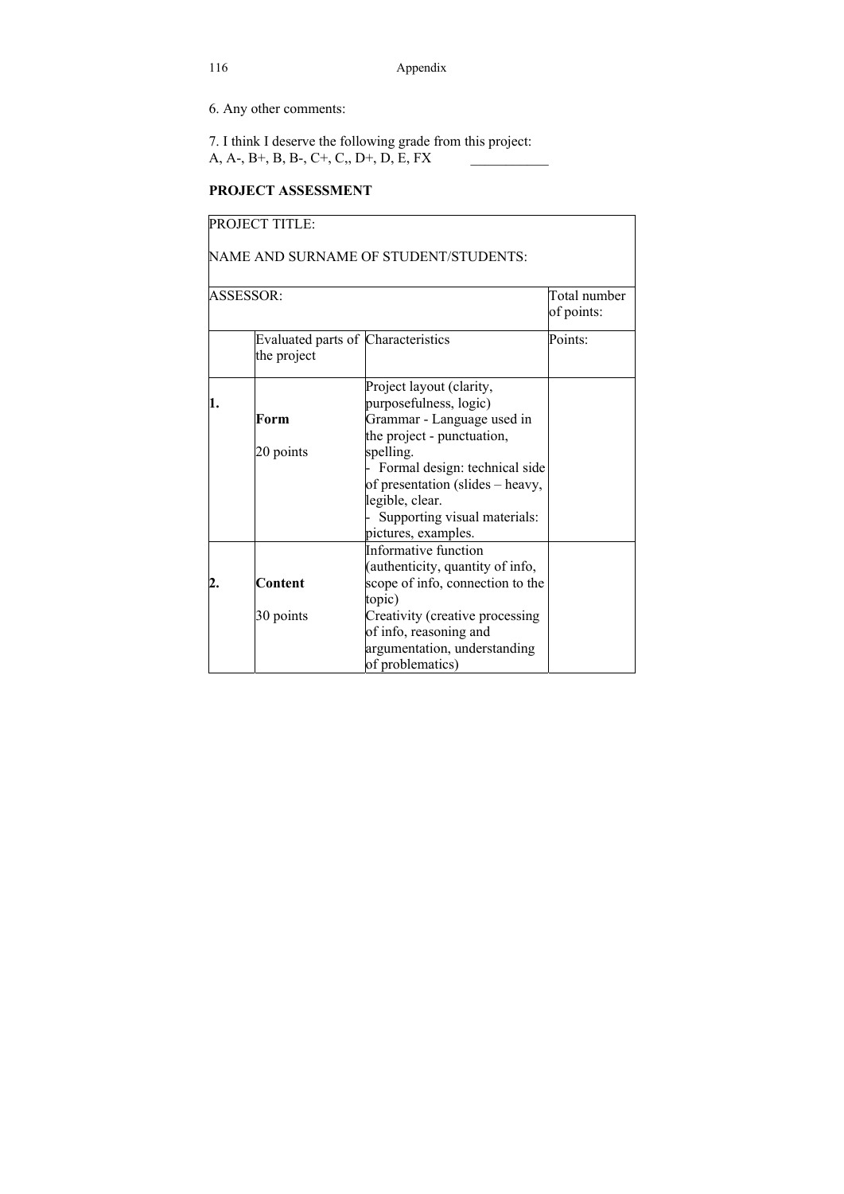6. Any other comments:

7. I think I deserve the following grade from this project:
A, A-, B+, B, B-, C+, C,, D+, D, E, FX ___________

**PROJECT ASSESSMENT**

| PROJECT TITLE:<br><br>NAME AND SURNAME OF STUDENT/STUDENTS: | | | |
|---|---|---|---|
| ASSESSOR: | | | Total number of points: |
| | Evaluated parts of the project | Characteristics | Points: |
| **1.** | **Form**<br><br>20 points | Project layout (clarity, purposefulness, logic)<br>Grammar - Language used in the project - punctuation, spelling.<br>- Formal design: technical side of presentation (slides – heavy, legible, clear.<br>- Supporting visual materials: pictures, examples. | |
| **2.** | **Content**<br><br>30 points | Informative function (authenticity, quantity of info, scope of info, connection to the topic)<br>Creativity (creative processing of info, reasoning and argumentation, understanding of problematics) | |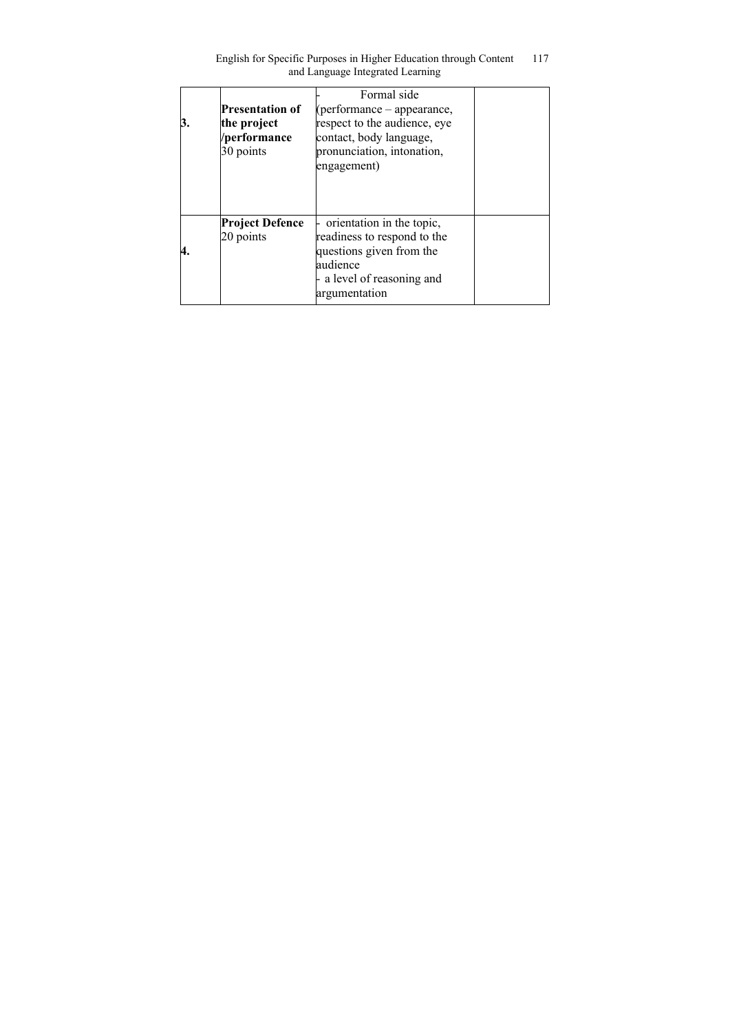| | | | |
|---|---|---|---|
| 3. | **Presentation of the project /performance** 30 points | - Formal side (performance – appearance, respect to the audience, eye contact, body language, pronunciation, intonation, engagement) | |
| 4. | **Project Defence** 20 points | - orientation in the topic, readiness to respond to the questions given from the audience<br>- a level of reasoning and argumentation | |